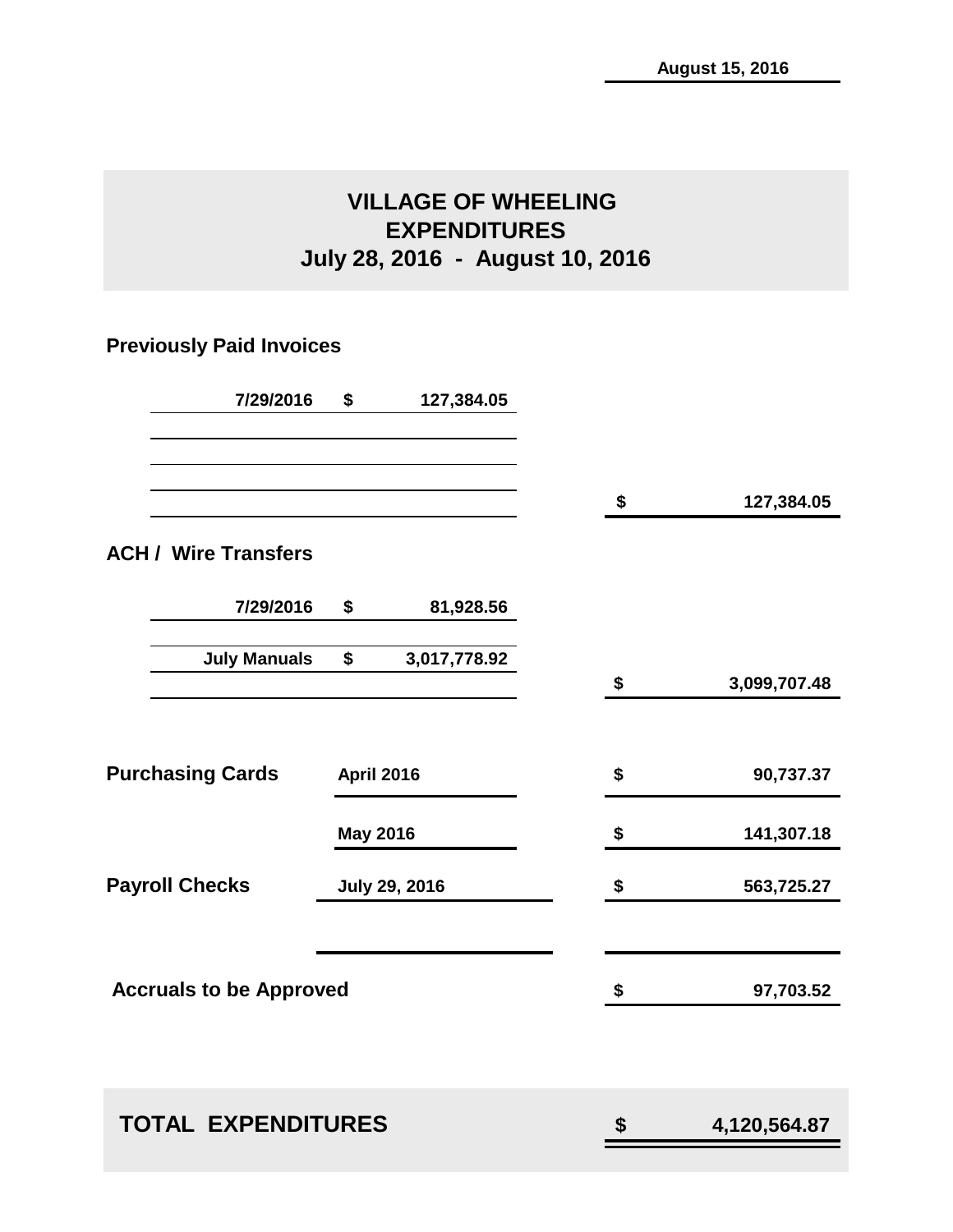August 15, 2016

# VILLAGE OF WHEELING
## EXPENDITURES
## July 28, 2016 - August 10, 2016

**Previously Paid Invoices**

| | | |
|---|---|---|
| 7/29/2016 | $ 127,384.05 | |
| | | $ 127,384.05 |

**ACH / Wire Transfers**

| | | |
|---|---|---|
| 7/29/2016 | $ 81,928.56 | |
| July Manuals | $ 3,017,778.92 | |
| | | $ 3,099,707.48 |

| | | |
|---|---|---|
| **Purchasing Cards** | April 2016 | $ 90,737.37 |
| | May 2016 | $ 141,307.18 |
| **Payroll Checks** | July 29, 2016 | $ 563,725.27 |
| **Accruals to be Approved** | | $ 97,703.52 |

| | |
|---|---|
| **TOTAL EXPENDITURES** | **$ 4,120,564.87** |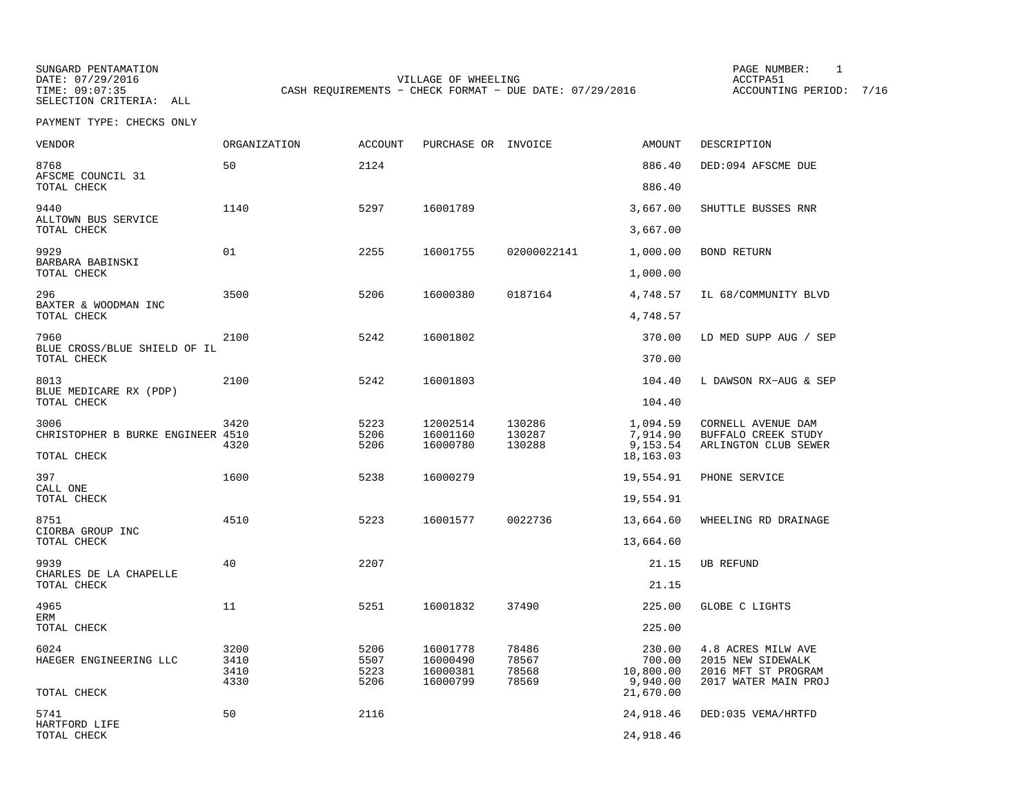SUNGARD PENTAMATION
DATE: 07/29/2016
TIME: 09:07:35
SELECTION CRITERIA: ALL

VILLAGE OF WHEELING
CASH REQUIREMENTS - CHECK FORMAT - DUE DATE: 07/29/2016

PAGE NUMBER: 1
ACCTPA51
ACCOUNTING PERIOD: 7/16

PAYMENT TYPE: CHECKS ONLY

| VENDOR | ORGANIZATION | ACCOUNT | PURCHASE OR | INVOICE | AMOUNT | DESCRIPTION |
|---|---|---|---|---|---|---|
| 8768 AFSCME COUNCIL 31 | 50 | 2124 | | | 886.40 | DED:094 AFSCME DUE |
| TOTAL CHECK | | | | | 886.40 | |
| 9440 ALLTOWN BUS SERVICE | 1140 | 5297 | 16001789 | | 3,667.00 | SHUTTLE BUSSES RNR |
| TOTAL CHECK | | | | | 3,667.00 | |
| 9929 BARBARA BABINSKI | 01 | 2255 | 16001755 | 02000022141 | 1,000.00 | BOND RETURN |
| TOTAL CHECK | | | | | 1,000.00 | |
| 296 BAXTER & WOODMAN INC | 3500 | 5206 | 16000380 | 0187164 | 4,748.57 | IL 68/COMMUNITY BLVD |
| TOTAL CHECK | | | | | 4,748.57 | |
| 7960 BLUE CROSS/BLUE SHIELD OF IL | 2100 | 5242 | 16001802 | | 370.00 | LD MED SUPP AUG / SEP |
| TOTAL CHECK | | | | | 370.00 | |
| 8013 BLUE MEDICARE RX (PDP) | 2100 | 5242 | 16001803 | | 104.40 | L DAWSON RX-AUG & SEP |
| TOTAL CHECK | | | | | 104.40 | |
| 3006 | 3420 | 5223 | 12002514 | 130286 | 1,094.59 | CORNELL AVENUE DAM |
| CHRISTOPHER B BURKE ENGINEER | 4510 | 5206 | 16001160 | 130287 | 7,914.90 | BUFFALO CREEK STUDY |
| | 4320 | 5206 | 16000780 | 130288 | 9,153.54 | ARLINGTON CLUB SEWER |
| TOTAL CHECK | | | | | 18,163.03 | |
| 397 CALL ONE | 1600 | 5238 | 16000279 | | 19,554.91 | PHONE SERVICE |
| TOTAL CHECK | | | | | 19,554.91 | |
| 8751 CIORBA GROUP INC | 4510 | 5223 | 16001577 | 0022736 | 13,664.60 | WHEELING RD DRAINAGE |
| TOTAL CHECK | | | | | 13,664.60 | |
| 9939 CHARLES DE LA CHAPELLE | 40 | 2207 | | | 21.15 | UB REFUND |
| TOTAL CHECK | | | | | 21.15 | |
| 4965 ERM | 11 | 5251 | 16001832 | 37490 | 225.00 | GLOBE C LIGHTS |
| TOTAL CHECK | | | | | 225.00 | |
| 6024 | 3200 | 5206 | 16001778 | 78486 | 230.00 | 4.8 ACRES MILW AVE |
| HAEGER ENGINEERING LLC | 3410 | 5507 | 16000490 | 78567 | 700.00 | 2015 NEW SIDEWALK |
| | 3410 | 5223 | 16000381 | 78568 | 10,800.00 | 2016 MFT ST PROGRAM |
| | 4330 | 5206 | 16000799 | 78569 | 9,940.00 | 2017 WATER MAIN PROJ |
| TOTAL CHECK | | | | | 21,670.00 | |
| 5741 HARTFORD LIFE | 50 | 2116 | | | 24,918.46 | DED:035 VEMA/HRTFD |
| TOTAL CHECK | | | | | 24,918.46 | |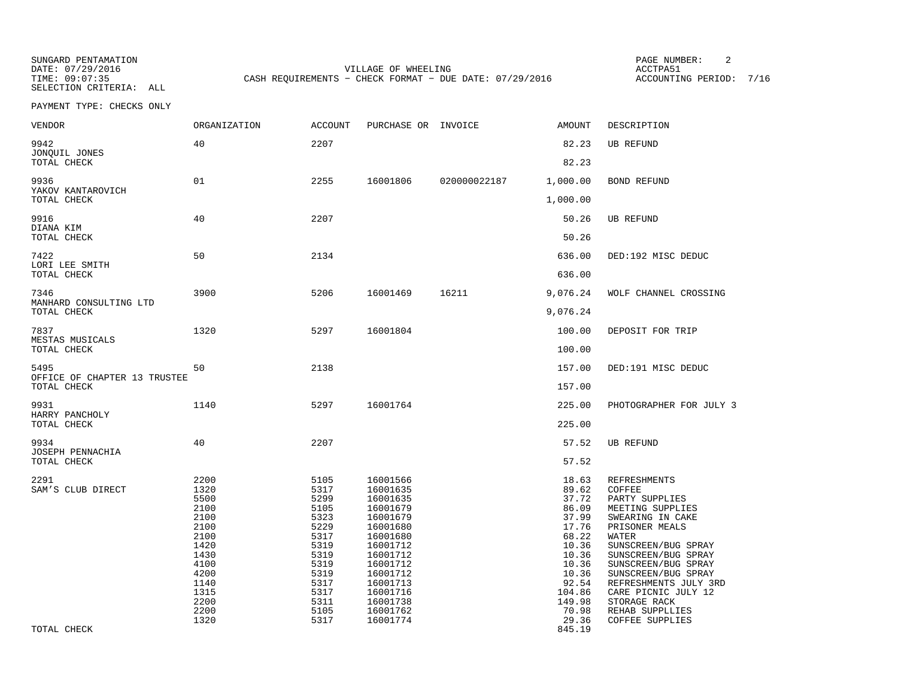SUNGARD PENTAMATION
DATE: 07/29/2016
TIME: 09:07:35
SELECTION CRITERIA: ALL

VILLAGE OF WHEELING
CASH REQUIREMENTS - CHECK FORMAT - DUE DATE: 07/29/2016

ACCTPA51
ACCOUNTING PERIOD: 7/16

PAYMENT TYPE: CHECKS ONLY

| VENDOR | ORGANIZATION | ACCOUNT | PURCHASE OR | INVOICE | AMOUNT | DESCRIPTION |
|---|---|---|---|---|---|---|
| 9942 JONQUIL JONES | 40 | 2207 | | | 82.23 | UB REFUND |
| TOTAL CHECK | | | | | 82.23 | |
| 9936 YAKOV KANTAROVICH | 01 | 2255 | 16001806 | 020000022187 | 1,000.00 | BOND REFUND |
| TOTAL CHECK | | | | | 1,000.00 | |
| 9916 DIANA KIM | 40 | 2207 | | | 50.26 | UB REFUND |
| TOTAL CHECK | | | | | 50.26 | |
| 7422 LORI LEE SMITH | 50 | 2134 | | | 636.00 | DED:192 MISC DEDUC |
| TOTAL CHECK | | | | | 636.00 | |
| 7346 MANHARD CONSULTING LTD | 3900 | 5206 | 16001469 | 16211 | 9,076.24 | WOLF CHANNEL CROSSING |
| TOTAL CHECK | | | | | 9,076.24 | |
| 7837 MESTAS MUSICALS | 1320 | 5297 | 16001804 | | 100.00 | DEPOSIT FOR TRIP |
| TOTAL CHECK | | | | | 100.00 | |
| 5495 OFFICE OF CHAPTER 13 TRUSTEE | 50 | 2138 | | | 157.00 | DED:191 MISC DEDUC |
| TOTAL CHECK | | | | | 157.00 | |
| 9931 HARRY PANCHOLY | 1140 | 5297 | 16001764 | | 225.00 | PHOTOGRAPHER FOR JULY 3 |
| TOTAL CHECK | | | | | 225.00 | |
| 9934 JOSEPH PENNACHIA | 40 | 2207 | | | 57.52 | UB REFUND |
| TOTAL CHECK | | | | | 57.52 | |
| 2291 SAM'S CLUB DIRECT | 2200 | 5105 | 16001566 | | 18.63 | REFRESHMENTS |
| | 1320 | 5317 | 16001635 | | 89.62 | COFFEE |
| | 5500 | 5299 | 16001635 | | 37.72 | PARTY SUPPLIES |
| | 2100 | 5105 | 16001679 | | 86.09 | MEETING SUPPLIES |
| | 2100 | 5323 | 16001679 | | 37.99 | SWEARING IN CAKE |
| | 2100 | 5229 | 16001680 | | 17.76 | PRISONER MEALS |
| | 2100 | 5317 | 16001680 | | 68.22 | WATER |
| | 1420 | 5319 | 16001712 | | 10.36 | SUNSCREEN/BUG SPRAY |
| | 1430 | 5319 | 16001712 | | 10.36 | SUNSCREEN/BUG SPRAY |
| | 4100 | 5319 | 16001712 | | 10.36 | SUNSCREEN/BUG SPRAY |
| | 4200 | 5319 | 16001712 | | 10.36 | SUNSCREEN/BUG SPRAY |
| | 1140 | 5317 | 16001713 | | 92.54 | REFRESHMENTS JULY 3RD |
| | 1315 | 5317 | 16001716 | | 104.86 | CARE PICNIC JULY 12 |
| | 2200 | 5311 | 16001738 | | 149.98 | STORAGE RACK |
| | 2200 | 5105 | 16001762 | | 70.98 | REHAB SUPPLLIES |
| | 1320 | 5317 | 16001774 | | 29.36 | COFFEE SUPPLIES |
| TOTAL CHECK | | | | | 845.19 | |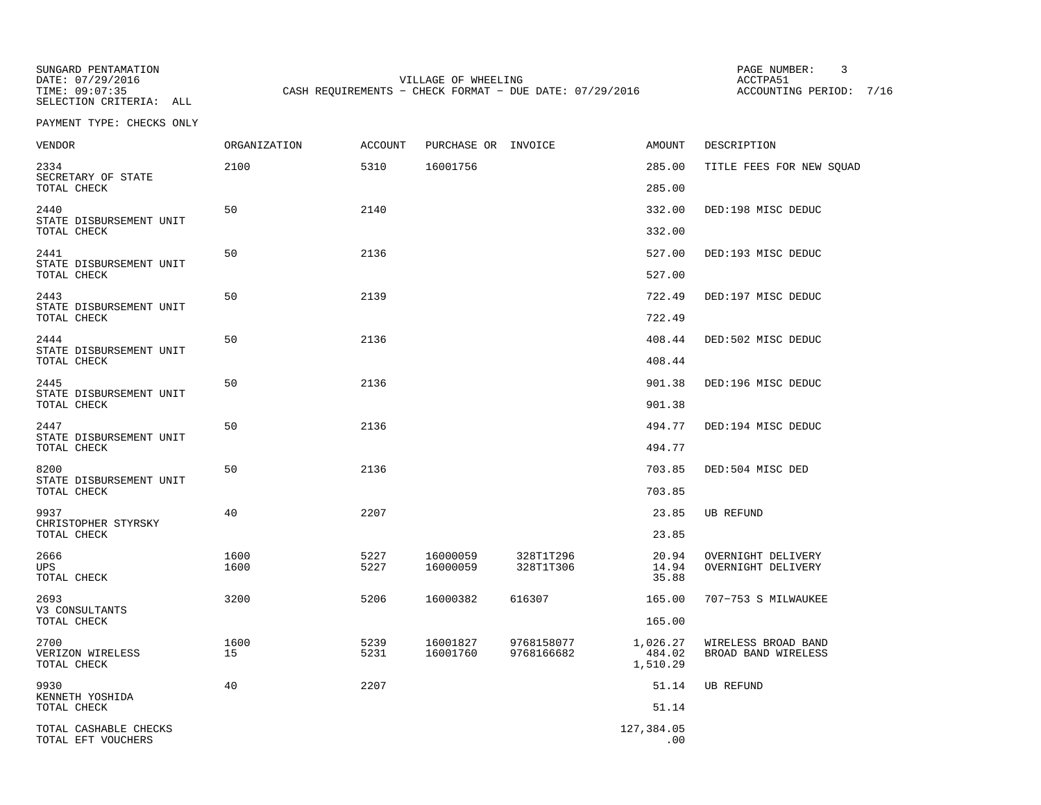SUNGARD PENTAMATION
DATE: 07/29/2016
TIME: 09:07:35
SELECTION CRITERIA: ALL

VILLAGE OF WHEELING
CASH REQUIREMENTS - CHECK FORMAT - DUE DATE: 07/29/2016

ACCTPA51
ACCOUNTING PERIOD: 7/16

PAYMENT TYPE: CHECKS ONLY

| VENDOR | ORGANIZATION | ACCOUNT | PURCHASE OR | INVOICE | AMOUNT | DESCRIPTION |
|---|---|---|---|---|---|---|
| 2334 | 2100 | 5310 | 16001756 | | 285.00 | TITLE FEES FOR NEW SQUAD |
| SECRETARY OF STATE | | | | | | |
| TOTAL CHECK | | | | | 285.00 | |
| 2440 | 50 | 2140 | | | 332.00 | DED:198 MISC DEDUC |
| STATE DISBURSEMENT UNIT | | | | | | |
| TOTAL CHECK | | | | | 332.00 | |
| 2441 | 50 | 2136 | | | 527.00 | DED:193 MISC DEDUC |
| STATE DISBURSEMENT UNIT | | | | | | |
| TOTAL CHECK | | | | | 527.00 | |
| 2443 | 50 | 2139 | | | 722.49 | DED:197 MISC DEDUC |
| STATE DISBURSEMENT UNIT | | | | | | |
| TOTAL CHECK | | | | | 722.49 | |
| 2444 | 50 | 2136 | | | 408.44 | DED:502 MISC DEDUC |
| STATE DISBURSEMENT UNIT | | | | | | |
| TOTAL CHECK | | | | | 408.44 | |
| 2445 | 50 | 2136 | | | 901.38 | DED:196 MISC DEDUC |
| STATE DISBURSEMENT UNIT | | | | | | |
| TOTAL CHECK | | | | | 901.38 | |
| 2447 | 50 | 2136 | | | 494.77 | DED:194 MISC DEDUC |
| STATE DISBURSEMENT UNIT | | | | | | |
| TOTAL CHECK | | | | | 494.77 | |
| 8200 | 50 | 2136 | | | 703.85 | DED:504 MISC DED |
| STATE DISBURSEMENT UNIT | | | | | | |
| TOTAL CHECK | | | | | 703.85 | |
| 9937 | 40 | 2207 | | | 23.85 | UB REFUND |
| CHRISTOPHER STYRSKY | | | | | | |
| TOTAL CHECK | | | | | 23.85 | |
| 2666 | 1600 | 5227 | 16000059 | 328T1T296 | 20.94 | OVERNIGHT DELIVERY |
| UPS | 1600 | 5227 | 16000059 | 328T1T306 | 14.94 | OVERNIGHT DELIVERY |
| TOTAL CHECK | | | | | 35.88 | |
| 2693 | 3200 | 5206 | 16000382 | 616307 | 165.00 | 707-753 S MILWAUKEE |
| V3 CONSULTANTS | | | | | | |
| TOTAL CHECK | | | | | 165.00 | |
| 2700 | 1600 | 5239 | 16001827 | 9768158077 | 1,026.27 | WIRELESS BROAD BAND |
| VERIZON WIRELESS | 15 | 5231 | 16001760 | 9768166682 | 484.02 | BROAD BAND WIRELESS |
| TOTAL CHECK | | | | | 1,510.29 | |
| 9930 | 40 | 2207 | | | 51.14 | UB REFUND |
| KENNETH YOSHIDA | | | | | | |
| TOTAL CHECK | | | | | 51.14 | |
| TOTAL CASHABLE CHECKS | | | | | 127,384.05 | |
| TOTAL EFT VOUCHERS | | | | | .00 | |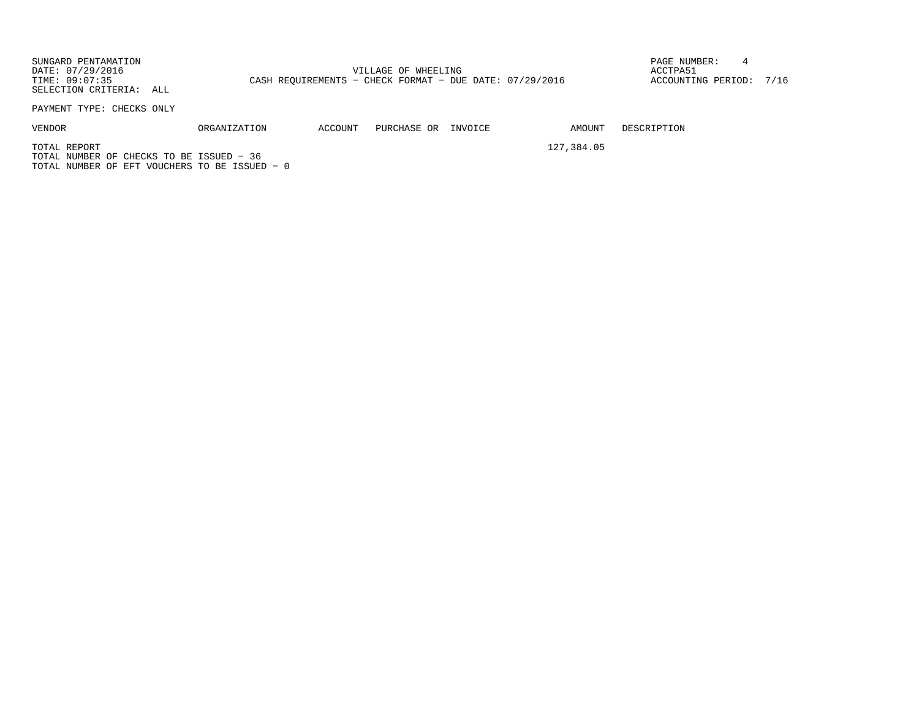SUNGARD PENTAMATION
DATE: 07/29/2016
TIME: 09:07:35
SELECTION CRITERIA: ALL

VILLAGE OF WHEELING
CASH REQUIREMENTS - CHECK FORMAT - DUE DATE: 07/29/2016

PAGE NUMBER: 4
ACCTPA51
ACCOUNTING PERIOD: 7/16

PAYMENT TYPE: CHECKS ONLY

| VENDOR | ORGANIZATION | ACCOUNT | PURCHASE OR | INVOICE | AMOUNT | DESCRIPTION |
|---|---|---|---|---|---|---|
| TOTAL REPORT | | | | | 127,384.05 | |

TOTAL NUMBER OF CHECKS TO BE ISSUED - 36
TOTAL NUMBER OF EFT VOUCHERS TO BE ISSUED - 0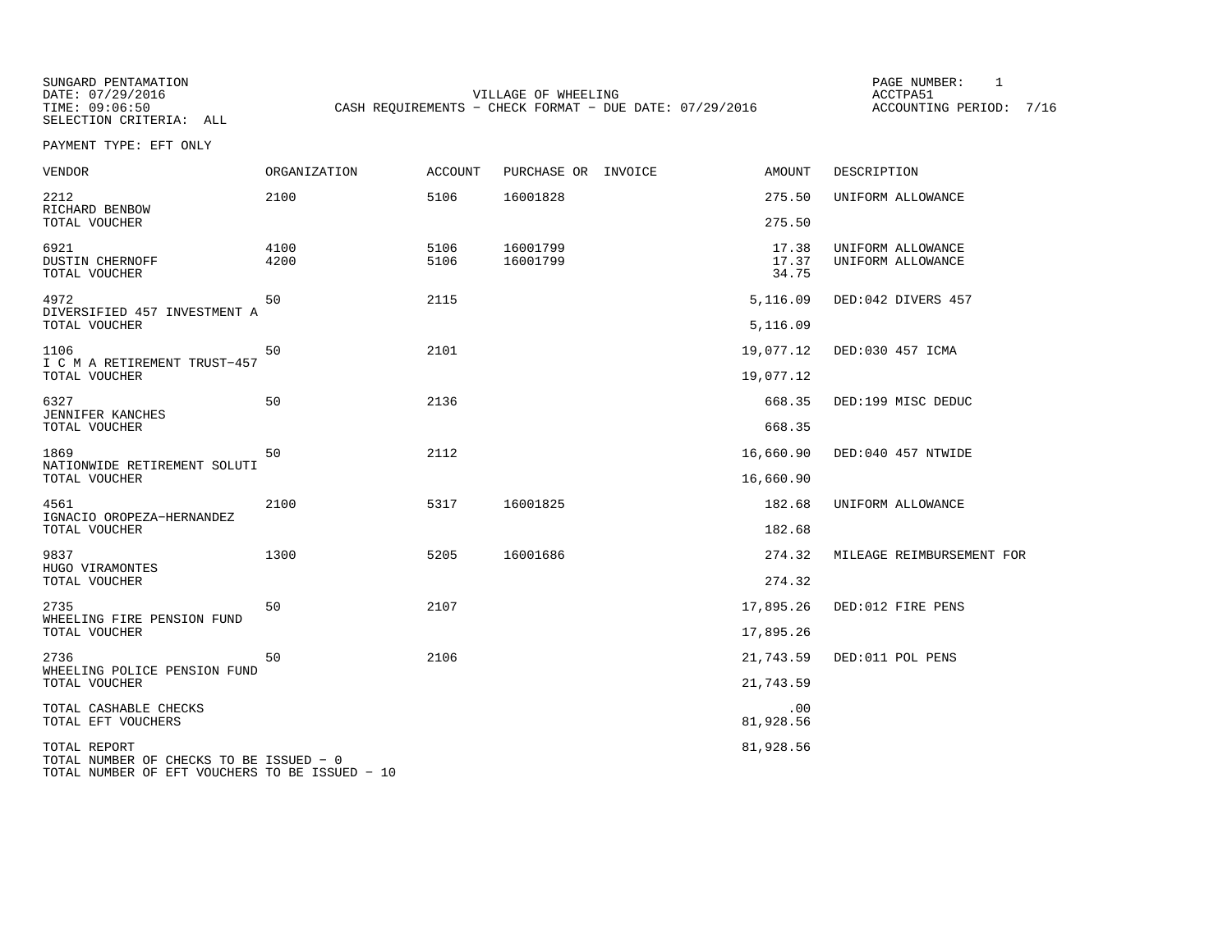SUNGARD PENTAMATION
DATE: 07/29/2016
TIME: 09:06:50
SELECTION CRITERIA: ALL

VILLAGE OF WHEELING
CASH REQUIREMENTS - CHECK FORMAT - DUE DATE: 07/29/2016

PAGE NUMBER: 1
ACCTPA51
ACCOUNTING PERIOD: 7/16

PAYMENT TYPE: EFT ONLY

| VENDOR | ORGANIZATION | ACCOUNT | PURCHASE OR | INVOICE | AMOUNT | DESCRIPTION |
|---|---|---|---|---|---|---|
| 2212 | 2100 | 5106 | 16001828 | | 275.50 | UNIFORM ALLOWANCE |
| RICHARD BENBOW | | | | | | |
| TOTAL VOUCHER | | | | | 275.50 | |
| 6921 | 4100 | 5106 | 16001799 | | 17.38 | UNIFORM ALLOWANCE |
| DUSTIN CHERNOFF | 4200 | 5106 | 16001799 | | 17.37 | UNIFORM ALLOWANCE |
| TOTAL VOUCHER | | | | | 34.75 | |
| 4972 | 50 | 2115 | | | 5,116.09 | DED:042 DIVERS 457 |
| DIVERSIFIED 457 INVESTMENT A | | | | | | |
| TOTAL VOUCHER | | | | | 5,116.09 | |
| 1106 | 50 | 2101 | | | 19,077.12 | DED:030 457 ICMA |
| I C M A RETIREMENT TRUST-457 | | | | | | |
| TOTAL VOUCHER | | | | | 19,077.12 | |
| 6327 | 50 | 2136 | | | 668.35 | DED:199 MISC DEDUC |
| JENNIFER KANCHES | | | | | | |
| TOTAL VOUCHER | | | | | 668.35 | |
| 1869 | 50 | 2112 | | | 16,660.90 | DED:040 457 NTWIDE |
| NATIONWIDE RETIREMENT SOLUTI | | | | | | |
| TOTAL VOUCHER | | | | | 16,660.90 | |
| 4561 | 2100 | 5317 | 16001825 | | 182.68 | UNIFORM ALLOWANCE |
| IGNACIO OROPEZA-HERNANDEZ | | | | | | |
| TOTAL VOUCHER | | | | | 182.68 | |
| 9837 | 1300 | 5205 | 16001686 | | 274.32 | MILEAGE REIMBURSEMENT FOR |
| HUGO VIRAMONTES | | | | | | |
| TOTAL VOUCHER | | | | | 274.32 | |
| 2735 | 50 | 2107 | | | 17,895.26 | DED:012 FIRE PENS |
| WHEELING FIRE PENSION FUND | | | | | | |
| TOTAL VOUCHER | | | | | 17,895.26 | |
| 2736 | 50 | 2106 | | | 21,743.59 | DED:011 POL PENS |
| WHEELING POLICE PENSION FUND | | | | | | |
| TOTAL VOUCHER | | | | | 21,743.59 | |
| TOTAL CASHABLE CHECKS | | | | | .00 | |
| TOTAL EFT VOUCHERS | | | | | 81,928.56 | |
| TOTAL REPORT | | | | | 81,928.56 | |

TOTAL NUMBER OF CHECKS TO BE ISSUED - 0
TOTAL NUMBER OF EFT VOUCHERS TO BE ISSUED - 10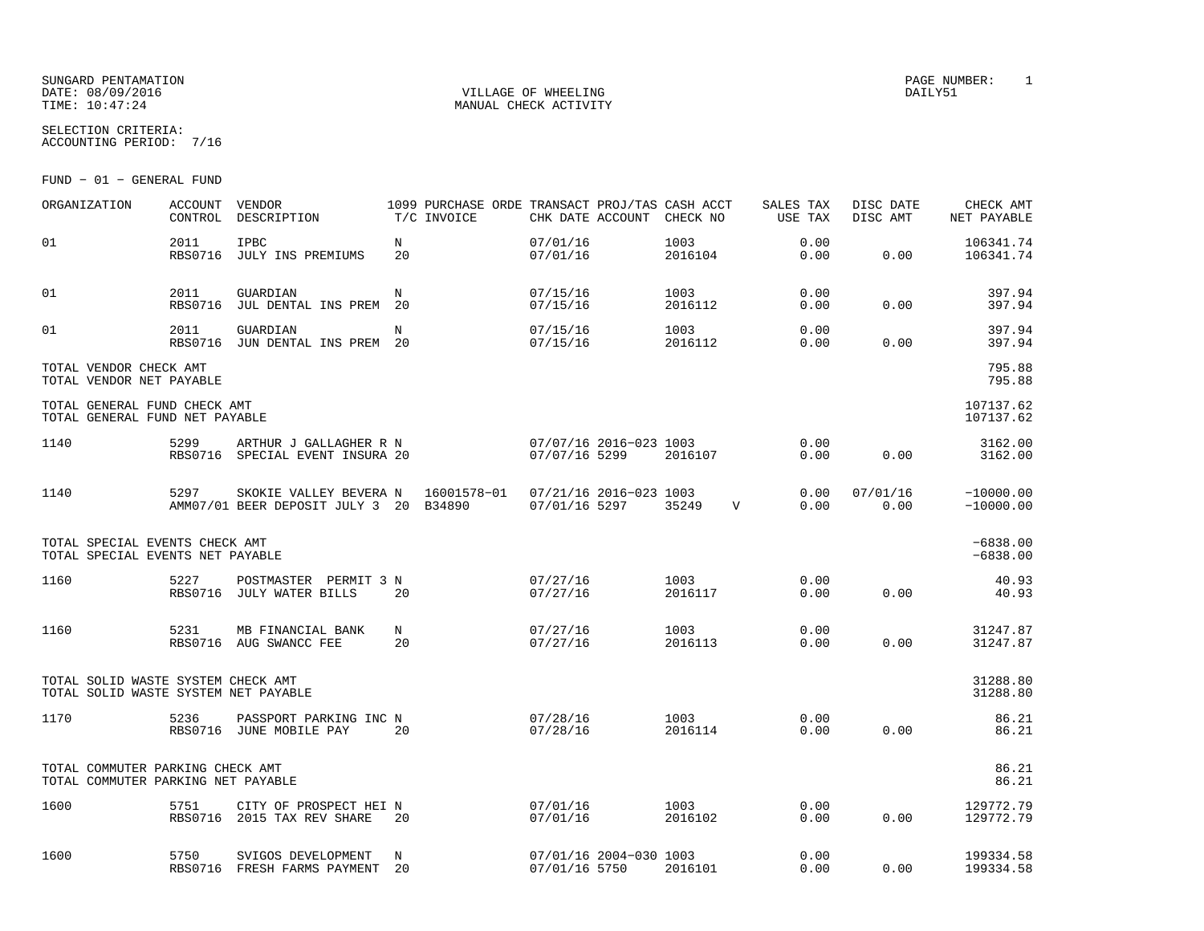SUNGARD PENTAMATION
DATE: 08/09/2016
TIME: 10:47:24

VILLAGE OF WHEELING
MANUAL CHECK ACTIVITY

PAGE NUMBER: 1
DAILY51

SELECTION CRITERIA:
ACCOUNTING PERIOD: 7/16

FUND - 01 - GENERAL FUND

| ORGANIZATION | ACCOUNT CONTROL | VENDOR DESCRIPTION | 1099 T/C | PURCHASE ORDE INVOICE | TRANSACT CHK DATE | PROJ/TAS ACCOUNT | CASH ACCT CHECK NO | | SALES TAX USE TAX | DISC DATE DISC AMT | CHECK AMT NET PAYABLE |
|---|---|---|---|---|---|---|---|---|---|---|---|
| 01 | 2011 RBS0716 | IPBC JULY INS PREMIUMS | N 20 | | 07/01/16 07/01/16 | | 1003 2016104 | | 0.00 0.00 | 0.00 | 106341.74 106341.74 |
| 01 | 2011 RBS0716 | GUARDIAN JUL DENTAL INS PREM | N 20 | | 07/15/16 07/15/16 | | 1003 2016112 | | 0.00 0.00 | 0.00 | 397.94 397.94 |
| 01 | 2011 RBS0716 | GUARDIAN JUN DENTAL INS PREM | N 20 | | 07/15/16 07/15/16 | | 1003 2016112 | | 0.00 0.00 | 0.00 | 397.94 397.94 |
| TOTAL VENDOR CHECK AMT | | | | | | | | | | | 795.88 |
| TOTAL VENDOR NET PAYABLE | | | | | | | | | | | 795.88 |
| TOTAL GENERAL FUND CHECK AMT | | | | | | | | | | | 107137.62 |
| TOTAL GENERAL FUND NET PAYABLE | | | | | | | | | | | 107137.62 |
| 1140 | 5299 RBS0716 | ARTHUR J GALLAGHER R SPECIAL EVENT INSURA | N 20 | | 07/07/16 07/07/16 | 2016-023 5299 | 1003 2016107 | | 0.00 0.00 | 0.00 | 3162.00 3162.00 |
| 1140 | 5297 AMM07/01 | SKOKIE VALLEY BEVERA BEER DEPOSIT JULY 3 | N 20 | 16001578-01 B34890 | 07/21/16 07/01/16 | 2016-023 5297 | 1003 35249 | V | 0.00 0.00 | 07/01/16 0.00 | -10000.00 -10000.00 |
| TOTAL SPECIAL EVENTS CHECK AMT | | | | | | | | | | | -6838.00 |
| TOTAL SPECIAL EVENTS NET PAYABLE | | | | | | | | | | | -6838.00 |
| 1160 | 5227 RBS0716 | POSTMASTER PERMIT 3 JULY WATER BILLS | N 20 | | 07/27/16 07/27/16 | | 1003 2016117 | | 0.00 0.00 | 0.00 | 40.93 40.93 |
| 1160 | 5231 RBS0716 | MB FINANCIAL BANK AUG SWANCC FEE | N 20 | | 07/27/16 07/27/16 | | 1003 2016113 | | 0.00 0.00 | 0.00 | 31247.87 31247.87 |
| TOTAL SOLID WASTE SYSTEM CHECK AMT | | | | | | | | | | | 31288.80 |
| TOTAL SOLID WASTE SYSTEM NET PAYABLE | | | | | | | | | | | 31288.80 |
| 1170 | 5236 RBS0716 | PASSPORT PARKING INC JUNE MOBILE PAY | N 20 | | 07/28/16 07/28/16 | | 1003 2016114 | | 0.00 0.00 | 0.00 | 86.21 86.21 |
| TOTAL COMMUTER PARKING CHECK AMT | | | | | | | | | | | 86.21 |
| TOTAL COMMUTER PARKING NET PAYABLE | | | | | | | | | | | 86.21 |
| 1600 | 5751 RBS0716 | CITY OF PROSPECT HEI 2015 TAX REV SHARE | N 20 | | 07/01/16 07/01/16 | | 1003 2016102 | | 0.00 0.00 | 0.00 | 129772.79 129772.79 |
| 1600 | 5750 RBS0716 | SVIGOS DEVELOPMENT FRESH FARMS PAYMENT | N 20 | | 07/01/16 07/01/16 | 2004-030 5750 | 1003 2016101 | | 0.00 0.00 | 0.00 | 199334.58 199334.58 |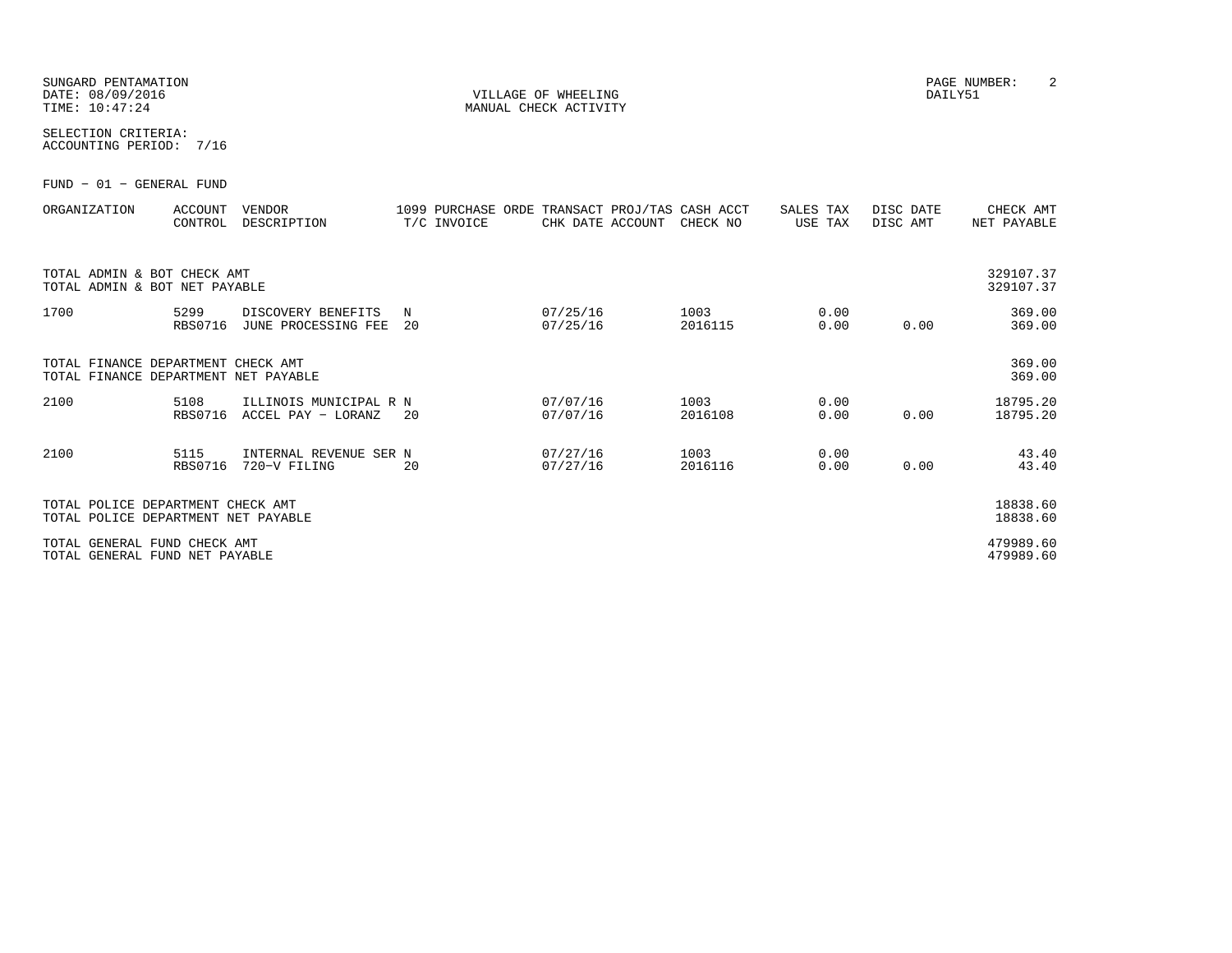SUNGARD PENTAMATION
DATE: 08/09/2016
TIME: 10:47:24

VILLAGE OF WHEELING
MANUAL CHECK ACTIVITY

PAGE NUMBER: 2
DAILY51

SELECTION CRITERIA:
ACCOUNTING PERIOD: 7/16

FUND - 01 - GENERAL FUND

| ORGANIZATION | ACCOUNT CONTROL | VENDOR DESCRIPTION | 1099 T/C | PURCHASE ORDE INVOICE | TRANSACT CHK DATE | PROJ/TAS ACCOUNT | CASH ACCT CHECK NO | SALES TAX USE TAX | DISC DATE DISC AMT | CHECK AMT NET PAYABLE |
|---|---|---|---|---|---|---|---|---|---|---|
| TOTAL ADMIN & BOT CHECK AMT | | | | | | | | | | 329107.37 |
| TOTAL ADMIN & BOT NET PAYABLE | | | | | | | | | | 329107.37 |
| 1700 | 5299 | DISCOVERY BENEFITS | N | | 07/25/16 | | 1003 | 0.00 | | 369.00 |
| | RBS0716 | JUNE PROCESSING FEE | 20 | | 07/25/16 | | 2016115 | 0.00 | 0.00 | 369.00 |
| TOTAL FINANCE DEPARTMENT CHECK AMT | | | | | | | | | | 369.00 |
| TOTAL FINANCE DEPARTMENT NET PAYABLE | | | | | | | | | | 369.00 |
| 2100 | 5108 | ILLINOIS MUNICIPAL R | N | | 07/07/16 | | 1003 | 0.00 | | 18795.20 |
| | RBS0716 | ACCEL PAY - LORANZ | 20 | | 07/07/16 | | 2016108 | 0.00 | 0.00 | 18795.20 |
| 2100 | 5115 | INTERNAL REVENUE SER | N | | 07/27/16 | | 1003 | 0.00 | | 43.40 |
| | RBS0716 | 720-V FILING | 20 | | 07/27/16 | | 2016116 | 0.00 | 0.00 | 43.40 |
| TOTAL POLICE DEPARTMENT CHECK AMT | | | | | | | | | | 18838.60 |
| TOTAL POLICE DEPARTMENT NET PAYABLE | | | | | | | | | | 18838.60 |
| TOTAL GENERAL FUND CHECK AMT | | | | | | | | | | 479989.60 |
| TOTAL GENERAL FUND NET PAYABLE | | | | | | | | | | 479989.60 |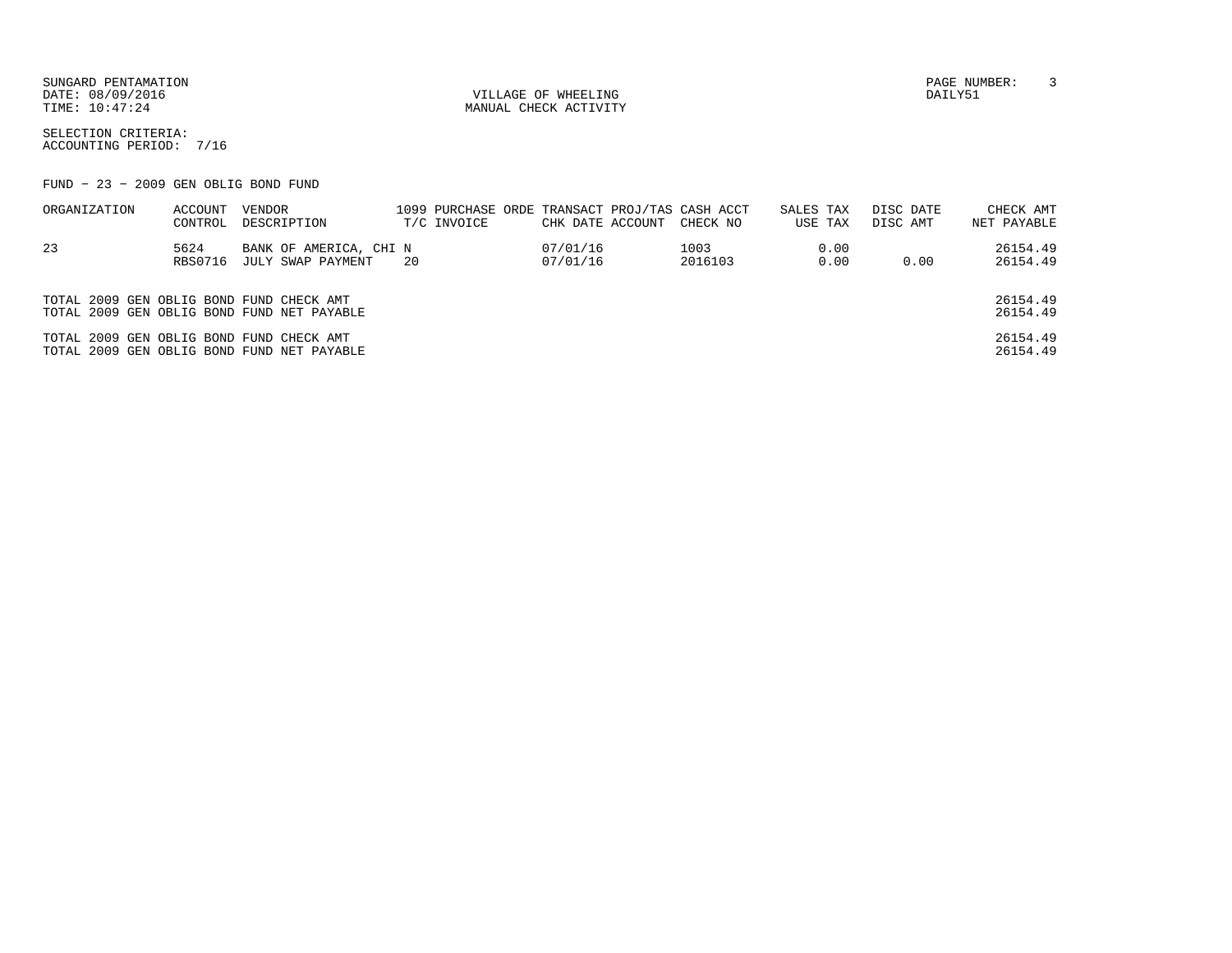SUNGARD PENTAMATION
DATE: 08/09/2016
TIME: 10:47:24

VILLAGE OF WHEELING
MANUAL CHECK ACTIVITY

DAILY51

SELECTION CRITERIA:
ACCOUNTING PERIOD: 7/16

FUND - 23 - 2009 GEN OBLIG BOND FUND

| ORGANIZATION | ACCOUNT / CONTROL | VENDOR / DESCRIPTION | 1099 / T/C | PURCHASE ORDE / INVOICE | TRANSACT / CHK DATE | PROJ/TAS / ACCOUNT | CASH ACCT / CHECK NO | SALES TAX / USE TAX | DISC DATE / DISC AMT | CHECK AMT / NET PAYABLE |
|---|---|---|---|---|---|---|---|---|---|---|
| 23 | 5624 | BANK OF AMERICA, CHI | N | | 07/01/16 | | 1003 | 0.00 | | 26154.49 |
| | RBS0716 | JULY SWAP PAYMENT | 20 | | 07/01/16 | | 2016103 | 0.00 | 0.00 | 26154.49 |

| | |
|---|---|
| TOTAL 2009 GEN OBLIG BOND FUND CHECK AMT | 26154.49 |
| TOTAL 2009 GEN OBLIG BOND FUND NET PAYABLE | 26154.49 |
| TOTAL 2009 GEN OBLIG BOND FUND CHECK AMT | 26154.49 |
| TOTAL 2009 GEN OBLIG BOND FUND NET PAYABLE | 26154.49 |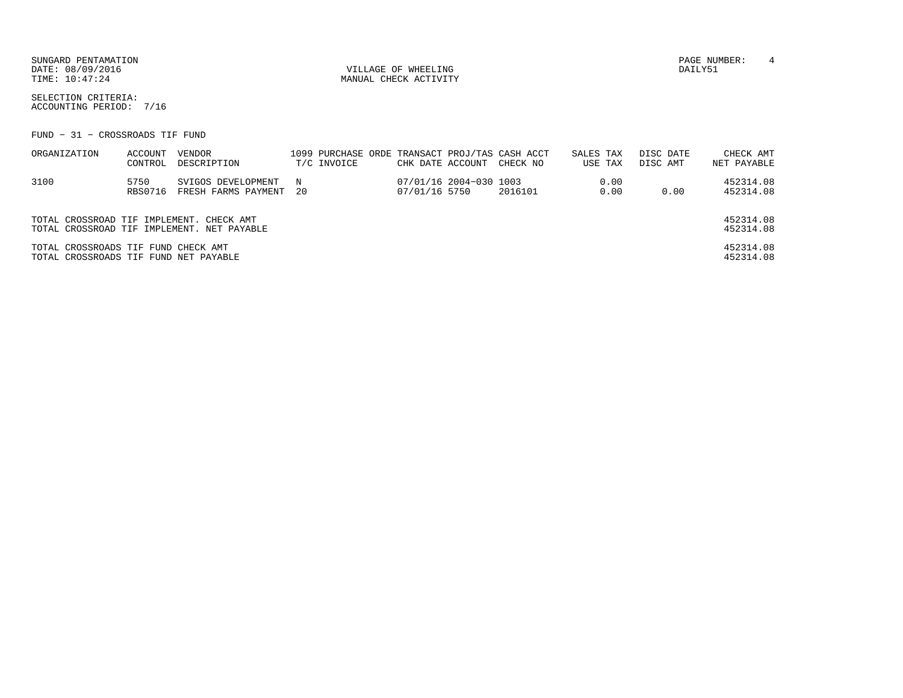SUNGARD PENTAMATION
DATE: 08/09/2016
TIME: 10:47:24

VILLAGE OF WHEELING
MANUAL CHECK ACTIVITY

PAGE NUMBER: 4
DAILY51

SELECTION CRITERIA:
ACCOUNTING PERIOD: 7/16

FUND - 31 - CROSSROADS TIF FUND

| ORGANIZATION | ACCOUNT CONTROL | VENDOR DESCRIPTION | 1099 T/C | PURCHASE ORDE INVOICE | TRANSACT CHK DATE | PROJ/TAS ACCOUNT | CASH ACCT CHECK NO | SALES TAX USE TAX | DISC DATE DISC AMT | CHECK AMT NET PAYABLE |
|---|---|---|---|---|---|---|---|---|---|---|
| 3100 | 5750 | SVIGOS DEVELOPMENT | N | | 07/01/16 | 2004-030 | 1003 | 0.00 | | 452314.08 |
| | RBS0716 | FRESH FARMS PAYMENT | 20 | | 07/01/16 | 5750 | 2016101 | 0.00 | 0.00 | 452314.08 |

TOTAL CROSSROAD TIF IMPLEMENT. CHECK AMT 452314.08
TOTAL CROSSROAD TIF IMPLEMENT. NET PAYABLE 452314.08

TOTAL CROSSROADS TIF FUND CHECK AMT 452314.08
TOTAL CROSSROADS TIF FUND NET PAYABLE 452314.08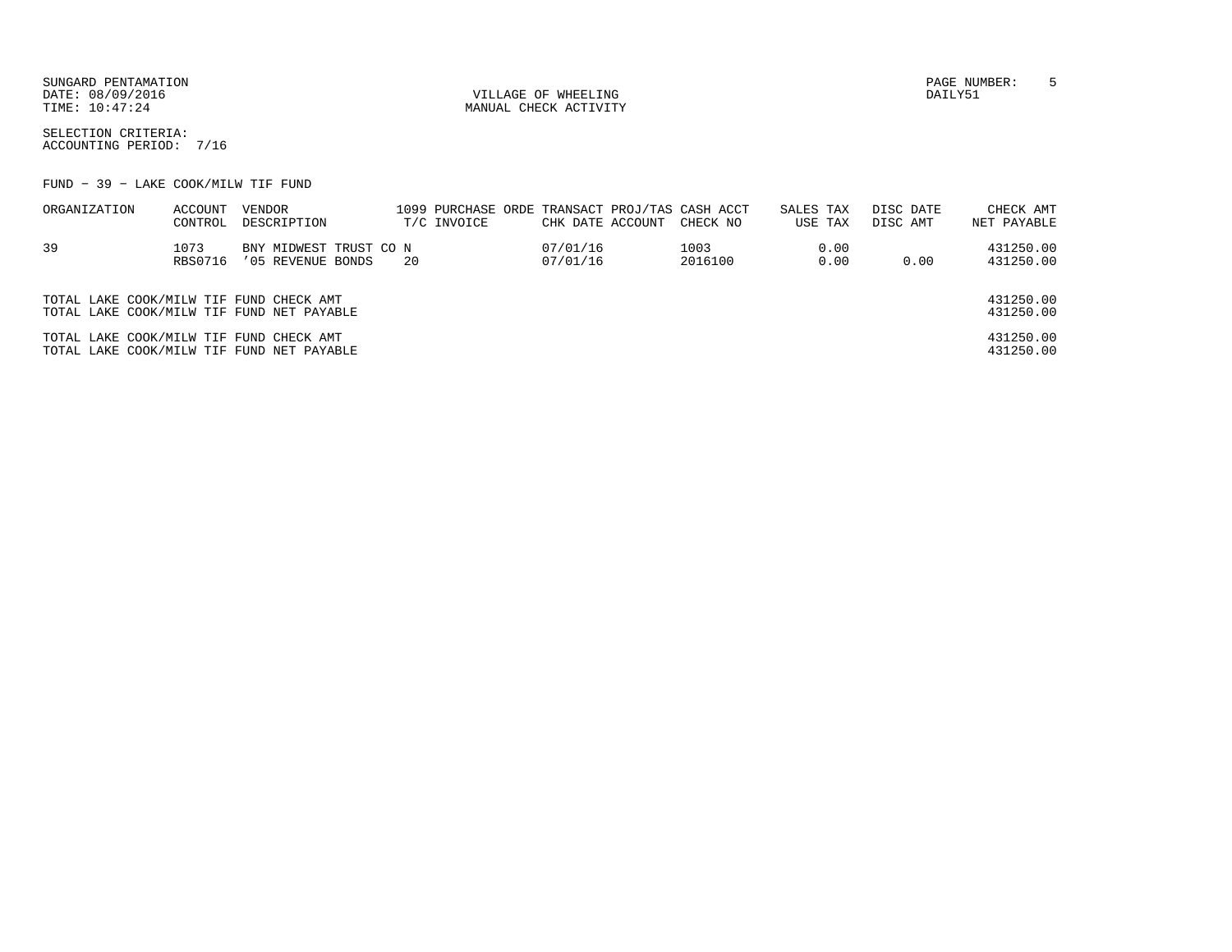SUNGARD PENTAMATION
DATE: 08/09/2016
TIME: 10:47:24

VILLAGE OF WHEELING
MANUAL CHECK ACTIVITY

DAILY51

SELECTION CRITERIA:
ACCOUNTING PERIOD: 7/16

FUND - 39 - LAKE COOK/MILW TIF FUND

| ORGANIZATION | ACCOUNT<br>CONTROL | VENDOR<br>DESCRIPTION | 1099<br>T/C | PURCHASE ORDE<br>INVOICE | TRANSACT<br>CHK DATE | PROJ/TAS<br>ACCOUNT | CASH ACCT<br>CHECK NO | SALES TAX<br>USE TAX | DISC DATE<br>DISC AMT | CHECK AMT<br>NET PAYABLE |
|---|---|---|---|---|---|---|---|---|---|---|
| 39 | 1073<br>RBS0716 | BNY MIDWEST TRUST CO<br>'05 REVENUE BONDS | N<br>20 | | 07/01/16<br>07/01/16 | | 1003<br>2016100 | 0.00<br>0.00 | <br>0.00 | 431250.00<br>431250.00 |

| | |
|---|---|
| TOTAL LAKE COOK/MILW TIF FUND CHECK AMT | 431250.00 |
| TOTAL LAKE COOK/MILW TIF FUND NET PAYABLE | 431250.00 |
| TOTAL LAKE COOK/MILW TIF FUND CHECK AMT | 431250.00 |
| TOTAL LAKE COOK/MILW TIF FUND NET PAYABLE | 431250.00 |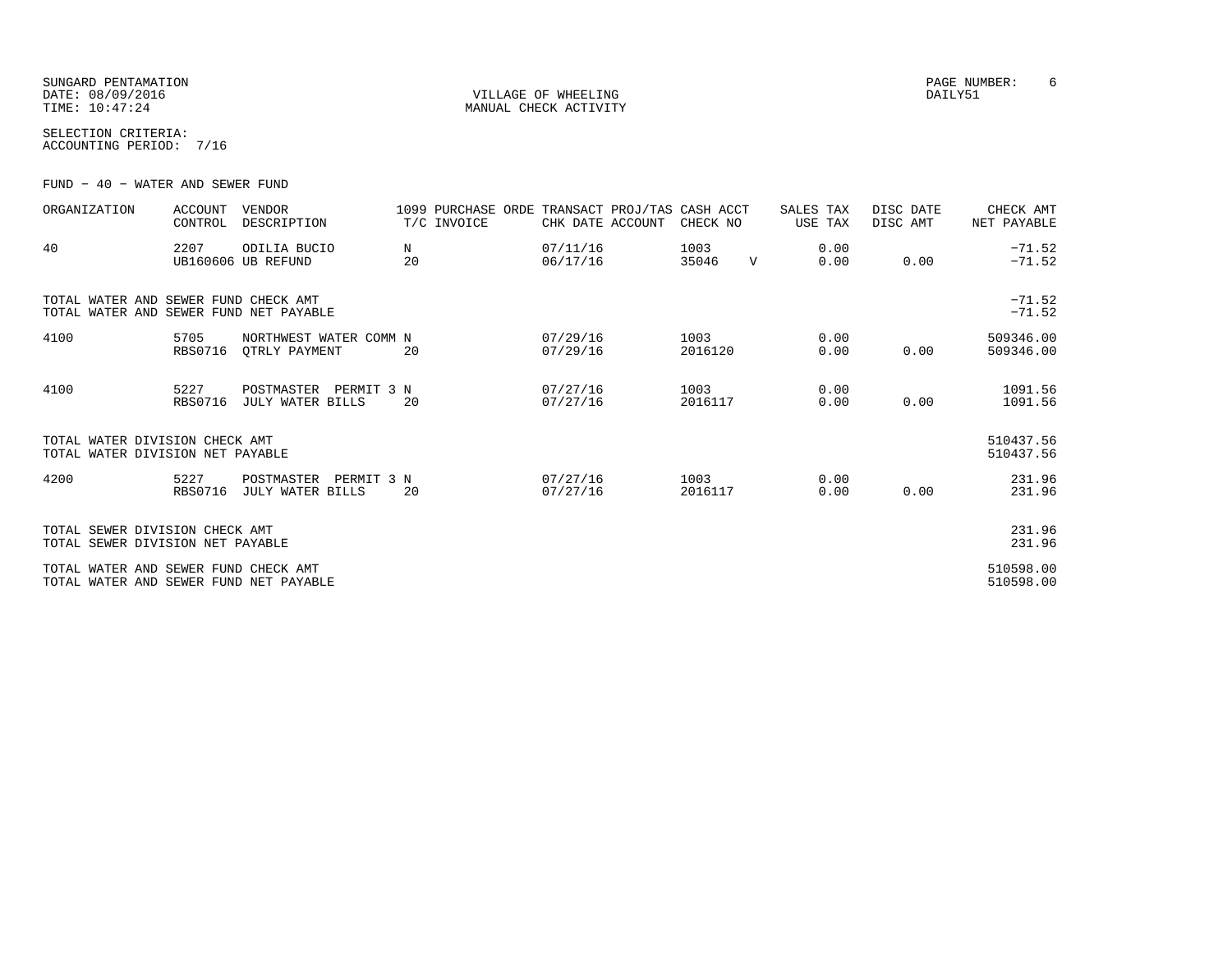SUNGARD PENTAMATION
DATE: 08/09/2016
TIME: 10:47:24

VILLAGE OF WHEELING
MANUAL CHECK ACTIVITY

PAGE NUMBER: 6
DAILY51

SELECTION CRITERIA:
ACCOUNTING PERIOD: 7/16

FUND - 40 - WATER AND SEWER FUND

| ORGANIZATION | ACCOUNT CONTROL | VENDOR DESCRIPTION | 1099 T/C | PURCHASE ORDE INVOICE | TRANSACT CHK DATE | PROJ/TAS ACCOUNT | CASH ACCT CHECK NO | | SALES TAX USE TAX | DISC DATE DISC AMT | CHECK AMT NET PAYABLE |
|---|---|---|---|---|---|---|---|---|---|---|---|
| 40 | 2207<br>UB160606 | ODILIA BUCIO<br>UB REFUND | N<br>20 | | 07/11/16<br>06/17/16 | | 1003<br>35046 | V | 0.00<br>0.00 | 0.00 | -71.52<br>-71.52 |
| TOTAL WATER AND SEWER FUND CHECK AMT<br>TOTAL WATER AND SEWER FUND NET PAYABLE | | | | | | | | | | | -71.52<br>-71.52 |
| 4100 | 5705<br>RBS0716 | NORTHWEST WATER COMM<br>QTRLY PAYMENT | N<br>20 | | 07/29/16<br>07/29/16 | | 1003<br>2016120 | | 0.00<br>0.00 | 0.00 | 509346.00<br>509346.00 |
| 4100 | 5227<br>RBS0716 | POSTMASTER PERMIT 3<br>JULY WATER BILLS | N<br>20 | | 07/27/16<br>07/27/16 | | 1003<br>2016117 | | 0.00<br>0.00 | 0.00 | 1091.56<br>1091.56 |
| TOTAL WATER DIVISION CHECK AMT<br>TOTAL WATER DIVISION NET PAYABLE | | | | | | | | | | | 510437.56<br>510437.56 |
| 4200 | 5227<br>RBS0716 | POSTMASTER PERMIT 3<br>JULY WATER BILLS | N<br>20 | | 07/27/16<br>07/27/16 | | 1003<br>2016117 | | 0.00<br>0.00 | 0.00 | 231.96<br>231.96 |
| TOTAL SEWER DIVISION CHECK AMT<br>TOTAL SEWER DIVISION NET PAYABLE | | | | | | | | | | | 231.96<br>231.96 |
| TOTAL WATER AND SEWER FUND CHECK AMT<br>TOTAL WATER AND SEWER FUND NET PAYABLE | | | | | | | | | | | 510598.00<br>510598.00 |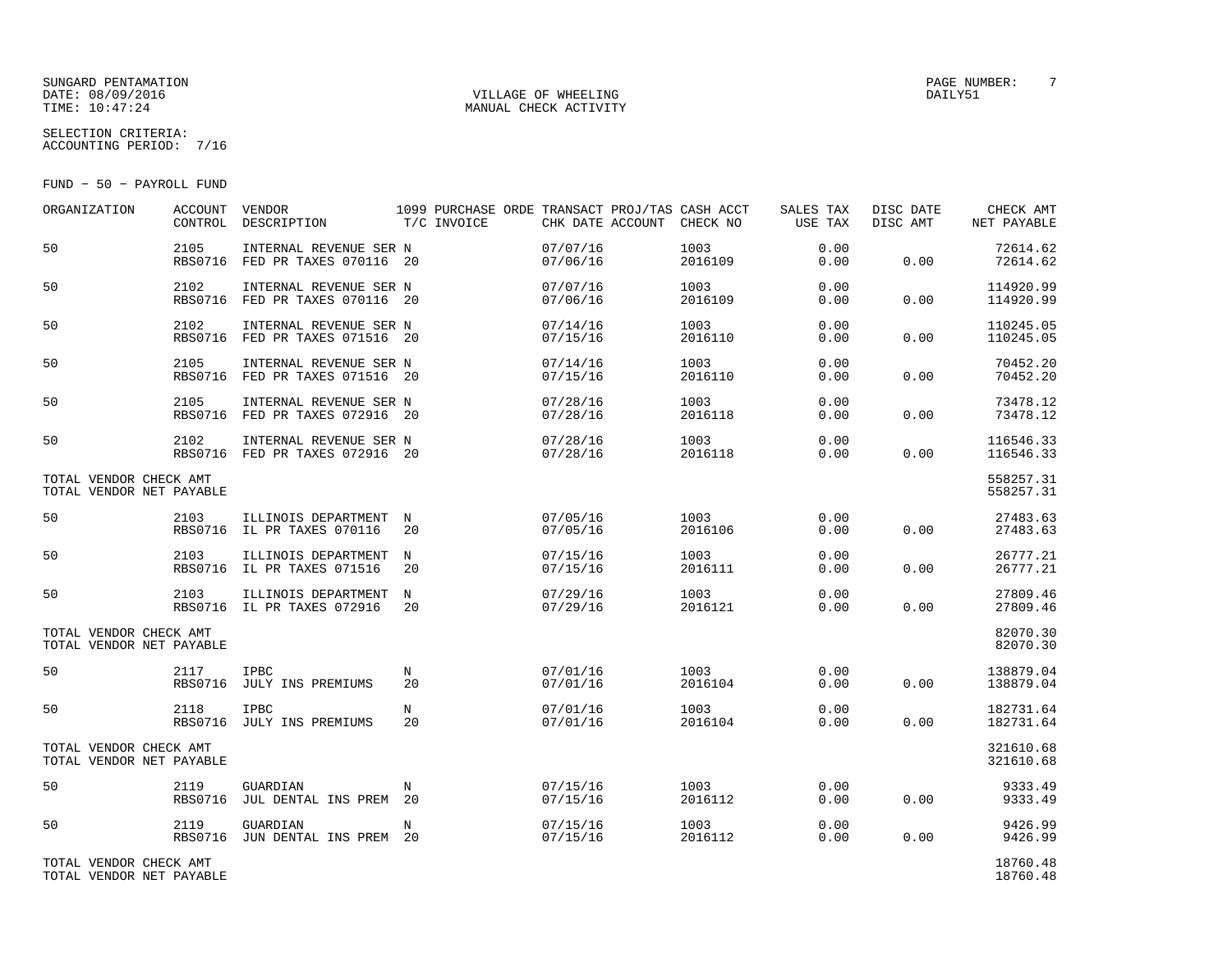SUNGARD PENTAMATION
DATE: 08/09/2016
TIME: 10:47:24

VILLAGE OF WHEELING
MANUAL CHECK ACTIVITY

PAGE NUMBER: 7
DAILY51

SELECTION CRITERIA:
ACCOUNTING PERIOD: 7/16

FUND - 50 - PAYROLL FUND

| ORGANIZATION | ACCOUNT CONTROL | VENDOR DESCRIPTION | 1099 T/C | PURCHASE ORDE INVOICE | TRANSACT CHK DATE | PROJ/TAS ACCOUNT | CASH ACCT CHECK NO | SALES TAX USE TAX | DISC DATE DISC AMT | CHECK AMT NET PAYABLE |
|---|---|---|---|---|---|---|---|---|---|---|
| 50 | 2105 RBS0716 | INTERNAL REVENUE SER FED PR TAXES 070116 | N 20 | | 07/07/16 07/06/16 | | 1003 2016109 | 0.00 0.00 | 0.00 | 72614.62 72614.62 |
| 50 | 2102 RBS0716 | INTERNAL REVENUE SER FED PR TAXES 070116 | N 20 | | 07/07/16 07/06/16 | | 1003 2016109 | 0.00 0.00 | 0.00 | 114920.99 114920.99 |
| 50 | 2102 RBS0716 | INTERNAL REVENUE SER FED PR TAXES 071516 | N 20 | | 07/14/16 07/15/16 | | 1003 2016110 | 0.00 0.00 | 0.00 | 110245.05 110245.05 |
| 50 | 2105 RBS0716 | INTERNAL REVENUE SER FED PR TAXES 071516 | N 20 | | 07/14/16 07/15/16 | | 1003 2016110 | 0.00 0.00 | 0.00 | 70452.20 70452.20 |
| 50 | 2105 RBS0716 | INTERNAL REVENUE SER FED PR TAXES 072916 | N 20 | | 07/28/16 07/28/16 | | 1003 2016118 | 0.00 0.00 | 0.00 | 73478.12 73478.12 |
| 50 | 2102 RBS0716 | INTERNAL REVENUE SER FED PR TAXES 072916 | N 20 | | 07/28/16 07/28/16 | | 1003 2016118 | 0.00 0.00 | 0.00 | 116546.33 116546.33 |
| TOTAL VENDOR CHECK AMT TOTAL VENDOR NET PAYABLE | | | | | | | | | | 558257.31 558257.31 |
| 50 | 2103 RBS0716 | ILLINOIS DEPARTMENT IL PR TAXES 070116 | N 20 | | 07/05/16 07/05/16 | | 1003 2016106 | 0.00 0.00 | 0.00 | 27483.63 27483.63 |
| 50 | 2103 RBS0716 | ILLINOIS DEPARTMENT IL PR TAXES 071516 | N 20 | | 07/15/16 07/15/16 | | 1003 2016111 | 0.00 0.00 | 0.00 | 26777.21 26777.21 |
| 50 | 2103 RBS0716 | ILLINOIS DEPARTMENT IL PR TAXES 072916 | N 20 | | 07/29/16 07/29/16 | | 1003 2016121 | 0.00 0.00 | 0.00 | 27809.46 27809.46 |
| TOTAL VENDOR CHECK AMT TOTAL VENDOR NET PAYABLE | | | | | | | | | | 82070.30 82070.30 |
| 50 | 2117 RBS0716 | IPBC JULY INS PREMIUMS | N 20 | | 07/01/16 07/01/16 | | 1003 2016104 | 0.00 0.00 | 0.00 | 138879.04 138879.04 |
| 50 | 2118 RBS0716 | IPBC JULY INS PREMIUMS | N 20 | | 07/01/16 07/01/16 | | 1003 2016104 | 0.00 0.00 | 0.00 | 182731.64 182731.64 |
| TOTAL VENDOR CHECK AMT TOTAL VENDOR NET PAYABLE | | | | | | | | | | 321610.68 321610.68 |
| 50 | 2119 RBS0716 | GUARDIAN JUL DENTAL INS PREM | N 20 | | 07/15/16 07/15/16 | | 1003 2016112 | 0.00 0.00 | 0.00 | 9333.49 9333.49 |
| 50 | 2119 RBS0716 | GUARDIAN JUN DENTAL INS PREM | N 20 | | 07/15/16 07/15/16 | | 1003 2016112 | 0.00 0.00 | 0.00 | 9426.99 9426.99 |
| TOTAL VENDOR CHECK AMT TOTAL VENDOR NET PAYABLE | | | | | | | | | | 18760.48 18760.48 |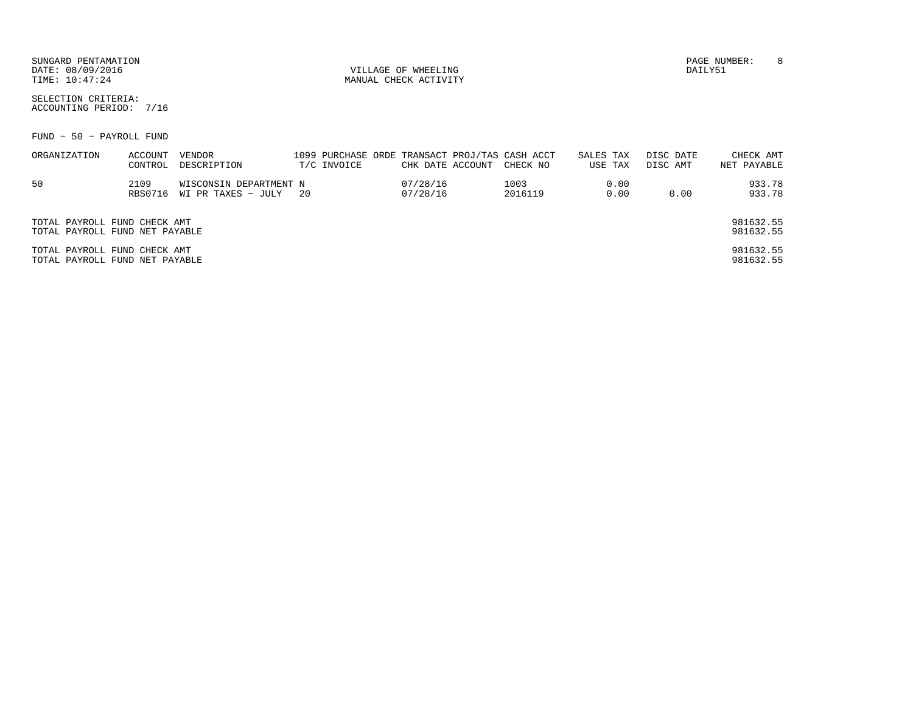SUNGARD PENTAMATION
DATE: 08/09/2016
TIME: 10:47:24

VILLAGE OF WHEELING
MANUAL CHECK ACTIVITY

DAILY51

SELECTION CRITERIA:
ACCOUNTING PERIOD: 7/16

FUND - 50 - PAYROLL FUND

| ORGANIZATION | ACCOUNT CONTROL | VENDOR DESCRIPTION | 1099 T/C | PURCHASE ORDE INVOICE | TRANSACT CHK DATE | PROJ/TAS ACCOUNT | CASH ACCT CHECK NO | SALES TAX USE TAX | DISC DATE DISC AMT | CHECK AMT NET PAYABLE |
|---|---|---|---|---|---|---|---|---|---|---|
| 50 | 2109 | WISCONSIN DEPARTMENT | N | | 07/28/16 | | 1003 | 0.00 | | 933.78 |
| | RBS0716 | WI PR TAXES - JULY | 20 | | 07/28/16 | | 2016119 | 0.00 | 0.00 | 933.78 |

TOTAL PAYROLL FUND CHECK AMT 981632.55
TOTAL PAYROLL FUND NET PAYABLE 981632.55

TOTAL PAYROLL FUND CHECK AMT 981632.55
TOTAL PAYROLL FUND NET PAYABLE 981632.55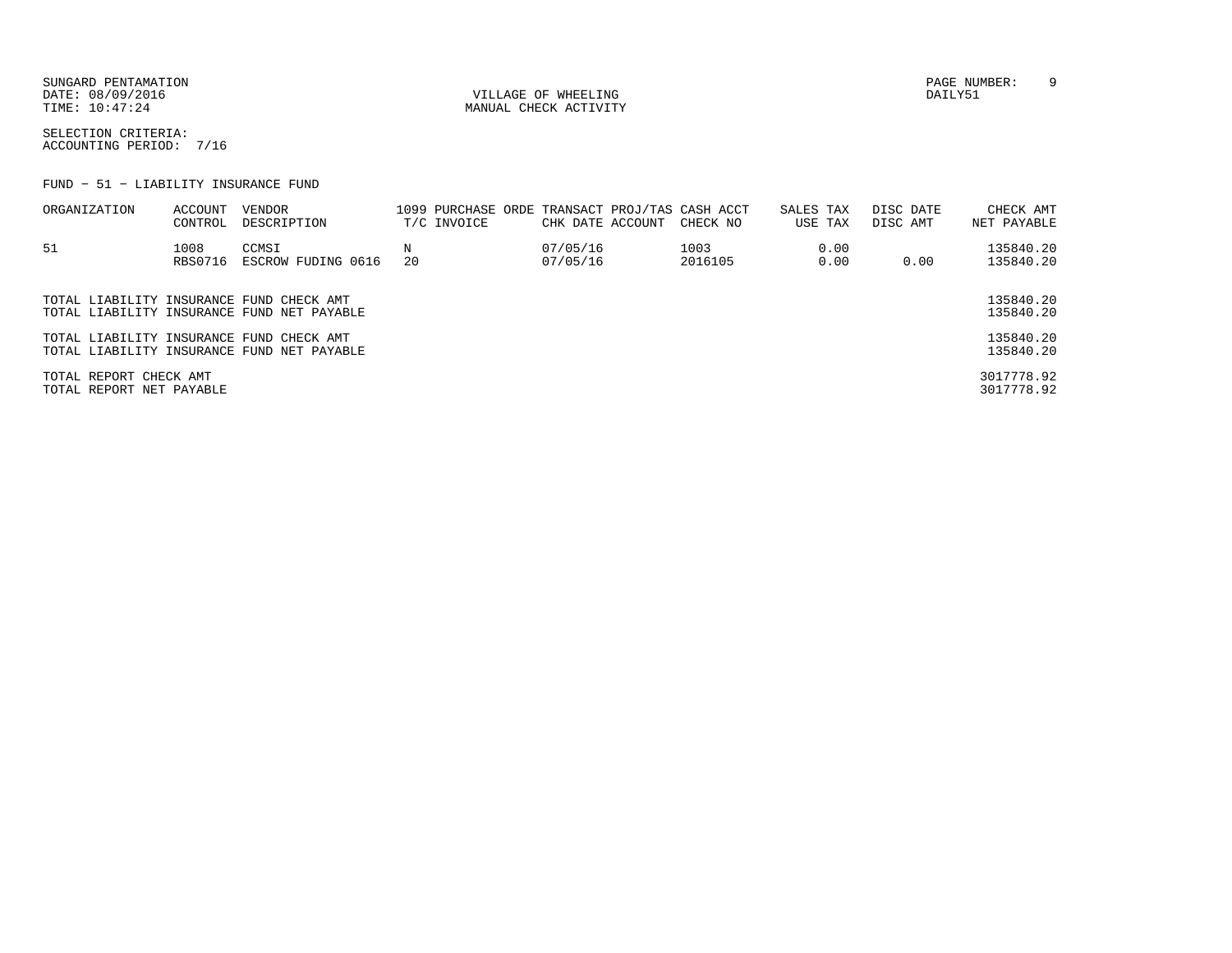SUNGARD PENTAMATION
DATE: 08/09/2016
TIME: 10:47:24

VILLAGE OF WHEELING
MANUAL CHECK ACTIVITY

PAGE NUMBER: 9
DAILY51

SELECTION CRITERIA:
ACCOUNTING PERIOD: 7/16

FUND − 51 − LIABILITY INSURANCE FUND

| ORGANIZATION | ACCOUNT CONTROL | VENDOR DESCRIPTION | 1099 T/C | PURCHASE ORDE INVOICE | TRANSACT CHK DATE | PROJ/TAS ACCOUNT | CASH ACCT CHECK NO | SALES TAX USE TAX | DISC DATE DISC AMT | CHECK AMT NET PAYABLE |
|---|---|---|---|---|---|---|---|---|---|---|
| 51 | 1008 | CCMSI | N | | 07/05/16 | | 1003 | 0.00 | | 135840.20 |
| | RBS0716 | ESCROW FUDING 0616 | 20 | | 07/05/16 | | 2016105 | 0.00 | 0.00 | 135840.20 |

| | |
|---|---|
| TOTAL LIABILITY INSURANCE FUND CHECK AMT | 135840.20 |
| TOTAL LIABILITY INSURANCE FUND NET PAYABLE | 135840.20 |
| TOTAL LIABILITY INSURANCE FUND CHECK AMT | 135840.20 |
| TOTAL LIABILITY INSURANCE FUND NET PAYABLE | 135840.20 |
| TOTAL REPORT CHECK AMT | 3017778.92 |
| TOTAL REPORT NET PAYABLE | 3017778.92 |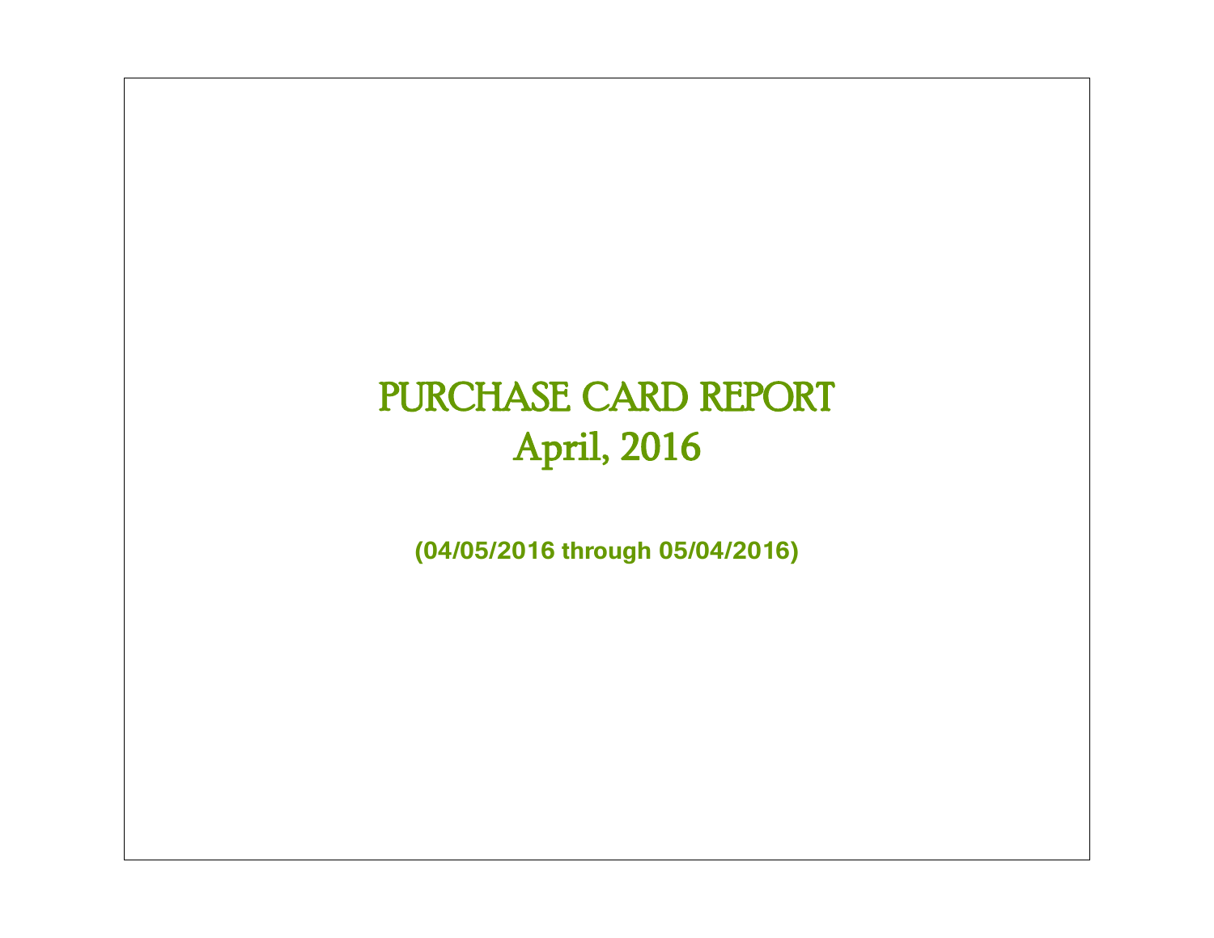# PURCHASE CARD REPORT
# April, 2016

**(04/05/2016 through 05/04/2016)**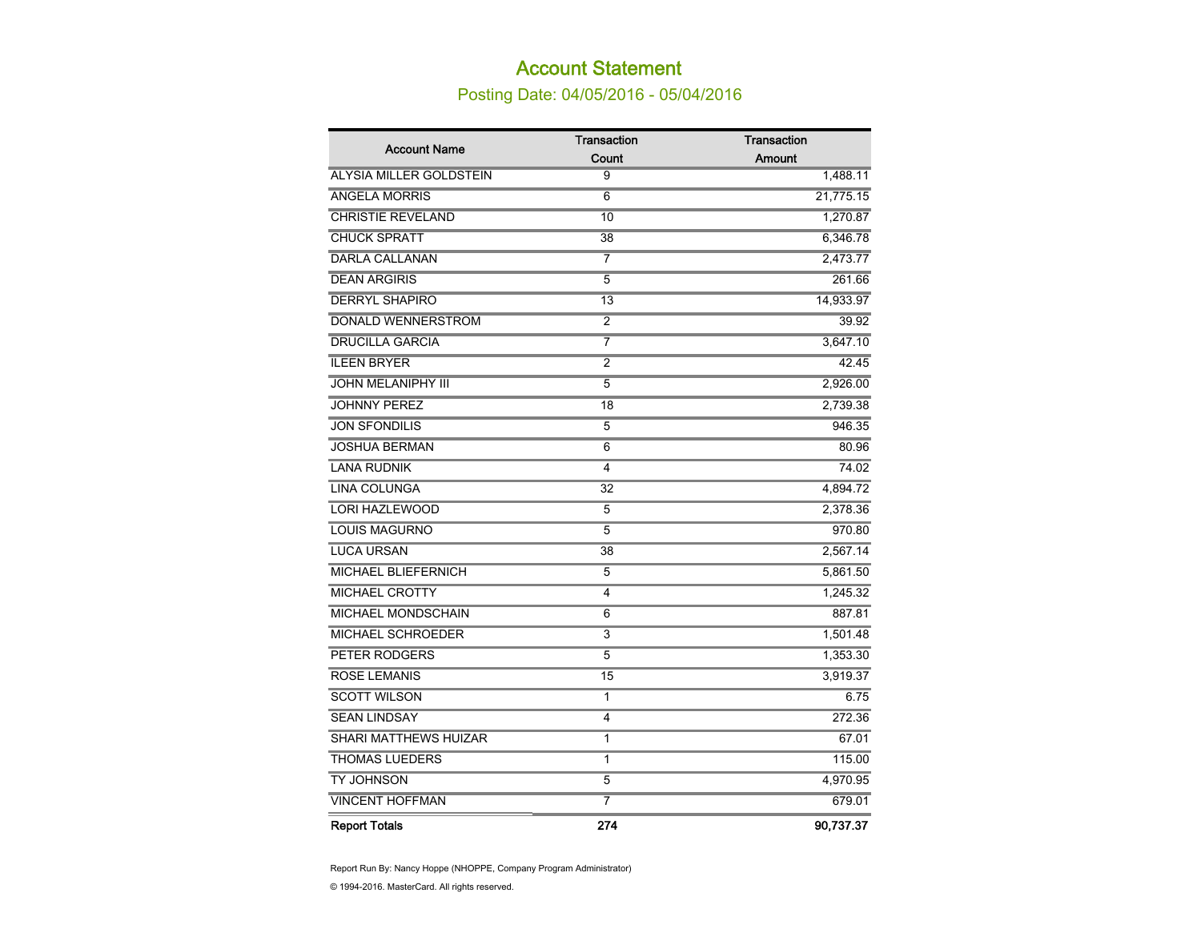# Account Statement

## Posting Date: 04/05/2016 - 05/04/2016

| Account Name | Transaction Count | Transaction Amount |
|---|---|---|
| ALYSIA MILLER GOLDSTEIN | 9 | 1,488.11 |
| ANGELA MORRIS | 6 | 21,775.15 |
| CHRISTIE REVELAND | 10 | 1,270.87 |
| CHUCK SPRATT | 38 | 6,346.78 |
| DARLA CALLANAN | 7 | 2,473.77 |
| DEAN ARGIRIS | 5 | 261.66 |
| DERRYL SHAPIRO | 13 | 14,933.97 |
| DONALD WENNERSTROM | 2 | 39.92 |
| DRUCILLA GARCIA | 7 | 3,647.10 |
| ILEEN BRYER | 2 | 42.45 |
| JOHN MELANIPHY III | 5 | 2,926.00 |
| JOHNNY PEREZ | 18 | 2,739.38 |
| JON SFONDILIS | 5 | 946.35 |
| JOSHUA BERMAN | 6 | 80.96 |
| LANA RUDNIK | 4 | 74.02 |
| LINA COLUNGA | 32 | 4,894.72 |
| LORI HAZLEWOOD | 5 | 2,378.36 |
| LOUIS MAGURNO | 5 | 970.80 |
| LUCA URSAN | 38 | 2,567.14 |
| MICHAEL BLIEFERNICH | 5 | 5,861.50 |
| MICHAEL CROTTY | 4 | 1,245.32 |
| MICHAEL MONDSCHAIN | 6 | 887.81 |
| MICHAEL SCHROEDER | 3 | 1,501.48 |
| PETER RODGERS | 5 | 1,353.30 |
| ROSE LEMANIS | 15 | 3,919.37 |
| SCOTT WILSON | 1 | 6.75 |
| SEAN LINDSAY | 4 | 272.36 |
| SHARI MATTHEWS HUIZAR | 1 | 67.01 |
| THOMAS LUEDERS | 1 | 115.00 |
| TY JOHNSON | 5 | 4,970.95 |
| VINCENT HOFFMAN | 7 | 679.01 |
| **Report Totals** | **274** | **90,737.37** |

Report Run By: Nancy Hoppe (NHOPPE, Company Program Administrator)

© 1994-2016. MasterCard. All rights reserved.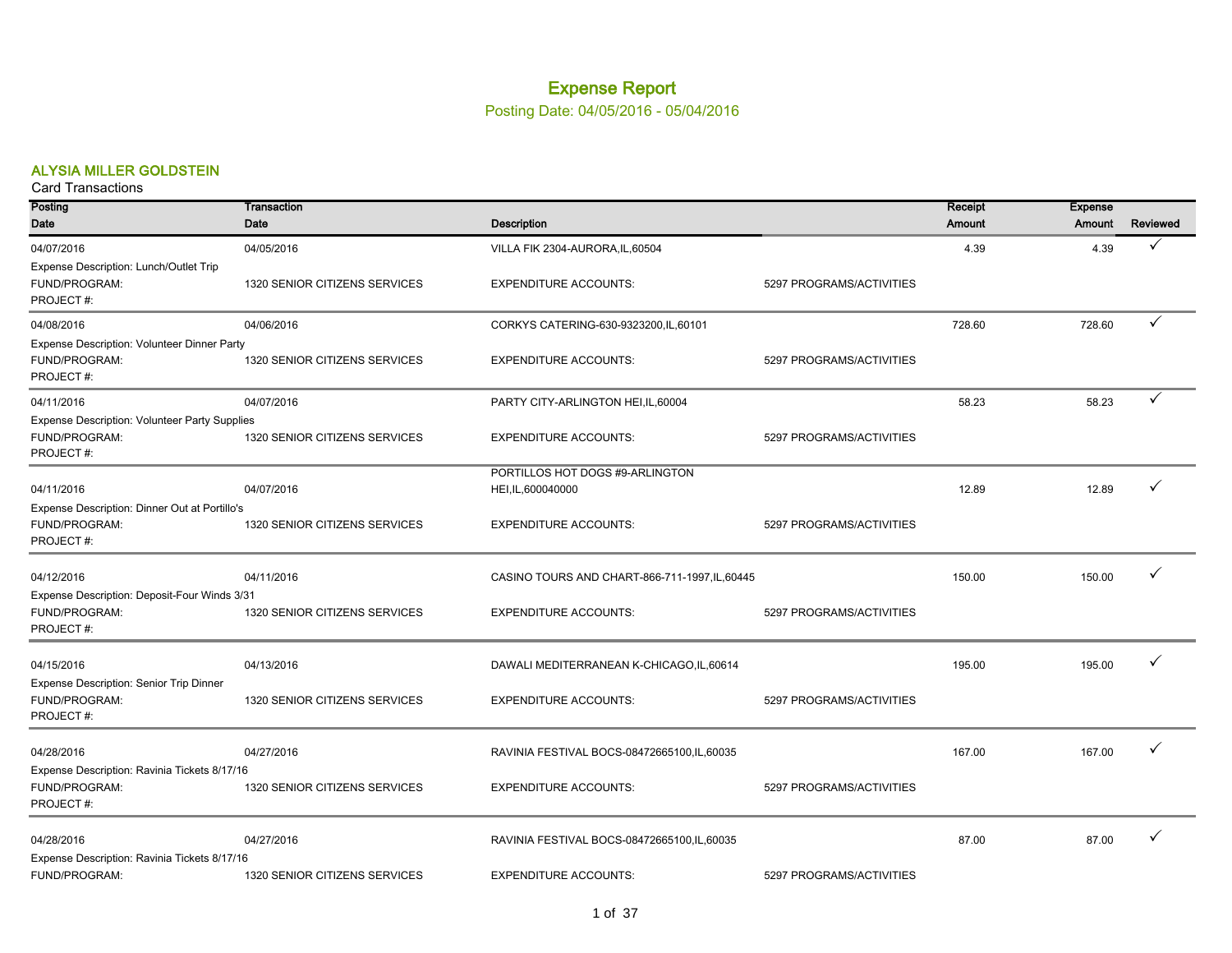# Expense Report

Posting Date: 04/05/2016 - 05/04/2016

## ALYSIA MILLER GOLDSTEIN

Card Transactions

| Posting Date | Transaction Date | Description | | Receipt Amount | Expense Amount | Reviewed |
|---|---|---|---|---|---|---|
| 04/07/2016 | 04/05/2016 | VILLA FIK 2304-AURORA,IL,60504 | | 4.39 | 4.39 | ✓ |
| Expense Description: Lunch/Outlet Trip | | | | | | |
| FUND/PROGRAM: | 1320 SENIOR CITIZENS SERVICES | EXPENDITURE ACCOUNTS: | 5297 PROGRAMS/ACTIVITIES | | | |
| PROJECT #: | | | | | | |
| 04/08/2016 | 04/06/2016 | CORKYS CATERING-630-9323200,IL,60101 | | 728.60 | 728.60 | ✓ |
| Expense Description: Volunteer Dinner Party | | | | | | |
| FUND/PROGRAM: | 1320 SENIOR CITIZENS SERVICES | EXPENDITURE ACCOUNTS: | 5297 PROGRAMS/ACTIVITIES | | | |
| PROJECT #: | | | | | | |
| 04/11/2016 | 04/07/2016 | PARTY CITY-ARLINGTON HEI,IL,60004 | | 58.23 | 58.23 | ✓ |
| Expense Description: Volunteer Party Supplies | | | | | | |
| FUND/PROGRAM: | 1320 SENIOR CITIZENS SERVICES | EXPENDITURE ACCOUNTS: | 5297 PROGRAMS/ACTIVITIES | | | |
| PROJECT #: | | | | | | |
| 04/11/2016 | 04/07/2016 | PORTILLOS HOT DOGS #9-ARLINGTON HEI,IL,600040000 | | 12.89 | 12.89 | ✓ |
| Expense Description: Dinner Out at Portillo's | | | | | | |
| FUND/PROGRAM: | 1320 SENIOR CITIZENS SERVICES | EXPENDITURE ACCOUNTS: | 5297 PROGRAMS/ACTIVITIES | | | |
| PROJECT #: | | | | | | |
| 04/12/2016 | 04/11/2016 | CASINO TOURS AND CHART-866-711-1997,IL,60445 | | 150.00 | 150.00 | ✓ |
| Expense Description: Deposit-Four Winds 3/31 | | | | | | |
| FUND/PROGRAM: | 1320 SENIOR CITIZENS SERVICES | EXPENDITURE ACCOUNTS: | 5297 PROGRAMS/ACTIVITIES | | | |
| PROJECT #: | | | | | | |
| 04/15/2016 | 04/13/2016 | DAWALI MEDITERRANEAN K-CHICAGO,IL,60614 | | 195.00 | 195.00 | ✓ |
| Expense Description: Senior Trip Dinner | | | | | | |
| FUND/PROGRAM: | 1320 SENIOR CITIZENS SERVICES | EXPENDITURE ACCOUNTS: | 5297 PROGRAMS/ACTIVITIES | | | |
| PROJECT #: | | | | | | |
| 04/28/2016 | 04/27/2016 | RAVINIA FESTIVAL BOCS-08472665100,IL,60035 | | 167.00 | 167.00 | ✓ |
| Expense Description: Ravinia Tickets 8/17/16 | | | | | | |
| FUND/PROGRAM: | 1320 SENIOR CITIZENS SERVICES | EXPENDITURE ACCOUNTS: | 5297 PROGRAMS/ACTIVITIES | | | |
| PROJECT #: | | | | | | |
| 04/28/2016 | 04/27/2016 | RAVINIA FESTIVAL BOCS-08472665100,IL,60035 | | 87.00 | 87.00 | ✓ |
| Expense Description: Ravinia Tickets 8/17/16 | | | | | | |
| FUND/PROGRAM: | 1320 SENIOR CITIZENS SERVICES | EXPENDITURE ACCOUNTS: | 5297 PROGRAMS/ACTIVITIES | | | |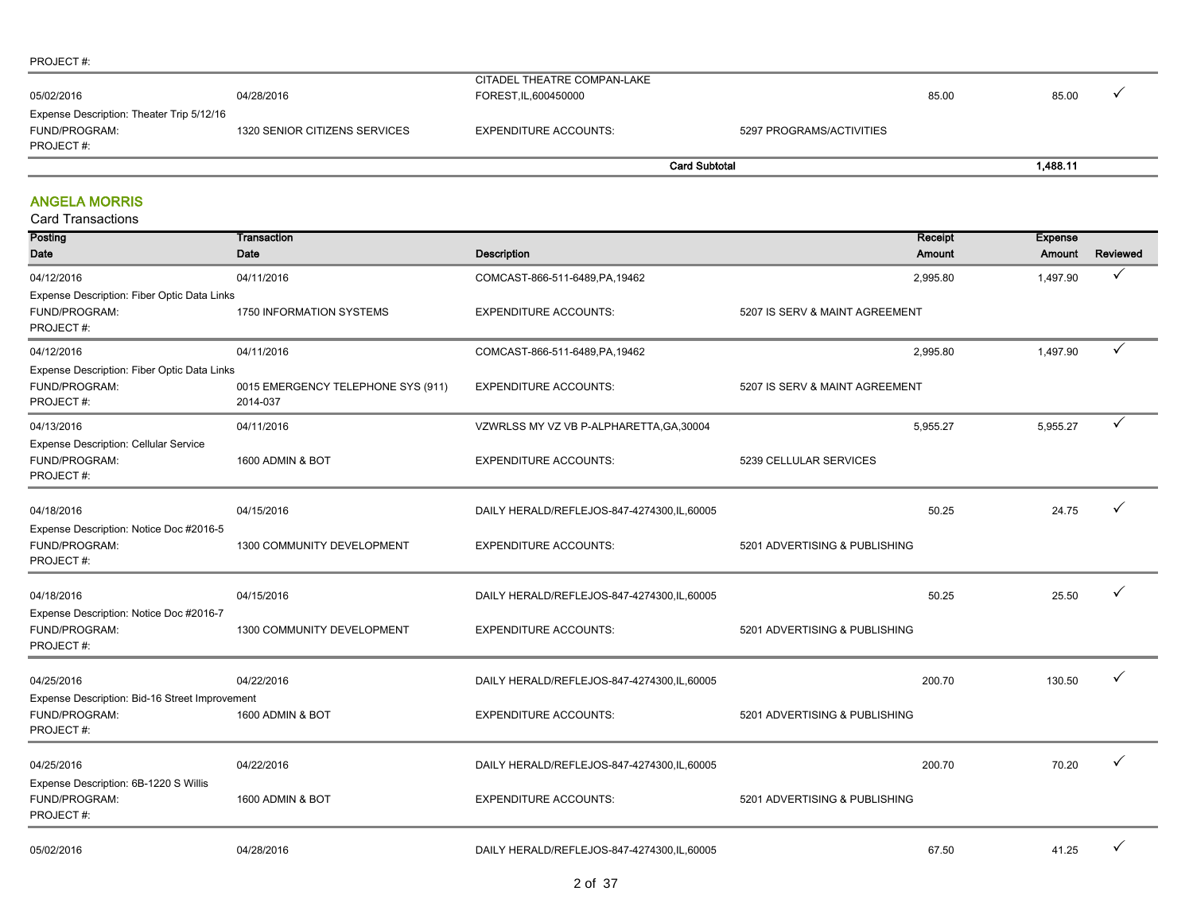PROJECT #:

| | | | | | |
|---|---|---|---|---|---|
| 05/02/2016 | 04/28/2016 | CITADEL THEATRE COMPAN-LAKE FOREST,IL,600450000 | 85.00 | 85.00 | ✓ |
| Expense Description: Theater Trip 5/12/16 | | | | | |
| FUND/PROGRAM: | 1320 SENIOR CITIZENS SERVICES | EXPENDITURE ACCOUNTS: | 5297 PROGRAMS/ACTIVITIES | | |
| PROJECT #: | | | | | |
| | | **Card Subtotal** | | **1,488.11** | |

## ANGELA MORRIS

Card Transactions

| Posting Date | Transaction Date | Description | | Receipt Amount | Expense Amount | Reviewed |
|---|---|---|---|---|---|---|
| 04/12/2016 | 04/11/2016 | COMCAST-866-511-6489,PA,19462 | | 2,995.80 | 1,497.90 | ✓ |
| Expense Description: Fiber Optic Data Links | | | | | | |
| FUND/PROGRAM: | 1750 INFORMATION SYSTEMS | EXPENDITURE ACCOUNTS: | 5207 IS SERV & MAINT AGREEMENT | | | |
| PROJECT #: | | | | | | |
| 04/12/2016 | 04/11/2016 | COMCAST-866-511-6489,PA,19462 | | 2,995.80 | 1,497.90 | ✓ |
| Expense Description: Fiber Optic Data Links | | | | | | |
| FUND/PROGRAM: | 0015 EMERGENCY TELEPHONE SYS (911) | EXPENDITURE ACCOUNTS: | 5207 IS SERV & MAINT AGREEMENT | | | |
| PROJECT #: | 2014-037 | | | | | |
| 04/13/2016 | 04/11/2016 | VZWRLSS MY VZ VB P-ALPHARETTA,GA,30004 | | 5,955.27 | 5,955.27 | ✓ |
| Expense Description: Cellular Service | | | | | | |
| FUND/PROGRAM: | 1600 ADMIN & BOT | EXPENDITURE ACCOUNTS: | 5239 CELLULAR SERVICES | | | |
| PROJECT #: | | | | | | |
| 04/18/2016 | 04/15/2016 | DAILY HERALD/REFLEJOS-847-4274300,IL,60005 | | 50.25 | 24.75 | ✓ |
| Expense Description: Notice Doc #2016-5 | | | | | | |
| FUND/PROGRAM: | 1300 COMMUNITY DEVELOPMENT | EXPENDITURE ACCOUNTS: | 5201 ADVERTISING & PUBLISHING | | | |
| PROJECT #: | | | | | | |
| 04/18/2016 | 04/15/2016 | DAILY HERALD/REFLEJOS-847-4274300,IL,60005 | | 50.25 | 25.50 | ✓ |
| Expense Description: Notice Doc #2016-7 | | | | | | |
| FUND/PROGRAM: | 1300 COMMUNITY DEVELOPMENT | EXPENDITURE ACCOUNTS: | 5201 ADVERTISING & PUBLISHING | | | |
| PROJECT #: | | | | | | |
| 04/25/2016 | 04/22/2016 | DAILY HERALD/REFLEJOS-847-4274300,IL,60005 | | 200.70 | 130.50 | ✓ |
| Expense Description: Bid-16 Street Improvement | | | | | | |
| FUND/PROGRAM: | 1600 ADMIN & BOT | EXPENDITURE ACCOUNTS: | 5201 ADVERTISING & PUBLISHING | | | |
| PROJECT #: | | | | | | |
| 04/25/2016 | 04/22/2016 | DAILY HERALD/REFLEJOS-847-4274300,IL,60005 | | 200.70 | 70.20 | ✓ |
| Expense Description: 6B-1220 S Willis | | | | | | |
| FUND/PROGRAM: | 1600 ADMIN & BOT | EXPENDITURE ACCOUNTS: | 5201 ADVERTISING & PUBLISHING | | | |
| PROJECT #: | | | | | | |
| 05/02/2016 | 04/28/2016 | DAILY HERALD/REFLEJOS-847-4274300,IL,60005 | | 67.50 | 41.25 | ✓ |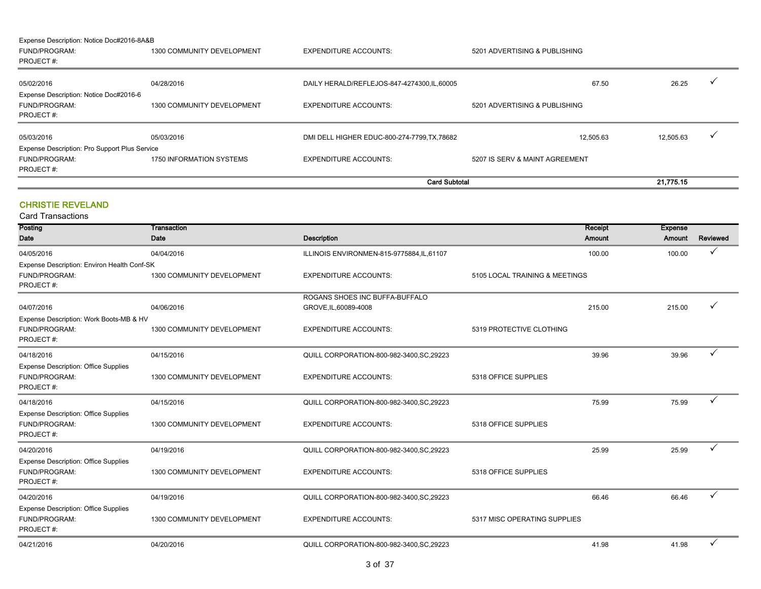| | | | | | | |
|---|---|---|---|---|---|---|
| Expense Description: Notice Doc#2016-8A&B | | | | | | |
| FUND/PROGRAM: | 1300 COMMUNITY DEVELOPMENT | EXPENDITURE ACCOUNTS: | 5201 ADVERTISING & PUBLISHING | | | |
| PROJECT #: | | | | | | |
| 05/02/2016 | 04/28/2016 | DAILY HERALD/REFLEJOS-847-4274300,IL,60005 | | 67.50 | 26.25 | ✓ |
| Expense Description: Notice Doc#2016-6 | | | | | | |
| FUND/PROGRAM: | 1300 COMMUNITY DEVELOPMENT | EXPENDITURE ACCOUNTS: | 5201 ADVERTISING & PUBLISHING | | | |
| PROJECT #: | | | | | | |
| 05/03/2016 | 05/03/2016 | DMI DELL HIGHER EDUC-800-274-7799,TX,78682 | | 12,505.63 | 12,505.63 | ✓ |
| Expense Description: Pro Support Plus Service | | | | | | |
| FUND/PROGRAM: | 1750 INFORMATION SYSTEMS | EXPENDITURE ACCOUNTS: | 5207 IS SERV & MAINT AGREEMENT | | | |
| PROJECT #: | | | | | | |
| | | | **Card Subtotal** | | **21,775.15** | |

## CHRISTIE REVELAND

Card Transactions

| Posting Date | Transaction Date | Description | | Receipt Amount | Expense Amount | Reviewed |
|---|---|---|---|---|---|---|
| 04/05/2016 | 04/04/2016 | ILLINOIS ENVIRONMEN-815-9775884,IL,61107 | | 100.00 | 100.00 | ✓ |
| Expense Description: Environ Health Conf-SK | | | | | | |
| FUND/PROGRAM: | 1300 COMMUNITY DEVELOPMENT | EXPENDITURE ACCOUNTS: | 5105 LOCAL TRAINING & MEETINGS | | | |
| PROJECT #: | | | | | | |
| 04/07/2016 | 04/06/2016 | ROGANS SHOES INC BUFFA-BUFFALO GROVE,IL,60089-4008 | | 215.00 | 215.00 | ✓ |
| Expense Description: Work Boots-MB & HV | | | | | | |
| FUND/PROGRAM: | 1300 COMMUNITY DEVELOPMENT | EXPENDITURE ACCOUNTS: | 5319 PROTECTIVE CLOTHING | | | |
| PROJECT #: | | | | | | |
| 04/18/2016 | 04/15/2016 | QUILL CORPORATION-800-982-3400,SC,29223 | | 39.96 | 39.96 | ✓ |
| Expense Description: Office Supplies | | | | | | |
| FUND/PROGRAM: | 1300 COMMUNITY DEVELOPMENT | EXPENDITURE ACCOUNTS: | 5318 OFFICE SUPPLIES | | | |
| PROJECT #: | | | | | | |
| 04/18/2016 | 04/15/2016 | QUILL CORPORATION-800-982-3400,SC,29223 | | 75.99 | 75.99 | ✓ |
| Expense Description: Office Supplies | | | | | | |
| FUND/PROGRAM: | 1300 COMMUNITY DEVELOPMENT | EXPENDITURE ACCOUNTS: | 5318 OFFICE SUPPLIES | | | |
| PROJECT #: | | | | | | |
| 04/20/2016 | 04/19/2016 | QUILL CORPORATION-800-982-3400,SC,29223 | | 25.99 | 25.99 | ✓ |
| Expense Description: Office Supplies | | | | | | |
| FUND/PROGRAM: | 1300 COMMUNITY DEVELOPMENT | EXPENDITURE ACCOUNTS: | 5318 OFFICE SUPPLIES | | | |
| PROJECT #: | | | | | | |
| 04/20/2016 | 04/19/2016 | QUILL CORPORATION-800-982-3400,SC,29223 | | 66.46 | 66.46 | ✓ |
| Expense Description: Office Supplies | | | | | | |
| FUND/PROGRAM: | 1300 COMMUNITY DEVELOPMENT | EXPENDITURE ACCOUNTS: | 5317 MISC OPERATING SUPPLIES | | | |
| PROJECT #: | | | | | | |
| 04/21/2016 | 04/20/2016 | QUILL CORPORATION-800-982-3400,SC,29223 | | 41.98 | 41.98 | ✓ |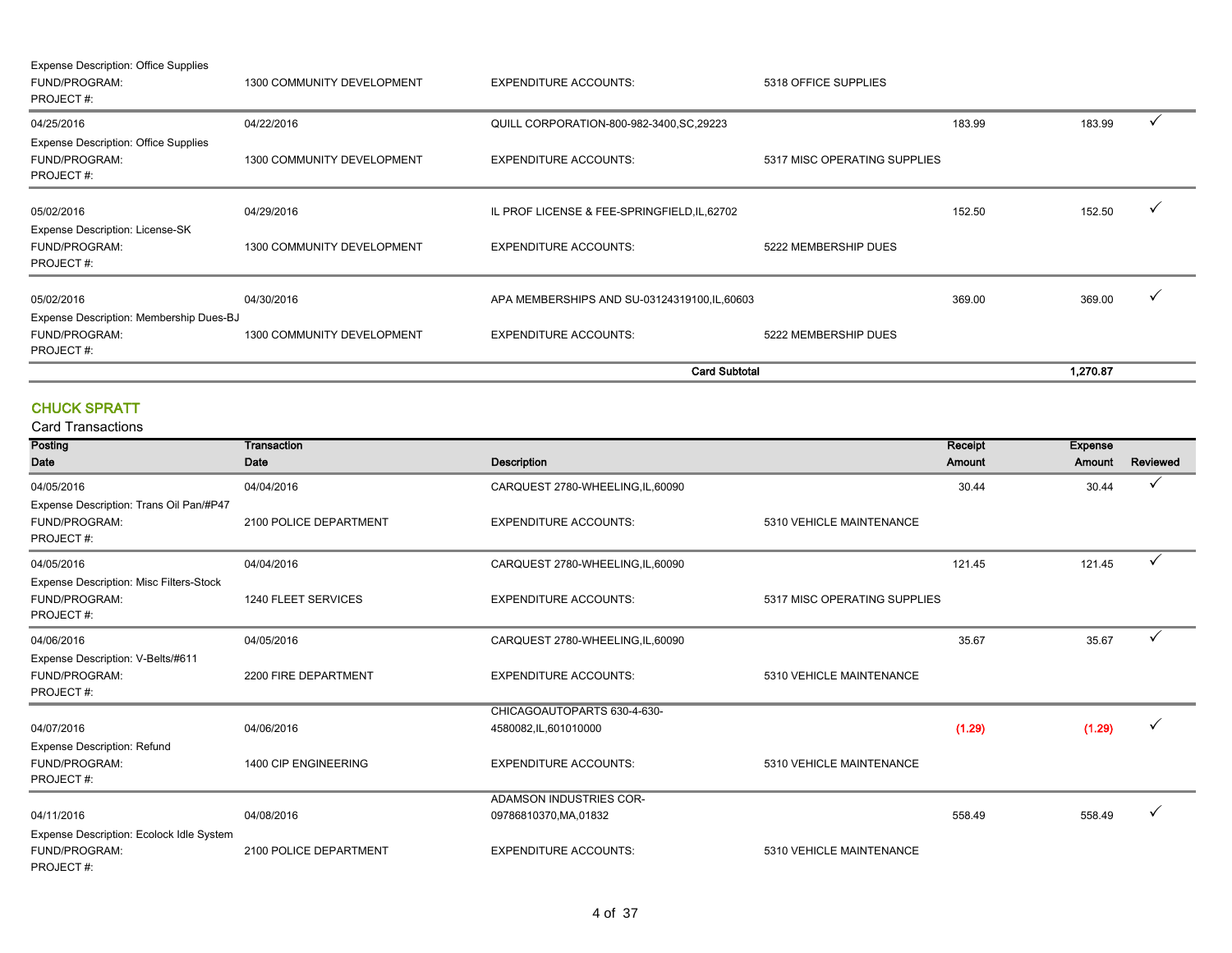| | | | | | | |
|---|---|---|---|---|---|---|
| Expense Description: Office Supplies | | | | | | |
| FUND/PROGRAM: | 1300 COMMUNITY DEVELOPMENT | EXPENDITURE ACCOUNTS: | 5318 OFFICE SUPPLIES | | | |
| PROJECT #: | | | | | | |
| 04/25/2016 | 04/22/2016 | QUILL CORPORATION-800-982-3400,SC,29223 | | 183.99 | 183.99 | ✓ |
| Expense Description: Office Supplies | | | | | | |
| FUND/PROGRAM: | 1300 COMMUNITY DEVELOPMENT | EXPENDITURE ACCOUNTS: | 5317 MISC OPERATING SUPPLIES | | | |
| PROJECT #: | | | | | | |
| 05/02/2016 | 04/29/2016 | IL PROF LICENSE & FEE-SPRINGFIELD,IL,62702 | | 152.50 | 152.50 | ✓ |
| Expense Description: License-SK | | | | | | |
| FUND/PROGRAM: | 1300 COMMUNITY DEVELOPMENT | EXPENDITURE ACCOUNTS: | 5222 MEMBERSHIP DUES | | | |
| PROJECT #: | | | | | | |
| 05/02/2016 | 04/30/2016 | APA MEMBERSHIPS AND SU-03124319100,IL,60603 | | 369.00 | 369.00 | ✓ |
| Expense Description: Membership Dues-BJ | | | | | | |
| FUND/PROGRAM: | 1300 COMMUNITY DEVELOPMENT | EXPENDITURE ACCOUNTS: | 5222 MEMBERSHIP DUES | | | |
| PROJECT #: | | | | | | |
| | | **Card Subtotal** | | | **1,270.87** | |

## CHUCK SPRATT

Card Transactions

| Posting Date | Transaction Date | Description | | Receipt Amount | Expense Amount | Reviewed |
|---|---|---|---|---|---|---|
| 04/05/2016 | 04/04/2016 | CARQUEST 2780-WHEELING,IL,60090 | | 30.44 | 30.44 | ✓ |
| Expense Description: Trans Oil Pan/#P47 | | | | | | |
| FUND/PROGRAM: | 2100 POLICE DEPARTMENT | EXPENDITURE ACCOUNTS: | 5310 VEHICLE MAINTENANCE | | | |
| PROJECT #: | | | | | | |
| 04/05/2016 | 04/04/2016 | CARQUEST 2780-WHEELING,IL,60090 | | 121.45 | 121.45 | ✓ |
| Expense Description: Misc Filters-Stock | | | | | | |
| FUND/PROGRAM: | 1240 FLEET SERVICES | EXPENDITURE ACCOUNTS: | 5317 MISC OPERATING SUPPLIES | | | |
| PROJECT #: | | | | | | |
| 04/06/2016 | 04/05/2016 | CARQUEST 2780-WHEELING,IL,60090 | | 35.67 | 35.67 | ✓ |
| Expense Description: V-Belts/#611 | | | | | | |
| FUND/PROGRAM: | 2200 FIRE DEPARTMENT | EXPENDITURE ACCOUNTS: | 5310 VEHICLE MAINTENANCE | | | |
| PROJECT #: | | | | | | |
| 04/07/2016 | 04/06/2016 | CHICAGOAUTOPARTS 630-4-630-4580082,IL,601010000 | | (1.29) | (1.29) | ✓ |
| Expense Description: Refund | | | | | | |
| FUND/PROGRAM: | 1400 CIP ENGINEERING | EXPENDITURE ACCOUNTS: | 5310 VEHICLE MAINTENANCE | | | |
| PROJECT #: | | | | | | |
| 04/11/2016 | 04/08/2016 | ADAMSON INDUSTRIES COR-09786810370,MA,01832 | | 558.49 | 558.49 | ✓ |
| Expense Description: Ecolock Idle System | | | | | | |
| FUND/PROGRAM: | 2100 POLICE DEPARTMENT | EXPENDITURE ACCOUNTS: | 5310 VEHICLE MAINTENANCE | | | |
| PROJECT #: | | | | | | |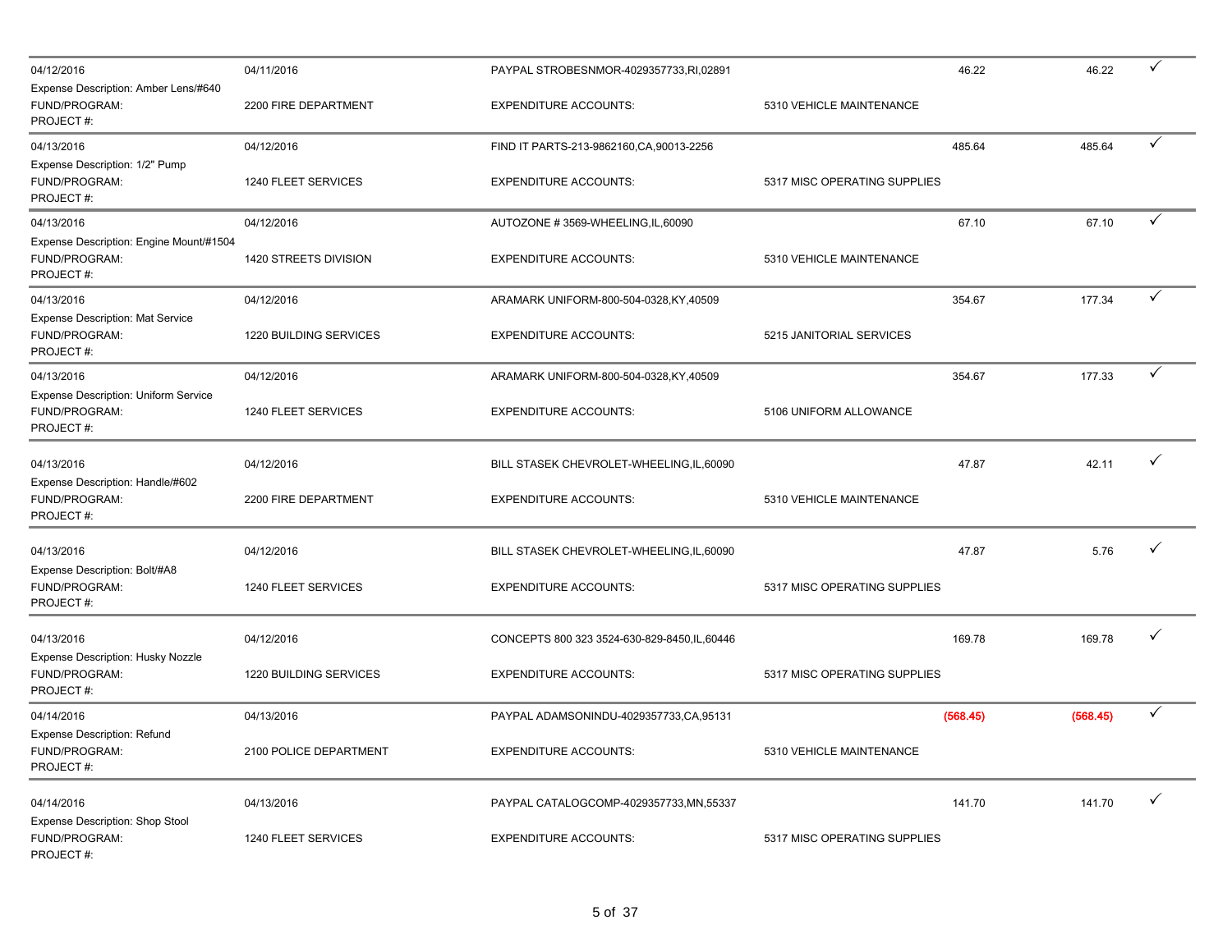| | | | | | | |
|---|---|---|---|---|---|---|
| 04/12/2016 | 04/11/2016 | PAYPAL STROBESNMOR-4029357733,RI,02891 | | 46.22 | 46.22 | ✓ |
| Expense Description: Amber Lens/#640 | | | | | | |
| FUND/PROGRAM: | 2200 FIRE DEPARTMENT | EXPENDITURE ACCOUNTS: | 5310 VEHICLE MAINTENANCE | | | |
| PROJECT #: | | | | | | |
| 04/13/2016 | 04/12/2016 | FIND IT PARTS-213-9862160,CA,90013-2256 | | 485.64 | 485.64 | ✓ |
| Expense Description: 1/2" Pump | | | | | | |
| FUND/PROGRAM: | 1240 FLEET SERVICES | EXPENDITURE ACCOUNTS: | 5317 MISC OPERATING SUPPLIES | | | |
| PROJECT #: | | | | | | |
| 04/13/2016 | 04/12/2016 | AUTOZONE # 3569-WHEELING,IL,60090 | | 67.10 | 67.10 | ✓ |
| Expense Description: Engine Mount/#1504 | | | | | | |
| FUND/PROGRAM: | 1420 STREETS DIVISION | EXPENDITURE ACCOUNTS: | 5310 VEHICLE MAINTENANCE | | | |
| PROJECT #: | | | | | | |
| 04/13/2016 | 04/12/2016 | ARAMARK UNIFORM-800-504-0328,KY,40509 | | 354.67 | 177.34 | ✓ |
| Expense Description: Mat Service | | | | | | |
| FUND/PROGRAM: | 1220 BUILDING SERVICES | EXPENDITURE ACCOUNTS: | 5215 JANITORIAL SERVICES | | | |
| PROJECT #: | | | | | | |
| 04/13/2016 | 04/12/2016 | ARAMARK UNIFORM-800-504-0328,KY,40509 | | 354.67 | 177.33 | ✓ |
| Expense Description: Uniform Service | | | | | | |
| FUND/PROGRAM: | 1240 FLEET SERVICES | EXPENDITURE ACCOUNTS: | 5106 UNIFORM ALLOWANCE | | | |
| PROJECT #: | | | | | | |
| 04/13/2016 | 04/12/2016 | BILL STASEK CHEVROLET-WHEELING,IL,60090 | | 47.87 | 42.11 | ✓ |
| Expense Description: Handle/#602 | | | | | | |
| FUND/PROGRAM: | 2200 FIRE DEPARTMENT | EXPENDITURE ACCOUNTS: | 5310 VEHICLE MAINTENANCE | | | |
| PROJECT #: | | | | | | |
| 04/13/2016 | 04/12/2016 | BILL STASEK CHEVROLET-WHEELING,IL,60090 | | 47.87 | 5.76 | ✓ |
| Expense Description: Bolt/#A8 | | | | | | |
| FUND/PROGRAM: | 1240 FLEET SERVICES | EXPENDITURE ACCOUNTS: | 5317 MISC OPERATING SUPPLIES | | | |
| PROJECT #: | | | | | | |
| 04/13/2016 | 04/12/2016 | CONCEPTS 800 323 3524-630-829-8450,IL,60446 | | 169.78 | 169.78 | ✓ |
| Expense Description: Husky Nozzle | | | | | | |
| FUND/PROGRAM: | 1220 BUILDING SERVICES | EXPENDITURE ACCOUNTS: | 5317 MISC OPERATING SUPPLIES | | | |
| PROJECT #: | | | | | | |
| 04/14/2016 | 04/13/2016 | PAYPAL ADAMSONINDU-4029357733,CA,95131 | | (568.45) | (568.45) | ✓ |
| Expense Description: Refund | | | | | | |
| FUND/PROGRAM: | 2100 POLICE DEPARTMENT | EXPENDITURE ACCOUNTS: | 5310 VEHICLE MAINTENANCE | | | |
| PROJECT #: | | | | | | |
| 04/14/2016 | 04/13/2016 | PAYPAL CATALOGCOMP-4029357733,MN,55337 | | 141.70 | 141.70 | ✓ |
| Expense Description: Shop Stool | | | | | | |
| FUND/PROGRAM: | 1240 FLEET SERVICES | EXPENDITURE ACCOUNTS: | 5317 MISC OPERATING SUPPLIES | | | |
| PROJECT #: | | | | | | |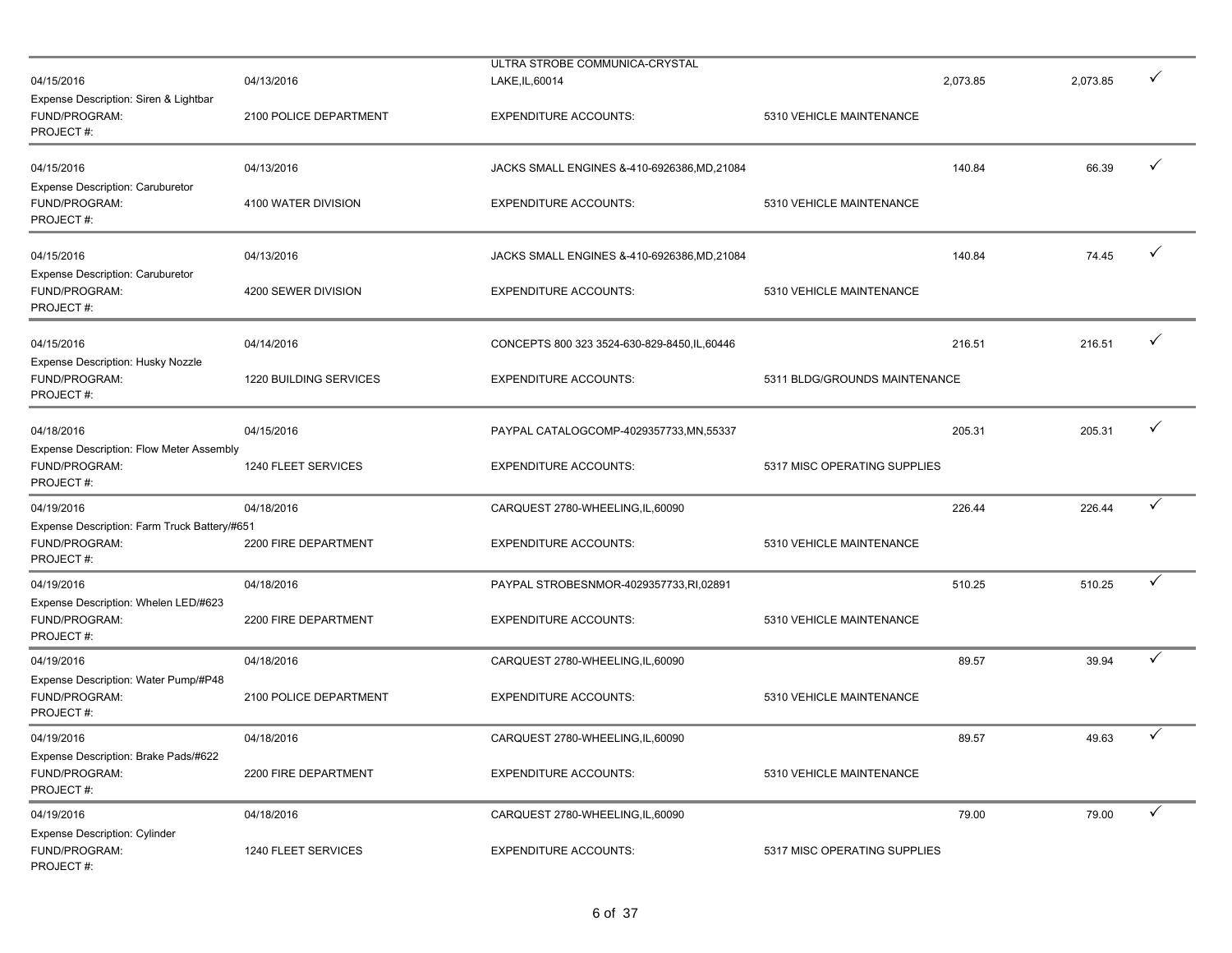| | | | | | | |
|---|---|---|---|---|---|---|
| 04/15/2016 | 04/13/2016 | ULTRA STROBE COMMUNICA-CRYSTAL LAKE,IL,60014 | | 2,073.85 | 2,073.85 | ✓ |
| Expense Description: Siren & Lightbar | | | | | | |
| FUND/PROGRAM: | 2100 POLICE DEPARTMENT | EXPENDITURE ACCOUNTS: | 5310 VEHICLE MAINTENANCE | | | |
| PROJECT #: | | | | | | |
| 04/15/2016 | 04/13/2016 | JACKS SMALL ENGINES &-410-6926386,MD,21084 | | 140.84 | 66.39 | ✓ |
| Expense Description: Caruburetor | | | | | | |
| FUND/PROGRAM: | 4100 WATER DIVISION | EXPENDITURE ACCOUNTS: | 5310 VEHICLE MAINTENANCE | | | |
| PROJECT #: | | | | | | |
| 04/15/2016 | 04/13/2016 | JACKS SMALL ENGINES &-410-6926386,MD,21084 | | 140.84 | 74.45 | ✓ |
| Expense Description: Caruburetor | | | | | | |
| FUND/PROGRAM: | 4200 SEWER DIVISION | EXPENDITURE ACCOUNTS: | 5310 VEHICLE MAINTENANCE | | | |
| PROJECT #: | | | | | | |
| 04/15/2016 | 04/14/2016 | CONCEPTS 800 323 3524-630-829-8450,IL,60446 | | 216.51 | 216.51 | ✓ |
| Expense Description: Husky Nozzle | | | | | | |
| FUND/PROGRAM: | 1220 BUILDING SERVICES | EXPENDITURE ACCOUNTS: | 5311 BLDG/GROUNDS MAINTENANCE | | | |
| PROJECT #: | | | | | | |
| 04/18/2016 | 04/15/2016 | PAYPAL CATALOGCOMP-4029357733,MN,55337 | | 205.31 | 205.31 | ✓ |
| Expense Description: Flow Meter Assembly | | | | | | |
| FUND/PROGRAM: | 1240 FLEET SERVICES | EXPENDITURE ACCOUNTS: | 5317 MISC OPERATING SUPPLIES | | | |
| PROJECT #: | | | | | | |
| 04/19/2016 | 04/18/2016 | CARQUEST 2780-WHEELING,IL,60090 | | 226.44 | 226.44 | ✓ |
| Expense Description: Farm Truck Battery/#651 | | | | | | |
| FUND/PROGRAM: | 2200 FIRE DEPARTMENT | EXPENDITURE ACCOUNTS: | 5310 VEHICLE MAINTENANCE | | | |
| PROJECT #: | | | | | | |
| 04/19/2016 | 04/18/2016 | PAYPAL STROBESNMOR-4029357733,RI,02891 | | 510.25 | 510.25 | ✓ |
| Expense Description: Whelen LED/#623 | | | | | | |
| FUND/PROGRAM: | 2200 FIRE DEPARTMENT | EXPENDITURE ACCOUNTS: | 5310 VEHICLE MAINTENANCE | | | |
| PROJECT #: | | | | | | |
| 04/19/2016 | 04/18/2016 | CARQUEST 2780-WHEELING,IL,60090 | | 89.57 | 39.94 | ✓ |
| Expense Description: Water Pump/#P48 | | | | | | |
| FUND/PROGRAM: | 2100 POLICE DEPARTMENT | EXPENDITURE ACCOUNTS: | 5310 VEHICLE MAINTENANCE | | | |
| PROJECT #: | | | | | | |
| 04/19/2016 | 04/18/2016 | CARQUEST 2780-WHEELING,IL,60090 | | 89.57 | 49.63 | ✓ |
| Expense Description: Brake Pads/#622 | | | | | | |
| FUND/PROGRAM: | 2200 FIRE DEPARTMENT | EXPENDITURE ACCOUNTS: | 5310 VEHICLE MAINTENANCE | | | |
| PROJECT #: | | | | | | |
| 04/19/2016 | 04/18/2016 | CARQUEST 2780-WHEELING,IL,60090 | | 79.00 | 79.00 | ✓ |
| Expense Description: Cylinder | | | | | | |
| FUND/PROGRAM: | 1240 FLEET SERVICES | EXPENDITURE ACCOUNTS: | 5317 MISC OPERATING SUPPLIES | | | |
| PROJECT #: | | | | | | |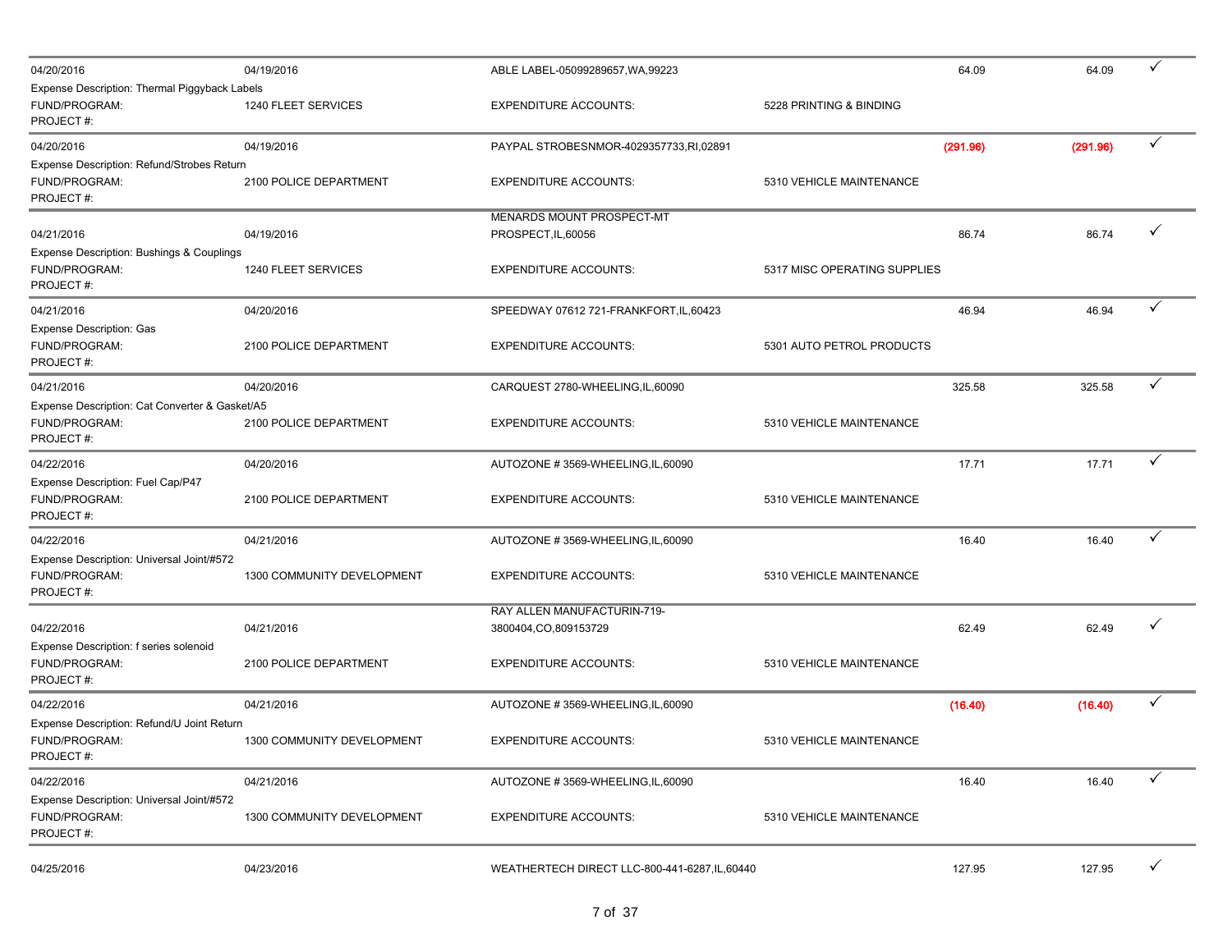| Posting Date | Transaction Date | Merchant | Account | Amount | Amount | |
|---|---|---|---|---|---|---|
| 04/20/2016 | 04/19/2016 | ABLE LABEL-05099289657,WA,99223 | | 64.09 | 64.09 | ✓ |
| Expense Description: Thermal Piggyback Labels | | | | | | |
| FUND/PROGRAM: | 1240 FLEET SERVICES | EXPENDITURE ACCOUNTS: | 5228 PRINTING & BINDING | | | |
| PROJECT #: | | | | | | |
| 04/20/2016 | 04/19/2016 | PAYPAL STROBESNMOR-4029357733,RI,02891 | | (291.96) | (291.96) | ✓ |
| Expense Description: Refund/Strobes Return | | | | | | |
| FUND/PROGRAM: | 2100 POLICE DEPARTMENT | EXPENDITURE ACCOUNTS: | 5310 VEHICLE MAINTENANCE | | | |
| PROJECT #: | | | | | | |
| 04/21/2016 | 04/19/2016 | MENARDS MOUNT PROSPECT-MT PROSPECT,IL,60056 | | 86.74 | 86.74 | ✓ |
| Expense Description: Bushings & Couplings | | | | | | |
| FUND/PROGRAM: | 1240 FLEET SERVICES | EXPENDITURE ACCOUNTS: | 5317 MISC OPERATING SUPPLIES | | | |
| PROJECT #: | | | | | | |
| 04/21/2016 | 04/20/2016 | SPEEDWAY 07612 721-FRANKFORT,IL,60423 | | 46.94 | 46.94 | ✓ |
| Expense Description: Gas | | | | | | |
| FUND/PROGRAM: | 2100 POLICE DEPARTMENT | EXPENDITURE ACCOUNTS: | 5301 AUTO PETROL PRODUCTS | | | |
| PROJECT #: | | | | | | |
| 04/21/2016 | 04/20/2016 | CARQUEST 2780-WHEELING,IL,60090 | | 325.58 | 325.58 | ✓ |
| Expense Description: Cat Converter & Gasket/A5 | | | | | | |
| FUND/PROGRAM: | 2100 POLICE DEPARTMENT | EXPENDITURE ACCOUNTS: | 5310 VEHICLE MAINTENANCE | | | |
| PROJECT #: | | | | | | |
| 04/22/2016 | 04/20/2016 | AUTOZONE # 3569-WHEELING,IL,60090 | | 17.71 | 17.71 | ✓ |
| Expense Description: Fuel Cap/P47 | | | | | | |
| FUND/PROGRAM: | 2100 POLICE DEPARTMENT | EXPENDITURE ACCOUNTS: | 5310 VEHICLE MAINTENANCE | | | |
| PROJECT #: | | | | | | |
| 04/22/2016 | 04/21/2016 | AUTOZONE # 3569-WHEELING,IL,60090 | | 16.40 | 16.40 | ✓ |
| Expense Description: Universal Joint/#572 | | | | | | |
| FUND/PROGRAM: | 1300 COMMUNITY DEVELOPMENT | EXPENDITURE ACCOUNTS: | 5310 VEHICLE MAINTENANCE | | | |
| PROJECT #: | | | | | | |
| 04/22/2016 | 04/21/2016 | RAY ALLEN MANUFACTURIN-719-3800404,CO,809153729 | | 62.49 | 62.49 | ✓ |
| Expense Description: f series solenoid | | | | | | |
| FUND/PROGRAM: | 2100 POLICE DEPARTMENT | EXPENDITURE ACCOUNTS: | 5310 VEHICLE MAINTENANCE | | | |
| PROJECT #: | | | | | | |
| 04/22/2016 | 04/21/2016 | AUTOZONE # 3569-WHEELING,IL,60090 | | (16.40) | (16.40) | ✓ |
| Expense Description: Refund/U Joint Return | | | | | | |
| FUND/PROGRAM: | 1300 COMMUNITY DEVELOPMENT | EXPENDITURE ACCOUNTS: | 5310 VEHICLE MAINTENANCE | | | |
| PROJECT #: | | | | | | |
| 04/22/2016 | 04/21/2016 | AUTOZONE # 3569-WHEELING,IL,60090 | | 16.40 | 16.40 | ✓ |
| Expense Description: Universal Joint/#572 | | | | | | |
| FUND/PROGRAM: | 1300 COMMUNITY DEVELOPMENT | EXPENDITURE ACCOUNTS: | 5310 VEHICLE MAINTENANCE | | | |
| PROJECT #: | | | | | | |
| 04/25/2016 | 04/23/2016 | WEATHERTECH DIRECT LLC-800-441-6287,IL,60440 | | 127.95 | 127.95 | ✓ |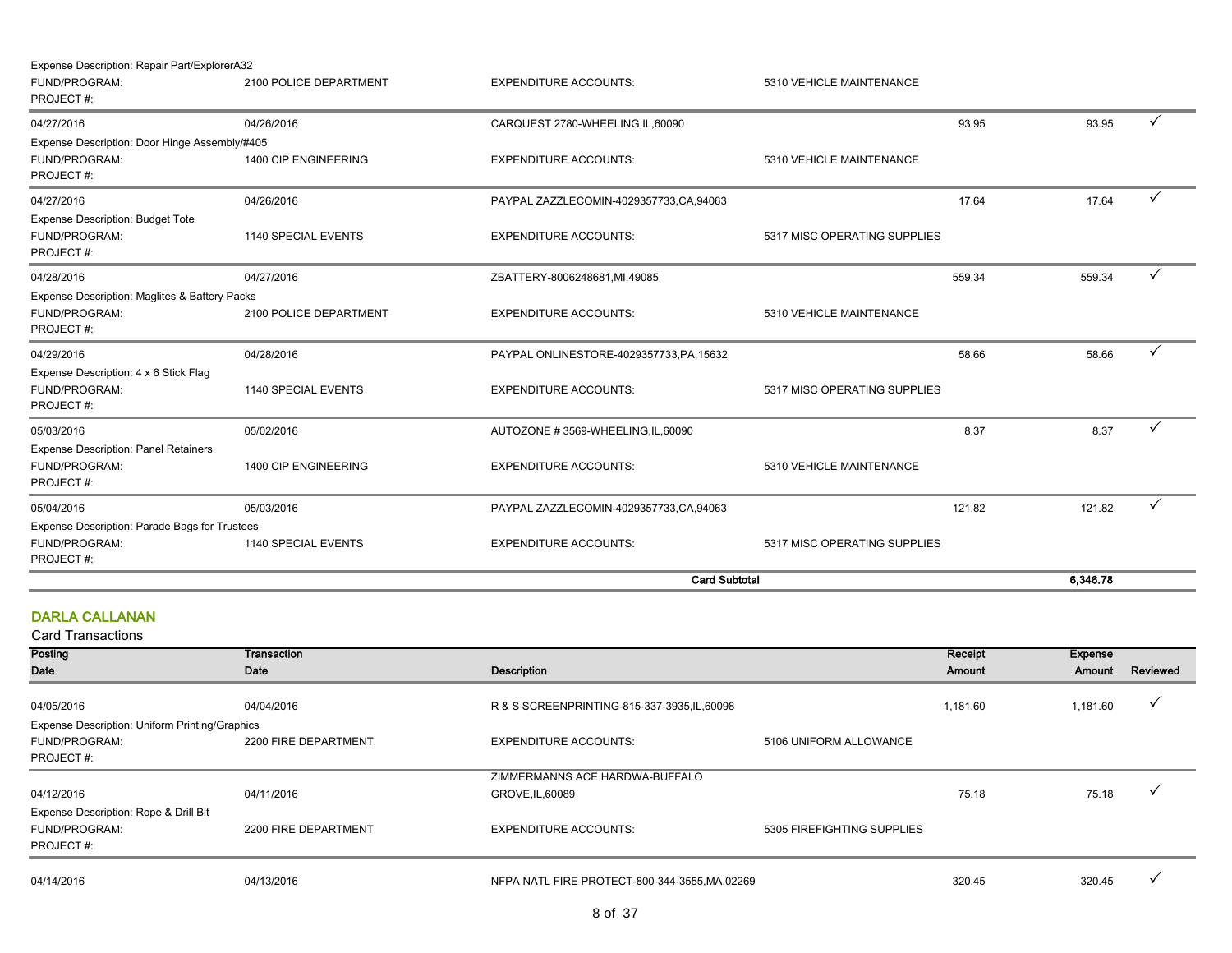| | | | | | | |
|---|---|---|---|---|---|---|
| Expense Description: Repair Part/ExplorerA32 | | | | | | |
| FUND/PROGRAM: | 2100 POLICE DEPARTMENT | EXPENDITURE ACCOUNTS: | 5310 VEHICLE MAINTENANCE | | | |
| PROJECT #: | | | | | | |
| 04/27/2016 | 04/26/2016 | CARQUEST 2780-WHEELING,IL,60090 | | 93.95 | 93.95 | ✓ |
| Expense Description: Door Hinge Assembly/#405 | | | | | | |
| FUND/PROGRAM: | 1400 CIP ENGINEERING | EXPENDITURE ACCOUNTS: | 5310 VEHICLE MAINTENANCE | | | |
| PROJECT #: | | | | | | |
| 04/27/2016 | 04/26/2016 | PAYPAL ZAZZLECOMIN-4029357733,CA,94063 | | 17.64 | 17.64 | ✓ |
| Expense Description: Budget Tote | | | | | | |
| FUND/PROGRAM: | 1140 SPECIAL EVENTS | EXPENDITURE ACCOUNTS: | 5317 MISC OPERATING SUPPLIES | | | |
| PROJECT #: | | | | | | |
| 04/28/2016 | 04/27/2016 | ZBATTERY-8006248681,MI,49085 | | 559.34 | 559.34 | ✓ |
| Expense Description: Maglites & Battery Packs | | | | | | |
| FUND/PROGRAM: | 2100 POLICE DEPARTMENT | EXPENDITURE ACCOUNTS: | 5310 VEHICLE MAINTENANCE | | | |
| PROJECT #: | | | | | | |
| 04/29/2016 | 04/28/2016 | PAYPAL ONLINESTORE-4029357733,PA,15632 | | 58.66 | 58.66 | ✓ |
| Expense Description: 4 x 6 Stick Flag | | | | | | |
| FUND/PROGRAM: | 1140 SPECIAL EVENTS | EXPENDITURE ACCOUNTS: | 5317 MISC OPERATING SUPPLIES | | | |
| PROJECT #: | | | | | | |
| 05/03/2016 | 05/02/2016 | AUTOZONE # 3569-WHEELING,IL,60090 | | 8.37 | 8.37 | ✓ |
| Expense Description: Panel Retainers | | | | | | |
| FUND/PROGRAM: | 1400 CIP ENGINEERING | EXPENDITURE ACCOUNTS: | 5310 VEHICLE MAINTENANCE | | | |
| PROJECT #: | | | | | | |
| 05/04/2016 | 05/03/2016 | PAYPAL ZAZZLECOMIN-4029357733,CA,94063 | | 121.82 | 121.82 | ✓ |
| Expense Description: Parade Bags for Trustees | | | | | | |
| FUND/PROGRAM: | 1140 SPECIAL EVENTS | EXPENDITURE ACCOUNTS: | 5317 MISC OPERATING SUPPLIES | | | |
| PROJECT #: | | | | | | |
| | | | **Card Subtotal** | | **6,346.78** | |

## DARLA CALLANAN

Card Transactions

| Posting Date | Transaction Date | Description | | Receipt Amount | Expense Amount | Reviewed |
|---|---|---|---|---|---|---|
| 04/05/2016 | 04/04/2016 | R & S SCREENPRINTING-815-337-3935,IL,60098 | | 1,181.60 | 1,181.60 | ✓ |
| Expense Description: Uniform Printing/Graphics | | | | | | |
| FUND/PROGRAM: | 2200 FIRE DEPARTMENT | EXPENDITURE ACCOUNTS: | 5106 UNIFORM ALLOWANCE | | | |
| PROJECT #: | | | | | | |
| 04/12/2016 | 04/11/2016 | ZIMMERMANNS ACE HARDWA-BUFFALO GROVE,IL,60089 | | 75.18 | 75.18 | ✓ |
| Expense Description: Rope & Drill Bit | | | | | | |
| FUND/PROGRAM: | 2200 FIRE DEPARTMENT | EXPENDITURE ACCOUNTS: | 5305 FIREFIGHTING SUPPLIES | | | |
| PROJECT #: | | | | | | |
| 04/14/2016 | 04/13/2016 | NFPA NATL FIRE PROTECT-800-344-3555,MA,02269 | | 320.45 | 320.45 | ✓ |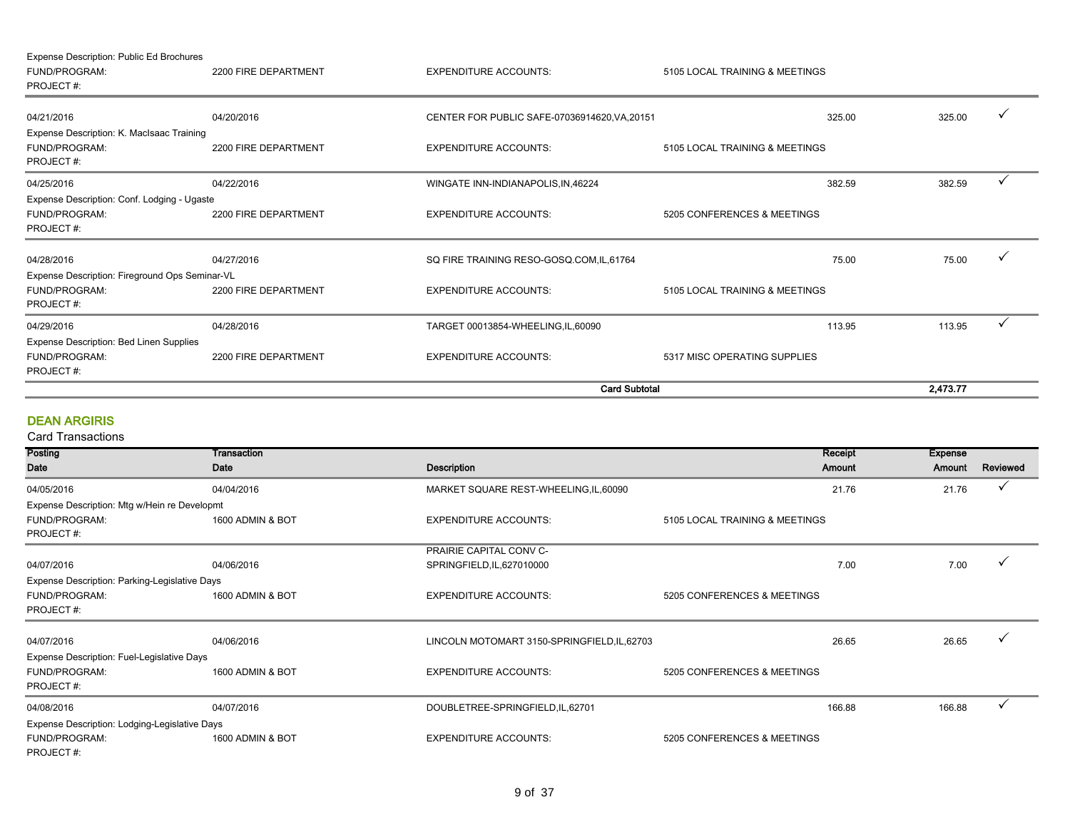| | | | | | |
|---|---|---|---|---|---|
| Expense Description: Public Ed Brochures | | | | | |
| FUND/PROGRAM: | 2200 FIRE DEPARTMENT | EXPENDITURE ACCOUNTS: | 5105 LOCAL TRAINING & MEETINGS | | |
| PROJECT #: | | | | | |
| 04/21/2016 | 04/20/2016 | CENTER FOR PUBLIC SAFE-07036914620,VA,20151 | 325.00 | 325.00 | ✓ |
| Expense Description: K. MacIsaac Training | | | | | |
| FUND/PROGRAM: | 2200 FIRE DEPARTMENT | EXPENDITURE ACCOUNTS: | 5105 LOCAL TRAINING & MEETINGS | | |
| PROJECT #: | | | | | |
| 04/25/2016 | 04/22/2016 | WINGATE INN-INDIANAPOLIS,IN,46224 | 382.59 | 382.59 | ✓ |
| Expense Description: Conf. Lodging - Ugaste | | | | | |
| FUND/PROGRAM: | 2200 FIRE DEPARTMENT | EXPENDITURE ACCOUNTS: | 5205 CONFERENCES & MEETINGS | | |
| PROJECT #: | | | | | |
| 04/28/2016 | 04/27/2016 | SQ FIRE TRAINING RESO-GOSQ.COM,IL,61764 | 75.00 | 75.00 | ✓ |
| Expense Description: Fireground Ops Seminar-VL | | | | | |
| FUND/PROGRAM: | 2200 FIRE DEPARTMENT | EXPENDITURE ACCOUNTS: | 5105 LOCAL TRAINING & MEETINGS | | |
| PROJECT #: | | | | | |
| 04/29/2016 | 04/28/2016 | TARGET 00013854-WHEELING,IL,60090 | 113.95 | 113.95 | ✓ |
| Expense Description: Bed Linen Supplies | | | | | |
| FUND/PROGRAM: | 2200 FIRE DEPARTMENT | EXPENDITURE ACCOUNTS: | 5317 MISC OPERATING SUPPLIES | | |
| PROJECT #: | | | | | |
| | | **Card Subtotal** | | **2,473.77** | |

## DEAN ARGIRIS

Card Transactions

| Posting Date | Transaction Date | Description | | Receipt Amount | Expense Amount | Reviewed |
|---|---|---|---|---|---|---|
| 04/05/2016 | 04/04/2016 | MARKET SQUARE REST-WHEELING,IL,60090 | | 21.76 | 21.76 | ✓ |
| Expense Description: Mtg w/Hein re Developmt | | | | | | |
| FUND/PROGRAM: | 1600 ADMIN & BOT | EXPENDITURE ACCOUNTS: | 5105 LOCAL TRAINING & MEETINGS | | | |
| PROJECT #: | | | | | | |
| 04/07/2016 | 04/06/2016 | PRAIRIE CAPITAL CONV C-SPRINGFIELD,IL,627010000 | | 7.00 | 7.00 | ✓ |
| Expense Description: Parking-Legislative Days | | | | | | |
| FUND/PROGRAM: | 1600 ADMIN & BOT | EXPENDITURE ACCOUNTS: | 5205 CONFERENCES & MEETINGS | | | |
| PROJECT #: | | | | | | |
| 04/07/2016 | 04/06/2016 | LINCOLN MOTOMART 3150-SPRINGFIELD,IL,62703 | | 26.65 | 26.65 | ✓ |
| Expense Description: Fuel-Legislative Days | | | | | | |
| FUND/PROGRAM: | 1600 ADMIN & BOT | EXPENDITURE ACCOUNTS: | 5205 CONFERENCES & MEETINGS | | | |
| PROJECT #: | | | | | | |
| 04/08/2016 | 04/07/2016 | DOUBLETREE-SPRINGFIELD,IL,62701 | | 166.88 | 166.88 | ✓ |
| Expense Description: Lodging-Legislative Days | | | | | | |
| FUND/PROGRAM: | 1600 ADMIN & BOT | EXPENDITURE ACCOUNTS: | 5205 CONFERENCES & MEETINGS | | | |
| PROJECT #: | | | | | | |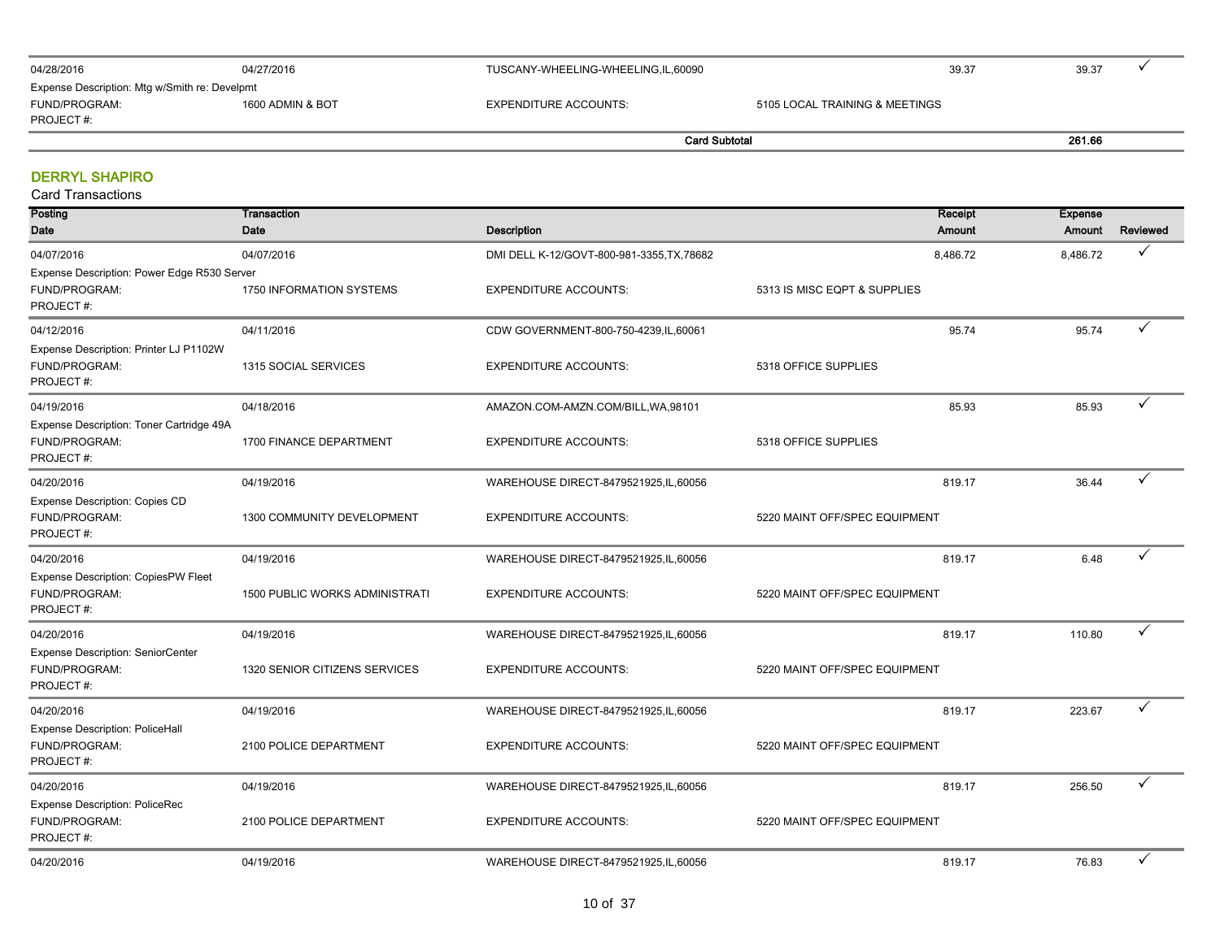| 04/28/2016 | 04/27/2016 | TUSCANY-WHEELING-WHEELING,IL,60090 | | 39.37 | 39.37 | ✓ |
|---|---|---|---|---|---|---|
| Expense Description: Mtg w/Smith re: Develpmt | | | | | | |
| FUND/PROGRAM: | 1600 ADMIN & BOT | EXPENDITURE ACCOUNTS: | 5105 LOCAL TRAINING & MEETINGS | | | |
| PROJECT #: | | | | | | |
| | | **Card Subtotal** | | | **261.66** | |

## DERRYL SHAPIRO

Card Transactions

| Posting Date | Transaction Date | Description | | Receipt Amount | Expense Amount | Reviewed |
|---|---|---|---|---|---|---|
| 04/07/2016 | 04/07/2016 | DMI DELL K-12/GOVT-800-981-3355,TX,78682 | | 8,486.72 | 8,486.72 | ✓ |
| Expense Description: Power Edge R530 Server | | | | | | |
| FUND/PROGRAM: | 1750 INFORMATION SYSTEMS | EXPENDITURE ACCOUNTS: | 5313 IS MISC EQPT & SUPPLIES | | | |
| PROJECT #: | | | | | | |
| 04/12/2016 | 04/11/2016 | CDW GOVERNMENT-800-750-4239,IL,60061 | | 95.74 | 95.74 | ✓ |
| Expense Description: Printer LJ P1102W | | | | | | |
| FUND/PROGRAM: | 1315 SOCIAL SERVICES | EXPENDITURE ACCOUNTS: | 5318 OFFICE SUPPLIES | | | |
| PROJECT #: | | | | | | |
| 04/19/2016 | 04/18/2016 | AMAZON.COM-AMZN.COM/BILL,WA,98101 | | 85.93 | 85.93 | ✓ |
| Expense Description: Toner Cartridge 49A | | | | | | |
| FUND/PROGRAM: | 1700 FINANCE DEPARTMENT | EXPENDITURE ACCOUNTS: | 5318 OFFICE SUPPLIES | | | |
| PROJECT #: | | | | | | |
| 04/20/2016 | 04/19/2016 | WAREHOUSE DIRECT-8479521925,IL,60056 | | 819.17 | 36.44 | ✓ |
| Expense Description: Copies CD | | | | | | |
| FUND/PROGRAM: | 1300 COMMUNITY DEVELOPMENT | EXPENDITURE ACCOUNTS: | 5220 MAINT OFF/SPEC EQUIPMENT | | | |
| PROJECT #: | | | | | | |
| 04/20/2016 | 04/19/2016 | WAREHOUSE DIRECT-8479521925,IL,60056 | | 819.17 | 6.48 | ✓ |
| Expense Description: CopiesPW Fleet | | | | | | |
| FUND/PROGRAM: | 1500 PUBLIC WORKS ADMINISTRATI | EXPENDITURE ACCOUNTS: | 5220 MAINT OFF/SPEC EQUIPMENT | | | |
| PROJECT #: | | | | | | |
| 04/20/2016 | 04/19/2016 | WAREHOUSE DIRECT-8479521925,IL,60056 | | 819.17 | 110.80 | ✓ |
| Expense Description: SeniorCenter | | | | | | |
| FUND/PROGRAM: | 1320 SENIOR CITIZENS SERVICES | EXPENDITURE ACCOUNTS: | 5220 MAINT OFF/SPEC EQUIPMENT | | | |
| PROJECT #: | | | | | | |
| 04/20/2016 | 04/19/2016 | WAREHOUSE DIRECT-8479521925,IL,60056 | | 819.17 | 223.67 | ✓ |
| Expense Description: PoliceHall | | | | | | |
| FUND/PROGRAM: | 2100 POLICE DEPARTMENT | EXPENDITURE ACCOUNTS: | 5220 MAINT OFF/SPEC EQUIPMENT | | | |
| PROJECT #: | | | | | | |
| 04/20/2016 | 04/19/2016 | WAREHOUSE DIRECT-8479521925,IL,60056 | | 819.17 | 256.50 | ✓ |
| Expense Description: PoliceRec | | | | | | |
| FUND/PROGRAM: | 2100 POLICE DEPARTMENT | EXPENDITURE ACCOUNTS: | 5220 MAINT OFF/SPEC EQUIPMENT | | | |
| PROJECT #: | | | | | | |
| 04/20/2016 | 04/19/2016 | WAREHOUSE DIRECT-8479521925,IL,60056 | | 819.17 | 76.83 | ✓ |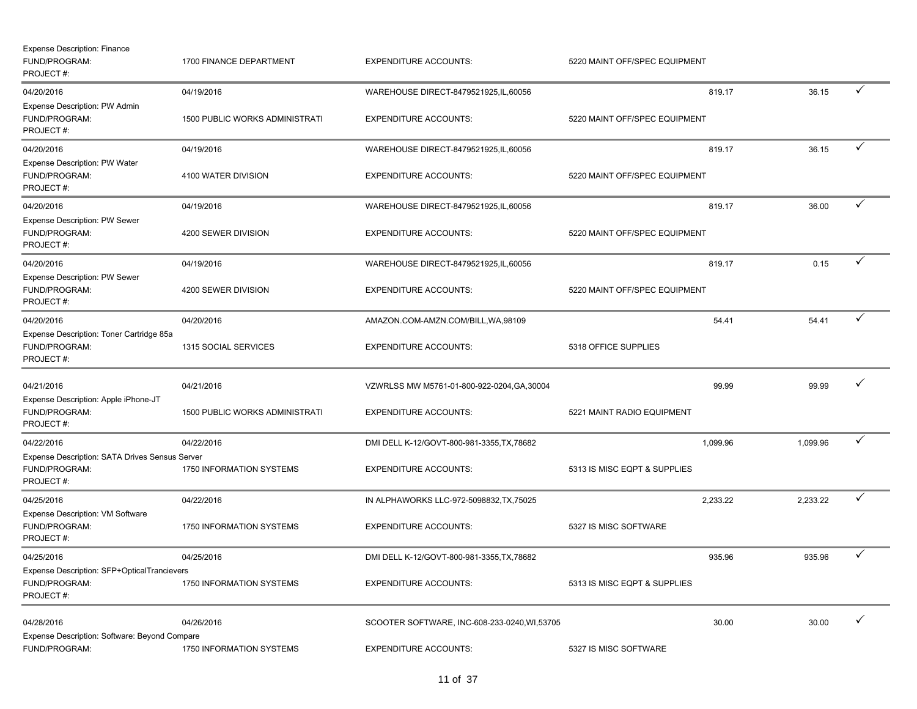| | | | | | | |
|---|---|---|---|---|---|---|
| Expense Description: Finance | | | | | | |
| FUND/PROGRAM: | 1700 FINANCE DEPARTMENT | EXPENDITURE ACCOUNTS: | 5220 MAINT OFF/SPEC EQUIPMENT | | | |
| PROJECT #: | | | | | | |
| 04/20/2016 | 04/19/2016 | WAREHOUSE DIRECT-8479521925,IL,60056 | | 819.17 | 36.15 | ✓ |
| Expense Description: PW Admin | | | | | | |
| FUND/PROGRAM: | 1500 PUBLIC WORKS ADMINISTRATI | EXPENDITURE ACCOUNTS: | 5220 MAINT OFF/SPEC EQUIPMENT | | | |
| PROJECT #: | | | | | | |
| 04/20/2016 | 04/19/2016 | WAREHOUSE DIRECT-8479521925,IL,60056 | | 819.17 | 36.15 | ✓ |
| Expense Description: PW Water | | | | | | |
| FUND/PROGRAM: | 4100 WATER DIVISION | EXPENDITURE ACCOUNTS: | 5220 MAINT OFF/SPEC EQUIPMENT | | | |
| PROJECT #: | | | | | | |
| 04/20/2016 | 04/19/2016 | WAREHOUSE DIRECT-8479521925,IL,60056 | | 819.17 | 36.00 | ✓ |
| Expense Description: PW Sewer | | | | | | |
| FUND/PROGRAM: | 4200 SEWER DIVISION | EXPENDITURE ACCOUNTS: | 5220 MAINT OFF/SPEC EQUIPMENT | | | |
| PROJECT #: | | | | | | |
| 04/20/2016 | 04/19/2016 | WAREHOUSE DIRECT-8479521925,IL,60056 | | 819.17 | 0.15 | ✓ |
| Expense Description: PW Sewer | | | | | | |
| FUND/PROGRAM: | 4200 SEWER DIVISION | EXPENDITURE ACCOUNTS: | 5220 MAINT OFF/SPEC EQUIPMENT | | | |
| PROJECT #: | | | | | | |
| 04/20/2016 | 04/20/2016 | AMAZON.COM-AMZN.COM/BILL,WA,98109 | | 54.41 | 54.41 | ✓ |
| Expense Description: Toner Cartridge 85a | | | | | | |
| FUND/PROGRAM: | 1315 SOCIAL SERVICES | EXPENDITURE ACCOUNTS: | 5318 OFFICE SUPPLIES | | | |
| PROJECT #: | | | | | | |
| 04/21/2016 | 04/21/2016 | VZWRLSS MW M5761-01-800-922-0204,GA,30004 | | 99.99 | 99.99 | ✓ |
| Expense Description: Apple iPhone-JT | | | | | | |
| FUND/PROGRAM: | 1500 PUBLIC WORKS ADMINISTRATI | EXPENDITURE ACCOUNTS: | 5221 MAINT RADIO EQUIPMENT | | | |
| PROJECT #: | | | | | | |
| 04/22/2016 | 04/22/2016 | DMI DELL K-12/GOVT-800-981-3355,TX,78682 | | 1,099.96 | 1,099.96 | ✓ |
| Expense Description: SATA Drives Sensus Server | | | | | | |
| FUND/PROGRAM: | 1750 INFORMATION SYSTEMS | EXPENDITURE ACCOUNTS: | 5313 IS MISC EQPT & SUPPLIES | | | |
| PROJECT #: | | | | | | |
| 04/25/2016 | 04/22/2016 | IN ALPHAWORKS LLC-972-5098832,TX,75025 | | 2,233.22 | 2,233.22 | ✓ |
| Expense Description: VM Software | | | | | | |
| FUND/PROGRAM: | 1750 INFORMATION SYSTEMS | EXPENDITURE ACCOUNTS: | 5327 IS MISC SOFTWARE | | | |
| PROJECT #: | | | | | | |
| 04/25/2016 | 04/25/2016 | DMI DELL K-12/GOVT-800-981-3355,TX,78682 | | 935.96 | 935.96 | ✓ |
| Expense Description: SFP+OpticalTrancievers | | | | | | |
| FUND/PROGRAM: | 1750 INFORMATION SYSTEMS | EXPENDITURE ACCOUNTS: | 5313 IS MISC EQPT & SUPPLIES | | | |
| PROJECT #: | | | | | | |
| 04/28/2016 | 04/26/2016 | SCOOTER SOFTWARE, INC-608-233-0240,WI,53705 | | 30.00 | 30.00 | ✓ |
| Expense Description: Software: Beyond Compare | | | | | | |
| FUND/PROGRAM: | 1750 INFORMATION SYSTEMS | EXPENDITURE ACCOUNTS: | 5327 IS MISC SOFTWARE | | | |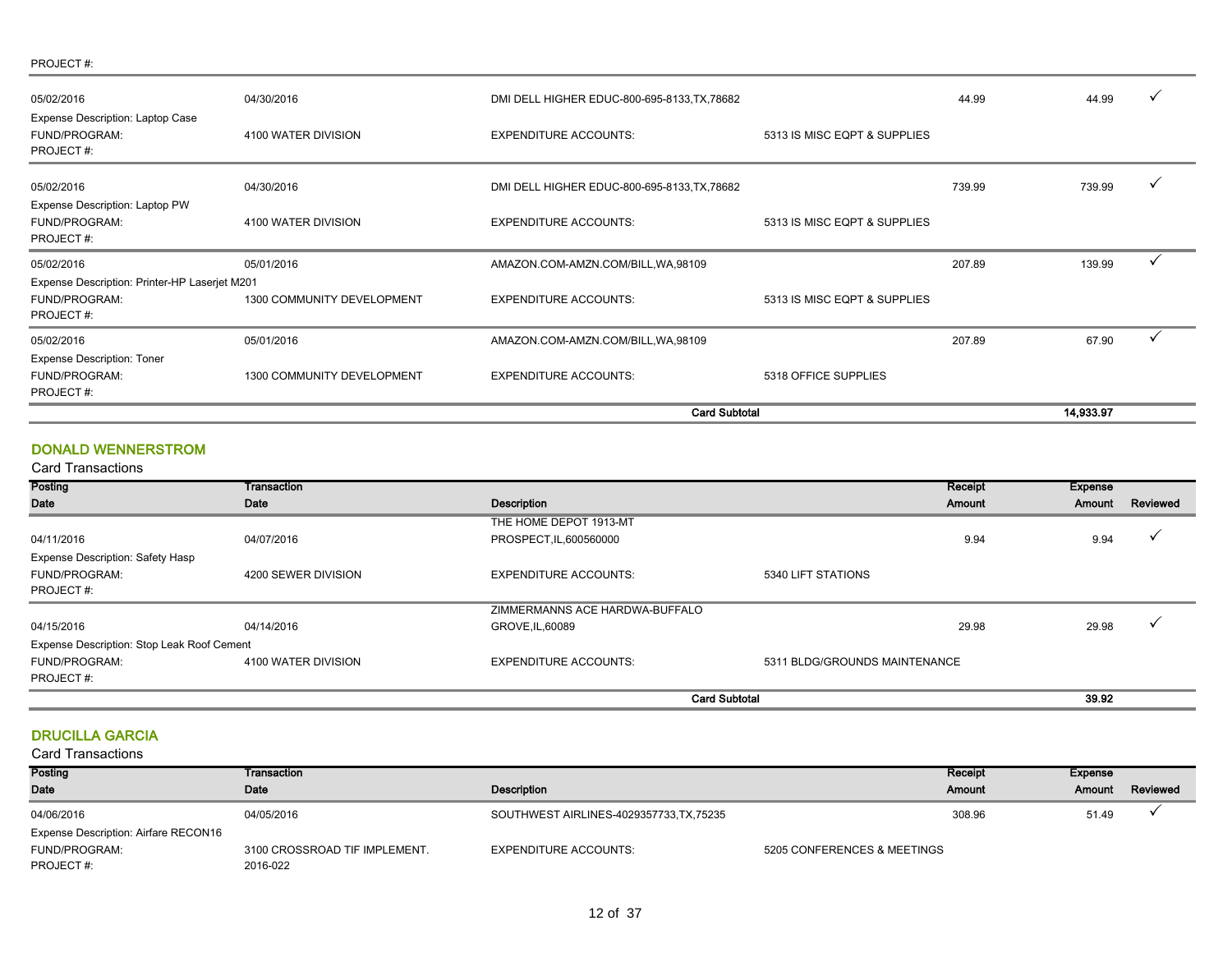PROJECT #:

| | | | | | | |
|---|---|---|---|---|---|---|
| 05/02/2016 | 04/30/2016 | DMI DELL HIGHER EDUC-800-695-8133,TX,78682 | | 44.99 | 44.99 | ✓ |
| Expense Description: Laptop Case | | | | | | |
| FUND/PROGRAM: | 4100 WATER DIVISION | EXPENDITURE ACCOUNTS: | 5313 IS MISC EQPT & SUPPLIES | | | |
| PROJECT #: | | | | | | |
| 05/02/2016 | 04/30/2016 | DMI DELL HIGHER EDUC-800-695-8133,TX,78682 | | 739.99 | 739.99 | ✓ |
| Expense Description: Laptop PW | | | | | | |
| FUND/PROGRAM: | 4100 WATER DIVISION | EXPENDITURE ACCOUNTS: | 5313 IS MISC EQPT & SUPPLIES | | | |
| PROJECT #: | | | | | | |
| 05/02/2016 | 05/01/2016 | AMAZON.COM-AMZN.COM/BILL,WA,98109 | | 207.89 | 139.99 | ✓ |
| Expense Description: Printer-HP Laserjet M201 | | | | | | |
| FUND/PROGRAM: | 1300 COMMUNITY DEVELOPMENT | EXPENDITURE ACCOUNTS: | 5313 IS MISC EQPT & SUPPLIES | | | |
| PROJECT #: | | | | | | |
| 05/02/2016 | 05/01/2016 | AMAZON.COM-AMZN.COM/BILL,WA,98109 | | 207.89 | 67.90 | ✓ |
| Expense Description: Toner | | | | | | |
| FUND/PROGRAM: | 1300 COMMUNITY DEVELOPMENT | EXPENDITURE ACCOUNTS: | 5318 OFFICE SUPPLIES | | | |
| PROJECT #: | | | | | | |
| | | | **Card Subtotal** | | **14,933.97** | |

## DONALD WENNERSTROM

Card Transactions

| Posting Date | Transaction Date | Description | | Receipt Amount | Expense Amount | Reviewed |
|---|---|---|---|---|---|---|
| 04/11/2016 | 04/07/2016 | THE HOME DEPOT 1913-MT PROSPECT,IL,600560000 | | 9.94 | 9.94 | ✓ |
| Expense Description: Safety Hasp | | | | | | |
| FUND/PROGRAM: | 4200 SEWER DIVISION | EXPENDITURE ACCOUNTS: | 5340 LIFT STATIONS | | | |
| PROJECT #: | | | | | | |
| 04/15/2016 | 04/14/2016 | ZIMMERMANNS ACE HARDWA-BUFFALO GROVE,IL,60089 | | 29.98 | 29.98 | ✓ |
| Expense Description: Stop Leak Roof Cement | | | | | | |
| FUND/PROGRAM: | 4100 WATER DIVISION | EXPENDITURE ACCOUNTS: | 5311 BLDG/GROUNDS MAINTENANCE | | | |
| PROJECT #: | | | | | | |
| | | | **Card Subtotal** | | **39.92** | |

## DRUCILLA GARCIA

Card Transactions

| Posting Date | Transaction Date | Description | | Receipt Amount | Expense Amount | Reviewed |
|---|---|---|---|---|---|---|
| 04/06/2016 | 04/05/2016 | SOUTHWEST AIRLINES-4029357733,TX,75235 | | 308.96 | 51.49 | ✓ |
| Expense Description: Airfare RECON16 | | | | | | |
| FUND/PROGRAM: | 3100 CROSSROAD TIF IMPLEMENT. | EXPENDITURE ACCOUNTS: | 5205 CONFERENCES & MEETINGS | | | |
| PROJECT #: | 2016-022 | | | | | |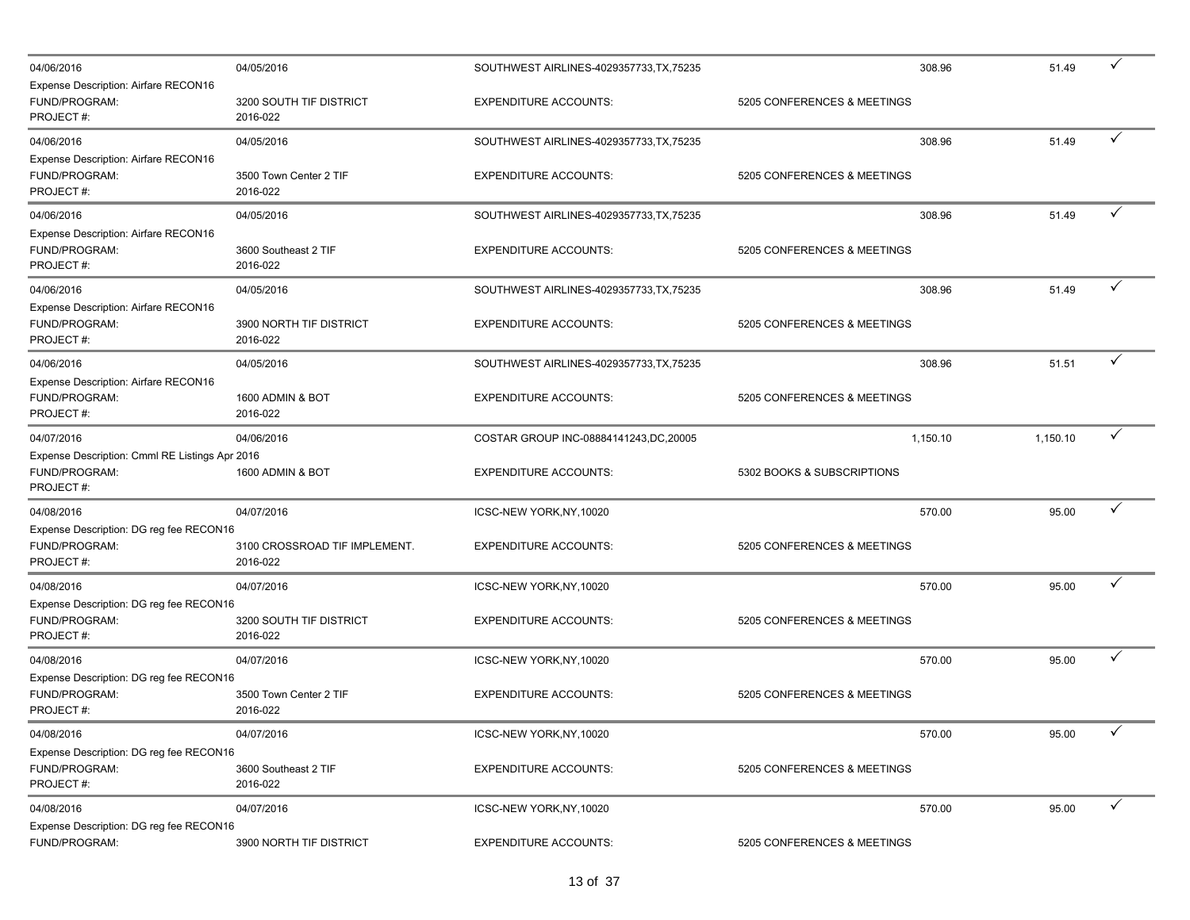| | | | | | | |
|---|---|---|---|---|---|---|
| 04/06/2016 | 04/05/2016 | SOUTHWEST AIRLINES-4029357733,TX,75235 | | 308.96 | 51.49 | ✓ |
| Expense Description: Airfare RECON16 | | | | | | |
| FUND/PROGRAM: | 3200 SOUTH TIF DISTRICT | EXPENDITURE ACCOUNTS: | 5205 CONFERENCES & MEETINGS | | | |
| PROJECT #: | 2016-022 | | | | | |
| 04/06/2016 | 04/05/2016 | SOUTHWEST AIRLINES-4029357733,TX,75235 | | 308.96 | 51.49 | ✓ |
| Expense Description: Airfare RECON16 | | | | | | |
| FUND/PROGRAM: | 3500 Town Center 2 TIF | EXPENDITURE ACCOUNTS: | 5205 CONFERENCES & MEETINGS | | | |
| PROJECT #: | 2016-022 | | | | | |
| 04/06/2016 | 04/05/2016 | SOUTHWEST AIRLINES-4029357733,TX,75235 | | 308.96 | 51.49 | ✓ |
| Expense Description: Airfare RECON16 | | | | | | |
| FUND/PROGRAM: | 3600 Southeast 2 TIF | EXPENDITURE ACCOUNTS: | 5205 CONFERENCES & MEETINGS | | | |
| PROJECT #: | 2016-022 | | | | | |
| 04/06/2016 | 04/05/2016 | SOUTHWEST AIRLINES-4029357733,TX,75235 | | 308.96 | 51.49 | ✓ |
| Expense Description: Airfare RECON16 | | | | | | |
| FUND/PROGRAM: | 3900 NORTH TIF DISTRICT | EXPENDITURE ACCOUNTS: | 5205 CONFERENCES & MEETINGS | | | |
| PROJECT #: | 2016-022 | | | | | |
| 04/06/2016 | 04/05/2016 | SOUTHWEST AIRLINES-4029357733,TX,75235 | | 308.96 | 51.51 | ✓ |
| Expense Description: Airfare RECON16 | | | | | | |
| FUND/PROGRAM: | 1600 ADMIN & BOT | EXPENDITURE ACCOUNTS: | 5205 CONFERENCES & MEETINGS | | | |
| PROJECT #: | 2016-022 | | | | | |
| 04/07/2016 | 04/06/2016 | COSTAR GROUP INC-08884141243,DC,20005 | | 1,150.10 | 1,150.10 | ✓ |
| Expense Description: Cmml RE Listings Apr 2016 | | | | | | |
| FUND/PROGRAM: | 1600 ADMIN & BOT | EXPENDITURE ACCOUNTS: | 5302 BOOKS & SUBSCRIPTIONS | | | |
| PROJECT #: | | | | | | |
| 04/08/2016 | 04/07/2016 | ICSC-NEW YORK,NY,10020 | | 570.00 | 95.00 | ✓ |
| Expense Description: DG reg fee RECON16 | | | | | | |
| FUND/PROGRAM: | 3100 CROSSROAD TIF IMPLEMENT. | EXPENDITURE ACCOUNTS: | 5205 CONFERENCES & MEETINGS | | | |
| PROJECT #: | 2016-022 | | | | | |
| 04/08/2016 | 04/07/2016 | ICSC-NEW YORK,NY,10020 | | 570.00 | 95.00 | ✓ |
| Expense Description: DG reg fee RECON16 | | | | | | |
| FUND/PROGRAM: | 3200 SOUTH TIF DISTRICT | EXPENDITURE ACCOUNTS: | 5205 CONFERENCES & MEETINGS | | | |
| PROJECT #: | 2016-022 | | | | | |
| 04/08/2016 | 04/07/2016 | ICSC-NEW YORK,NY,10020 | | 570.00 | 95.00 | ✓ |
| Expense Description: DG reg fee RECON16 | | | | | | |
| FUND/PROGRAM: | 3500 Town Center 2 TIF | EXPENDITURE ACCOUNTS: | 5205 CONFERENCES & MEETINGS | | | |
| PROJECT #: | 2016-022 | | | | | |
| 04/08/2016 | 04/07/2016 | ICSC-NEW YORK,NY,10020 | | 570.00 | 95.00 | ✓ |
| Expense Description: DG reg fee RECON16 | | | | | | |
| FUND/PROGRAM: | 3600 Southeast 2 TIF | EXPENDITURE ACCOUNTS: | 5205 CONFERENCES & MEETINGS | | | |
| PROJECT #: | 2016-022 | | | | | |
| 04/08/2016 | 04/07/2016 | ICSC-NEW YORK,NY,10020 | | 570.00 | 95.00 | ✓ |
| Expense Description: DG reg fee RECON16 | | | | | | |
| FUND/PROGRAM: | 3900 NORTH TIF DISTRICT | EXPENDITURE ACCOUNTS: | 5205 CONFERENCES & MEETINGS | | | |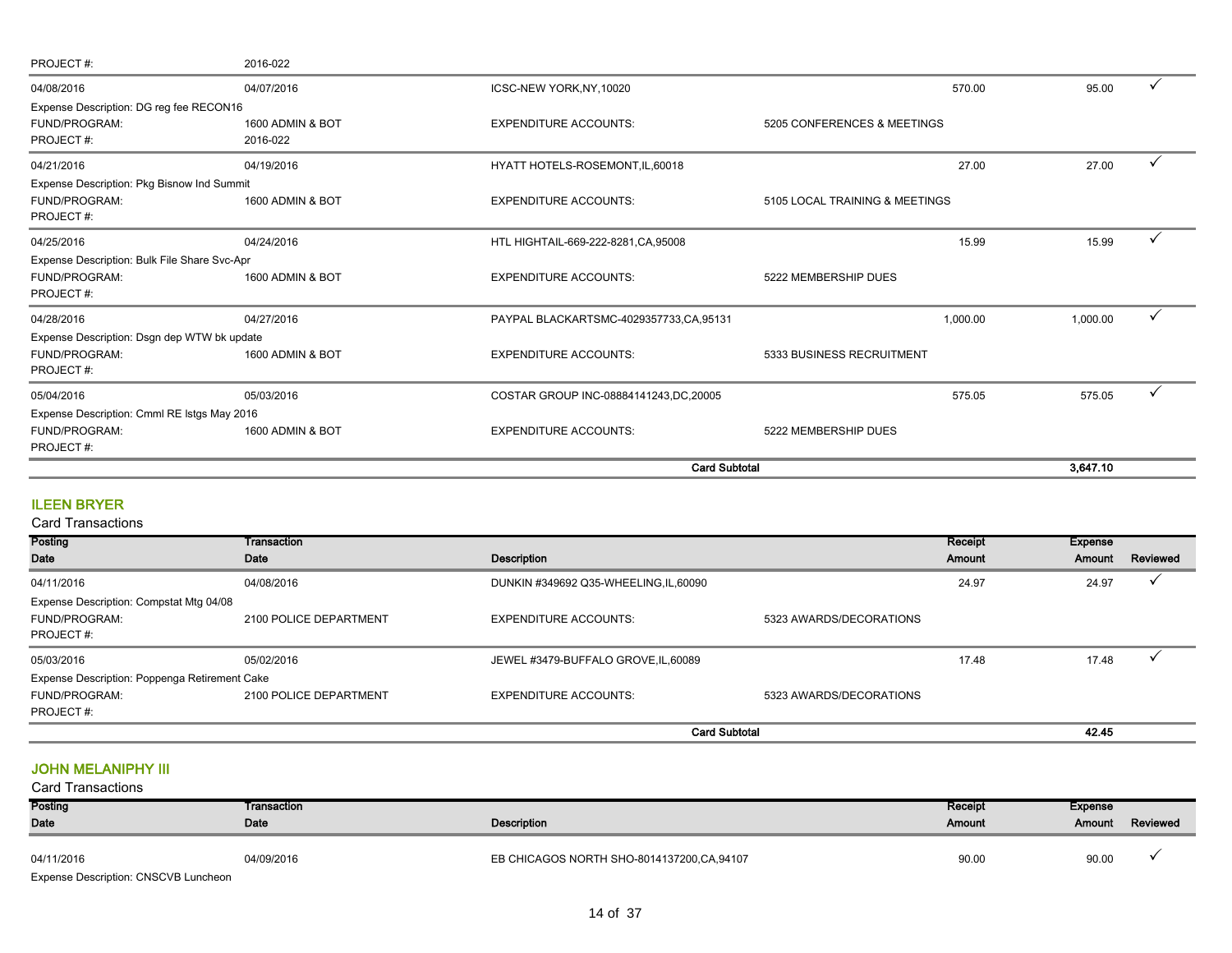| | | | | | | |
|---|---|---|---|---|---|---|
| PROJECT #: | 2016-022 | | | | | |
| 04/08/2016 | 04/07/2016 | ICSC-NEW YORK,NY,10020 | | 570.00 | 95.00 | ✓ |
| Expense Description: DG reg fee RECON16 | | | | | | |
| FUND/PROGRAM: | 1600 ADMIN & BOT | EXPENDITURE ACCOUNTS: | 5205 CONFERENCES & MEETINGS | | | |
| PROJECT #: | 2016-022 | | | | | |
| 04/21/2016 | 04/19/2016 | HYATT HOTELS-ROSEMONT,IL,60018 | | 27.00 | 27.00 | ✓ |
| Expense Description: Pkg Bisnow Ind Summit | | | | | | |
| FUND/PROGRAM: | 1600 ADMIN & BOT | EXPENDITURE ACCOUNTS: | 5105 LOCAL TRAINING & MEETINGS | | | |
| PROJECT #: | | | | | | |
| 04/25/2016 | 04/24/2016 | HTL HIGHTAIL-669-222-8281,CA,95008 | | 15.99 | 15.99 | ✓ |
| Expense Description: Bulk File Share Svc-Apr | | | | | | |
| FUND/PROGRAM: | 1600 ADMIN & BOT | EXPENDITURE ACCOUNTS: | 5222 MEMBERSHIP DUES | | | |
| PROJECT #: | | | | | | |
| 04/28/2016 | 04/27/2016 | PAYPAL BLACKARTSMC-4029357733,CA,95131 | | 1,000.00 | 1,000.00 | ✓ |
| Expense Description: Dsgn dep WTW bk update | | | | | | |
| FUND/PROGRAM: | 1600 ADMIN & BOT | EXPENDITURE ACCOUNTS: | 5333 BUSINESS RECRUITMENT | | | |
| PROJECT #: | | | | | | |
| 05/04/2016 | 05/03/2016 | COSTAR GROUP INC-08884141243,DC,20005 | | 575.05 | 575.05 | ✓ |
| Expense Description: Cmml RE lstgs May 2016 | | | | | | |
| FUND/PROGRAM: | 1600 ADMIN & BOT | EXPENDITURE ACCOUNTS: | 5222 MEMBERSHIP DUES | | | |
| PROJECT #: | | | | | | |
| | | **Card Subtotal** | | | **3,647.10** | |

## ILEEN BRYER

Card Transactions

| Posting Date | Transaction Date | Description | | Receipt Amount | Expense Amount | Reviewed |
|---|---|---|---|---|---|---|
| 04/11/2016 | 04/08/2016 | DUNKIN #349692 Q35-WHEELING,IL,60090 | | 24.97 | 24.97 | ✓ |
| Expense Description: Compstat Mtg 04/08 | | | | | | |
| FUND/PROGRAM: | 2100 POLICE DEPARTMENT | EXPENDITURE ACCOUNTS: | 5323 AWARDS/DECORATIONS | | | |
| PROJECT #: | | | | | | |
| 05/03/2016 | 05/02/2016 | JEWEL #3479-BUFFALO GROVE,IL,60089 | | 17.48 | 17.48 | ✓ |
| Expense Description: Poppenga Retirement Cake | | | | | | |
| FUND/PROGRAM: | 2100 POLICE DEPARTMENT | EXPENDITURE ACCOUNTS: | 5323 AWARDS/DECORATIONS | | | |
| PROJECT #: | | | | | | |
| | | **Card Subtotal** | | | **42.45** | |

## JOHN MELANIPHY III

Card Transactions

| Posting Date | Transaction Date | Description | | Receipt Amount | Expense Amount | Reviewed |
|---|---|---|---|---|---|---|
| 04/11/2016 | 04/09/2016 | EB CHICAGOS NORTH SHO-8014137200,CA,94107 | | 90.00 | 90.00 | ✓ |
| Expense Description: CNSCVB Luncheon | | | | | | |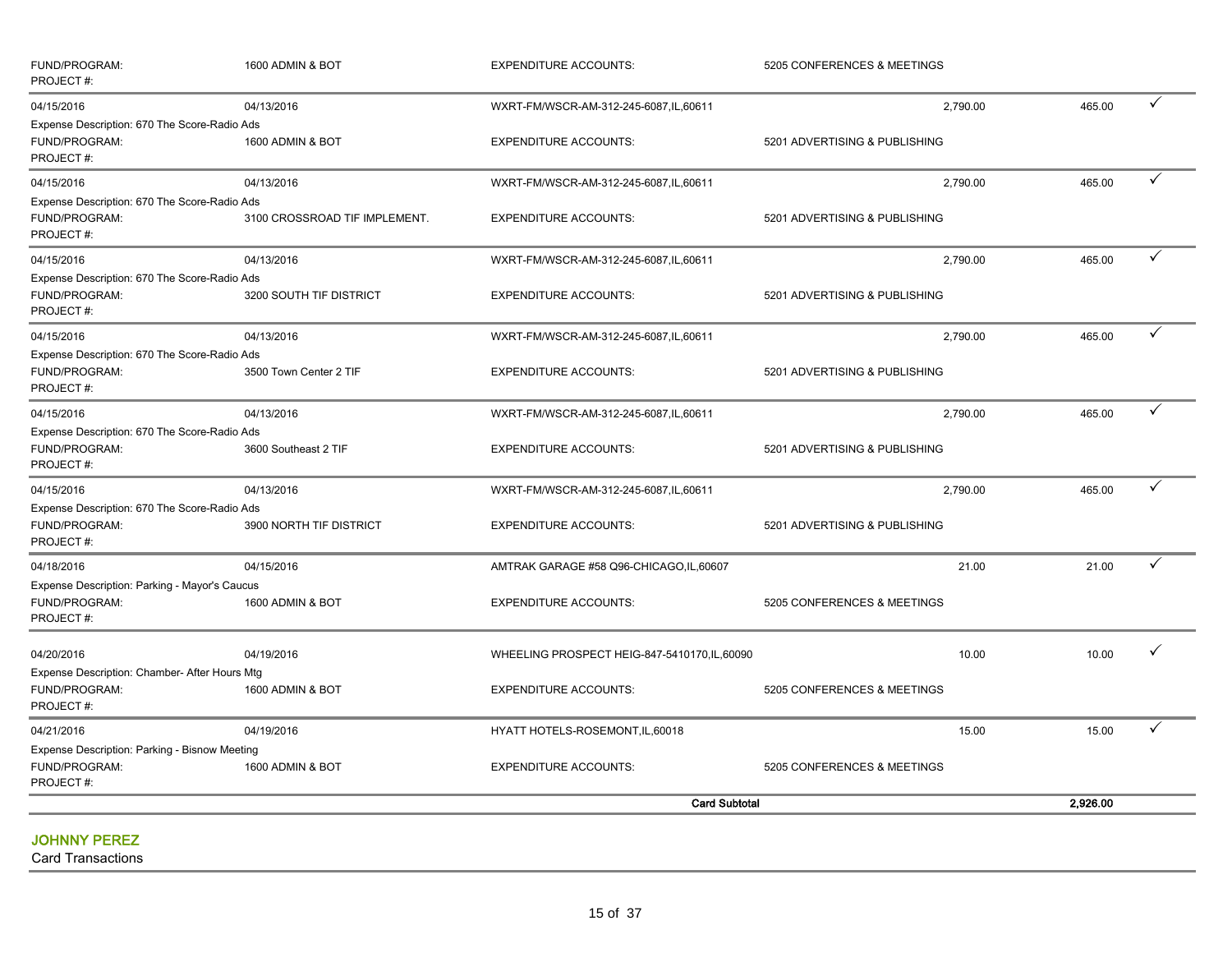| | | | | | |
|---|---|---|---|---|---|
| FUND/PROGRAM: PROJECT #: | 1600 ADMIN & BOT | EXPENDITURE ACCOUNTS: | 5205 CONFERENCES & MEETINGS | | |
| 04/15/2016 | 04/13/2016 | WXRT-FM/WSCR-AM-312-245-6087,IL,60611 | 2,790.00 | 465.00 | ✓ |
| Expense Description: 670 The Score-Radio Ads | | | | | |
| FUND/PROGRAM: PROJECT #: | 1600 ADMIN & BOT | EXPENDITURE ACCOUNTS: | 5201 ADVERTISING & PUBLISHING | | |
| 04/15/2016 | 04/13/2016 | WXRT-FM/WSCR-AM-312-245-6087,IL,60611 | 2,790.00 | 465.00 | ✓ |
| Expense Description: 670 The Score-Radio Ads | | | | | |
| FUND/PROGRAM: PROJECT #: | 3100 CROSSROAD TIF IMPLEMENT. | EXPENDITURE ACCOUNTS: | 5201 ADVERTISING & PUBLISHING | | |
| 04/15/2016 | 04/13/2016 | WXRT-FM/WSCR-AM-312-245-6087,IL,60611 | 2,790.00 | 465.00 | ✓ |
| Expense Description: 670 The Score-Radio Ads | | | | | |
| FUND/PROGRAM: PROJECT #: | 3200 SOUTH TIF DISTRICT | EXPENDITURE ACCOUNTS: | 5201 ADVERTISING & PUBLISHING | | |
| 04/15/2016 | 04/13/2016 | WXRT-FM/WSCR-AM-312-245-6087,IL,60611 | 2,790.00 | 465.00 | ✓ |
| Expense Description: 670 The Score-Radio Ads | | | | | |
| FUND/PROGRAM: PROJECT #: | 3500 Town Center 2 TIF | EXPENDITURE ACCOUNTS: | 5201 ADVERTISING & PUBLISHING | | |
| 04/15/2016 | 04/13/2016 | WXRT-FM/WSCR-AM-312-245-6087,IL,60611 | 2,790.00 | 465.00 | ✓ |
| Expense Description: 670 The Score-Radio Ads | | | | | |
| FUND/PROGRAM: PROJECT #: | 3600 Southeast 2 TIF | EXPENDITURE ACCOUNTS: | 5201 ADVERTISING & PUBLISHING | | |
| 04/15/2016 | 04/13/2016 | WXRT-FM/WSCR-AM-312-245-6087,IL,60611 | 2,790.00 | 465.00 | ✓ |
| Expense Description: 670 The Score-Radio Ads | | | | | |
| FUND/PROGRAM: PROJECT #: | 3900 NORTH TIF DISTRICT | EXPENDITURE ACCOUNTS: | 5201 ADVERTISING & PUBLISHING | | |
| 04/18/2016 | 04/15/2016 | AMTRAK GARAGE #58 Q96-CHICAGO,IL,60607 | 21.00 | 21.00 | ✓ |
| Expense Description: Parking - Mayor's Caucus | | | | | |
| FUND/PROGRAM: PROJECT #: | 1600 ADMIN & BOT | EXPENDITURE ACCOUNTS: | 5205 CONFERENCES & MEETINGS | | |
| 04/20/2016 | 04/19/2016 | WHEELING PROSPECT HEIG-847-5410170,IL,60090 | 10.00 | 10.00 | ✓ |
| Expense Description: Chamber- After Hours Mtg | | | | | |
| FUND/PROGRAM: PROJECT #: | 1600 ADMIN & BOT | EXPENDITURE ACCOUNTS: | 5205 CONFERENCES & MEETINGS | | |
| 04/21/2016 | 04/19/2016 | HYATT HOTELS-ROSEMONT,IL,60018 | 15.00 | 15.00 | ✓ |
| Expense Description: Parking - Bisnow Meeting | | | | | |
| FUND/PROGRAM: PROJECT #: | 1600 ADMIN & BOT | EXPENDITURE ACCOUNTS: | 5205 CONFERENCES & MEETINGS | | |
| | | **Card Subtotal** | | **2,926.00** | |

## JOHNNY PEREZ

Card Transactions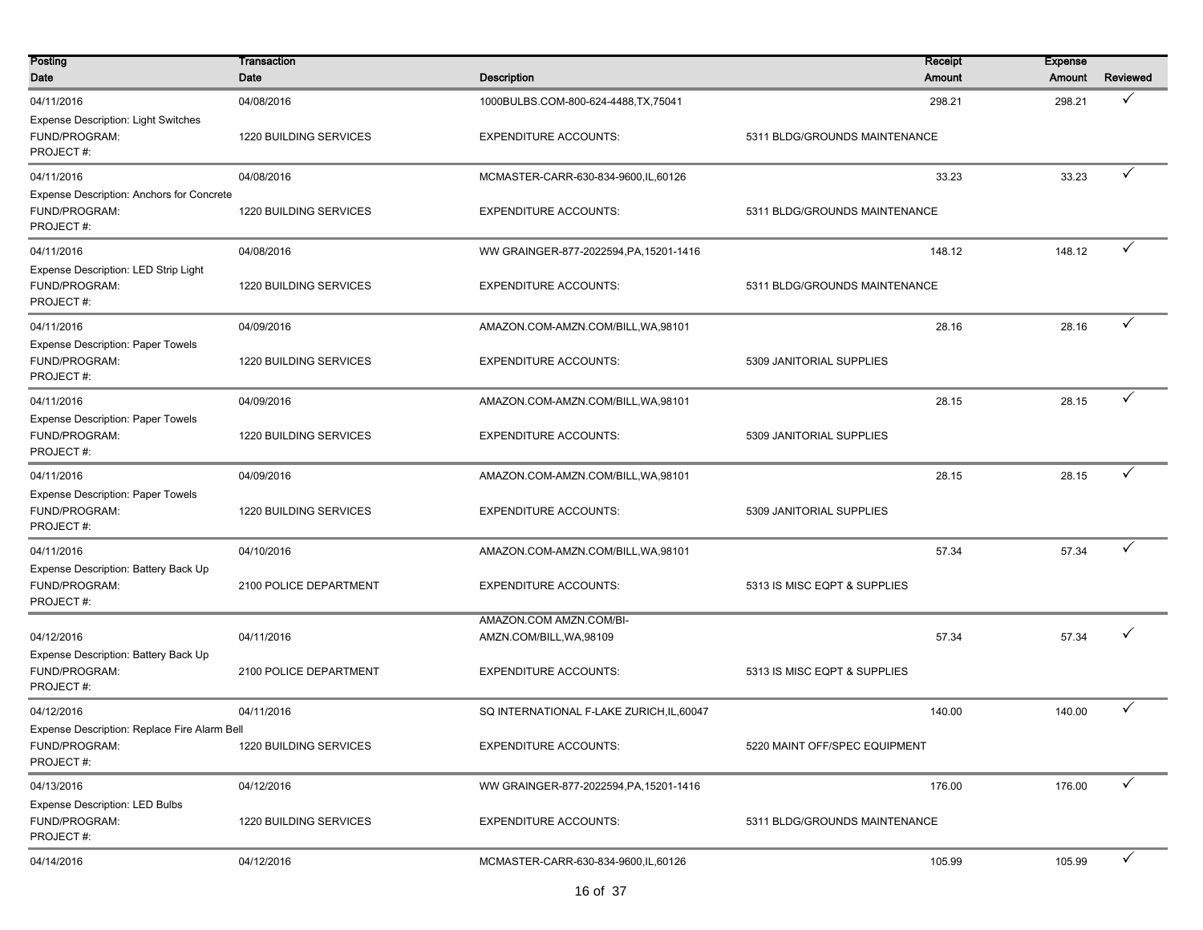| Posting Date | Transaction Date | Description | | Receipt Amount | Expense Amount | Reviewed |
|---|---|---|---|---|---|---|
| 04/11/2016 | 04/08/2016 | 1000BULBS.COM-800-624-4488,TX,75041 | | 298.21 | 298.21 | ✓ |
| Expense Description: Light Switches | | | | | | |
| FUND/PROGRAM: | 1220 BUILDING SERVICES | EXPENDITURE ACCOUNTS: | 5311 BLDG/GROUNDS MAINTENANCE | | | |
| PROJECT #: | | | | | | |
| 04/11/2016 | 04/08/2016 | MCMASTER-CARR-630-834-9600,IL,60126 | | 33.23 | 33.23 | ✓ |
| Expense Description: Anchors for Concrete | | | | | | |
| FUND/PROGRAM: | 1220 BUILDING SERVICES | EXPENDITURE ACCOUNTS: | 5311 BLDG/GROUNDS MAINTENANCE | | | |
| PROJECT #: | | | | | | |
| 04/11/2016 | 04/08/2016 | WW GRAINGER-877-2022594,PA,15201-1416 | | 148.12 | 148.12 | ✓ |
| Expense Description: LED Strip Light | | | | | | |
| FUND/PROGRAM: | 1220 BUILDING SERVICES | EXPENDITURE ACCOUNTS: | 5311 BLDG/GROUNDS MAINTENANCE | | | |
| PROJECT #: | | | | | | |
| 04/11/2016 | 04/09/2016 | AMAZON.COM-AMZN.COM/BILL,WA,98101 | | 28.16 | 28.16 | ✓ |
| Expense Description: Paper Towels | | | | | | |
| FUND/PROGRAM: | 1220 BUILDING SERVICES | EXPENDITURE ACCOUNTS: | 5309 JANITORIAL SUPPLIES | | | |
| PROJECT #: | | | | | | |
| 04/11/2016 | 04/09/2016 | AMAZON.COM-AMZN.COM/BILL,WA,98101 | | 28.15 | 28.15 | ✓ |
| Expense Description: Paper Towels | | | | | | |
| FUND/PROGRAM: | 1220 BUILDING SERVICES | EXPENDITURE ACCOUNTS: | 5309 JANITORIAL SUPPLIES | | | |
| PROJECT #: | | | | | | |
| 04/11/2016 | 04/09/2016 | AMAZON.COM-AMZN.COM/BILL,WA,98101 | | 28.15 | 28.15 | ✓ |
| Expense Description: Paper Towels | | | | | | |
| FUND/PROGRAM: | 1220 BUILDING SERVICES | EXPENDITURE ACCOUNTS: | 5309 JANITORIAL SUPPLIES | | | |
| PROJECT #: | | | | | | |
| 04/11/2016 | 04/10/2016 | AMAZON.COM-AMZN.COM/BILL,WA,98101 | | 57.34 | 57.34 | ✓ |
| Expense Description: Battery Back Up | | | | | | |
| FUND/PROGRAM: | 2100 POLICE DEPARTMENT | EXPENDITURE ACCOUNTS: | 5313 IS MISC EQPT & SUPPLIES | | | |
| PROJECT #: | | | | | | |
| 04/12/2016 | 04/11/2016 | AMAZON.COM AMZN.COM/BI-AMZN.COM/BILL,WA,98109 | | 57.34 | 57.34 | ✓ |
| Expense Description: Battery Back Up | | | | | | |
| FUND/PROGRAM: | 2100 POLICE DEPARTMENT | EXPENDITURE ACCOUNTS: | 5313 IS MISC EQPT & SUPPLIES | | | |
| PROJECT #: | | | | | | |
| 04/12/2016 | 04/11/2016 | SQ INTERNATIONAL F-LAKE ZURICH,IL,60047 | | 140.00 | 140.00 | ✓ |
| Expense Description: Replace Fire Alarm Bell | | | | | | |
| FUND/PROGRAM: | 1220 BUILDING SERVICES | EXPENDITURE ACCOUNTS: | 5220 MAINT OFF/SPEC EQUIPMENT | | | |
| PROJECT #: | | | | | | |
| 04/13/2016 | 04/12/2016 | WW GRAINGER-877-2022594,PA,15201-1416 | | 176.00 | 176.00 | ✓ |
| Expense Description: LED Bulbs | | | | | | |
| FUND/PROGRAM: | 1220 BUILDING SERVICES | EXPENDITURE ACCOUNTS: | 5311 BLDG/GROUNDS MAINTENANCE | | | |
| PROJECT #: | | | | | | |
| 04/14/2016 | 04/12/2016 | MCMASTER-CARR-630-834-9600,IL,60126 | | 105.99 | 105.99 | ✓ |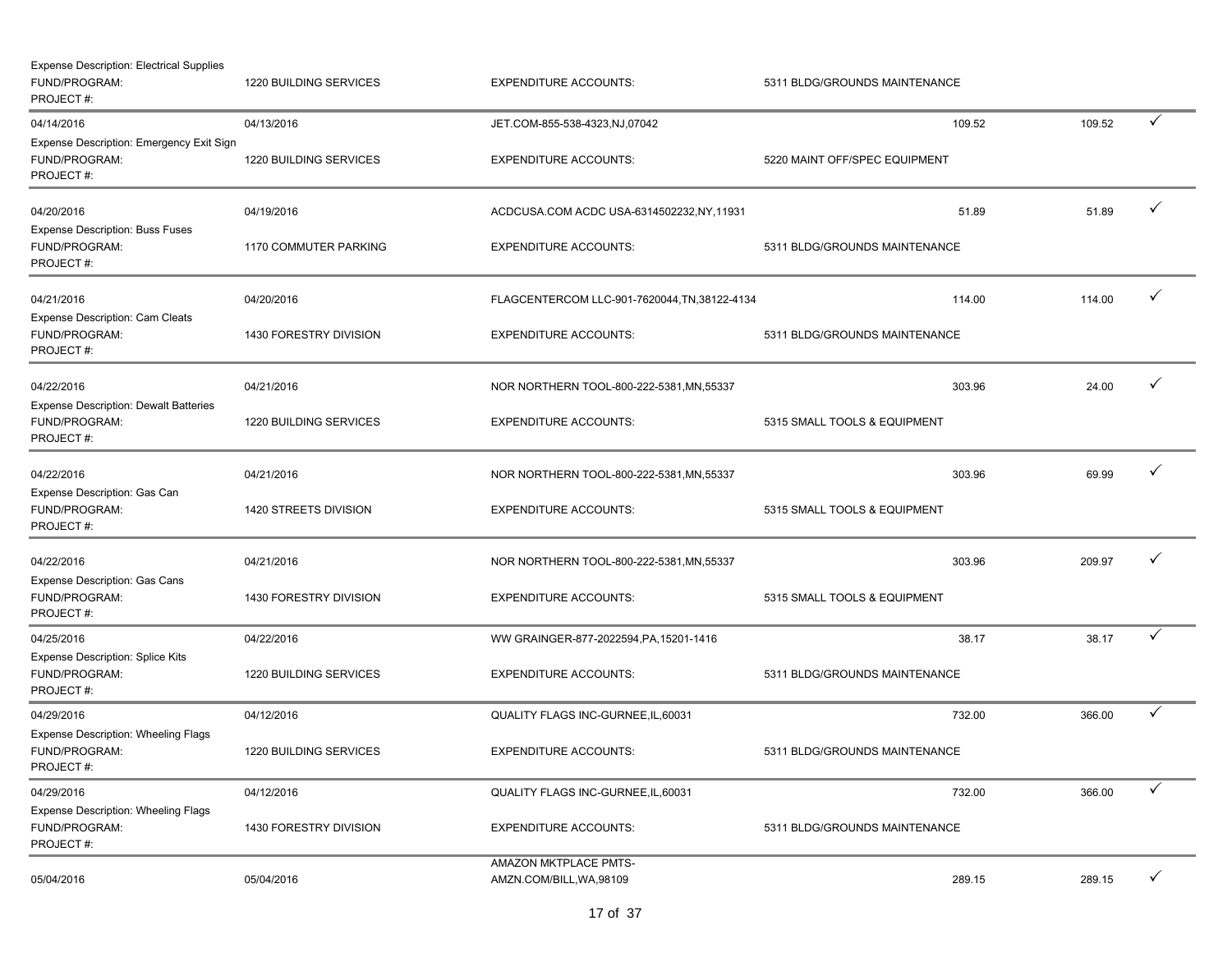Expense Description: Electrical Supplies
FUND/PROGRAM: 1220 BUILDING SERVICES | EXPENDITURE ACCOUNTS: 5311 BLDG/GROUNDS MAINTENANCE
PROJECT #:

| Posting Date | Transaction Date | Merchant | Transaction Amount | Allocated Amount | |
|---|---|---|---|---|---|
| 04/14/2016 | 04/13/2016 | JET.COM-855-538-4323,NJ,07042 | 109.52 | 109.52 | ✓ |
| Expense Description: Emergency Exit Sign<br>FUND/PROGRAM: 1220 BUILDING SERVICES<br>PROJECT #: | | EXPENDITURE ACCOUNTS: 5220 MAINT OFF/SPEC EQUIPMENT | | | |
| 04/20/2016 | 04/19/2016 | ACDCUSA.COM ACDC USA-6314502232,NY,11931 | 51.89 | 51.89 | ✓ |
| Expense Description: Buss Fuses<br>FUND/PROGRAM: 1170 COMMUTER PARKING<br>PROJECT #: | | EXPENDITURE ACCOUNTS: 5311 BLDG/GROUNDS MAINTENANCE | | | |
| 04/21/2016 | 04/20/2016 | FLAGCENTERCOM LLC-901-7620044,TN,38122-4134 | 114.00 | 114.00 | ✓ |
| Expense Description: Cam Cleats<br>FUND/PROGRAM: 1430 FORESTRY DIVISION<br>PROJECT #: | | EXPENDITURE ACCOUNTS: 5311 BLDG/GROUNDS MAINTENANCE | | | |
| 04/22/2016 | 04/21/2016 | NOR NORTHERN TOOL-800-222-5381,MN,55337 | 303.96 | 24.00 | ✓ |
| Expense Description: Dewalt Batteries<br>FUND/PROGRAM: 1220 BUILDING SERVICES<br>PROJECT #: | | EXPENDITURE ACCOUNTS: 5315 SMALL TOOLS & EQUIPMENT | | | |
| 04/22/2016 | 04/21/2016 | NOR NORTHERN TOOL-800-222-5381,MN,55337 | 303.96 | 69.99 | ✓ |
| Expense Description: Gas Can<br>FUND/PROGRAM: 1420 STREETS DIVISION<br>PROJECT #: | | EXPENDITURE ACCOUNTS: 5315 SMALL TOOLS & EQUIPMENT | | | |
| 04/22/2016 | 04/21/2016 | NOR NORTHERN TOOL-800-222-5381,MN,55337 | 303.96 | 209.97 | ✓ |
| Expense Description: Gas Cans<br>FUND/PROGRAM: 1430 FORESTRY DIVISION<br>PROJECT #: | | EXPENDITURE ACCOUNTS: 5315 SMALL TOOLS & EQUIPMENT | | | |
| 04/25/2016 | 04/22/2016 | WW GRAINGER-877-2022594,PA,15201-1416 | 38.17 | 38.17 | ✓ |
| Expense Description: Splice Kits<br>FUND/PROGRAM: 1220 BUILDING SERVICES<br>PROJECT #: | | EXPENDITURE ACCOUNTS: 5311 BLDG/GROUNDS MAINTENANCE | | | |
| 04/29/2016 | 04/12/2016 | QUALITY FLAGS INC-GURNEE,IL,60031 | 732.00 | 366.00 | ✓ |
| Expense Description: Wheeling Flags<br>FUND/PROGRAM: 1220 BUILDING SERVICES<br>PROJECT #: | | EXPENDITURE ACCOUNTS: 5311 BLDG/GROUNDS MAINTENANCE | | | |
| 04/29/2016 | 04/12/2016 | QUALITY FLAGS INC-GURNEE,IL,60031 | 732.00 | 366.00 | ✓ |
| Expense Description: Wheeling Flags<br>FUND/PROGRAM: 1430 FORESTRY DIVISION<br>PROJECT #: | | EXPENDITURE ACCOUNTS: 5311 BLDG/GROUNDS MAINTENANCE | | | |
| 05/04/2016 | 05/04/2016 | AMAZON MKTPLACE PMTS-AMZN.COM/BILL,WA,98109 | 289.15 | 289.15 | ✓ |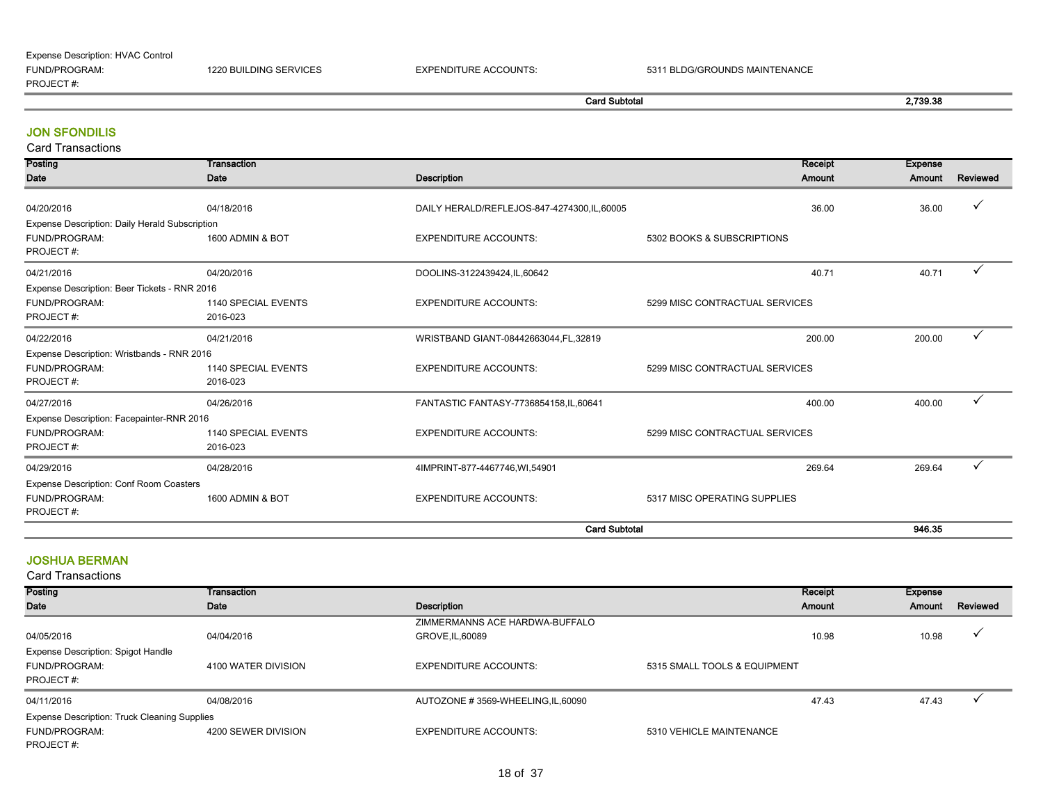Expense Description: HVAC Control

| | | | |
|---|---|---|---|
| FUND/PROGRAM: | 1220 BUILDING SERVICES | EXPENDITURE ACCOUNTS: | 5311 BLDG/GROUNDS MAINTENANCE |
| PROJECT #: | | | |

**Card Subtotal** **2,739.38**

## JON SFONDILIS

Card Transactions

| Posting Date | Transaction Date | Description | Receipt Amount | Expense Amount | Reviewed |
|---|---|---|---|---|---|
| 04/20/2016 | 04/18/2016 | DAILY HERALD/REFLEJOS-847-4274300,IL,60005 | 36.00 | 36.00 | ✓ |
| Expense Description: Daily Herald Subscription | | | | | |
| FUND/PROGRAM: | 1600 ADMIN & BOT | EXPENDITURE ACCOUNTS: | 5302 BOOKS & SUBSCRIPTIONS | | |
| PROJECT #: | | | | | |
| 04/21/2016 | 04/20/2016 | DOOLINS-3122439424,IL,60642 | 40.71 | 40.71 | ✓ |
| Expense Description: Beer Tickets - RNR 2016 | | | | | |
| FUND/PROGRAM: | 1140 SPECIAL EVENTS | EXPENDITURE ACCOUNTS: | 5299 MISC CONTRACTUAL SERVICES | | |
| PROJECT #: | 2016-023 | | | | |
| 04/22/2016 | 04/21/2016 | WRISTBAND GIANT-08442663044,FL,32819 | 200.00 | 200.00 | ✓ |
| Expense Description: Wristbands - RNR 2016 | | | | | |
| FUND/PROGRAM: | 1140 SPECIAL EVENTS | EXPENDITURE ACCOUNTS: | 5299 MISC CONTRACTUAL SERVICES | | |
| PROJECT #: | 2016-023 | | | | |
| 04/27/2016 | 04/26/2016 | FANTASTIC FANTASY-7736854158,IL,60641 | 400.00 | 400.00 | ✓ |
| Expense Description: Facepainter-RNR 2016 | | | | | |
| FUND/PROGRAM: | 1140 SPECIAL EVENTS | EXPENDITURE ACCOUNTS: | 5299 MISC CONTRACTUAL SERVICES | | |
| PROJECT #: | 2016-023 | | | | |
| 04/29/2016 | 04/28/2016 | 4IMPRINT-877-4467746,WI,54901 | 269.64 | 269.64 | ✓ |
| Expense Description: Conf Room Coasters | | | | | |
| FUND/PROGRAM: | 1600 ADMIN & BOT | EXPENDITURE ACCOUNTS: | 5317 MISC OPERATING SUPPLIES | | |
| PROJECT #: | | | | | |
| | | **Card Subtotal** | | **946.35** | |

## JOSHUA BERMAN

Card Transactions

| Posting Date | Transaction Date | Description | Receipt Amount | Expense Amount | Reviewed |
|---|---|---|---|---|---|
| 04/05/2016 | 04/04/2016 | ZIMMERMANNS ACE HARDWA-BUFFALO GROVE,IL,60089 | 10.98 | 10.98 | ✓ |
| Expense Description: Spigot Handle | | | | | |
| FUND/PROGRAM: | 4100 WATER DIVISION | EXPENDITURE ACCOUNTS: | 5315 SMALL TOOLS & EQUIPMENT | | |
| PROJECT #: | | | | | |
| 04/11/2016 | 04/08/2016 | AUTOZONE # 3569-WHEELING,IL,60090 | 47.43 | 47.43 | ✓ |
| Expense Description: Truck Cleaning Supplies | | | | | |
| FUND/PROGRAM: | 4200 SEWER DIVISION | EXPENDITURE ACCOUNTS: | 5310 VEHICLE MAINTENANCE | | |
| PROJECT #: | | | | | |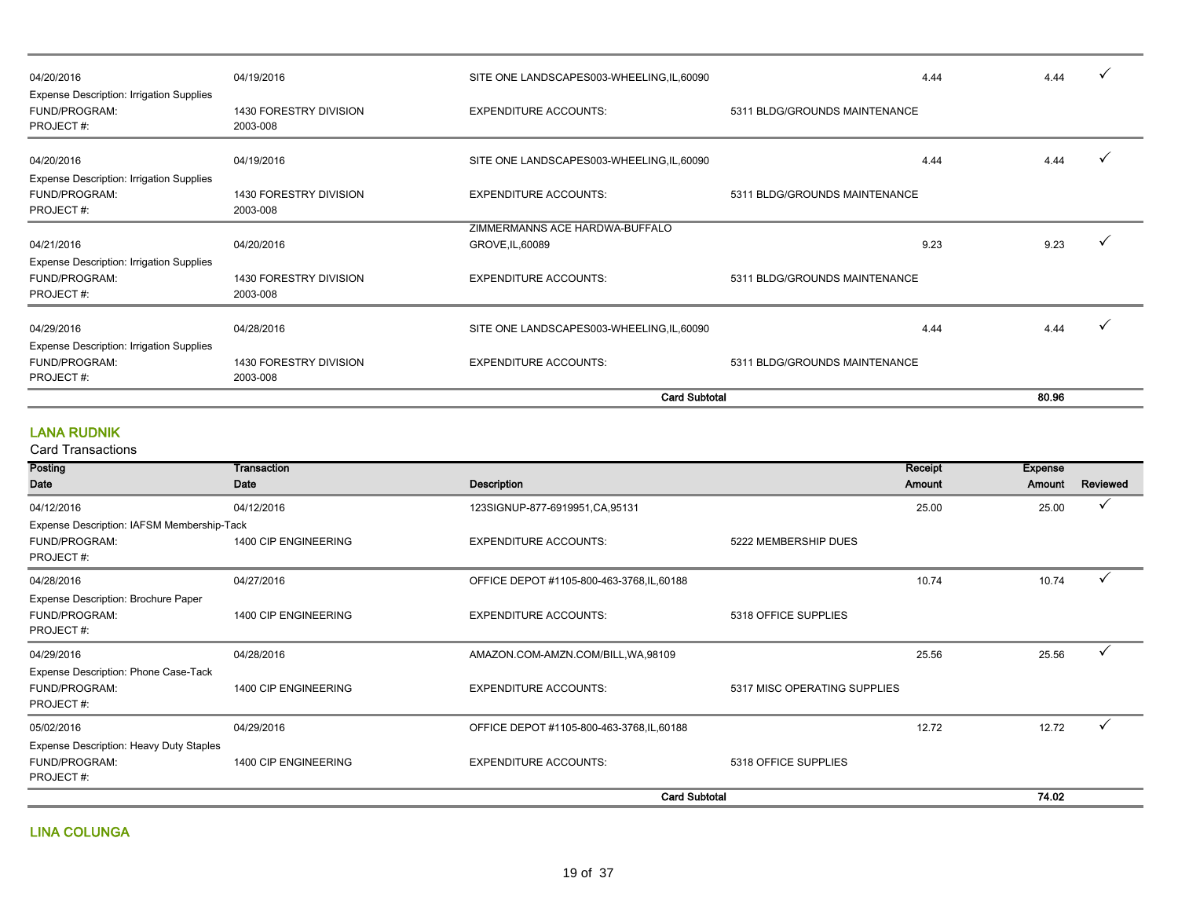| | | | | | | |
|---|---|---|---|---|---|---|
| 04/20/2016 | 04/19/2016 | SITE ONE LANDSCAPES003-WHEELING,IL,60090 | | 4.44 | 4.44 | ✓ |
| Expense Description: Irrigation Supplies | | | | | | |
| FUND/PROGRAM: | 1430 FORESTRY DIVISION | EXPENDITURE ACCOUNTS: | 5311 BLDG/GROUNDS MAINTENANCE | | | |
| PROJECT #: | 2003-008 | | | | | |
| 04/20/2016 | 04/19/2016 | SITE ONE LANDSCAPES003-WHEELING,IL,60090 | | 4.44 | 4.44 | ✓ |
| Expense Description: Irrigation Supplies | | | | | | |
| FUND/PROGRAM: | 1430 FORESTRY DIVISION | EXPENDITURE ACCOUNTS: | 5311 BLDG/GROUNDS MAINTENANCE | | | |
| PROJECT #: | 2003-008 | | | | | |
| 04/21/2016 | 04/20/2016 | ZIMMERMANNS ACE HARDWA-BUFFALO GROVE,IL,60089 | | 9.23 | 9.23 | ✓ |
| Expense Description: Irrigation Supplies | | | | | | |
| FUND/PROGRAM: | 1430 FORESTRY DIVISION | EXPENDITURE ACCOUNTS: | 5311 BLDG/GROUNDS MAINTENANCE | | | |
| PROJECT #: | 2003-008 | | | | | |
| 04/29/2016 | 04/28/2016 | SITE ONE LANDSCAPES003-WHEELING,IL,60090 | | 4.44 | 4.44 | ✓ |
| Expense Description: Irrigation Supplies | | | | | | |
| FUND/PROGRAM: | 1430 FORESTRY DIVISION | EXPENDITURE ACCOUNTS: | 5311 BLDG/GROUNDS MAINTENANCE | | | |
| PROJECT #: | 2003-008 | | | | | |
| | | **Card Subtotal** | | | **80.96** | |

## LANA RUDNIK

Card Transactions

| Posting Date | Transaction Date | Description | | Receipt Amount | Expense Amount | Reviewed |
|---|---|---|---|---|---|---|
| 04/12/2016 | 04/12/2016 | 123SIGNUP-877-6919951,CA,95131 | | 25.00 | 25.00 | ✓ |
| Expense Description: IAFSM Membership-Tack | | | | | | |
| FUND/PROGRAM: | 1400 CIP ENGINEERING | EXPENDITURE ACCOUNTS: | 5222 MEMBERSHIP DUES | | | |
| PROJECT #: | | | | | | |
| 04/28/2016 | 04/27/2016 | OFFICE DEPOT #1105-800-463-3768,IL,60188 | | 10.74 | 10.74 | ✓ |
| Expense Description: Brochure Paper | | | | | | |
| FUND/PROGRAM: | 1400 CIP ENGINEERING | EXPENDITURE ACCOUNTS: | 5318 OFFICE SUPPLIES | | | |
| PROJECT #: | | | | | | |
| 04/29/2016 | 04/28/2016 | AMAZON.COM-AMZN.COM/BILL,WA,98109 | | 25.56 | 25.56 | ✓ |
| Expense Description: Phone Case-Tack | | | | | | |
| FUND/PROGRAM: | 1400 CIP ENGINEERING | EXPENDITURE ACCOUNTS: | 5317 MISC OPERATING SUPPLIES | | | |
| PROJECT #: | | | | | | |
| 05/02/2016 | 04/29/2016 | OFFICE DEPOT #1105-800-463-3768,IL,60188 | | 12.72 | 12.72 | ✓ |
| Expense Description: Heavy Duty Staples | | | | | | |
| FUND/PROGRAM: | 1400 CIP ENGINEERING | EXPENDITURE ACCOUNTS: | 5318 OFFICE SUPPLIES | | | |
| PROJECT #: | | | | | | |
| | | **Card Subtotal** | | | **74.02** | |

## LINA COLUNGA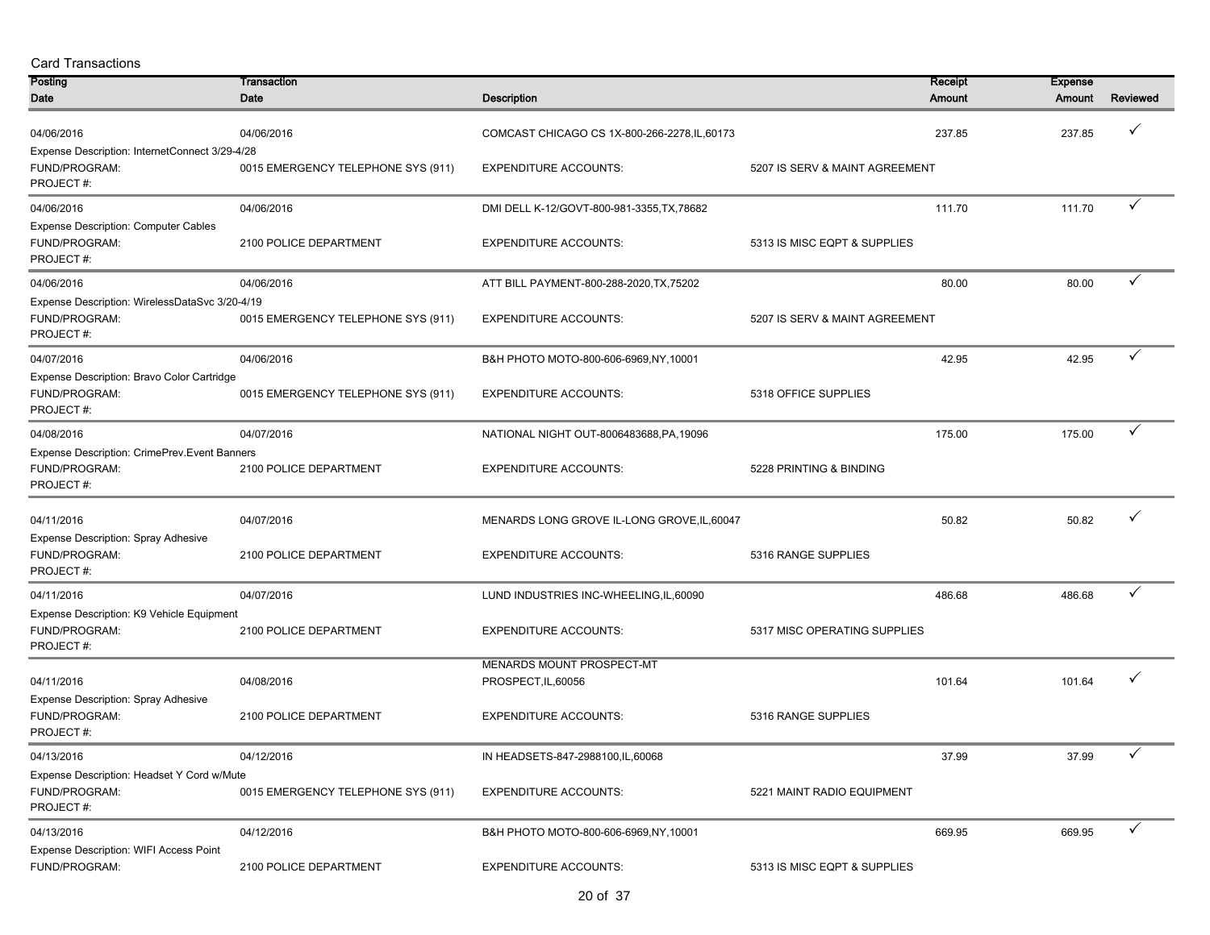Card Transactions

| Posting Date | Transaction Date | Description | | Receipt Amount | Expense Amount | Reviewed |
|---|---|---|---|---|---|---|
| 04/06/2016 | 04/06/2016 | COMCAST CHICAGO CS 1X-800-266-2278,IL,60173 | | 237.85 | 237.85 | ✓ |
| Expense Description: InternetConnect 3/29-4/28 | | | | | | |
| FUND/PROGRAM: | 0015 EMERGENCY TELEPHONE SYS (911) | EXPENDITURE ACCOUNTS: | 5207 IS SERV & MAINT AGREEMENT | | | |
| PROJECT #: | | | | | | |
| 04/06/2016 | 04/06/2016 | DMI DELL K-12/GOVT-800-981-3355,TX,78682 | | 111.70 | 111.70 | ✓ |
| Expense Description: Computer Cables | | | | | | |
| FUND/PROGRAM: | 2100 POLICE DEPARTMENT | EXPENDITURE ACCOUNTS: | 5313 IS MISC EQPT & SUPPLIES | | | |
| PROJECT #: | | | | | | |
| 04/06/2016 | 04/06/2016 | ATT BILL PAYMENT-800-288-2020,TX,75202 | | 80.00 | 80.00 | ✓ |
| Expense Description: WirelessDataSvc 3/20-4/19 | | | | | | |
| FUND/PROGRAM: | 0015 EMERGENCY TELEPHONE SYS (911) | EXPENDITURE ACCOUNTS: | 5207 IS SERV & MAINT AGREEMENT | | | |
| PROJECT #: | | | | | | |
| 04/07/2016 | 04/06/2016 | B&H PHOTO MOTO-800-606-6969,NY,10001 | | 42.95 | 42.95 | ✓ |
| Expense Description: Bravo Color Cartridge | | | | | | |
| FUND/PROGRAM: | 0015 EMERGENCY TELEPHONE SYS (911) | EXPENDITURE ACCOUNTS: | 5318 OFFICE SUPPLIES | | | |
| PROJECT #: | | | | | | |
| 04/08/2016 | 04/07/2016 | NATIONAL NIGHT OUT-8006483688,PA,19096 | | 175.00 | 175.00 | ✓ |
| Expense Description: CrimePrev.Event Banners | | | | | | |
| FUND/PROGRAM: | 2100 POLICE DEPARTMENT | EXPENDITURE ACCOUNTS: | 5228 PRINTING & BINDING | | | |
| PROJECT #: | | | | | | |
| 04/11/2016 | 04/07/2016 | MENARDS LONG GROVE IL-LONG GROVE,IL,60047 | | 50.82 | 50.82 | ✓ |
| Expense Description: Spray Adhesive | | | | | | |
| FUND/PROGRAM: | 2100 POLICE DEPARTMENT | EXPENDITURE ACCOUNTS: | 5316 RANGE SUPPLIES | | | |
| PROJECT #: | | | | | | |
| 04/11/2016 | 04/07/2016 | LUND INDUSTRIES INC-WHEELING,IL,60090 | | 486.68 | 486.68 | ✓ |
| Expense Description: K9 Vehicle Equipment | | | | | | |
| FUND/PROGRAM: | 2100 POLICE DEPARTMENT | EXPENDITURE ACCOUNTS: | 5317 MISC OPERATING SUPPLIES | | | |
| PROJECT #: | | | | | | |
| 04/11/2016 | 04/08/2016 | MENARDS MOUNT PROSPECT-MT PROSPECT,IL,60056 | | 101.64 | 101.64 | ✓ |
| Expense Description: Spray Adhesive | | | | | | |
| FUND/PROGRAM: | 2100 POLICE DEPARTMENT | EXPENDITURE ACCOUNTS: | 5316 RANGE SUPPLIES | | | |
| PROJECT #: | | | | | | |
| 04/13/2016 | 04/12/2016 | IN HEADSETS-847-2988100,IL,60068 | | 37.99 | 37.99 | ✓ |
| Expense Description: Headset Y Cord w/Mute | | | | | | |
| FUND/PROGRAM: | 0015 EMERGENCY TELEPHONE SYS (911) | EXPENDITURE ACCOUNTS: | 5221 MAINT RADIO EQUIPMENT | | | |
| PROJECT #: | | | | | | |
| 04/13/2016 | 04/12/2016 | B&H PHOTO MOTO-800-606-6969,NY,10001 | | 669.95 | 669.95 | ✓ |
| Expense Description: WIFI Access Point | | | | | | |
| FUND/PROGRAM: | 2100 POLICE DEPARTMENT | EXPENDITURE ACCOUNTS: | 5313 IS MISC EQPT & SUPPLIES | | | |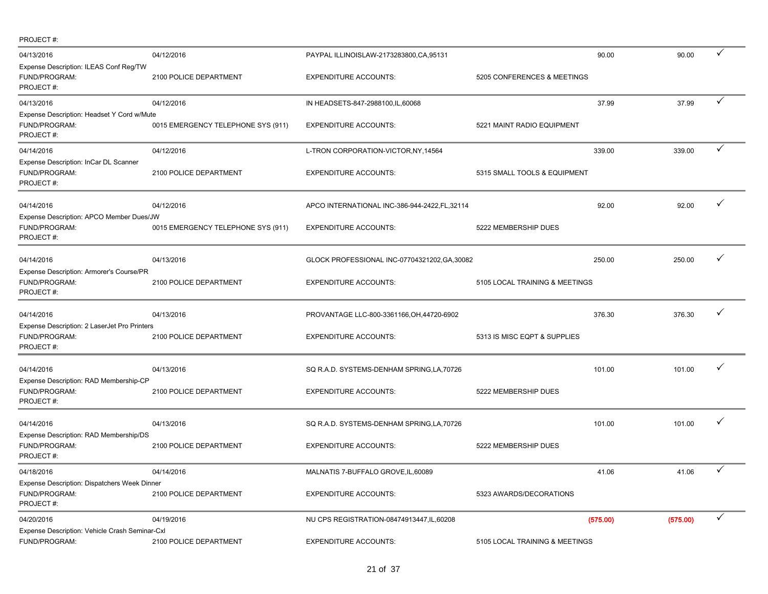PROJECT #:

| | | | | | | |
|---|---|---|---|---|---|---|
| 04/13/2016 | 04/12/2016 | PAYPAL ILLINOISLAW-2173283800,CA,95131 | | 90.00 | 90.00 | ✓ |
| Expense Description: ILEAS Conf Reg/TW | | | | | | |
| FUND/PROGRAM: | 2100 POLICE DEPARTMENT | EXPENDITURE ACCOUNTS: | 5205 CONFERENCES & MEETINGS | | | |
| PROJECT #: | | | | | | |
| 04/13/2016 | 04/12/2016 | IN HEADSETS-847-2988100,IL,60068 | | 37.99 | 37.99 | ✓ |
| Expense Description: Headset Y Cord w/Mute | | | | | | |
| FUND/PROGRAM: | 0015 EMERGENCY TELEPHONE SYS (911) | EXPENDITURE ACCOUNTS: | 5221 MAINT RADIO EQUIPMENT | | | |
| PROJECT #: | | | | | | |
| 04/14/2016 | 04/12/2016 | L-TRON CORPORATION-VICTOR,NY,14564 | | 339.00 | 339.00 | ✓ |
| Expense Description: InCar DL Scanner | | | | | | |
| FUND/PROGRAM: | 2100 POLICE DEPARTMENT | EXPENDITURE ACCOUNTS: | 5315 SMALL TOOLS & EQUIPMENT | | | |
| PROJECT #: | | | | | | |
| 04/14/2016 | 04/12/2016 | APCO INTERNATIONAL INC-386-944-2422,FL,32114 | | 92.00 | 92.00 | ✓ |
| Expense Description: APCO Member Dues/JW | | | | | | |
| FUND/PROGRAM: | 0015 EMERGENCY TELEPHONE SYS (911) | EXPENDITURE ACCOUNTS: | 5222 MEMBERSHIP DUES | | | |
| PROJECT #: | | | | | | |
| 04/14/2016 | 04/13/2016 | GLOCK PROFESSIONAL INC-07704321202,GA,30082 | | 250.00 | 250.00 | ✓ |
| Expense Description: Armorer's Course/PR | | | | | | |
| FUND/PROGRAM: | 2100 POLICE DEPARTMENT | EXPENDITURE ACCOUNTS: | 5105 LOCAL TRAINING & MEETINGS | | | |
| PROJECT #: | | | | | | |
| 04/14/2016 | 04/13/2016 | PROVANTAGE LLC-800-3361166,OH,44720-6902 | | 376.30 | 376.30 | ✓ |
| Expense Description: 2 LaserJet Pro Printers | | | | | | |
| FUND/PROGRAM: | 2100 POLICE DEPARTMENT | EXPENDITURE ACCOUNTS: | 5313 IS MISC EQPT & SUPPLIES | | | |
| PROJECT #: | | | | | | |
| 04/14/2016 | 04/13/2016 | SQ R.A.D. SYSTEMS-DENHAM SPRING,LA,70726 | | 101.00 | 101.00 | ✓ |
| Expense Description: RAD Membership-CP | | | | | | |
| FUND/PROGRAM: | 2100 POLICE DEPARTMENT | EXPENDITURE ACCOUNTS: | 5222 MEMBERSHIP DUES | | | |
| PROJECT #: | | | | | | |
| 04/14/2016 | 04/13/2016 | SQ R.A.D. SYSTEMS-DENHAM SPRING,LA,70726 | | 101.00 | 101.00 | ✓ |
| Expense Description: RAD Membership/DS | | | | | | |
| FUND/PROGRAM: | 2100 POLICE DEPARTMENT | EXPENDITURE ACCOUNTS: | 5222 MEMBERSHIP DUES | | | |
| PROJECT #: | | | | | | |
| 04/18/2016 | 04/14/2016 | MALNATIS 7-BUFFALO GROVE,IL,60089 | | 41.06 | 41.06 | ✓ |
| Expense Description: Dispatchers Week Dinner | | | | | | |
| FUND/PROGRAM: | 2100 POLICE DEPARTMENT | EXPENDITURE ACCOUNTS: | 5323 AWARDS/DECORATIONS | | | |
| PROJECT #: | | | | | | |
| 04/20/2016 | 04/19/2016 | NU CPS REGISTRATION-08474913447,IL,60208 | | (575.00) | (575.00) | ✓ |
| Expense Description: Vehicle Crash Seminar-Cxl | | | | | | |
| FUND/PROGRAM: | 2100 POLICE DEPARTMENT | EXPENDITURE ACCOUNTS: | 5105 LOCAL TRAINING & MEETINGS | | | |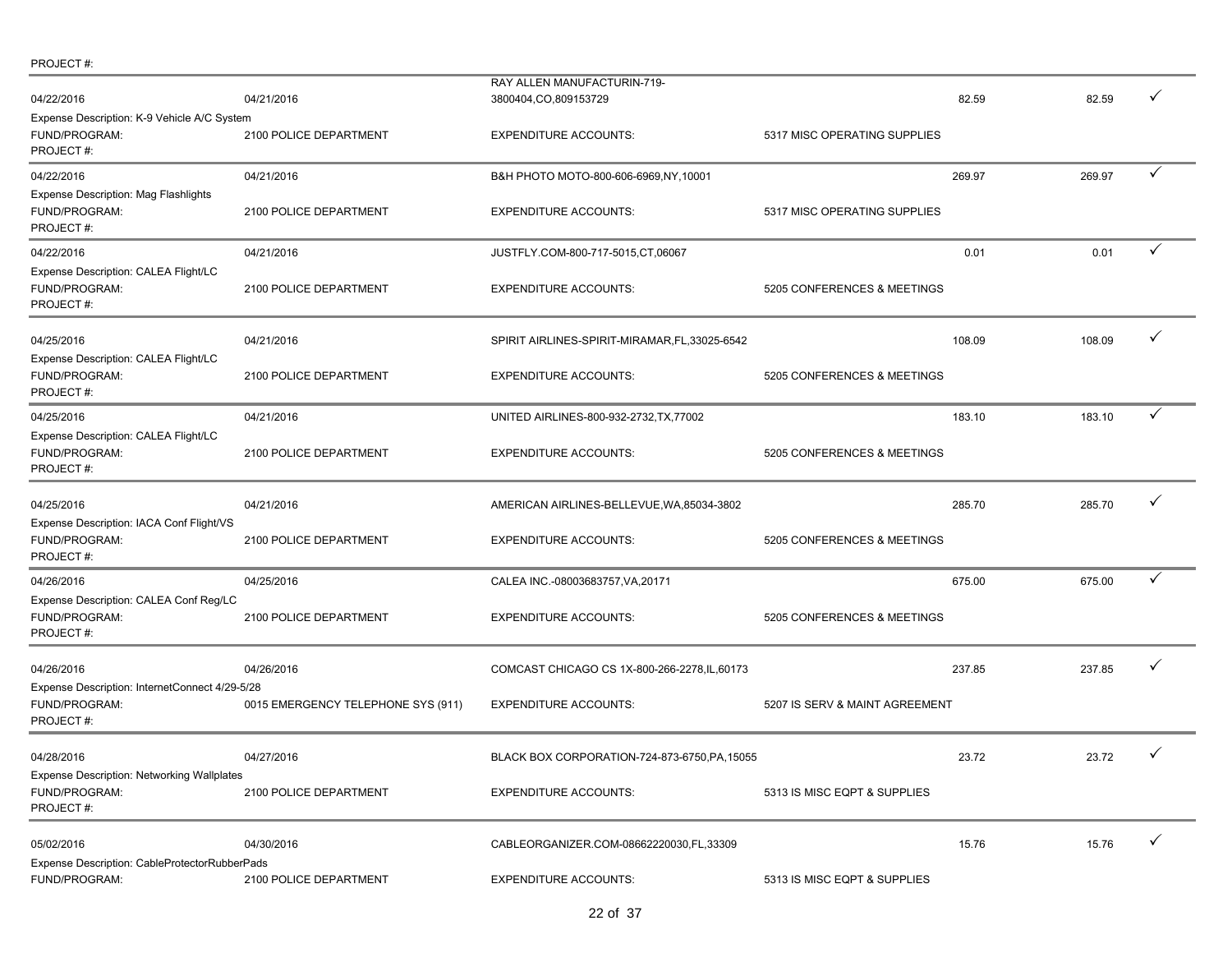PROJECT #:

| | | | | | | |
|---|---|---|---|---|---|---|
| 04/22/2016 | 04/21/2016 | RAY ALLEN MANUFACTURIN-719-3800404,CO,809153729 | | 82.59 | 82.59 | ✓ |
| Expense Description: K-9 Vehicle A/C System | | | | | | |
| FUND/PROGRAM: | 2100 POLICE DEPARTMENT | EXPENDITURE ACCOUNTS: | 5317 MISC OPERATING SUPPLIES | | | |
| PROJECT #: | | | | | | |
| 04/22/2016 | 04/21/2016 | B&H PHOTO MOTO-800-606-6969,NY,10001 | | 269.97 | 269.97 | ✓ |
| Expense Description: Mag Flashlights | | | | | | |
| FUND/PROGRAM: | 2100 POLICE DEPARTMENT | EXPENDITURE ACCOUNTS: | 5317 MISC OPERATING SUPPLIES | | | |
| PROJECT #: | | | | | | |
| 04/22/2016 | 04/21/2016 | JUSTFLY.COM-800-717-5015,CT,06067 | | 0.01 | 0.01 | ✓ |
| Expense Description: CALEA Flight/LC | | | | | | |
| FUND/PROGRAM: | 2100 POLICE DEPARTMENT | EXPENDITURE ACCOUNTS: | 5205 CONFERENCES & MEETINGS | | | |
| PROJECT #: | | | | | | |
| 04/25/2016 | 04/21/2016 | SPIRIT AIRLINES-SPIRIT-MIRAMAR,FL,33025-6542 | | 108.09 | 108.09 | ✓ |
| Expense Description: CALEA Flight/LC | | | | | | |
| FUND/PROGRAM: | 2100 POLICE DEPARTMENT | EXPENDITURE ACCOUNTS: | 5205 CONFERENCES & MEETINGS | | | |
| PROJECT #: | | | | | | |
| 04/25/2016 | 04/21/2016 | UNITED AIRLINES-800-932-2732,TX,77002 | | 183.10 | 183.10 | ✓ |
| Expense Description: CALEA Flight/LC | | | | | | |
| FUND/PROGRAM: | 2100 POLICE DEPARTMENT | EXPENDITURE ACCOUNTS: | 5205 CONFERENCES & MEETINGS | | | |
| PROJECT #: | | | | | | |
| 04/25/2016 | 04/21/2016 | AMERICAN AIRLINES-BELLEVUE,WA,85034-3802 | | 285.70 | 285.70 | ✓ |
| Expense Description: IACA Conf Flight/VS | | | | | | |
| FUND/PROGRAM: | 2100 POLICE DEPARTMENT | EXPENDITURE ACCOUNTS: | 5205 CONFERENCES & MEETINGS | | | |
| PROJECT #: | | | | | | |
| 04/26/2016 | 04/25/2016 | CALEA INC.-08003683757,VA,20171 | | 675.00 | 675.00 | ✓ |
| Expense Description: CALEA Conf Reg/LC | | | | | | |
| FUND/PROGRAM: | 2100 POLICE DEPARTMENT | EXPENDITURE ACCOUNTS: | 5205 CONFERENCES & MEETINGS | | | |
| PROJECT #: | | | | | | |
| 04/26/2016 | 04/26/2016 | COMCAST CHICAGO CS 1X-800-266-2278,IL,60173 | | 237.85 | 237.85 | ✓ |
| Expense Description: InternetConnect 4/29-5/28 | | | | | | |
| FUND/PROGRAM: | 0015 EMERGENCY TELEPHONE SYS (911) | EXPENDITURE ACCOUNTS: | 5207 IS SERV & MAINT AGREEMENT | | | |
| PROJECT #: | | | | | | |
| 04/28/2016 | 04/27/2016 | BLACK BOX CORPORATION-724-873-6750,PA,15055 | | 23.72 | 23.72 | ✓ |
| Expense Description: Networking Wallplates | | | | | | |
| FUND/PROGRAM: | 2100 POLICE DEPARTMENT | EXPENDITURE ACCOUNTS: | 5313 IS MISC EQPT & SUPPLIES | | | |
| PROJECT #: | | | | | | |
| 05/02/2016 | 04/30/2016 | CABLEORGANIZER.COM-08662220030,FL,33309 | | 15.76 | 15.76 | ✓ |
| Expense Description: CableProtectorRubberPads | | | | | | |
| FUND/PROGRAM: | 2100 POLICE DEPARTMENT | EXPENDITURE ACCOUNTS: | 5313 IS MISC EQPT & SUPPLIES | | | |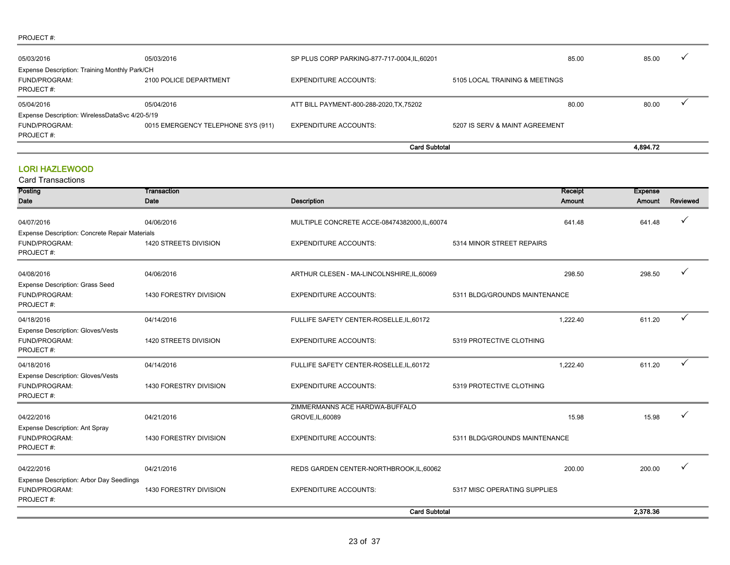PROJECT #:

| | | | | | |
|---|---|---|---|---|---|
| 05/03/2016 | 05/03/2016 | SP PLUS CORP PARKING-877-717-0004,IL,60201 | 85.00 | 85.00 | ✓ |
| Expense Description: Training Monthly Park/CH | | | | | |
| FUND/PROGRAM: | 2100 POLICE DEPARTMENT | EXPENDITURE ACCOUNTS: | 5105 LOCAL TRAINING & MEETINGS | | |
| PROJECT #: | | | | | |
| 05/04/2016 | 05/04/2016 | ATT BILL PAYMENT-800-288-2020,TX,75202 | 80.00 | 80.00 | ✓ |
| Expense Description: WirelessDataSvc 4/20-5/19 | | | | | |
| FUND/PROGRAM: | 0015 EMERGENCY TELEPHONE SYS (911) | EXPENDITURE ACCOUNTS: | 5207 IS SERV & MAINT AGREEMENT | | |
| PROJECT #: | | | | | |
| | | **Card Subtotal** | | **4,894.72** | |

## LORI HAZLEWOOD

Card Transactions

| Posting Date | Transaction Date | Description | Receipt Amount | Expense Amount | Reviewed |
|---|---|---|---|---|---|
| 04/07/2016 | 04/06/2016 | MULTIPLE CONCRETE ACCE-08474382000,IL,60074 | 641.48 | 641.48 | ✓ |
| Expense Description: Concrete Repair Materials | | | | | |
| FUND/PROGRAM: | 1420 STREETS DIVISION | EXPENDITURE ACCOUNTS: | 5314 MINOR STREET REPAIRS | | |
| PROJECT #: | | | | | |
| 04/08/2016 | 04/06/2016 | ARTHUR CLESEN - MA-LINCOLNSHIRE,IL,60069 | 298.50 | 298.50 | ✓ |
| Expense Description: Grass Seed | | | | | |
| FUND/PROGRAM: | 1430 FORESTRY DIVISION | EXPENDITURE ACCOUNTS: | 5311 BLDG/GROUNDS MAINTENANCE | | |
| PROJECT #: | | | | | |
| 04/18/2016 | 04/14/2016 | FULLIFE SAFETY CENTER-ROSELLE,IL,60172 | 1,222.40 | 611.20 | ✓ |
| Expense Description: Gloves/Vests | | | | | |
| FUND/PROGRAM: | 1420 STREETS DIVISION | EXPENDITURE ACCOUNTS: | 5319 PROTECTIVE CLOTHING | | |
| PROJECT #: | | | | | |
| 04/18/2016 | 04/14/2016 | FULLIFE SAFETY CENTER-ROSELLE,IL,60172 | 1,222.40 | 611.20 | ✓ |
| Expense Description: Gloves/Vests | | | | | |
| FUND/PROGRAM: | 1430 FORESTRY DIVISION | EXPENDITURE ACCOUNTS: | 5319 PROTECTIVE CLOTHING | | |
| PROJECT #: | | | | | |
| 04/22/2016 | 04/21/2016 | ZIMMERMANNS ACE HARDWA-BUFFALO GROVE,IL,60089 | 15.98 | 15.98 | ✓ |
| Expense Description: Ant Spray | | | | | |
| FUND/PROGRAM: | 1430 FORESTRY DIVISION | EXPENDITURE ACCOUNTS: | 5311 BLDG/GROUNDS MAINTENANCE | | |
| PROJECT #: | | | | | |
| 04/22/2016 | 04/21/2016 | REDS GARDEN CENTER-NORTHBROOK,IL,60062 | 200.00 | 200.00 | ✓ |
| Expense Description: Arbor Day Seedlings | | | | | |
| FUND/PROGRAM: | 1430 FORESTRY DIVISION | EXPENDITURE ACCOUNTS: | 5317 MISC OPERATING SUPPLIES | | |
| PROJECT #: | | | | | |
| | | **Card Subtotal** | | **2,378.36** | |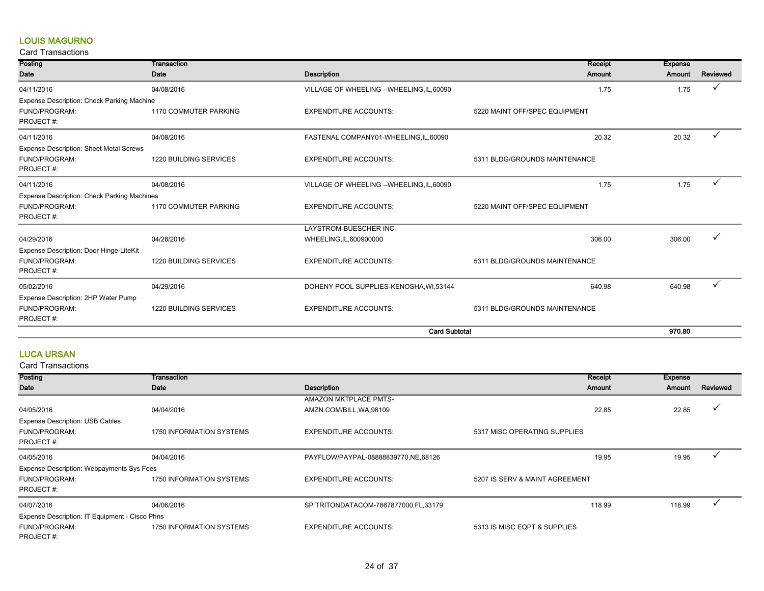## LOUIS MAGURNO

Card Transactions

| Posting Date | Transaction Date | Description | | Receipt Amount | Expense Amount | Reviewed |
|---|---|---|---|---|---|---|
| 04/11/2016 | 04/08/2016 | VILLAGE OF WHEELING --WHEELING,IL,60090 | | 1.75 | 1.75 | ✓ |
| Expense Description: Check Parking Machine | | | | | | |
| FUND/PROGRAM: | 1170 COMMUTER PARKING | EXPENDITURE ACCOUNTS: | 5220 MAINT OFF/SPEC EQUIPMENT | | | |
| PROJECT #: | | | | | | |
| 04/11/2016 | 04/08/2016 | FASTENAL COMPANY01-WHEELING,IL,60090 | | 20.32 | 20.32 | ✓ |
| Expense Description: Sheet Metal Screws | | | | | | |
| FUND/PROGRAM: | 1220 BUILDING SERVICES | EXPENDITURE ACCOUNTS: | 5311 BLDG/GROUNDS MAINTENANCE | | | |
| PROJECT #: | | | | | | |
| 04/11/2016 | 04/08/2016 | VILLAGE OF WHEELING --WHEELING,IL,60090 | | 1.75 | 1.75 | ✓ |
| Expense Description: Check Parking Machines | | | | | | |
| FUND/PROGRAM: | 1170 COMMUTER PARKING | EXPENDITURE ACCOUNTS: | 5220 MAINT OFF/SPEC EQUIPMENT | | | |
| PROJECT #: | | | | | | |
| 04/29/2016 | 04/28/2016 | LAYSTROM-BUESCHER INC-WHEELING,IL,600900000 | | 306.00 | 306.00 | ✓ |
| Expense Description: Door Hinge-LiteKit | | | | | | |
| FUND/PROGRAM: | 1220 BUILDING SERVICES | EXPENDITURE ACCOUNTS: | 5311 BLDG/GROUNDS MAINTENANCE | | | |
| PROJECT #: | | | | | | |
| 05/02/2016 | 04/29/2016 | DOHENY POOL SUPPLIES-KENOSHA,WI,53144 | | 640.98 | 640.98 | ✓ |
| Expense Description: 2HP Water Pump | | | | | | |
| FUND/PROGRAM: | 1220 BUILDING SERVICES | EXPENDITURE ACCOUNTS: | 5311 BLDG/GROUNDS MAINTENANCE | | | |
| PROJECT #: | | | | | | |
| | | | **Card Subtotal** | | **970.80** | |

## LUCA URSAN

Card Transactions

| Posting Date | Transaction Date | Description | | Receipt Amount | Expense Amount | Reviewed |
|---|---|---|---|---|---|---|
| 04/05/2016 | 04/04/2016 | AMAZON MKTPLACE PMTS-AMZN.COM/BILL,WA,98109 | | 22.85 | 22.85 | ✓ |
| Expense Description: USB Cables | | | | | | |
| FUND/PROGRAM: | 1750 INFORMATION SYSTEMS | EXPENDITURE ACCOUNTS: | 5317 MISC OPERATING SUPPLIES | | | |
| PROJECT #: | | | | | | |
| 04/05/2016 | 04/04/2016 | PAYFLOW/PAYPAL-08888839770,NE,68126 | | 19.95 | 19.95 | ✓ |
| Expense Description: Webpayments Sys Fees | | | | | | |
| FUND/PROGRAM: | 1750 INFORMATION SYSTEMS | EXPENDITURE ACCOUNTS: | 5207 IS SERV & MAINT AGREEMENT | | | |
| PROJECT #: | | | | | | |
| 04/07/2016 | 04/06/2016 | SP TRITONDATACOM-7867877000,FL,33179 | | 118.99 | 118.99 | ✓ |
| Expense Description: IT Equipment - Cisco Phns | | | | | | |
| FUND/PROGRAM: | 1750 INFORMATION SYSTEMS | EXPENDITURE ACCOUNTS: | 5313 IS MISC EQPT & SUPPLIES | | | |
| PROJECT #: | | | | | | |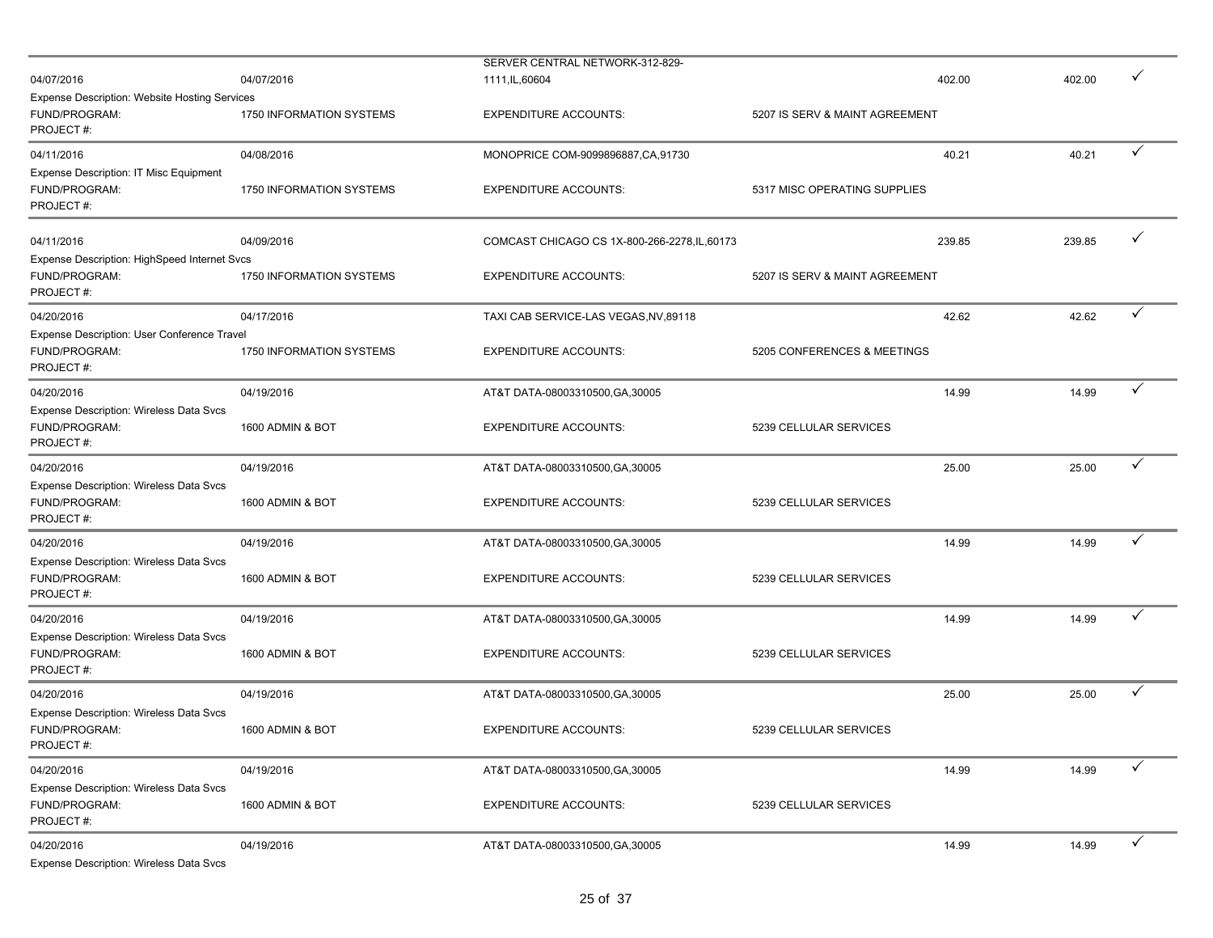| | | | | | | |
|---|---|---|---|---|---|---|
| 04/07/2016 | 04/07/2016 | SERVER CENTRAL NETWORK-312-829-1111,IL,60604 | | 402.00 | 402.00 | ✓ |
| Expense Description: Website Hosting Services | | | | | | |
| FUND/PROGRAM: | 1750 INFORMATION SYSTEMS | EXPENDITURE ACCOUNTS: | 5207 IS SERV & MAINT AGREEMENT | | | |
| PROJECT #: | | | | | | |
| 04/11/2016 | 04/08/2016 | MONOPRICE COM-9099896887,CA,91730 | | 40.21 | 40.21 | ✓ |
| Expense Description: IT Misc Equipment | | | | | | |
| FUND/PROGRAM: | 1750 INFORMATION SYSTEMS | EXPENDITURE ACCOUNTS: | 5317 MISC OPERATING SUPPLIES | | | |
| PROJECT #: | | | | | | |
| 04/11/2016 | 04/09/2016 | COMCAST CHICAGO CS 1X-800-266-2278,IL,60173 | | 239.85 | 239.85 | ✓ |
| Expense Description: HighSpeed Internet Svcs | | | | | | |
| FUND/PROGRAM: | 1750 INFORMATION SYSTEMS | EXPENDITURE ACCOUNTS: | 5207 IS SERV & MAINT AGREEMENT | | | |
| PROJECT #: | | | | | | |
| 04/20/2016 | 04/17/2016 | TAXI CAB SERVICE-LAS VEGAS,NV,89118 | | 42.62 | 42.62 | ✓ |
| Expense Description: User Conference Travel | | | | | | |
| FUND/PROGRAM: | 1750 INFORMATION SYSTEMS | EXPENDITURE ACCOUNTS: | 5205 CONFERENCES & MEETINGS | | | |
| PROJECT #: | | | | | | |
| 04/20/2016 | 04/19/2016 | AT&T DATA-08003310500,GA,30005 | | 14.99 | 14.99 | ✓ |
| Expense Description: Wireless Data Svcs | | | | | | |
| FUND/PROGRAM: | 1600 ADMIN & BOT | EXPENDITURE ACCOUNTS: | 5239 CELLULAR SERVICES | | | |
| PROJECT #: | | | | | | |
| 04/20/2016 | 04/19/2016 | AT&T DATA-08003310500,GA,30005 | | 25.00 | 25.00 | ✓ |
| Expense Description: Wireless Data Svcs | | | | | | |
| FUND/PROGRAM: | 1600 ADMIN & BOT | EXPENDITURE ACCOUNTS: | 5239 CELLULAR SERVICES | | | |
| PROJECT #: | | | | | | |
| 04/20/2016 | 04/19/2016 | AT&T DATA-08003310500,GA,30005 | | 14.99 | 14.99 | ✓ |
| Expense Description: Wireless Data Svcs | | | | | | |
| FUND/PROGRAM: | 1600 ADMIN & BOT | EXPENDITURE ACCOUNTS: | 5239 CELLULAR SERVICES | | | |
| PROJECT #: | | | | | | |
| 04/20/2016 | 04/19/2016 | AT&T DATA-08003310500,GA,30005 | | 14.99 | 14.99 | ✓ |
| Expense Description: Wireless Data Svcs | | | | | | |
| FUND/PROGRAM: | 1600 ADMIN & BOT | EXPENDITURE ACCOUNTS: | 5239 CELLULAR SERVICES | | | |
| PROJECT #: | | | | | | |
| 04/20/2016 | 04/19/2016 | AT&T DATA-08003310500,GA,30005 | | 25.00 | 25.00 | ✓ |
| Expense Description: Wireless Data Svcs | | | | | | |
| FUND/PROGRAM: | 1600 ADMIN & BOT | EXPENDITURE ACCOUNTS: | 5239 CELLULAR SERVICES | | | |
| PROJECT #: | | | | | | |
| 04/20/2016 | 04/19/2016 | AT&T DATA-08003310500,GA,30005 | | 14.99 | 14.99 | ✓ |
| Expense Description: Wireless Data Svcs | | | | | | |
| FUND/PROGRAM: | 1600 ADMIN & BOT | EXPENDITURE ACCOUNTS: | 5239 CELLULAR SERVICES | | | |
| PROJECT #: | | | | | | |
| 04/20/2016 | 04/19/2016 | AT&T DATA-08003310500,GA,30005 | | 14.99 | 14.99 | ✓ |
| Expense Description: Wireless Data Svcs | | | | | | |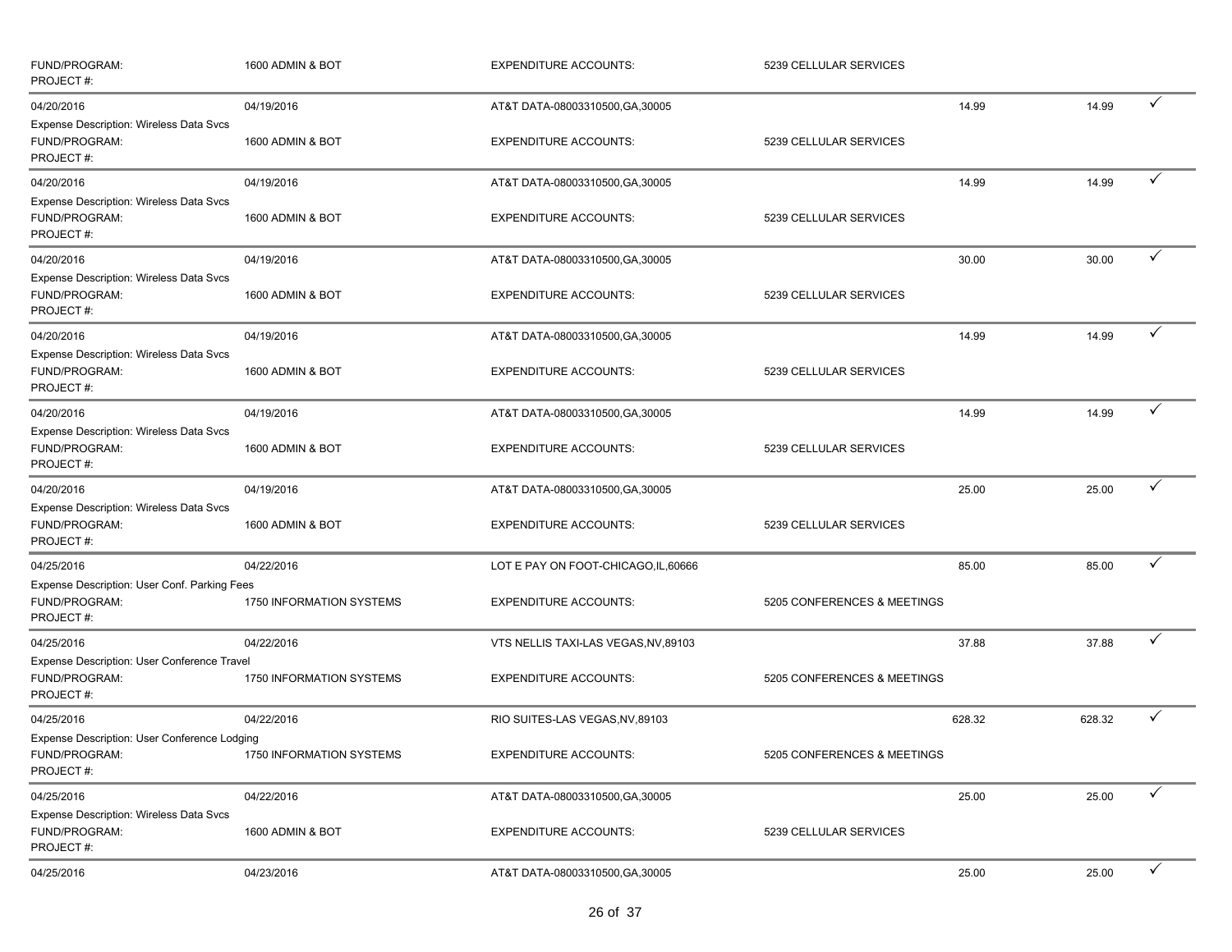| | | | | | | |
|---|---|---|---|---|---|---|
| FUND/PROGRAM:<br>PROJECT #: | 1600 ADMIN & BOT | EXPENDITURE ACCOUNTS: | 5239 CELLULAR SERVICES | | | |
| 04/20/2016 | 04/19/2016 | AT&T DATA-08003310500,GA,30005 | | 14.99 | 14.99 | ✓ |
| Expense Description: Wireless Data Svcs<br>FUND/PROGRAM:<br>PROJECT #: | 1600 ADMIN & BOT | EXPENDITURE ACCOUNTS: | 5239 CELLULAR SERVICES | | | |
| 04/20/2016 | 04/19/2016 | AT&T DATA-08003310500,GA,30005 | | 14.99 | 14.99 | ✓ |
| Expense Description: Wireless Data Svcs<br>FUND/PROGRAM:<br>PROJECT #: | 1600 ADMIN & BOT | EXPENDITURE ACCOUNTS: | 5239 CELLULAR SERVICES | | | |
| 04/20/2016 | 04/19/2016 | AT&T DATA-08003310500,GA,30005 | | 30.00 | 30.00 | ✓ |
| Expense Description: Wireless Data Svcs<br>FUND/PROGRAM:<br>PROJECT #: | 1600 ADMIN & BOT | EXPENDITURE ACCOUNTS: | 5239 CELLULAR SERVICES | | | |
| 04/20/2016 | 04/19/2016 | AT&T DATA-08003310500,GA,30005 | | 14.99 | 14.99 | ✓ |
| Expense Description: Wireless Data Svcs<br>FUND/PROGRAM:<br>PROJECT #: | 1600 ADMIN & BOT | EXPENDITURE ACCOUNTS: | 5239 CELLULAR SERVICES | | | |
| 04/20/2016 | 04/19/2016 | AT&T DATA-08003310500,GA,30005 | | 14.99 | 14.99 | ✓ |
| Expense Description: Wireless Data Svcs<br>FUND/PROGRAM:<br>PROJECT #: | 1600 ADMIN & BOT | EXPENDITURE ACCOUNTS: | 5239 CELLULAR SERVICES | | | |
| 04/20/2016 | 04/19/2016 | AT&T DATA-08003310500,GA,30005 | | 25.00 | 25.00 | ✓ |
| Expense Description: Wireless Data Svcs<br>FUND/PROGRAM:<br>PROJECT #: | 1600 ADMIN & BOT | EXPENDITURE ACCOUNTS: | 5239 CELLULAR SERVICES | | | |
| 04/25/2016 | 04/22/2016 | LOT E PAY ON FOOT-CHICAGO,IL,60666 | | 85.00 | 85.00 | ✓ |
| Expense Description: User Conf. Parking Fees<br>FUND/PROGRAM:<br>PROJECT #: | 1750 INFORMATION SYSTEMS | EXPENDITURE ACCOUNTS: | 5205 CONFERENCES & MEETINGS | | | |
| 04/25/2016 | 04/22/2016 | VTS NELLIS TAXI-LAS VEGAS,NV,89103 | | 37.88 | 37.88 | ✓ |
| Expense Description: User Conference Travel<br>FUND/PROGRAM:<br>PROJECT #: | 1750 INFORMATION SYSTEMS | EXPENDITURE ACCOUNTS: | 5205 CONFERENCES & MEETINGS | | | |
| 04/25/2016 | 04/22/2016 | RIO SUITES-LAS VEGAS,NV,89103 | | 628.32 | 628.32 | ✓ |
| Expense Description: User Conference Lodging<br>FUND/PROGRAM:<br>PROJECT #: | 1750 INFORMATION SYSTEMS | EXPENDITURE ACCOUNTS: | 5205 CONFERENCES & MEETINGS | | | |
| 04/25/2016 | 04/22/2016 | AT&T DATA-08003310500,GA,30005 | | 25.00 | 25.00 | ✓ |
| Expense Description: Wireless Data Svcs<br>FUND/PROGRAM:<br>PROJECT #: | 1600 ADMIN & BOT | EXPENDITURE ACCOUNTS: | 5239 CELLULAR SERVICES | | | |
| 04/25/2016 | 04/23/2016 | AT&T DATA-08003310500,GA,30005 | | 25.00 | 25.00 | ✓ |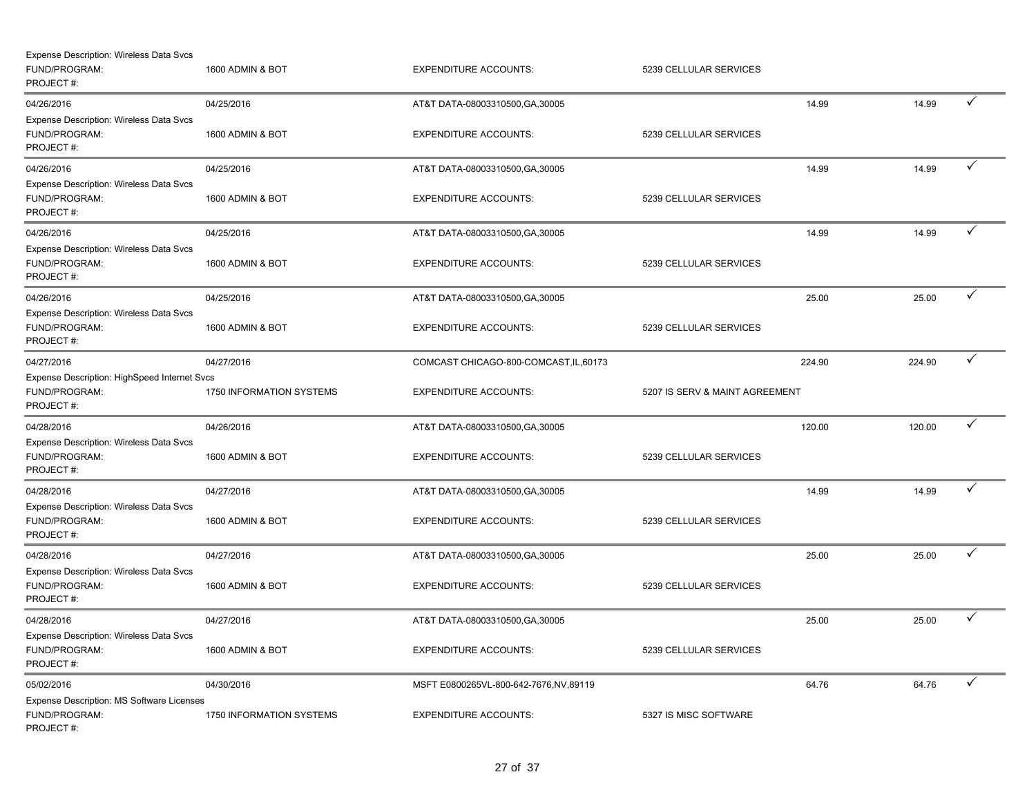Expense Description: Wireless Data Svcs
FUND/PROGRAM: 1600 ADMIN & BOT EXPENDITURE ACCOUNTS: 5239 CELLULAR SERVICES
PROJECT #:

| | | | | | | |
|---|---|---|---|---|---|---|
| 04/26/2016 | 04/25/2016 | AT&T DATA-08003310500,GA,30005 | | 14.99 | 14.99 | ✓ |
| Expense Description: Wireless Data Svcs | | | | | | |
| FUND/PROGRAM: | 1600 ADMIN & BOT | EXPENDITURE ACCOUNTS: | 5239 CELLULAR SERVICES | | | |
| PROJECT #: | | | | | | |
| 04/26/2016 | 04/25/2016 | AT&T DATA-08003310500,GA,30005 | | 14.99 | 14.99 | ✓ |
| Expense Description: Wireless Data Svcs | | | | | | |
| FUND/PROGRAM: | 1600 ADMIN & BOT | EXPENDITURE ACCOUNTS: | 5239 CELLULAR SERVICES | | | |
| PROJECT #: | | | | | | |
| 04/26/2016 | 04/25/2016 | AT&T DATA-08003310500,GA,30005 | | 14.99 | 14.99 | ✓ |
| Expense Description: Wireless Data Svcs | | | | | | |
| FUND/PROGRAM: | 1600 ADMIN & BOT | EXPENDITURE ACCOUNTS: | 5239 CELLULAR SERVICES | | | |
| PROJECT #: | | | | | | |
| 04/26/2016 | 04/25/2016 | AT&T DATA-08003310500,GA,30005 | | 25.00 | 25.00 | ✓ |
| Expense Description: Wireless Data Svcs | | | | | | |
| FUND/PROGRAM: | 1600 ADMIN & BOT | EXPENDITURE ACCOUNTS: | 5239 CELLULAR SERVICES | | | |
| PROJECT #: | | | | | | |
| 04/27/2016 | 04/27/2016 | COMCAST CHICAGO-800-COMCAST,IL,60173 | | 224.90 | 224.90 | ✓ |
| Expense Description: HighSpeed Internet Svcs | | | | | | |
| FUND/PROGRAM: | 1750 INFORMATION SYSTEMS | EXPENDITURE ACCOUNTS: | 5207 IS SERV & MAINT AGREEMENT | | | |
| PROJECT #: | | | | | | |
| 04/28/2016 | 04/26/2016 | AT&T DATA-08003310500,GA,30005 | | 120.00 | 120.00 | ✓ |
| Expense Description: Wireless Data Svcs | | | | | | |
| FUND/PROGRAM: | 1600 ADMIN & BOT | EXPENDITURE ACCOUNTS: | 5239 CELLULAR SERVICES | | | |
| PROJECT #: | | | | | | |
| 04/28/2016 | 04/27/2016 | AT&T DATA-08003310500,GA,30005 | | 14.99 | 14.99 | ✓ |
| Expense Description: Wireless Data Svcs | | | | | | |
| FUND/PROGRAM: | 1600 ADMIN & BOT | EXPENDITURE ACCOUNTS: | 5239 CELLULAR SERVICES | | | |
| PROJECT #: | | | | | | |
| 04/28/2016 | 04/27/2016 | AT&T DATA-08003310500,GA,30005 | | 25.00 | 25.00 | ✓ |
| Expense Description: Wireless Data Svcs | | | | | | |
| FUND/PROGRAM: | 1600 ADMIN & BOT | EXPENDITURE ACCOUNTS: | 5239 CELLULAR SERVICES | | | |
| PROJECT #: | | | | | | |
| 04/28/2016 | 04/27/2016 | AT&T DATA-08003310500,GA,30005 | | 25.00 | 25.00 | ✓ |
| Expense Description: Wireless Data Svcs | | | | | | |
| FUND/PROGRAM: | 1600 ADMIN & BOT | EXPENDITURE ACCOUNTS: | 5239 CELLULAR SERVICES | | | |
| PROJECT #: | | | | | | |
| 05/02/2016 | 04/30/2016 | MSFT E0800265VL-800-642-7676,NV,89119 | | 64.76 | 64.76 | ✓ |
| Expense Description: MS Software Licenses | | | | | | |
| FUND/PROGRAM: | 1750 INFORMATION SYSTEMS | EXPENDITURE ACCOUNTS: | 5327 IS MISC SOFTWARE | | | |
| PROJECT #: | | | | | | |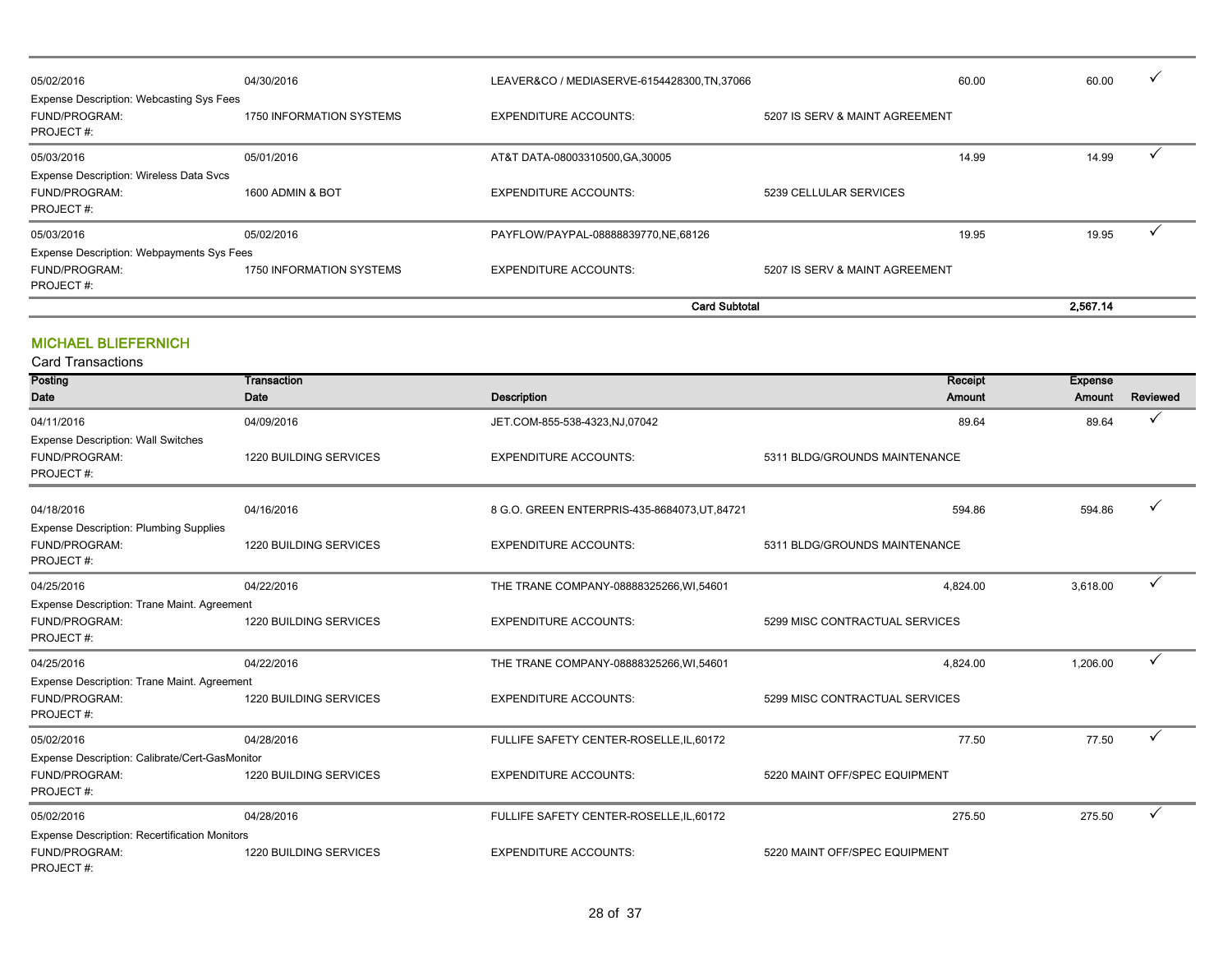| Posting Date | Transaction Date | Description | | Receipt Amount | Expense Amount | Reviewed |
|---|---|---|---|---|---|---|
| 05/02/2016 | 04/30/2016 | LEAVER&CO / MEDIASERVE-6154428300,TN,37066 | | 60.00 | 60.00 | ✓ |
| Expense Description: Webcasting Sys Fees | | | | | | |
| FUND/PROGRAM: | 1750 INFORMATION SYSTEMS | EXPENDITURE ACCOUNTS: | 5207 IS SERV & MAINT AGREEMENT | | | |
| PROJECT #: | | | | | | |
| 05/03/2016 | 05/01/2016 | AT&T DATA-08003310500,GA,30005 | | 14.99 | 14.99 | ✓ |
| Expense Description: Wireless Data Svcs | | | | | | |
| FUND/PROGRAM: | 1600 ADMIN & BOT | EXPENDITURE ACCOUNTS: | 5239 CELLULAR SERVICES | | | |
| PROJECT #: | | | | | | |
| 05/03/2016 | 05/02/2016 | PAYFLOW/PAYPAL-08888839770,NE,68126 | | 19.95 | 19.95 | ✓ |
| Expense Description: Webpayments Sys Fees | | | | | | |
| FUND/PROGRAM: | 1750 INFORMATION SYSTEMS | EXPENDITURE ACCOUNTS: | 5207 IS SERV & MAINT AGREEMENT | | | |
| PROJECT #: | | | | | | |
| | | **Card Subtotal** | | | **2,567.14** | |

## MICHAEL BLIEFERNICH

Card Transactions

| Posting Date | Transaction Date | Description | | Receipt Amount | Expense Amount | Reviewed |
|---|---|---|---|---|---|---|
| 04/11/2016 | 04/09/2016 | JET.COM-855-538-4323,NJ,07042 | | 89.64 | 89.64 | ✓ |
| Expense Description: Wall Switches | | | | | | |
| FUND/PROGRAM: | 1220 BUILDING SERVICES | EXPENDITURE ACCOUNTS: | 5311 BLDG/GROUNDS MAINTENANCE | | | |
| PROJECT #: | | | | | | |
| 04/18/2016 | 04/16/2016 | 8 G.O. GREEN ENTERPRIS-435-8684073,UT,84721 | | 594.86 | 594.86 | ✓ |
| Expense Description: Plumbing Supplies | | | | | | |
| FUND/PROGRAM: | 1220 BUILDING SERVICES | EXPENDITURE ACCOUNTS: | 5311 BLDG/GROUNDS MAINTENANCE | | | |
| PROJECT #: | | | | | | |
| 04/25/2016 | 04/22/2016 | THE TRANE COMPANY-08888325266,WI,54601 | | 4,824.00 | 3,618.00 | ✓ |
| Expense Description: Trane Maint. Agreement | | | | | | |
| FUND/PROGRAM: | 1220 BUILDING SERVICES | EXPENDITURE ACCOUNTS: | 5299 MISC CONTRACTUAL SERVICES | | | |
| PROJECT #: | | | | | | |
| 04/25/2016 | 04/22/2016 | THE TRANE COMPANY-08888325266,WI,54601 | | 4,824.00 | 1,206.00 | ✓ |
| Expense Description: Trane Maint. Agreement | | | | | | |
| FUND/PROGRAM: | 1220 BUILDING SERVICES | EXPENDITURE ACCOUNTS: | 5299 MISC CONTRACTUAL SERVICES | | | |
| PROJECT #: | | | | | | |
| 05/02/2016 | 04/28/2016 | FULLIFE SAFETY CENTER-ROSELLE,IL,60172 | | 77.50 | 77.50 | ✓ |
| Expense Description: Calibrate/Cert-GasMonitor | | | | | | |
| FUND/PROGRAM: | 1220 BUILDING SERVICES | EXPENDITURE ACCOUNTS: | 5220 MAINT OFF/SPEC EQUIPMENT | | | |
| PROJECT #: | | | | | | |
| 05/02/2016 | 04/28/2016 | FULLIFE SAFETY CENTER-ROSELLE,IL,60172 | | 275.50 | 275.50 | ✓ |
| Expense Description: Recertification Monitors | | | | | | |
| FUND/PROGRAM: | 1220 BUILDING SERVICES | EXPENDITURE ACCOUNTS: | 5220 MAINT OFF/SPEC EQUIPMENT | | | |
| PROJECT #: | | | | | | |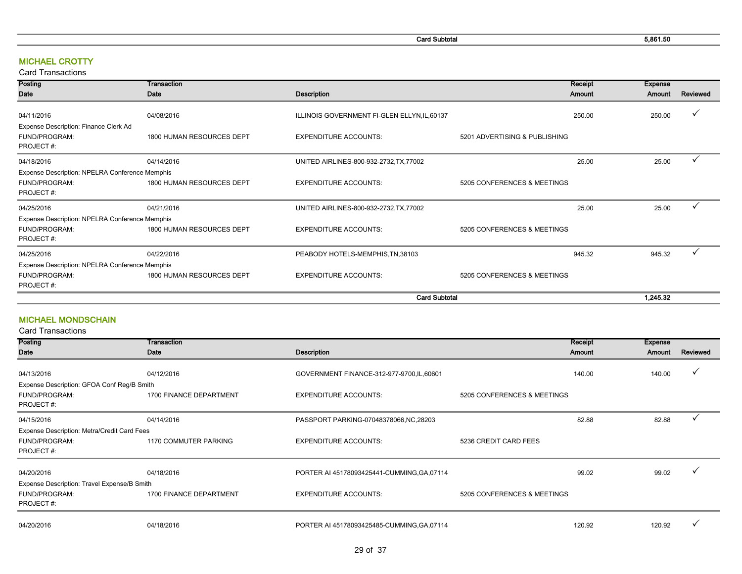| | | Card Subtotal | | | 5,861.50 | |
|---|---|---|---|---|---|---|

## MICHAEL CROTTY

Card Transactions

| Posting Date | Transaction Date | Description | | Receipt Amount | Expense Amount | Reviewed |
|---|---|---|---|---|---|---|
| 04/11/2016 | 04/08/2016 | ILLINOIS GOVERNMENT FI-GLEN ELLYN,IL,60137 | | 250.00 | 250.00 | ✓ |
| Expense Description: Finance Clerk Ad | | | | | | |
| FUND/PROGRAM: | 1800 HUMAN RESOURCES DEPT | EXPENDITURE ACCOUNTS: | 5201 ADVERTISING & PUBLISHING | | | |
| PROJECT #: | | | | | | |
| 04/18/2016 | 04/14/2016 | UNITED AIRLINES-800-932-2732,TX,77002 | | 25.00 | 25.00 | ✓ |
| Expense Description: NPELRA Conference Memphis | | | | | | |
| FUND/PROGRAM: | 1800 HUMAN RESOURCES DEPT | EXPENDITURE ACCOUNTS: | 5205 CONFERENCES & MEETINGS | | | |
| PROJECT #: | | | | | | |
| 04/25/2016 | 04/21/2016 | UNITED AIRLINES-800-932-2732,TX,77002 | | 25.00 | 25.00 | ✓ |
| Expense Description: NPELRA Conference Memphis | | | | | | |
| FUND/PROGRAM: | 1800 HUMAN RESOURCES DEPT | EXPENDITURE ACCOUNTS: | 5205 CONFERENCES & MEETINGS | | | |
| PROJECT #: | | | | | | |
| 04/25/2016 | 04/22/2016 | PEABODY HOTELS-MEMPHIS,TN,38103 | | 945.32 | 945.32 | ✓ |
| Expense Description: NPELRA Conference Memphis | | | | | | |
| FUND/PROGRAM: | 1800 HUMAN RESOURCES DEPT | EXPENDITURE ACCOUNTS: | 5205 CONFERENCES & MEETINGS | | | |
| PROJECT #: | | | | | | |
| | | Card Subtotal | | | 1,245.32 | |

## MICHAEL MONDSCHAIN

Card Transactions

| Posting Date | Transaction Date | Description | | Receipt Amount | Expense Amount | Reviewed |
|---|---|---|---|---|---|---|
| 04/13/2016 | 04/12/2016 | GOVERNMENT FINANCE-312-977-9700,IL,60601 | | 140.00 | 140.00 | ✓ |
| Expense Description: GFOA Conf Reg/B Smith | | | | | | |
| FUND/PROGRAM: | 1700 FINANCE DEPARTMENT | EXPENDITURE ACCOUNTS: | 5205 CONFERENCES & MEETINGS | | | |
| PROJECT #: | | | | | | |
| 04/15/2016 | 04/14/2016 | PASSPORT PARKING-07048378066,NC,28203 | | 82.88 | 82.88 | ✓ |
| Expense Description: Metra/Credit Card Fees | | | | | | |
| FUND/PROGRAM: | 1170 COMMUTER PARKING | EXPENDITURE ACCOUNTS: | 5236 CREDIT CARD FEES | | | |
| PROJECT #: | | | | | | |
| 04/20/2016 | 04/18/2016 | PORTER AI 45178093425441-CUMMING,GA,07114 | | 99.02 | 99.02 | ✓ |
| Expense Description: Travel Expense/B Smith | | | | | | |
| FUND/PROGRAM: | 1700 FINANCE DEPARTMENT | EXPENDITURE ACCOUNTS: | 5205 CONFERENCES & MEETINGS | | | |
| PROJECT #: | | | | | | |
| 04/20/2016 | 04/18/2016 | PORTER AI 45178093425485-CUMMING,GA,07114 | | 120.92 | 120.92 | ✓ |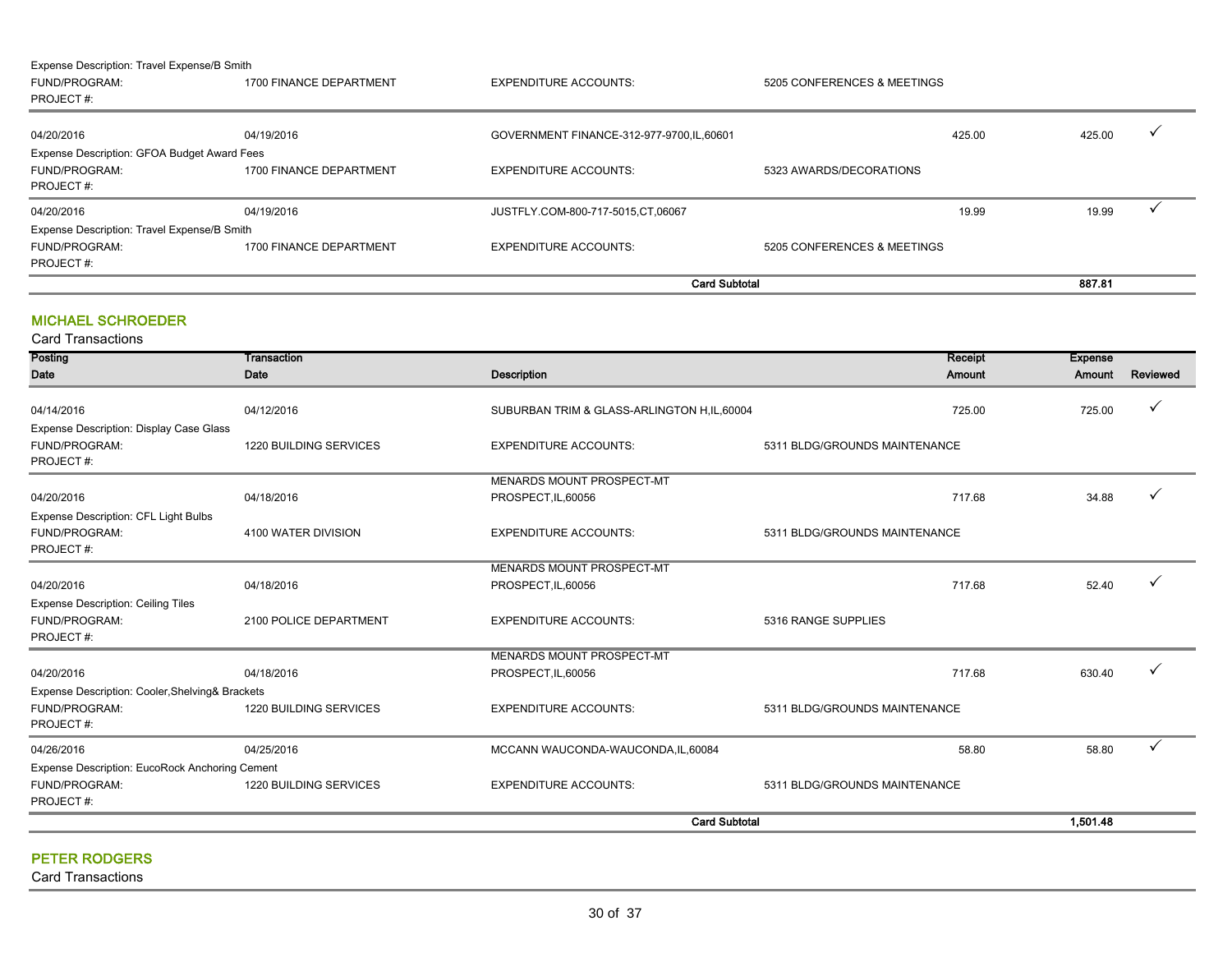Expense Description: Travel Expense/B Smith

| | | | | | | |
|---|---|---|---|---|---|---|
| FUND/PROGRAM: | 1700 FINANCE DEPARTMENT | EXPENDITURE ACCOUNTS: | 5205 CONFERENCES & MEETINGS | | | |
| PROJECT #: | | | | | | |
| 04/20/2016 | 04/19/2016 | GOVERNMENT FINANCE-312-977-9700,IL,60601 | | 425.00 | 425.00 | ✓ |
| Expense Description: GFOA Budget Award Fees | | | | | | |
| FUND/PROGRAM: | 1700 FINANCE DEPARTMENT | EXPENDITURE ACCOUNTS: | 5323 AWARDS/DECORATIONS | | | |
| PROJECT #: | | | | | | |
| 04/20/2016 | 04/19/2016 | JUSTFLY.COM-800-717-5015,CT,06067 | | 19.99 | 19.99 | ✓ |
| Expense Description: Travel Expense/B Smith | | | | | | |
| FUND/PROGRAM: | 1700 FINANCE DEPARTMENT | EXPENDITURE ACCOUNTS: | 5205 CONFERENCES & MEETINGS | | | |
| PROJECT #: | | | | | | |
| | | | **Card Subtotal** | | **887.81** | |

## MICHAEL SCHROEDER

Card Transactions

| Posting Date | Transaction Date | Description | | Receipt Amount | Expense Amount | Reviewed |
|---|---|---|---|---|---|---|
| 04/14/2016 | 04/12/2016 | SUBURBAN TRIM & GLASS-ARLINGTON H,IL,60004 | | 725.00 | 725.00 | ✓ |
| Expense Description: Display Case Glass | | | | | | |
| FUND/PROGRAM: | 1220 BUILDING SERVICES | EXPENDITURE ACCOUNTS: | 5311 BLDG/GROUNDS MAINTENANCE | | | |
| PROJECT #: | | | | | | |
| 04/20/2016 | 04/18/2016 | MENARDS MOUNT PROSPECT-MT PROSPECT,IL,60056 | | 717.68 | 34.88 | ✓ |
| Expense Description: CFL Light Bulbs | | | | | | |
| FUND/PROGRAM: | 4100 WATER DIVISION | EXPENDITURE ACCOUNTS: | 5311 BLDG/GROUNDS MAINTENANCE | | | |
| PROJECT #: | | | | | | |
| 04/20/2016 | 04/18/2016 | MENARDS MOUNT PROSPECT-MT PROSPECT,IL,60056 | | 717.68 | 52.40 | ✓ |
| Expense Description: Ceiling Tiles | | | | | | |
| FUND/PROGRAM: | 2100 POLICE DEPARTMENT | EXPENDITURE ACCOUNTS: | 5316 RANGE SUPPLIES | | | |
| PROJECT #: | | | | | | |
| 04/20/2016 | 04/18/2016 | MENARDS MOUNT PROSPECT-MT PROSPECT,IL,60056 | | 717.68 | 630.40 | ✓ |
| Expense Description: Cooler,Shelving& Brackets | | | | | | |
| FUND/PROGRAM: | 1220 BUILDING SERVICES | EXPENDITURE ACCOUNTS: | 5311 BLDG/GROUNDS MAINTENANCE | | | |
| PROJECT #: | | | | | | |
| 04/26/2016 | 04/25/2016 | MCCANN WAUCONDA-WAUCONDA,IL,60084 | | 58.80 | 58.80 | ✓ |
| Expense Description: EucoRock Anchoring Cement | | | | | | |
| FUND/PROGRAM: | 1220 BUILDING SERVICES | EXPENDITURE ACCOUNTS: | 5311 BLDG/GROUNDS MAINTENANCE | | | |
| PROJECT #: | | | | | | |
| | | | **Card Subtotal** | | **1,501.48** | |

## PETER RODGERS

Card Transactions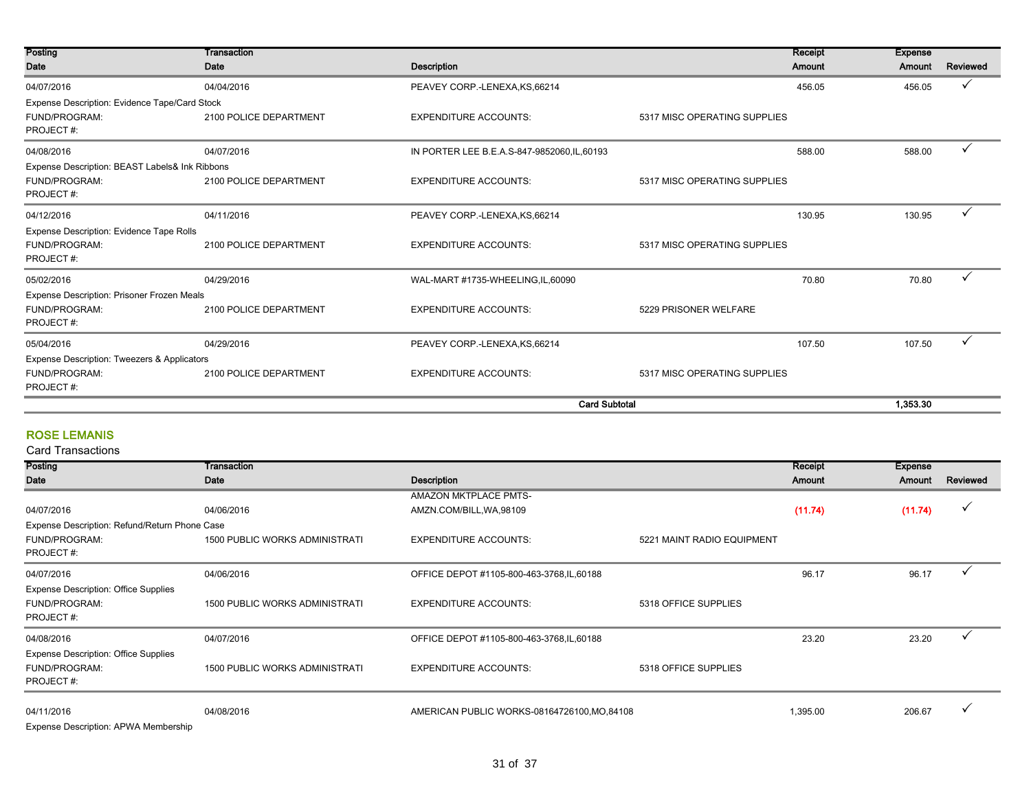| Posting Date | Transaction Date | Description | | Receipt Amount | Expense Amount | Reviewed |
|---|---|---|---|---|---|---|
| 04/07/2016 | 04/04/2016 | PEAVEY CORP.-LENEXA,KS,66214 | | 456.05 | 456.05 | ✓ |
| Expense Description: Evidence Tape/Card Stock | | | | | | |
| FUND/PROGRAM: | 2100 POLICE DEPARTMENT | EXPENDITURE ACCOUNTS: | 5317 MISC OPERATING SUPPLIES | | | |
| PROJECT #: | | | | | | |
| 04/08/2016 | 04/07/2016 | IN PORTER LEE B.E.A.S-847-9852060,IL,60193 | | 588.00 | 588.00 | ✓ |
| Expense Description: BEAST Labels& Ink Ribbons | | | | | | |
| FUND/PROGRAM: | 2100 POLICE DEPARTMENT | EXPENDITURE ACCOUNTS: | 5317 MISC OPERATING SUPPLIES | | | |
| PROJECT #: | | | | | | |
| 04/12/2016 | 04/11/2016 | PEAVEY CORP.-LENEXA,KS,66214 | | 130.95 | 130.95 | ✓ |
| Expense Description: Evidence Tape Rolls | | | | | | |
| FUND/PROGRAM: | 2100 POLICE DEPARTMENT | EXPENDITURE ACCOUNTS: | 5317 MISC OPERATING SUPPLIES | | | |
| PROJECT #: | | | | | | |
| 05/02/2016 | 04/29/2016 | WAL-MART #1735-WHEELING,IL,60090 | | 70.80 | 70.80 | ✓ |
| Expense Description: Prisoner Frozen Meals | | | | | | |
| FUND/PROGRAM: | 2100 POLICE DEPARTMENT | EXPENDITURE ACCOUNTS: | 5229 PRISONER WELFARE | | | |
| PROJECT #: | | | | | | |
| 05/04/2016 | 04/29/2016 | PEAVEY CORP.-LENEXA,KS,66214 | | 107.50 | 107.50 | ✓ |
| Expense Description: Tweezers & Applicators | | | | | | |
| FUND/PROGRAM: | 2100 POLICE DEPARTMENT | EXPENDITURE ACCOUNTS: | 5317 MISC OPERATING SUPPLIES | | | |
| PROJECT #: | | | | | | |
| | | | **Card Subtotal** | | **1,353.30** | |

## ROSE LEMANIS

Card Transactions

| Posting Date | Transaction Date | Description | | Receipt Amount | Expense Amount | Reviewed |
|---|---|---|---|---|---|---|
| 04/07/2016 | 04/06/2016 | AMAZON MKTPLACE PMTS-AMZN.COM/BILL,WA,98109 | | (11.74) | (11.74) | ✓ |
| Expense Description: Refund/Return Phone Case | | | | | | |
| FUND/PROGRAM: | 1500 PUBLIC WORKS ADMINISTRATI | EXPENDITURE ACCOUNTS: | 5221 MAINT RADIO EQUIPMENT | | | |
| PROJECT #: | | | | | | |
| 04/07/2016 | 04/06/2016 | OFFICE DEPOT #1105-800-463-3768,IL,60188 | | 96.17 | 96.17 | ✓ |
| Expense Description: Office Supplies | | | | | | |
| FUND/PROGRAM: | 1500 PUBLIC WORKS ADMINISTRATI | EXPENDITURE ACCOUNTS: | 5318 OFFICE SUPPLIES | | | |
| PROJECT #: | | | | | | |
| 04/08/2016 | 04/07/2016 | OFFICE DEPOT #1105-800-463-3768,IL,60188 | | 23.20 | 23.20 | ✓ |
| Expense Description: Office Supplies | | | | | | |
| FUND/PROGRAM: | 1500 PUBLIC WORKS ADMINISTRATI | EXPENDITURE ACCOUNTS: | 5318 OFFICE SUPPLIES | | | |
| PROJECT #: | | | | | | |
| 04/11/2016 | 04/08/2016 | AMERICAN PUBLIC WORKS-08164726100,MO,84108 | | 1,395.00 | 206.67 | ✓ |
| Expense Description: APWA Membership | | | | | | |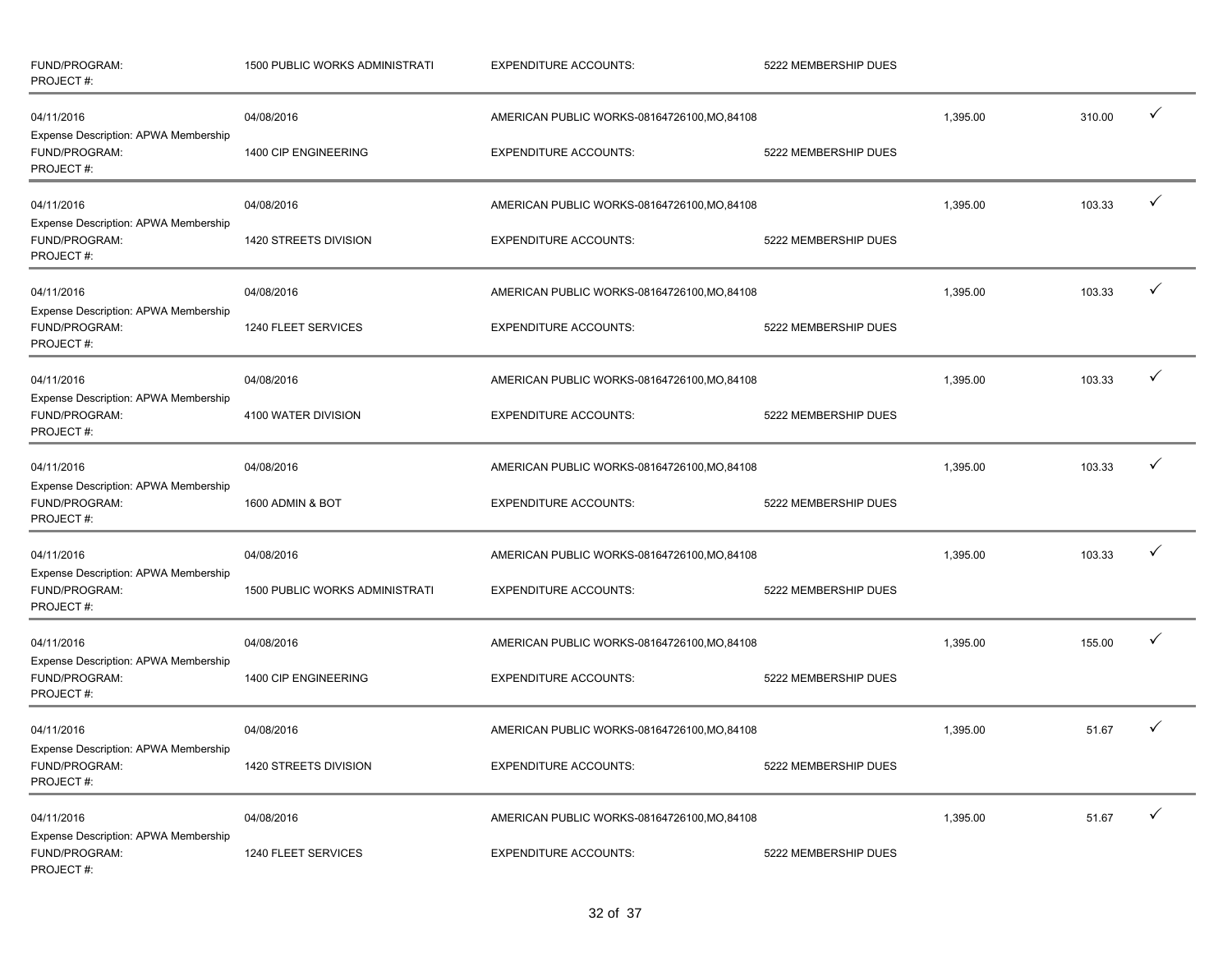| | | | | | | |
|---|---|---|---|---|---|---|
| FUND/PROGRAM: PROJECT #: | 1500 PUBLIC WORKS ADMINISTRATI | EXPENDITURE ACCOUNTS: | 5222 MEMBERSHIP DUES | | | |
| 04/11/2016 | 04/08/2016 | AMERICAN PUBLIC WORKS-08164726100,MO,84108 | | 1,395.00 | 310.00 | ✓ |
| Expense Description: APWA Membership FUND/PROGRAM: PROJECT #: | 1400 CIP ENGINEERING | EXPENDITURE ACCOUNTS: | 5222 MEMBERSHIP DUES | | | |
| 04/11/2016 | 04/08/2016 | AMERICAN PUBLIC WORKS-08164726100,MO,84108 | | 1,395.00 | 103.33 | ✓ |
| Expense Description: APWA Membership FUND/PROGRAM: PROJECT #: | 1420 STREETS DIVISION | EXPENDITURE ACCOUNTS: | 5222 MEMBERSHIP DUES | | | |
| 04/11/2016 | 04/08/2016 | AMERICAN PUBLIC WORKS-08164726100,MO,84108 | | 1,395.00 | 103.33 | ✓ |
| Expense Description: APWA Membership FUND/PROGRAM: PROJECT #: | 1240 FLEET SERVICES | EXPENDITURE ACCOUNTS: | 5222 MEMBERSHIP DUES | | | |
| 04/11/2016 | 04/08/2016 | AMERICAN PUBLIC WORKS-08164726100,MO,84108 | | 1,395.00 | 103.33 | ✓ |
| Expense Description: APWA Membership FUND/PROGRAM: PROJECT #: | 4100 WATER DIVISION | EXPENDITURE ACCOUNTS: | 5222 MEMBERSHIP DUES | | | |
| 04/11/2016 | 04/08/2016 | AMERICAN PUBLIC WORKS-08164726100,MO,84108 | | 1,395.00 | 103.33 | ✓ |
| Expense Description: APWA Membership FUND/PROGRAM: PROJECT #: | 1600 ADMIN & BOT | EXPENDITURE ACCOUNTS: | 5222 MEMBERSHIP DUES | | | |
| 04/11/2016 | 04/08/2016 | AMERICAN PUBLIC WORKS-08164726100,MO,84108 | | 1,395.00 | 103.33 | ✓ |
| Expense Description: APWA Membership FUND/PROGRAM: PROJECT #: | 1500 PUBLIC WORKS ADMINISTRATI | EXPENDITURE ACCOUNTS: | 5222 MEMBERSHIP DUES | | | |
| 04/11/2016 | 04/08/2016 | AMERICAN PUBLIC WORKS-08164726100,MO,84108 | | 1,395.00 | 155.00 | ✓ |
| Expense Description: APWA Membership FUND/PROGRAM: PROJECT #: | 1400 CIP ENGINEERING | EXPENDITURE ACCOUNTS: | 5222 MEMBERSHIP DUES | | | |
| 04/11/2016 | 04/08/2016 | AMERICAN PUBLIC WORKS-08164726100,MO,84108 | | 1,395.00 | 51.67 | ✓ |
| Expense Description: APWA Membership FUND/PROGRAM: PROJECT #: | 1420 STREETS DIVISION | EXPENDITURE ACCOUNTS: | 5222 MEMBERSHIP DUES | | | |
| 04/11/2016 | 04/08/2016 | AMERICAN PUBLIC WORKS-08164726100,MO,84108 | | 1,395.00 | 51.67 | ✓ |
| Expense Description: APWA Membership FUND/PROGRAM: PROJECT #: | 1240 FLEET SERVICES | EXPENDITURE ACCOUNTS: | 5222 MEMBERSHIP DUES | | | |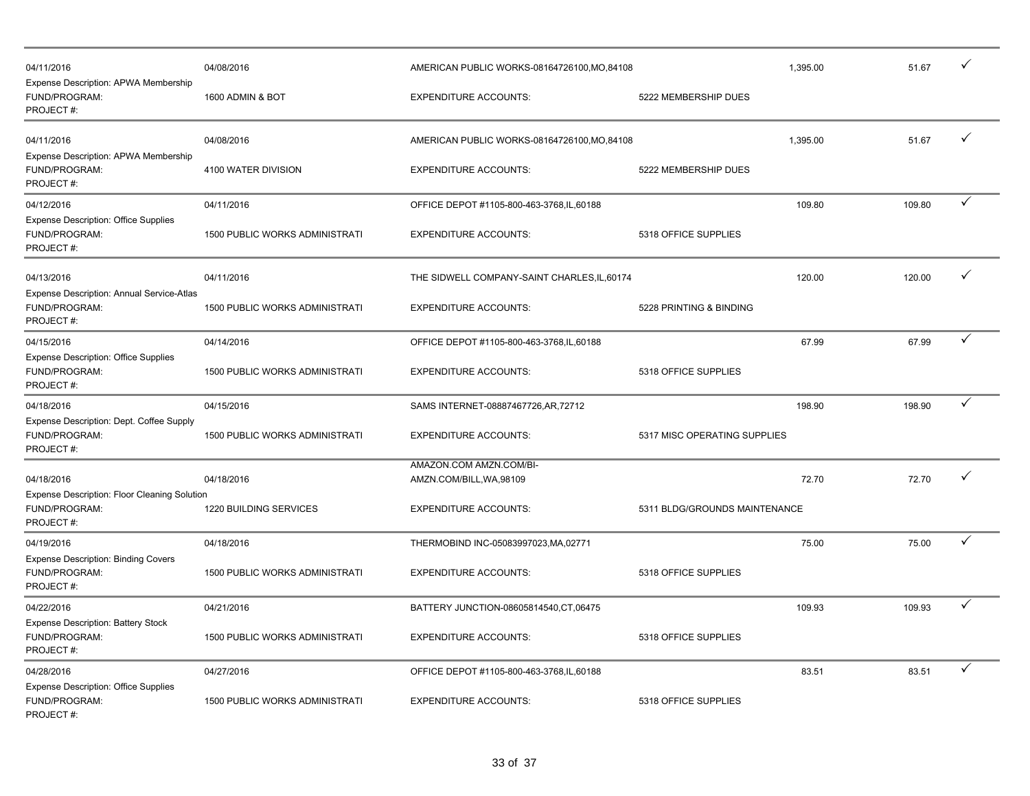| Posted Date | Transaction Date | Merchant | | Amount | Allocated Amount | |
|---|---|---|---|---|---|---|
| 04/11/2016 | 04/08/2016 | AMERICAN PUBLIC WORKS-08164726100,MO,84108 | | 1,395.00 | 51.67 | ✓ |
| Expense Description: APWA Membership | | | | | | |
| FUND/PROGRAM: | 1600 ADMIN & BOT | EXPENDITURE ACCOUNTS: | 5222 MEMBERSHIP DUES | | | |
| PROJECT #: | | | | | | |
| 04/11/2016 | 04/08/2016 | AMERICAN PUBLIC WORKS-08164726100,MO,84108 | | 1,395.00 | 51.67 | ✓ |
| Expense Description: APWA Membership | | | | | | |
| FUND/PROGRAM: | 4100 WATER DIVISION | EXPENDITURE ACCOUNTS: | 5222 MEMBERSHIP DUES | | | |
| PROJECT #: | | | | | | |
| 04/12/2016 | 04/11/2016 | OFFICE DEPOT #1105-800-463-3768,IL,60188 | | 109.80 | 109.80 | ✓ |
| Expense Description: Office Supplies | | | | | | |
| FUND/PROGRAM: | 1500 PUBLIC WORKS ADMINISTRATI | EXPENDITURE ACCOUNTS: | 5318 OFFICE SUPPLIES | | | |
| PROJECT #: | | | | | | |
| 04/13/2016 | 04/11/2016 | THE SIDWELL COMPANY-SAINT CHARLES,IL,60174 | | 120.00 | 120.00 | ✓ |
| Expense Description: Annual Service-Atlas | | | | | | |
| FUND/PROGRAM: | 1500 PUBLIC WORKS ADMINISTRATI | EXPENDITURE ACCOUNTS: | 5228 PRINTING & BINDING | | | |
| PROJECT #: | | | | | | |
| 04/15/2016 | 04/14/2016 | OFFICE DEPOT #1105-800-463-3768,IL,60188 | | 67.99 | 67.99 | ✓ |
| Expense Description: Office Supplies | | | | | | |
| FUND/PROGRAM: | 1500 PUBLIC WORKS ADMINISTRATI | EXPENDITURE ACCOUNTS: | 5318 OFFICE SUPPLIES | | | |
| PROJECT #: | | | | | | |
| 04/18/2016 | 04/15/2016 | SAMS INTERNET-08887467726,AR,72712 | | 198.90 | 198.90 | ✓ |
| Expense Description: Dept. Coffee Supply | | | | | | |
| FUND/PROGRAM: | 1500 PUBLIC WORKS ADMINISTRATI | EXPENDITURE ACCOUNTS: | 5317 MISC OPERATING SUPPLIES | | | |
| PROJECT #: | | | | | | |
| 04/18/2016 | 04/18/2016 | AMAZON.COM AMZN.COM/BI-AMZN.COM/BILL,WA,98109 | | 72.70 | 72.70 | ✓ |
| Expense Description: Floor Cleaning Solution | | | | | | |
| FUND/PROGRAM: | 1220 BUILDING SERVICES | EXPENDITURE ACCOUNTS: | 5311 BLDG/GROUNDS MAINTENANCE | | | |
| PROJECT #: | | | | | | |
| 04/19/2016 | 04/18/2016 | THERMOBIND INC-05083997023,MA,02771 | | 75.00 | 75.00 | ✓ |
| Expense Description: Binding Covers | | | | | | |
| FUND/PROGRAM: | 1500 PUBLIC WORKS ADMINISTRATI | EXPENDITURE ACCOUNTS: | 5318 OFFICE SUPPLIES | | | |
| PROJECT #: | | | | | | |
| 04/22/2016 | 04/21/2016 | BATTERY JUNCTION-08605814540,CT,06475 | | 109.93 | 109.93 | ✓ |
| Expense Description: Battery Stock | | | | | | |
| FUND/PROGRAM: | 1500 PUBLIC WORKS ADMINISTRATI | EXPENDITURE ACCOUNTS: | 5318 OFFICE SUPPLIES | | | |
| PROJECT #: | | | | | | |
| 04/28/2016 | 04/27/2016 | OFFICE DEPOT #1105-800-463-3768,IL,60188 | | 83.51 | 83.51 | ✓ |
| Expense Description: Office Supplies | | | | | | |
| FUND/PROGRAM: | 1500 PUBLIC WORKS ADMINISTRATI | EXPENDITURE ACCOUNTS: | 5318 OFFICE SUPPLIES | | | |
| PROJECT #: | | | | | | |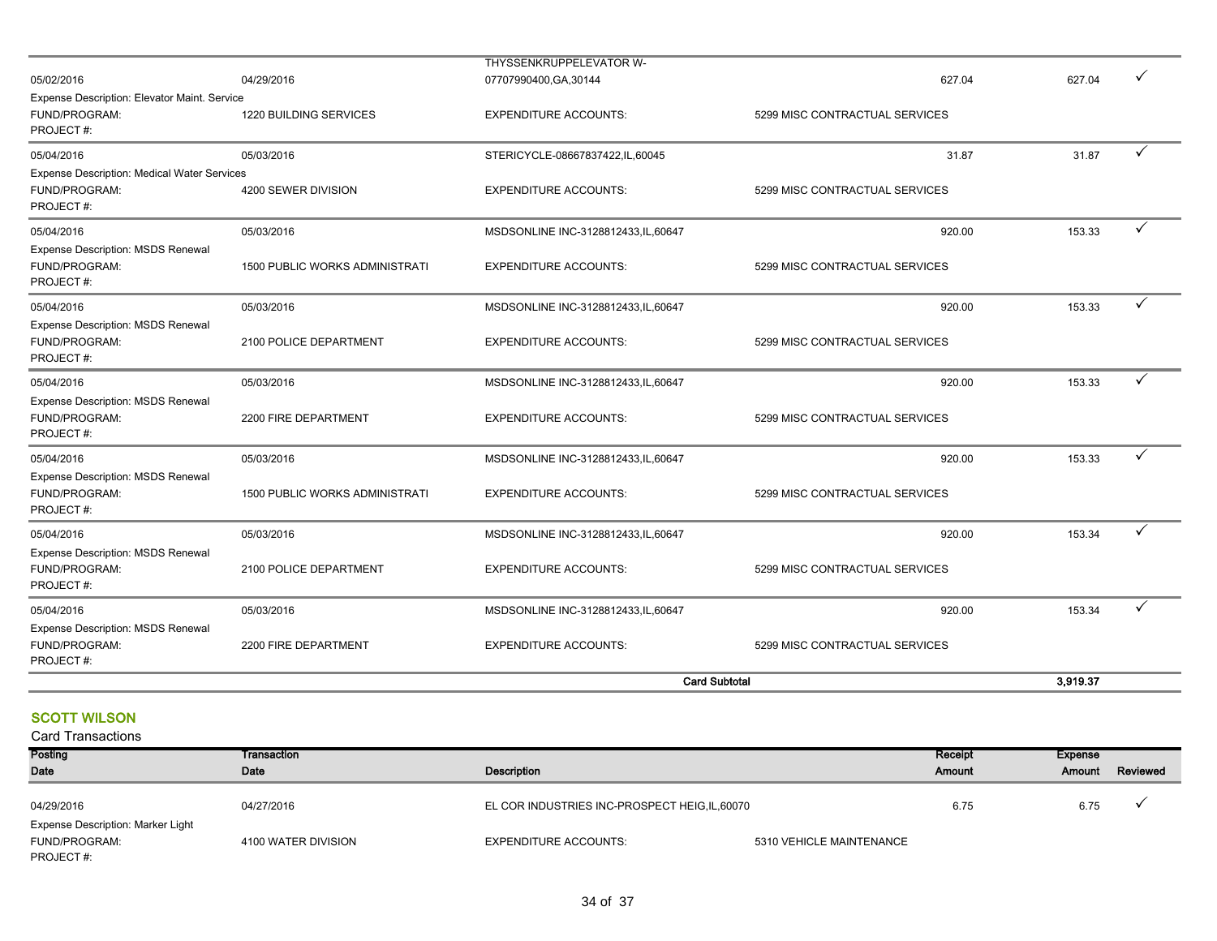| | | | | | | |
|---|---|---|---|---|---|---|
| 05/02/2016 | 04/29/2016 | THYSSENKRUPPELEVATOR W-07707990400,GA,30144 | | 627.04 | 627.04 | ✓ |
| Expense Description: Elevator Maint. Service | | | | | | |
| FUND/PROGRAM: | 1220 BUILDING SERVICES | EXPENDITURE ACCOUNTS: | 5299 MISC CONTRACTUAL SERVICES | | | |
| PROJECT #: | | | | | | |
| 05/04/2016 | 05/03/2016 | STERICYCLE-08667837422,IL,60045 | | 31.87 | 31.87 | ✓ |
| Expense Description: Medical Water Services | | | | | | |
| FUND/PROGRAM: | 4200 SEWER DIVISION | EXPENDITURE ACCOUNTS: | 5299 MISC CONTRACTUAL SERVICES | | | |
| PROJECT #: | | | | | | |
| 05/04/2016 | 05/03/2016 | MSDSONLINE INC-3128812433,IL,60647 | | 920.00 | 153.33 | ✓ |
| Expense Description: MSDS Renewal | | | | | | |
| FUND/PROGRAM: | 1500 PUBLIC WORKS ADMINISTRATI | EXPENDITURE ACCOUNTS: | 5299 MISC CONTRACTUAL SERVICES | | | |
| PROJECT #: | | | | | | |
| 05/04/2016 | 05/03/2016 | MSDSONLINE INC-3128812433,IL,60647 | | 920.00 | 153.33 | ✓ |
| Expense Description: MSDS Renewal | | | | | | |
| FUND/PROGRAM: | 2100 POLICE DEPARTMENT | EXPENDITURE ACCOUNTS: | 5299 MISC CONTRACTUAL SERVICES | | | |
| PROJECT #: | | | | | | |
| 05/04/2016 | 05/03/2016 | MSDSONLINE INC-3128812433,IL,60647 | | 920.00 | 153.33 | ✓ |
| Expense Description: MSDS Renewal | | | | | | |
| FUND/PROGRAM: | 2200 FIRE DEPARTMENT | EXPENDITURE ACCOUNTS: | 5299 MISC CONTRACTUAL SERVICES | | | |
| PROJECT #: | | | | | | |
| 05/04/2016 | 05/03/2016 | MSDSONLINE INC-3128812433,IL,60647 | | 920.00 | 153.33 | ✓ |
| Expense Description: MSDS Renewal | | | | | | |
| FUND/PROGRAM: | 1500 PUBLIC WORKS ADMINISTRATI | EXPENDITURE ACCOUNTS: | 5299 MISC CONTRACTUAL SERVICES | | | |
| PROJECT #: | | | | | | |
| 05/04/2016 | 05/03/2016 | MSDSONLINE INC-3128812433,IL,60647 | | 920.00 | 153.34 | ✓ |
| Expense Description: MSDS Renewal | | | | | | |
| FUND/PROGRAM: | 2100 POLICE DEPARTMENT | EXPENDITURE ACCOUNTS: | 5299 MISC CONTRACTUAL SERVICES | | | |
| PROJECT #: | | | | | | |
| 05/04/2016 | 05/03/2016 | MSDSONLINE INC-3128812433,IL,60647 | | 920.00 | 153.34 | ✓ |
| Expense Description: MSDS Renewal | | | | | | |
| FUND/PROGRAM: | 2200 FIRE DEPARTMENT | EXPENDITURE ACCOUNTS: | 5299 MISC CONTRACTUAL SERVICES | | | |
| PROJECT #: | | | | | | |
| | | | **Card Subtotal** | | **3,919.37** | |

## SCOTT WILSON

Card Transactions

| Posting Date | Transaction Date | Description | | Receipt Amount | Expense Amount | Reviewed |
|---|---|---|---|---|---|---|
| 04/29/2016 | 04/27/2016 | EL COR INDUSTRIES INC-PROSPECT HEIG,IL,60070 | | 6.75 | 6.75 | ✓ |
| Expense Description: Marker Light | | | | | | |
| FUND/PROGRAM: | 4100 WATER DIVISION | EXPENDITURE ACCOUNTS: | 5310 VEHICLE MAINTENANCE | | | |
| PROJECT #: | | | | | | |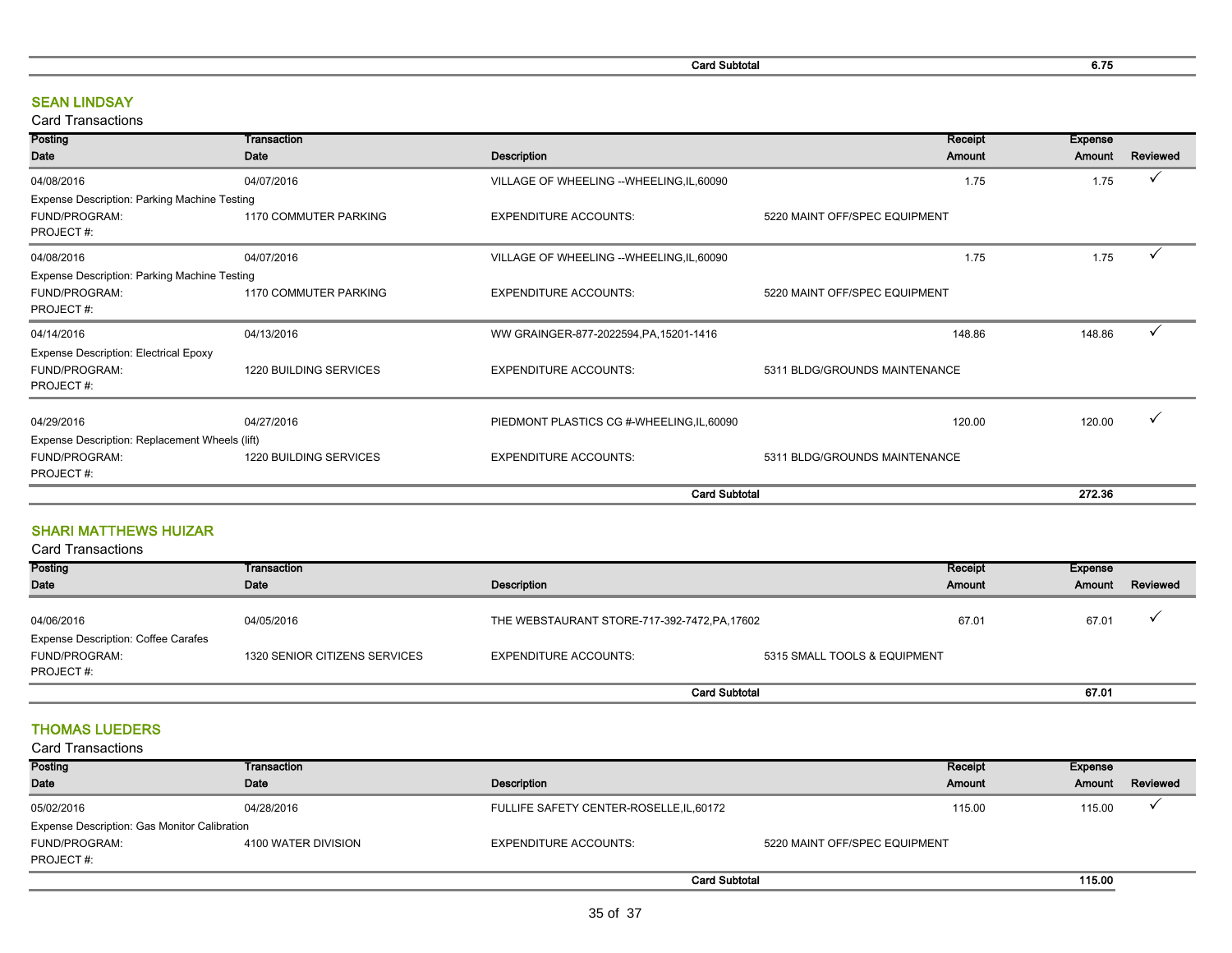| | | | Card Subtotal | 6.75 | |
|---|---|---|---|---|---|

## SEAN LINDSAY

Card Transactions

| Posting Date | Transaction Date | Description | | Receipt Amount | Expense Amount | Reviewed |
|---|---|---|---|---|---|---|
| 04/08/2016 | 04/07/2016 | VILLAGE OF WHEELING --WHEELING,IL,60090 | | 1.75 | 1.75 | ✓ |
| Expense Description: Parking Machine Testing | | | | | | |
| FUND/PROGRAM: | 1170 COMMUTER PARKING | EXPENDITURE ACCOUNTS: | 5220 MAINT OFF/SPEC EQUIPMENT | | | |
| PROJECT #: | | | | | | |
| 04/08/2016 | 04/07/2016 | VILLAGE OF WHEELING --WHEELING,IL,60090 | | 1.75 | 1.75 | ✓ |
| Expense Description: Parking Machine Testing | | | | | | |
| FUND/PROGRAM: | 1170 COMMUTER PARKING | EXPENDITURE ACCOUNTS: | 5220 MAINT OFF/SPEC EQUIPMENT | | | |
| PROJECT #: | | | | | | |
| 04/14/2016 | 04/13/2016 | WW GRAINGER-877-2022594,PA,15201-1416 | | 148.86 | 148.86 | ✓ |
| Expense Description: Electrical Epoxy | | | | | | |
| FUND/PROGRAM: | 1220 BUILDING SERVICES | EXPENDITURE ACCOUNTS: | 5311 BLDG/GROUNDS MAINTENANCE | | | |
| PROJECT #: | | | | | | |
| 04/29/2016 | 04/27/2016 | PIEDMONT PLASTICS CG #-WHEELING,IL,60090 | | 120.00 | 120.00 | ✓ |
| Expense Description: Replacement Wheels (lift) | | | | | | |
| FUND/PROGRAM: | 1220 BUILDING SERVICES | EXPENDITURE ACCOUNTS: | 5311 BLDG/GROUNDS MAINTENANCE | | | |
| PROJECT #: | | | | | | |
| | | | Card Subtotal | | 272.36 | |

## SHARI MATTHEWS HUIZAR

Card Transactions

| Posting Date | Transaction Date | Description | | Receipt Amount | Expense Amount | Reviewed |
|---|---|---|---|---|---|---|
| 04/06/2016 | 04/05/2016 | THE WEBSTAURANT STORE-717-392-7472,PA,17602 | | 67.01 | 67.01 | ✓ |
| Expense Description: Coffee Carafes | | | | | | |
| FUND/PROGRAM: | 1320 SENIOR CITIZENS SERVICES | EXPENDITURE ACCOUNTS: | 5315 SMALL TOOLS & EQUIPMENT | | | |
| PROJECT #: | | | | | | |
| | | | Card Subtotal | | 67.01 | |

## THOMAS LUEDERS

Card Transactions

| Posting Date | Transaction Date | Description | | Receipt Amount | Expense Amount | Reviewed |
|---|---|---|---|---|---|---|
| 05/02/2016 | 04/28/2016 | FULLIFE SAFETY CENTER-ROSELLE,IL,60172 | | 115.00 | 115.00 | ✓ |
| Expense Description: Gas Monitor Calibration | | | | | | |
| FUND/PROGRAM: | 4100 WATER DIVISION | EXPENDITURE ACCOUNTS: | 5220 MAINT OFF/SPEC EQUIPMENT | | | |
| PROJECT #: | | | | | | |
| | | | Card Subtotal | | 115.00 | |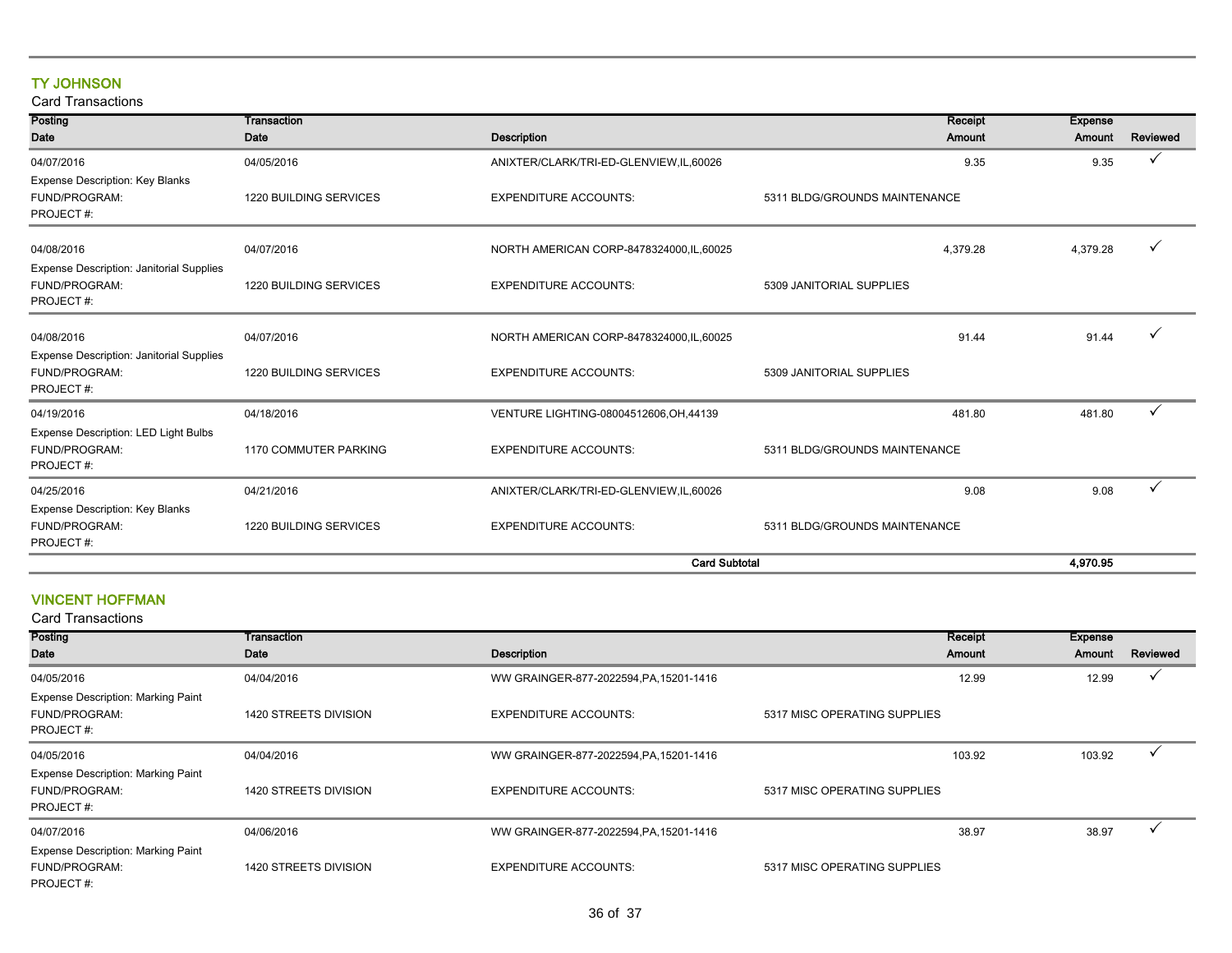## TY JOHNSON

Card Transactions

| Posting Date | Transaction Date | Description | | Receipt Amount | Expense Amount | Reviewed |
|---|---|---|---|---|---|---|
| 04/07/2016 | 04/05/2016 | ANIXTER/CLARK/TRI-ED-GLENVIEW,IL,60026 | | 9.35 | 9.35 | ✓ |
| Expense Description: Key Blanks | | | | | | |
| FUND/PROGRAM: | 1220 BUILDING SERVICES | EXPENDITURE ACCOUNTS: | 5311 BLDG/GROUNDS MAINTENANCE | | | |
| PROJECT #: | | | | | | |
| 04/08/2016 | 04/07/2016 | NORTH AMERICAN CORP-8478324000,IL,60025 | | 4,379.28 | 4,379.28 | ✓ |
| Expense Description: Janitorial Supplies | | | | | | |
| FUND/PROGRAM: | 1220 BUILDING SERVICES | EXPENDITURE ACCOUNTS: | 5309 JANITORIAL SUPPLIES | | | |
| PROJECT #: | | | | | | |
| 04/08/2016 | 04/07/2016 | NORTH AMERICAN CORP-8478324000,IL,60025 | | 91.44 | 91.44 | ✓ |
| Expense Description: Janitorial Supplies | | | | | | |
| FUND/PROGRAM: | 1220 BUILDING SERVICES | EXPENDITURE ACCOUNTS: | 5309 JANITORIAL SUPPLIES | | | |
| PROJECT #: | | | | | | |
| 04/19/2016 | 04/18/2016 | VENTURE LIGHTING-08004512606,OH,44139 | | 481.80 | 481.80 | ✓ |
| Expense Description: LED Light Bulbs | | | | | | |
| FUND/PROGRAM: | 1170 COMMUTER PARKING | EXPENDITURE ACCOUNTS: | 5311 BLDG/GROUNDS MAINTENANCE | | | |
| PROJECT #: | | | | | | |
| 04/25/2016 | 04/21/2016 | ANIXTER/CLARK/TRI-ED-GLENVIEW,IL,60026 | | 9.08 | 9.08 | ✓ |
| Expense Description: Key Blanks | | | | | | |
| FUND/PROGRAM: | 1220 BUILDING SERVICES | EXPENDITURE ACCOUNTS: | 5311 BLDG/GROUNDS MAINTENANCE | | | |
| PROJECT #: | | | | | | |
| | | **Card Subtotal** | | | **4,970.95** | |

## VINCENT HOFFMAN

Card Transactions

| Posting Date | Transaction Date | Description | | Receipt Amount | Expense Amount | Reviewed |
|---|---|---|---|---|---|---|
| 04/05/2016 | 04/04/2016 | WW GRAINGER-877-2022594,PA,15201-1416 | | 12.99 | 12.99 | ✓ |
| Expense Description: Marking Paint | | | | | | |
| FUND/PROGRAM: | 1420 STREETS DIVISION | EXPENDITURE ACCOUNTS: | 5317 MISC OPERATING SUPPLIES | | | |
| PROJECT #: | | | | | | |
| 04/05/2016 | 04/04/2016 | WW GRAINGER-877-2022594,PA,15201-1416 | | 103.92 | 103.92 | ✓ |
| Expense Description: Marking Paint | | | | | | |
| FUND/PROGRAM: | 1420 STREETS DIVISION | EXPENDITURE ACCOUNTS: | 5317 MISC OPERATING SUPPLIES | | | |
| PROJECT #: | | | | | | |
| 04/07/2016 | 04/06/2016 | WW GRAINGER-877-2022594,PA,15201-1416 | | 38.97 | 38.97 | ✓ |
| Expense Description: Marking Paint | | | | | | |
| FUND/PROGRAM: | 1420 STREETS DIVISION | EXPENDITURE ACCOUNTS: | 5317 MISC OPERATING SUPPLIES | | | |
| PROJECT #: | | | | | | |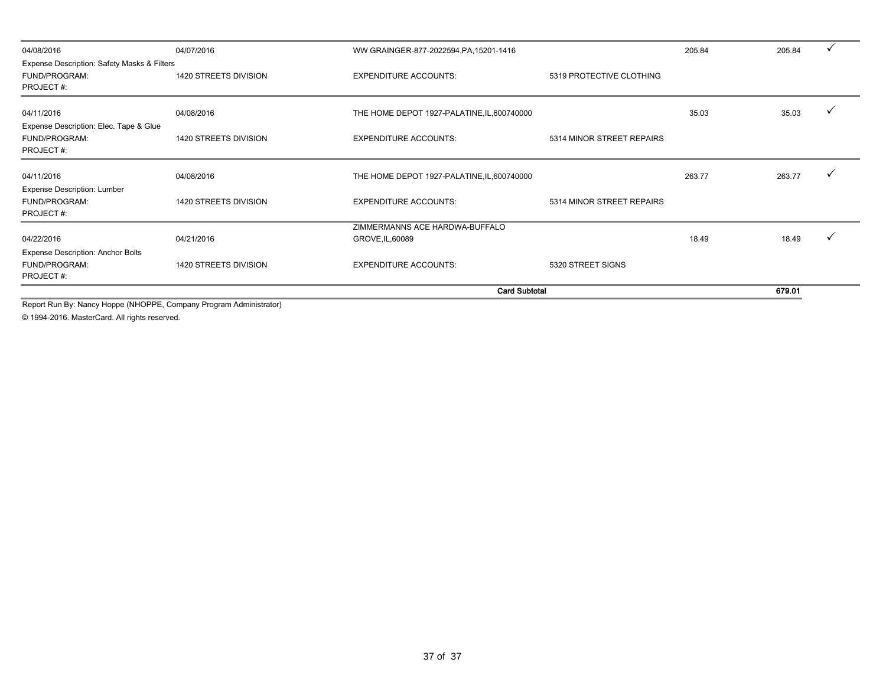| | | | | | | |
|---|---|---|---|---|---|---|
| 04/08/2016 | 04/07/2016 | WW GRAINGER-877-2022594,PA,15201-1416 | | 205.84 | 205.84 | ✓ |
| Expense Description: Safety Masks & Filters | | | | | | |
| FUND/PROGRAM: | 1420 STREETS DIVISION | EXPENDITURE ACCOUNTS: | 5319 PROTECTIVE CLOTHING | | | |
| PROJECT #: | | | | | | |
| 04/11/2016 | 04/08/2016 | THE HOME DEPOT 1927-PALATINE,IL,600740000 | | 35.03 | 35.03 | ✓ |
| Expense Description: Elec. Tape & Glue | | | | | | |
| FUND/PROGRAM: | 1420 STREETS DIVISION | EXPENDITURE ACCOUNTS: | 5314 MINOR STREET REPAIRS | | | |
| PROJECT #: | | | | | | |
| 04/11/2016 | 04/08/2016 | THE HOME DEPOT 1927-PALATINE,IL,600740000 | | 263.77 | 263.77 | ✓ |
| Expense Description: Lumber | | | | | | |
| FUND/PROGRAM: | 1420 STREETS DIVISION | EXPENDITURE ACCOUNTS: | 5314 MINOR STREET REPAIRS | | | |
| PROJECT #: | | | | | | |
| 04/22/2016 | 04/21/2016 | ZIMMERMANNS ACE HARDWA-BUFFALO GROVE,IL,60089 | | 18.49 | 18.49 | ✓ |
| Expense Description: Anchor Bolts | | | | | | |
| FUND/PROGRAM: | 1420 STREETS DIVISION | EXPENDITURE ACCOUNTS: | 5320 STREET SIGNS | | | |
| PROJECT #: | | | | | | |
| | | **Card Subtotal** | | | **679.01** | |

Report Run By: Nancy Hoppe (NHOPPE, Company Program Administrator)

© 1994-2016. MasterCard. All rights reserved.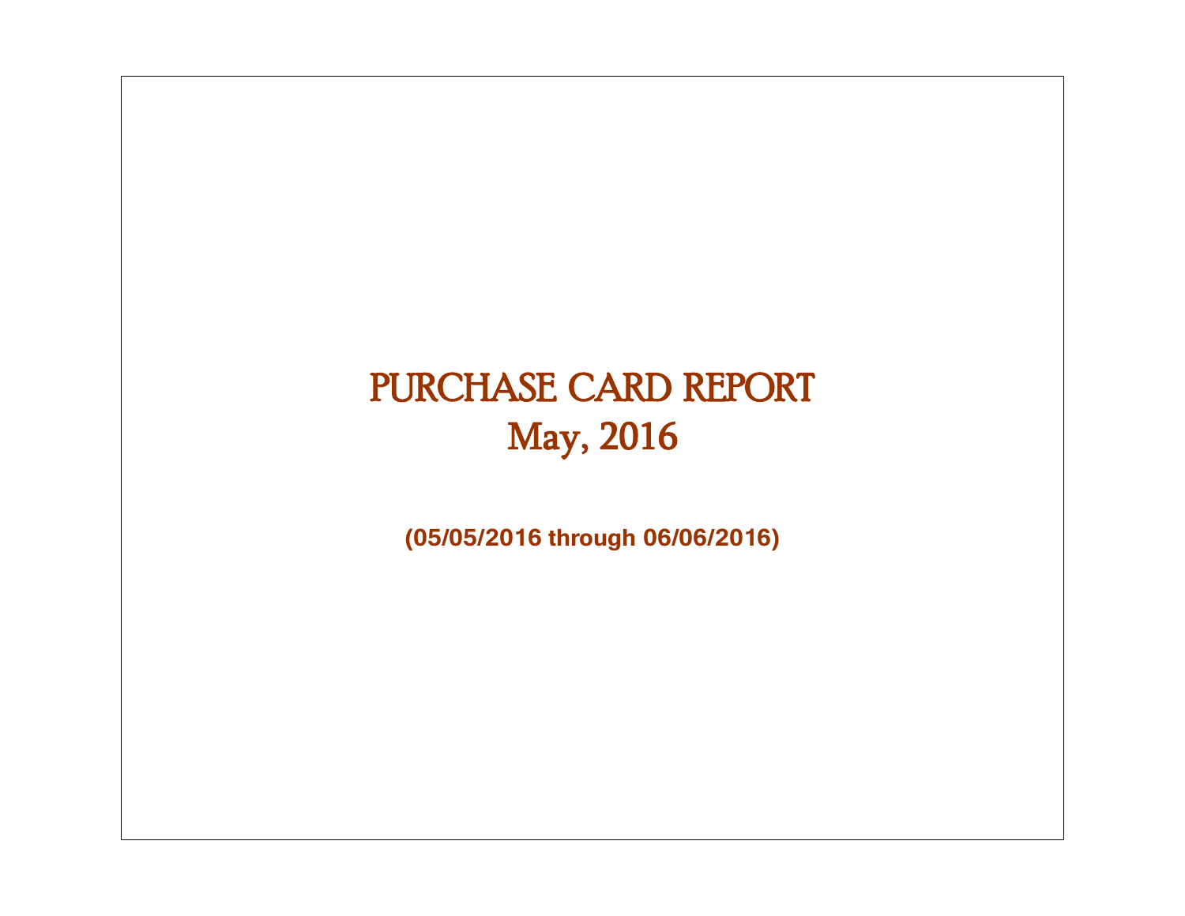# PURCHASE CARD REPORT
# May, 2016

**(05/05/2016 through 06/06/2016)**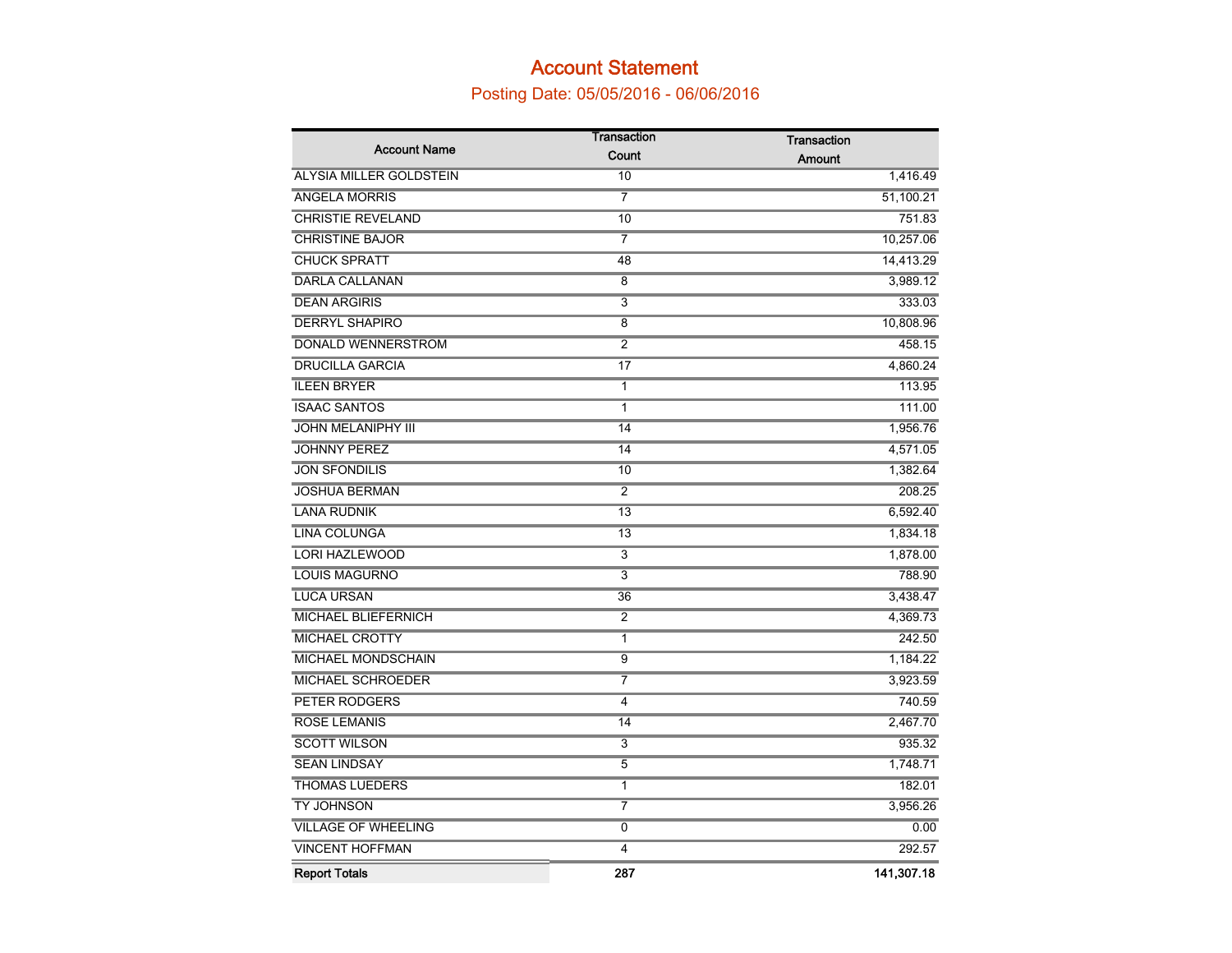# Account Statement

## Posting Date: 05/05/2016 - 06/06/2016

| Account Name | Transaction Count | Transaction Amount |
|---|---|---|
| ALYSIA MILLER GOLDSTEIN | 10 | 1,416.49 |
| ANGELA MORRIS | 7 | 51,100.21 |
| CHRISTIE REVELAND | 10 | 751.83 |
| CHRISTINE BAJOR | 7 | 10,257.06 |
| CHUCK SPRATT | 48 | 14,413.29 |
| DARLA CALLANAN | 8 | 3,989.12 |
| DEAN ARGIRIS | 3 | 333.03 |
| DERRYL SHAPIRO | 8 | 10,808.96 |
| DONALD WENNERSTROM | 2 | 458.15 |
| DRUCILLA GARCIA | 17 | 4,860.24 |
| ILEEN BRYER | 1 | 113.95 |
| ISAAC SANTOS | 1 | 111.00 |
| JOHN MELANIPHY III | 14 | 1,956.76 |
| JOHNNY PEREZ | 14 | 4,571.05 |
| JON SFONDILIS | 10 | 1,382.64 |
| JOSHUA BERMAN | 2 | 208.25 |
| LANA RUDNIK | 13 | 6,592.40 |
| LINA COLUNGA | 13 | 1,834.18 |
| LORI HAZLEWOOD | 3 | 1,878.00 |
| LOUIS MAGURNO | 3 | 788.90 |
| LUCA URSAN | 36 | 3,438.47 |
| MICHAEL BLIEFERNICH | 2 | 4,369.73 |
| MICHAEL CROTTY | 1 | 242.50 |
| MICHAEL MONDSCHAIN | 9 | 1,184.22 |
| MICHAEL SCHROEDER | 7 | 3,923.59 |
| PETER RODGERS | 4 | 740.59 |
| ROSE LEMANIS | 14 | 2,467.70 |
| SCOTT WILSON | 3 | 935.32 |
| SEAN LINDSAY | 5 | 1,748.71 |
| THOMAS LUEDERS | 1 | 182.01 |
| TY JOHNSON | 7 | 3,956.26 |
| VILLAGE OF WHEELING | 0 | 0.00 |
| VINCENT HOFFMAN | 4 | 292.57 |
| **Report Totals** | **287** | **141,307.18** |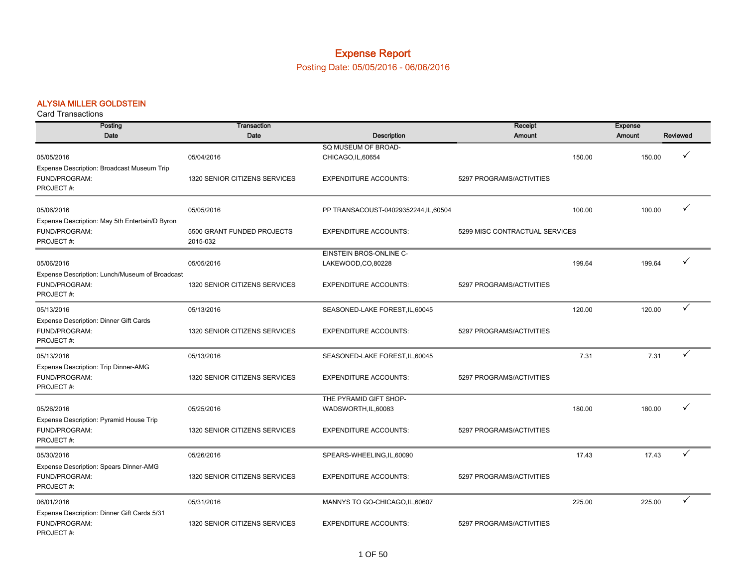# Expense Report

## Posting Date: 05/05/2016 - 06/06/2016

### ALYSIA MILLER GOLDSTEIN

Card Transactions

| Posting Date | Transaction Date | Description | Receipt Amount | Expense Amount | Reviewed |
|---|---|---|---|---|---|
| 05/05/2016 | 05/04/2016 | SQ MUSEUM OF BROAD-CHICAGO,IL,60654 | 150.00 | 150.00 | ✓ |
| Expense Description: Broadcast Museum Trip | | | | | |
| FUND/PROGRAM: | 1320 SENIOR CITIZENS SERVICES | EXPENDITURE ACCOUNTS: | 5297 PROGRAMS/ACTIVITIES | | |
| PROJECT #: | | | | | |
| 05/06/2016 | 05/05/2016 | PP TRANSACOUST-04029352244,IL,60504 | 100.00 | 100.00 | ✓ |
| Expense Description: May 5th Entertain/D Byron | | | | | |
| FUND/PROGRAM: | 5500 GRANT FUNDED PROJECTS | EXPENDITURE ACCOUNTS: | 5299 MISC CONTRACTUAL SERVICES | | |
| PROJECT #: | 2015-032 | | | | |
| 05/06/2016 | 05/05/2016 | EINSTEIN BROS-ONLINE C-LAKEWOOD,CO,80228 | 199.64 | 199.64 | ✓ |
| Expense Description: Lunch/Museum of Broadcast | | | | | |
| FUND/PROGRAM: | 1320 SENIOR CITIZENS SERVICES | EXPENDITURE ACCOUNTS: | 5297 PROGRAMS/ACTIVITIES | | |
| PROJECT #: | | | | | |
| 05/13/2016 | 05/13/2016 | SEASONED-LAKE FOREST,IL,60045 | 120.00 | 120.00 | ✓ |
| Expense Description: Dinner Gift Cards | | | | | |
| FUND/PROGRAM: | 1320 SENIOR CITIZENS SERVICES | EXPENDITURE ACCOUNTS: | 5297 PROGRAMS/ACTIVITIES | | |
| PROJECT #: | | | | | |
| 05/13/2016 | 05/13/2016 | SEASONED-LAKE FOREST,IL,60045 | 7.31 | 7.31 | ✓ |
| Expense Description: Trip Dinner-AMG | | | | | |
| FUND/PROGRAM: | 1320 SENIOR CITIZENS SERVICES | EXPENDITURE ACCOUNTS: | 5297 PROGRAMS/ACTIVITIES | | |
| PROJECT #: | | | | | |
| 05/26/2016 | 05/25/2016 | THE PYRAMID GIFT SHOP-WADSWORTH,IL,60083 | 180.00 | 180.00 | ✓ |
| Expense Description: Pyramid House Trip | | | | | |
| FUND/PROGRAM: | 1320 SENIOR CITIZENS SERVICES | EXPENDITURE ACCOUNTS: | 5297 PROGRAMS/ACTIVITIES | | |
| PROJECT #: | | | | | |
| 05/30/2016 | 05/26/2016 | SPEARS-WHEELING,IL,60090 | 17.43 | 17.43 | ✓ |
| Expense Description: Spears Dinner-AMG | | | | | |
| FUND/PROGRAM: | 1320 SENIOR CITIZENS SERVICES | EXPENDITURE ACCOUNTS: | 5297 PROGRAMS/ACTIVITIES | | |
| PROJECT #: | | | | | |
| 06/01/2016 | 05/31/2016 | MANNYS TO GO-CHICAGO,IL,60607 | 225.00 | 225.00 | ✓ |
| Expense Description: Dinner Gift Cards 5/31 | | | | | |
| FUND/PROGRAM: | 1320 SENIOR CITIZENS SERVICES | EXPENDITURE ACCOUNTS: | 5297 PROGRAMS/ACTIVITIES | | |
| PROJECT #: | | | | | |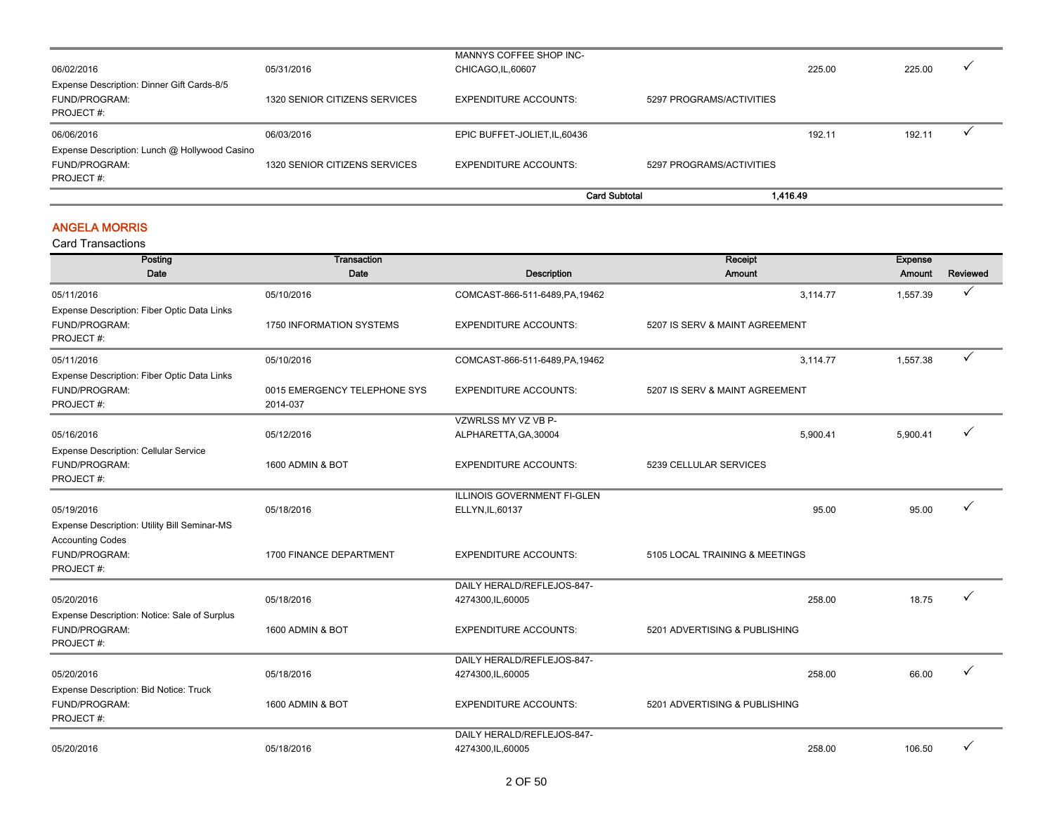| Posting Date | Transaction Date | Description | Receipt Amount | Expense Amount | Reviewed |
|---|---|---|---|---|---|
| 06/02/2016 | 05/31/2016 | MANNYS COFFEE SHOP INC-CHICAGO,IL,60607 | 225.00 | 225.00 | ✓ |
| Expense Description: Dinner Gift Cards-8/5 | | | | | |
| FUND/PROGRAM: | 1320 SENIOR CITIZENS SERVICES | EXPENDITURE ACCOUNTS: | 5297 PROGRAMS/ACTIVITIES | | |
| PROJECT #: | | | | | |
| 06/06/2016 | 06/03/2016 | EPIC BUFFET-JOLIET,IL,60436 | 192.11 | 192.11 | ✓ |
| Expense Description: Lunch @ Hollywood Casino | | | | | |
| FUND/PROGRAM: | 1320 SENIOR CITIZENS SERVICES | EXPENDITURE ACCOUNTS: | 5297 PROGRAMS/ACTIVITIES | | |
| PROJECT #: | | | | | |
| | | **Card Subtotal** | **1,416.49** | | |

## ANGELA MORRIS

Card Transactions

| Posting Date | Transaction Date | Description | Receipt Amount | Expense Amount | Reviewed |
|---|---|---|---|---|---|
| 05/11/2016 | 05/10/2016 | COMCAST-866-511-6489,PA,19462 | 3,114.77 | 1,557.39 | ✓ |
| Expense Description: Fiber Optic Data Links | | | | | |
| FUND/PROGRAM: | 1750 INFORMATION SYSTEMS | EXPENDITURE ACCOUNTS: | 5207 IS SERV & MAINT AGREEMENT | | |
| PROJECT #: | | | | | |
| 05/11/2016 | 05/10/2016 | COMCAST-866-511-6489,PA,19462 | 3,114.77 | 1,557.38 | ✓ |
| Expense Description: Fiber Optic Data Links | | | | | |
| FUND/PROGRAM: | 0015 EMERGENCY TELEPHONE SYS | EXPENDITURE ACCOUNTS: | 5207 IS SERV & MAINT AGREEMENT | | |
| PROJECT #: | 2014-037 | | | | |
| 05/16/2016 | 05/12/2016 | VZWRLSS MY VZ VB P-ALPHARETTA,GA,30004 | 5,900.41 | 5,900.41 | ✓ |
| Expense Description: Cellular Service | | | | | |
| FUND/PROGRAM: | 1600 ADMIN & BOT | EXPENDITURE ACCOUNTS: | 5239 CELLULAR SERVICES | | |
| PROJECT #: | | | | | |
| 05/19/2016 | 05/18/2016 | ILLINOIS GOVERNMENT FI-GLEN ELLYN,IL,60137 | 95.00 | 95.00 | ✓ |
| Expense Description: Utility Bill Seminar-MS Accounting Codes | | | | | |
| FUND/PROGRAM: | 1700 FINANCE DEPARTMENT | EXPENDITURE ACCOUNTS: | 5105 LOCAL TRAINING & MEETINGS | | |
| PROJECT #: | | | | | |
| 05/20/2016 | 05/18/2016 | DAILY HERALD/REFLEJOS-847-4274300,IL,60005 | 258.00 | 18.75 | ✓ |
| Expense Description: Notice: Sale of Surplus | | | | | |
| FUND/PROGRAM: | 1600 ADMIN & BOT | EXPENDITURE ACCOUNTS: | 5201 ADVERTISING & PUBLISHING | | |
| PROJECT #: | | | | | |
| 05/20/2016 | 05/18/2016 | DAILY HERALD/REFLEJOS-847-4274300,IL,60005 | 258.00 | 66.00 | ✓ |
| Expense Description: Bid Notice: Truck | | | | | |
| FUND/PROGRAM: | 1600 ADMIN & BOT | EXPENDITURE ACCOUNTS: | 5201 ADVERTISING & PUBLISHING | | |
| PROJECT #: | | | | | |
| 05/20/2016 | 05/18/2016 | DAILY HERALD/REFLEJOS-847-4274300,IL,60005 | 258.00 | 106.50 | ✓ |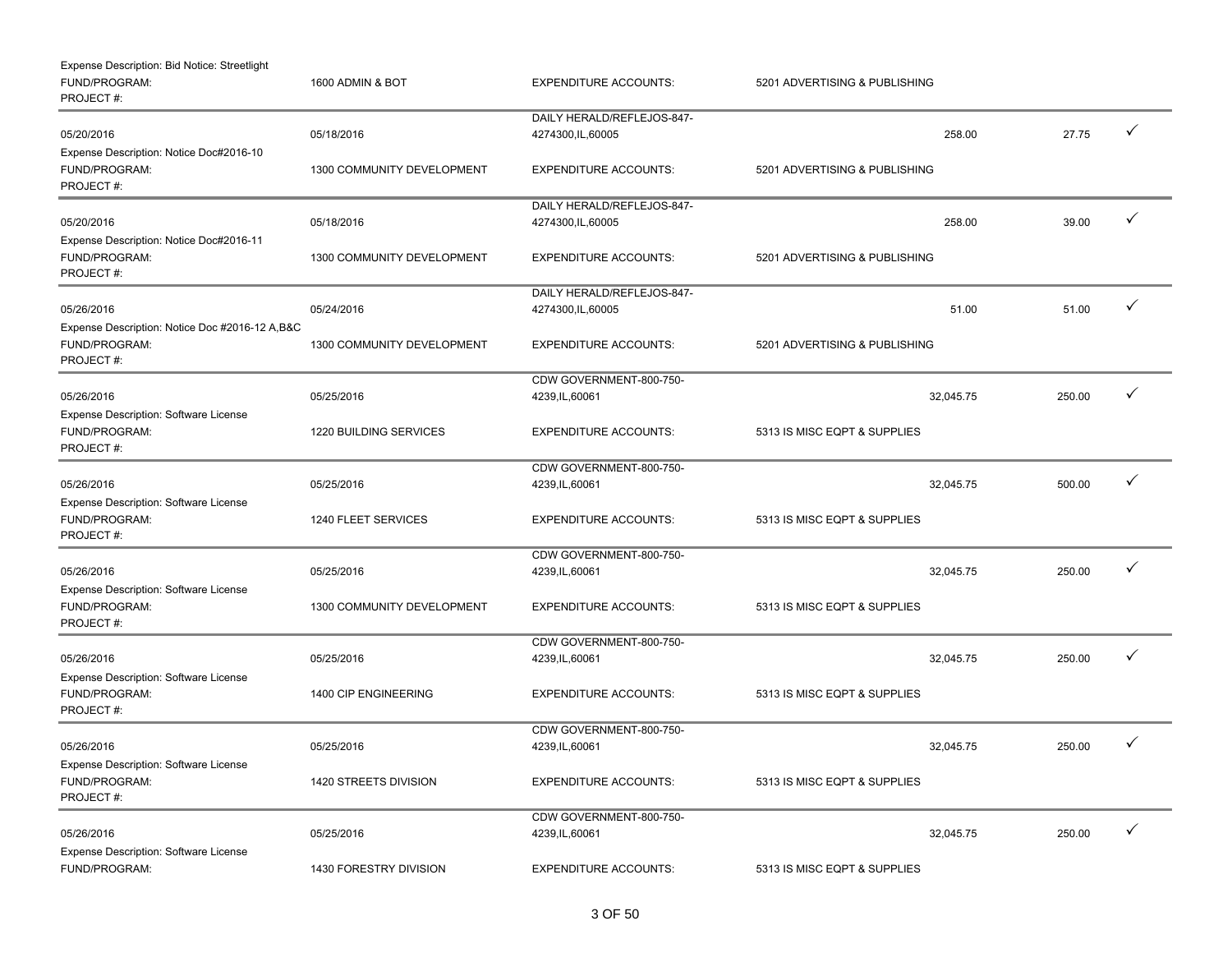Expense Description: Bid Notice: Streetlight
FUND/PROGRAM: 1600 ADMIN & BOT EXPENDITURE ACCOUNTS: 5201 ADVERTISING & PUBLISHING
PROJECT #:

---

| | | | | | |
|---|---|---|---|---|---|
| 05/20/2016 | 05/18/2016 | DAILY HERALD/REFLEJOS-847-4274300,IL,60005 | 258.00 | 27.75 | ✓ |

Expense Description: Notice Doc#2016-10
FUND/PROGRAM: 1300 COMMUNITY DEVELOPMENT EXPENDITURE ACCOUNTS: 5201 ADVERTISING & PUBLISHING
PROJECT #:

---

| | | | | | |
|---|---|---|---|---|---|
| 05/20/2016 | 05/18/2016 | DAILY HERALD/REFLEJOS-847-4274300,IL,60005 | 258.00 | 39.00 | ✓ |

Expense Description: Notice Doc#2016-11
FUND/PROGRAM: 1300 COMMUNITY DEVELOPMENT EXPENDITURE ACCOUNTS: 5201 ADVERTISING & PUBLISHING
PROJECT #:

---

| | | | | | |
|---|---|---|---|---|---|
| 05/26/2016 | 05/24/2016 | DAILY HERALD/REFLEJOS-847-4274300,IL,60005 | 51.00 | 51.00 | ✓ |

Expense Description: Notice Doc #2016-12 A,B&C
FUND/PROGRAM: 1300 COMMUNITY DEVELOPMENT EXPENDITURE ACCOUNTS: 5201 ADVERTISING & PUBLISHING
PROJECT #:

---

| | | | | | |
|---|---|---|---|---|---|
| 05/26/2016 | 05/25/2016 | CDW GOVERNMENT-800-750-4239,IL,60061 | 32,045.75 | 250.00 | ✓ |

Expense Description: Software License
FUND/PROGRAM: 1220 BUILDING SERVICES EXPENDITURE ACCOUNTS: 5313 IS MISC EQPT & SUPPLIES
PROJECT #:

---

| | | | | | |
|---|---|---|---|---|---|
| 05/26/2016 | 05/25/2016 | CDW GOVERNMENT-800-750-4239,IL,60061 | 32,045.75 | 500.00 | ✓ |

Expense Description: Software License
FUND/PROGRAM: 1240 FLEET SERVICES EXPENDITURE ACCOUNTS: 5313 IS MISC EQPT & SUPPLIES
PROJECT #:

---

| | | | | | |
|---|---|---|---|---|---|
| 05/26/2016 | 05/25/2016 | CDW GOVERNMENT-800-750-4239,IL,60061 | 32,045.75 | 250.00 | ✓ |

Expense Description: Software License
FUND/PROGRAM: 1300 COMMUNITY DEVELOPMENT EXPENDITURE ACCOUNTS: 5313 IS MISC EQPT & SUPPLIES
PROJECT #:

---

| | | | | | |
|---|---|---|---|---|---|
| 05/26/2016 | 05/25/2016 | CDW GOVERNMENT-800-750-4239,IL,60061 | 32,045.75 | 250.00 | ✓ |

Expense Description: Software License
FUND/PROGRAM: 1400 CIP ENGINEERING EXPENDITURE ACCOUNTS: 5313 IS MISC EQPT & SUPPLIES
PROJECT #:

---

| | | | | | |
|---|---|---|---|---|---|
| 05/26/2016 | 05/25/2016 | CDW GOVERNMENT-800-750-4239,IL,60061 | 32,045.75 | 250.00 | ✓ |

Expense Description: Software License
FUND/PROGRAM: 1420 STREETS DIVISION EXPENDITURE ACCOUNTS: 5313 IS MISC EQPT & SUPPLIES
PROJECT #:

---

| | | | | | |
|---|---|---|---|---|---|
| 05/26/2016 | 05/25/2016 | CDW GOVERNMENT-800-750-4239,IL,60061 | 32,045.75 | 250.00 | ✓ |

Expense Description: Software License
FUND/PROGRAM: 1430 FORESTRY DIVISION EXPENDITURE ACCOUNTS: 5313 IS MISC EQPT & SUPPLIES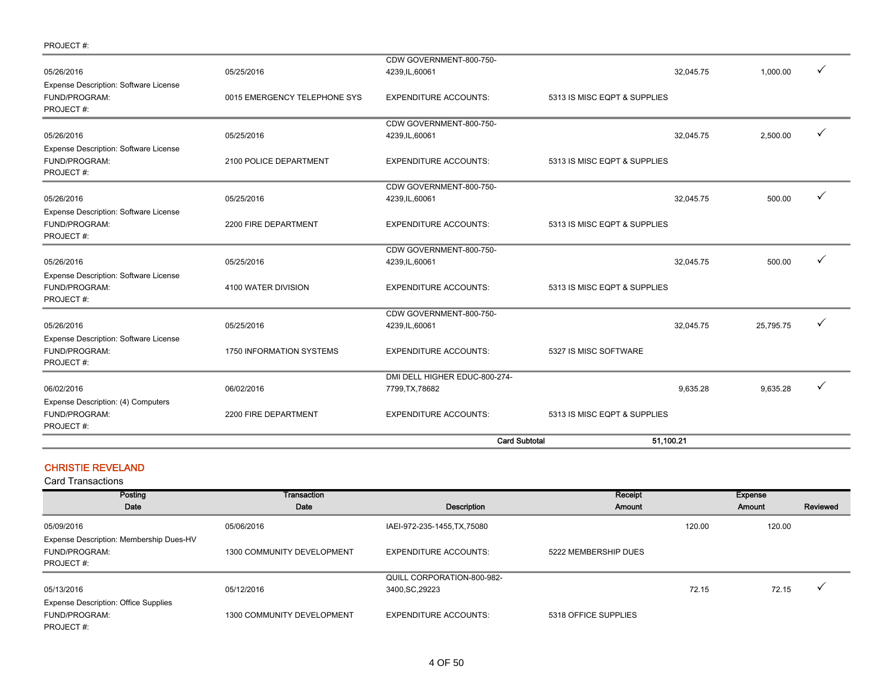PROJECT #:

| | | | | | | |
|---|---|---|---|---|---|---|
| 05/26/2016 | 05/25/2016 | CDW GOVERNMENT-800-750-4239,IL,60061 | | 32,045.75 | 1,000.00 | ✓ |
| Expense Description: Software License | | | | | | |
| FUND/PROGRAM: | 0015 EMERGENCY TELEPHONE SYS | EXPENDITURE ACCOUNTS: | 5313 IS MISC EQPT & SUPPLIES | | | |
| PROJECT #: | | | | | | |
| 05/26/2016 | 05/25/2016 | CDW GOVERNMENT-800-750-4239,IL,60061 | | 32,045.75 | 2,500.00 | ✓ |
| Expense Description: Software License | | | | | | |
| FUND/PROGRAM: | 2100 POLICE DEPARTMENT | EXPENDITURE ACCOUNTS: | 5313 IS MISC EQPT & SUPPLIES | | | |
| PROJECT #: | | | | | | |
| 05/26/2016 | 05/25/2016 | CDW GOVERNMENT-800-750-4239,IL,60061 | | 32,045.75 | 500.00 | ✓ |
| Expense Description: Software License | | | | | | |
| FUND/PROGRAM: | 2200 FIRE DEPARTMENT | EXPENDITURE ACCOUNTS: | 5313 IS MISC EQPT & SUPPLIES | | | |
| PROJECT #: | | | | | | |
| 05/26/2016 | 05/25/2016 | CDW GOVERNMENT-800-750-4239,IL,60061 | | 32,045.75 | 500.00 | ✓ |
| Expense Description: Software License | | | | | | |
| FUND/PROGRAM: | 4100 WATER DIVISION | EXPENDITURE ACCOUNTS: | 5313 IS MISC EQPT & SUPPLIES | | | |
| PROJECT #: | | | | | | |
| 05/26/2016 | 05/25/2016 | CDW GOVERNMENT-800-750-4239,IL,60061 | | 32,045.75 | 25,795.75 | ✓ |
| Expense Description: Software License | | | | | | |
| FUND/PROGRAM: | 1750 INFORMATION SYSTEMS | EXPENDITURE ACCOUNTS: | 5327 IS MISC SOFTWARE | | | |
| PROJECT #: | | | | | | |
| 06/02/2016 | 06/02/2016 | DMI DELL HIGHER EDUC-800-274-7799,TX,78682 | | 9,635.28 | 9,635.28 | ✓ |
| Expense Description: (4) Computers | | | | | | |
| FUND/PROGRAM: | 2200 FIRE DEPARTMENT | EXPENDITURE ACCOUNTS: | 5313 IS MISC EQPT & SUPPLIES | | | |
| PROJECT #: | | | | | | |
| | | | **Card Subtotal** | **51,100.21** | | |

## CHRISTIE REVELAND

Card Transactions

| Posting Date | Transaction Date | Description | | Receipt Amount | Expense Amount | Reviewed |
|---|---|---|---|---|---|---|
| 05/09/2016 | 05/06/2016 | IAEI-972-235-1455,TX,75080 | | 120.00 | 120.00 | |
| Expense Description: Membership Dues-HV | | | | | | |
| FUND/PROGRAM: | 1300 COMMUNITY DEVELOPMENT | EXPENDITURE ACCOUNTS: | 5222 MEMBERSHIP DUES | | | |
| PROJECT #: | | | | | | |
| 05/13/2016 | 05/12/2016 | QUILL CORPORATION-800-982-3400,SC,29223 | | 72.15 | 72.15 | ✓ |
| Expense Description: Office Supplies | | | | | | |
| FUND/PROGRAM: | 1300 COMMUNITY DEVELOPMENT | EXPENDITURE ACCOUNTS: | 5318 OFFICE SUPPLIES | | | |
| PROJECT #: | | | | | | |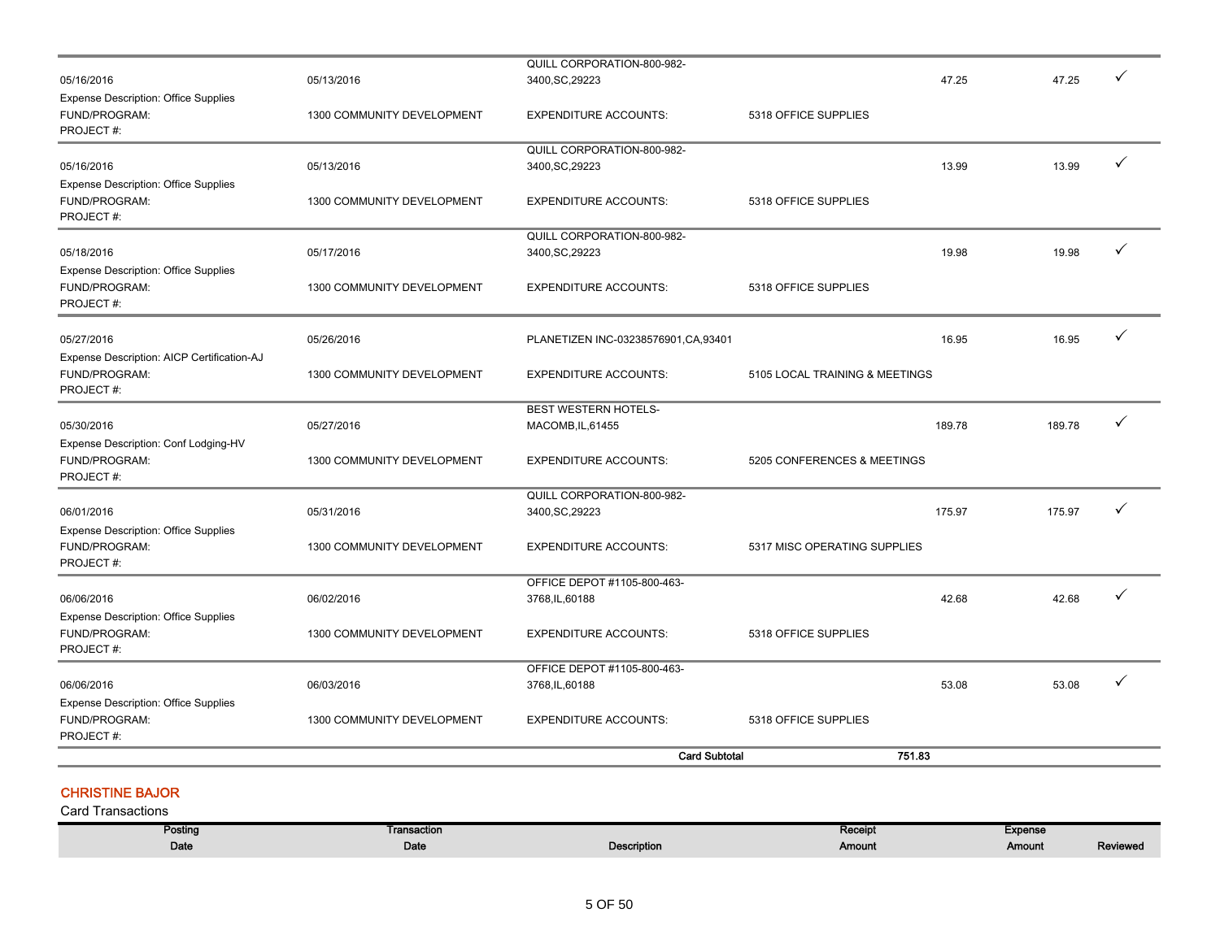| Posting Date | Transaction Date | Description | | Receipt Amount | Expense Amount | Reviewed |
|---|---|---|---|---|---|---|
| 05/16/2016 | 05/13/2016 | QUILL CORPORATION-800-982-3400,SC,29223 | | 47.25 | 47.25 | ✓ |
| Expense Description: Office Supplies | | | | | | |
| FUND/PROGRAM: | 1300 COMMUNITY DEVELOPMENT | EXPENDITURE ACCOUNTS: | 5318 OFFICE SUPPLIES | | | |
| PROJECT #: | | | | | | |
| 05/16/2016 | 05/13/2016 | QUILL CORPORATION-800-982-3400,SC,29223 | | 13.99 | 13.99 | ✓ |
| Expense Description: Office Supplies | | | | | | |
| FUND/PROGRAM: | 1300 COMMUNITY DEVELOPMENT | EXPENDITURE ACCOUNTS: | 5318 OFFICE SUPPLIES | | | |
| PROJECT #: | | | | | | |
| 05/18/2016 | 05/17/2016 | QUILL CORPORATION-800-982-3400,SC,29223 | | 19.98 | 19.98 | ✓ |
| Expense Description: Office Supplies | | | | | | |
| FUND/PROGRAM: | 1300 COMMUNITY DEVELOPMENT | EXPENDITURE ACCOUNTS: | 5318 OFFICE SUPPLIES | | | |
| PROJECT #: | | | | | | |
| 05/27/2016 | 05/26/2016 | PLANETIZEN INC-03238576901,CA,93401 | | 16.95 | 16.95 | ✓ |
| Expense Description: AICP Certification-AJ | | | | | | |
| FUND/PROGRAM: | 1300 COMMUNITY DEVELOPMENT | EXPENDITURE ACCOUNTS: | 5105 LOCAL TRAINING & MEETINGS | | | |
| PROJECT #: | | | | | | |
| 05/30/2016 | 05/27/2016 | BEST WESTERN HOTELS-MACOMB,IL,61455 | | 189.78 | 189.78 | ✓ |
| Expense Description: Conf Lodging-HV | | | | | | |
| FUND/PROGRAM: | 1300 COMMUNITY DEVELOPMENT | EXPENDITURE ACCOUNTS: | 5205 CONFERENCES & MEETINGS | | | |
| PROJECT #: | | | | | | |
| 06/01/2016 | 05/31/2016 | QUILL CORPORATION-800-982-3400,SC,29223 | | 175.97 | 175.97 | ✓ |
| Expense Description: Office Supplies | | | | | | |
| FUND/PROGRAM: | 1300 COMMUNITY DEVELOPMENT | EXPENDITURE ACCOUNTS: | 5317 MISC OPERATING SUPPLIES | | | |
| PROJECT #: | | | | | | |
| 06/06/2016 | 06/02/2016 | OFFICE DEPOT #1105-800-463-3768,IL,60188 | | 42.68 | 42.68 | ✓ |
| Expense Description: Office Supplies | | | | | | |
| FUND/PROGRAM: | 1300 COMMUNITY DEVELOPMENT | EXPENDITURE ACCOUNTS: | 5318 OFFICE SUPPLIES | | | |
| PROJECT #: | | | | | | |
| 06/06/2016 | 06/03/2016 | OFFICE DEPOT #1105-800-463-3768,IL,60188 | | 53.08 | 53.08 | ✓ |
| Expense Description: Office Supplies | | | | | | |
| FUND/PROGRAM: | 1300 COMMUNITY DEVELOPMENT | EXPENDITURE ACCOUNTS: | 5318 OFFICE SUPPLIES | | | |
| PROJECT #: | | | | | | |
| | | **Card Subtotal** | | **751.83** | | |

## CHRISTINE BAJOR

Card Transactions

| Posting Date | Transaction Date | Description | Receipt Amount | Expense Amount | Reviewed |
|---|---|---|---|---|---|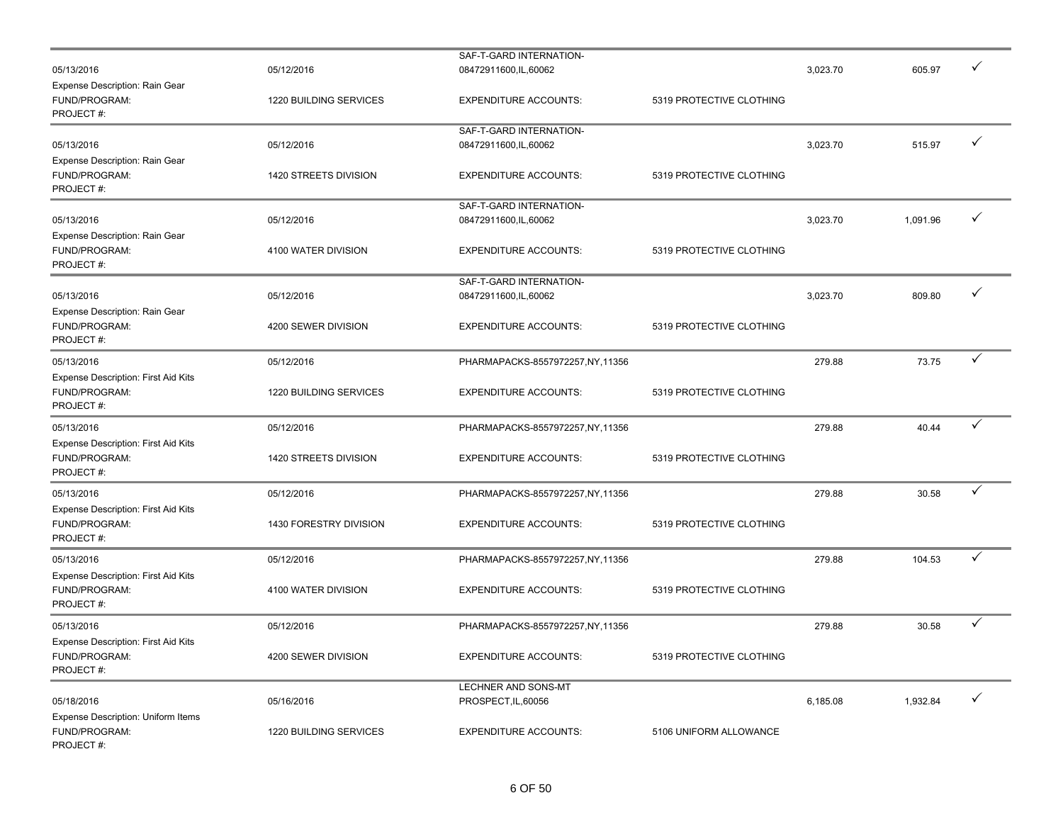| | | | | | | |
|---|---|---|---|---|---|---|
| 05/13/2016 | 05/12/2016 | SAF-T-GARD INTERNATION-08472911600,IL,60062 | | 3,023.70 | 605.97 | ✓ |
| Expense Description: Rain Gear | | | | | | |
| FUND/PROGRAM: | 1220 BUILDING SERVICES | EXPENDITURE ACCOUNTS: | 5319 PROTECTIVE CLOTHING | | | |
| PROJECT #: | | | | | | |
| 05/13/2016 | 05/12/2016 | SAF-T-GARD INTERNATION-08472911600,IL,60062 | | 3,023.70 | 515.97 | ✓ |
| Expense Description: Rain Gear | | | | | | |
| FUND/PROGRAM: | 1420 STREETS DIVISION | EXPENDITURE ACCOUNTS: | 5319 PROTECTIVE CLOTHING | | | |
| PROJECT #: | | | | | | |
| 05/13/2016 | 05/12/2016 | SAF-T-GARD INTERNATION-08472911600,IL,60062 | | 3,023.70 | 1,091.96 | ✓ |
| Expense Description: Rain Gear | | | | | | |
| FUND/PROGRAM: | 4100 WATER DIVISION | EXPENDITURE ACCOUNTS: | 5319 PROTECTIVE CLOTHING | | | |
| PROJECT #: | | | | | | |
| 05/13/2016 | 05/12/2016 | SAF-T-GARD INTERNATION-08472911600,IL,60062 | | 3,023.70 | 809.80 | ✓ |
| Expense Description: Rain Gear | | | | | | |
| FUND/PROGRAM: | 4200 SEWER DIVISION | EXPENDITURE ACCOUNTS: | 5319 PROTECTIVE CLOTHING | | | |
| PROJECT #: | | | | | | |
| 05/13/2016 | 05/12/2016 | PHARMAPACKS-8557972257,NY,11356 | | 279.88 | 73.75 | ✓ |
| Expense Description: First Aid Kits | | | | | | |
| FUND/PROGRAM: | 1220 BUILDING SERVICES | EXPENDITURE ACCOUNTS: | 5319 PROTECTIVE CLOTHING | | | |
| PROJECT #: | | | | | | |
| 05/13/2016 | 05/12/2016 | PHARMAPACKS-8557972257,NY,11356 | | 279.88 | 40.44 | ✓ |
| Expense Description: First Aid Kits | | | | | | |
| FUND/PROGRAM: | 1420 STREETS DIVISION | EXPENDITURE ACCOUNTS: | 5319 PROTECTIVE CLOTHING | | | |
| PROJECT #: | | | | | | |
| 05/13/2016 | 05/12/2016 | PHARMAPACKS-8557972257,NY,11356 | | 279.88 | 30.58 | ✓ |
| Expense Description: First Aid Kits | | | | | | |
| FUND/PROGRAM: | 1430 FORESTRY DIVISION | EXPENDITURE ACCOUNTS: | 5319 PROTECTIVE CLOTHING | | | |
| PROJECT #: | | | | | | |
| 05/13/2016 | 05/12/2016 | PHARMAPACKS-8557972257,NY,11356 | | 279.88 | 104.53 | ✓ |
| Expense Description: First Aid Kits | | | | | | |
| FUND/PROGRAM: | 4100 WATER DIVISION | EXPENDITURE ACCOUNTS: | 5319 PROTECTIVE CLOTHING | | | |
| PROJECT #: | | | | | | |
| 05/13/2016 | 05/12/2016 | PHARMAPACKS-8557972257,NY,11356 | | 279.88 | 30.58 | ✓ |
| Expense Description: First Aid Kits | | | | | | |
| FUND/PROGRAM: | 4200 SEWER DIVISION | EXPENDITURE ACCOUNTS: | 5319 PROTECTIVE CLOTHING | | | |
| PROJECT #: | | | | | | |
| 05/18/2016 | 05/16/2016 | LECHNER AND SONS-MT PROSPECT,IL,60056 | | 6,185.08 | 1,932.84 | ✓ |
| Expense Description: Uniform Items | | | | | | |
| FUND/PROGRAM: | 1220 BUILDING SERVICES | EXPENDITURE ACCOUNTS: | 5106 UNIFORM ALLOWANCE | | | |
| PROJECT #: | | | | | | |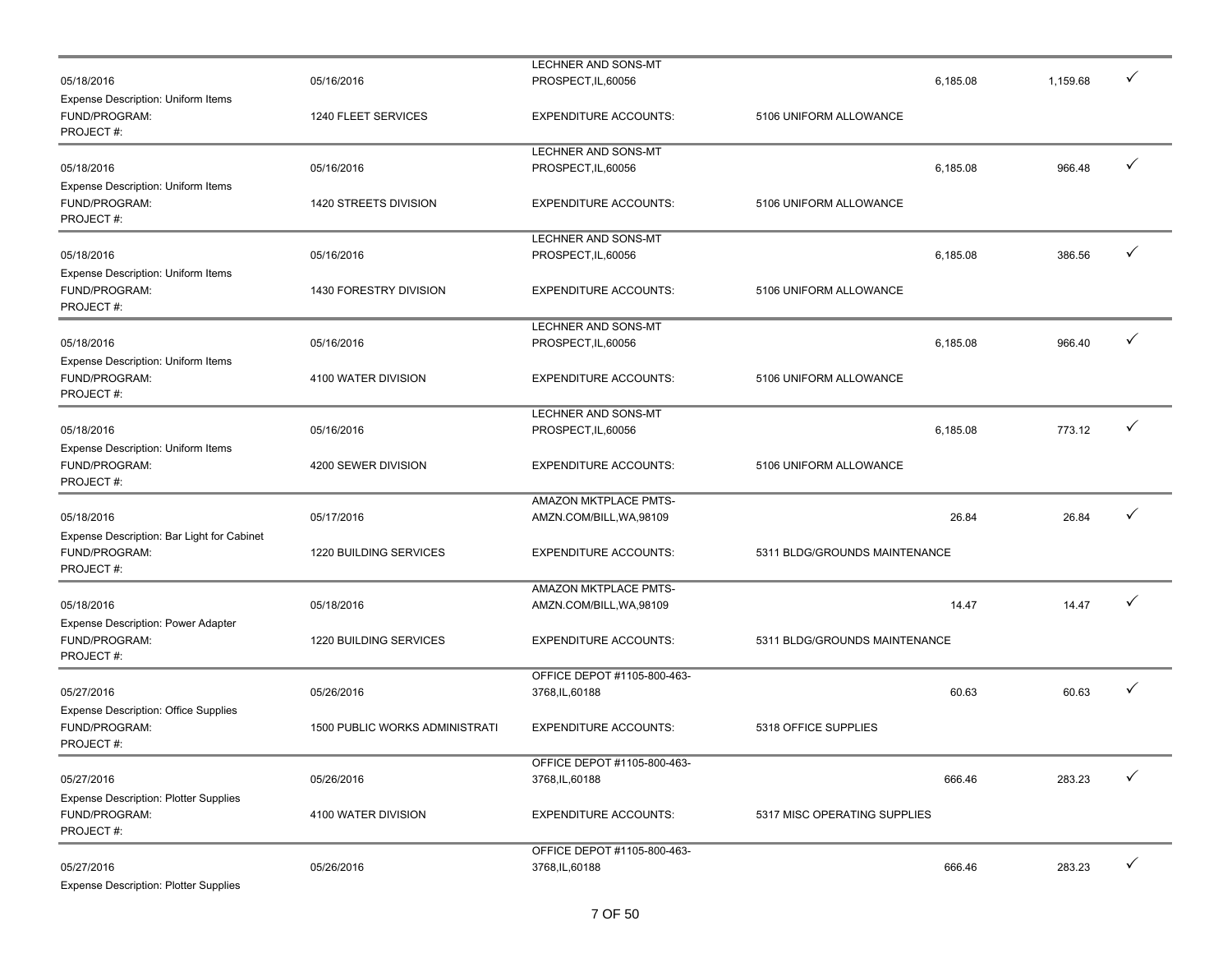| | | | | | | |
|---|---|---|---|---|---|---|
| 05/18/2016 | 05/16/2016 | LECHNER AND SONS-MT PROSPECT,IL,60056 | | 6,185.08 | 1,159.68 | ✓ |
| Expense Description: Uniform Items | | | | | | |
| FUND/PROGRAM: | 1240 FLEET SERVICES | EXPENDITURE ACCOUNTS: | 5106 UNIFORM ALLOWANCE | | | |
| PROJECT #: | | | | | | |
| 05/18/2016 | 05/16/2016 | LECHNER AND SONS-MT PROSPECT,IL,60056 | | 6,185.08 | 966.48 | ✓ |
| Expense Description: Uniform Items | | | | | | |
| FUND/PROGRAM: | 1420 STREETS DIVISION | EXPENDITURE ACCOUNTS: | 5106 UNIFORM ALLOWANCE | | | |
| PROJECT #: | | | | | | |
| 05/18/2016 | 05/16/2016 | LECHNER AND SONS-MT PROSPECT,IL,60056 | | 6,185.08 | 386.56 | ✓ |
| Expense Description: Uniform Items | | | | | | |
| FUND/PROGRAM: | 1430 FORESTRY DIVISION | EXPENDITURE ACCOUNTS: | 5106 UNIFORM ALLOWANCE | | | |
| PROJECT #: | | | | | | |
| 05/18/2016 | 05/16/2016 | LECHNER AND SONS-MT PROSPECT,IL,60056 | | 6,185.08 | 966.40 | ✓ |
| Expense Description: Uniform Items | | | | | | |
| FUND/PROGRAM: | 4100 WATER DIVISION | EXPENDITURE ACCOUNTS: | 5106 UNIFORM ALLOWANCE | | | |
| PROJECT #: | | | | | | |
| 05/18/2016 | 05/16/2016 | LECHNER AND SONS-MT PROSPECT,IL,60056 | | 6,185.08 | 773.12 | ✓ |
| Expense Description: Uniform Items | | | | | | |
| FUND/PROGRAM: | 4200 SEWER DIVISION | EXPENDITURE ACCOUNTS: | 5106 UNIFORM ALLOWANCE | | | |
| PROJECT #: | | | | | | |
| 05/18/2016 | 05/17/2016 | AMAZON MKTPLACE PMTS-AMZN.COM/BILL,WA,98109 | | 26.84 | 26.84 | ✓ |
| Expense Description: Bar Light for Cabinet | | | | | | |
| FUND/PROGRAM: | 1220 BUILDING SERVICES | EXPENDITURE ACCOUNTS: | 5311 BLDG/GROUNDS MAINTENANCE | | | |
| PROJECT #: | | | | | | |
| 05/18/2016 | 05/18/2016 | AMAZON MKTPLACE PMTS-AMZN.COM/BILL,WA,98109 | | 14.47 | 14.47 | ✓ |
| Expense Description: Power Adapter | | | | | | |
| FUND/PROGRAM: | 1220 BUILDING SERVICES | EXPENDITURE ACCOUNTS: | 5311 BLDG/GROUNDS MAINTENANCE | | | |
| PROJECT #: | | | | | | |
| 05/27/2016 | 05/26/2016 | OFFICE DEPOT #1105-800-463-3768,IL,60188 | | 60.63 | 60.63 | ✓ |
| Expense Description: Office Supplies | | | | | | |
| FUND/PROGRAM: | 1500 PUBLIC WORKS ADMINISTRATI | EXPENDITURE ACCOUNTS: | 5318 OFFICE SUPPLIES | | | |
| PROJECT #: | | | | | | |
| 05/27/2016 | 05/26/2016 | OFFICE DEPOT #1105-800-463-3768,IL,60188 | | 666.46 | 283.23 | ✓ |
| Expense Description: Plotter Supplies | | | | | | |
| FUND/PROGRAM: | 4100 WATER DIVISION | EXPENDITURE ACCOUNTS: | 5317 MISC OPERATING SUPPLIES | | | |
| PROJECT #: | | | | | | |
| 05/27/2016 | 05/26/2016 | OFFICE DEPOT #1105-800-463-3768,IL,60188 | | 666.46 | 283.23 | ✓ |
| Expense Description: Plotter Supplies | | | | | | |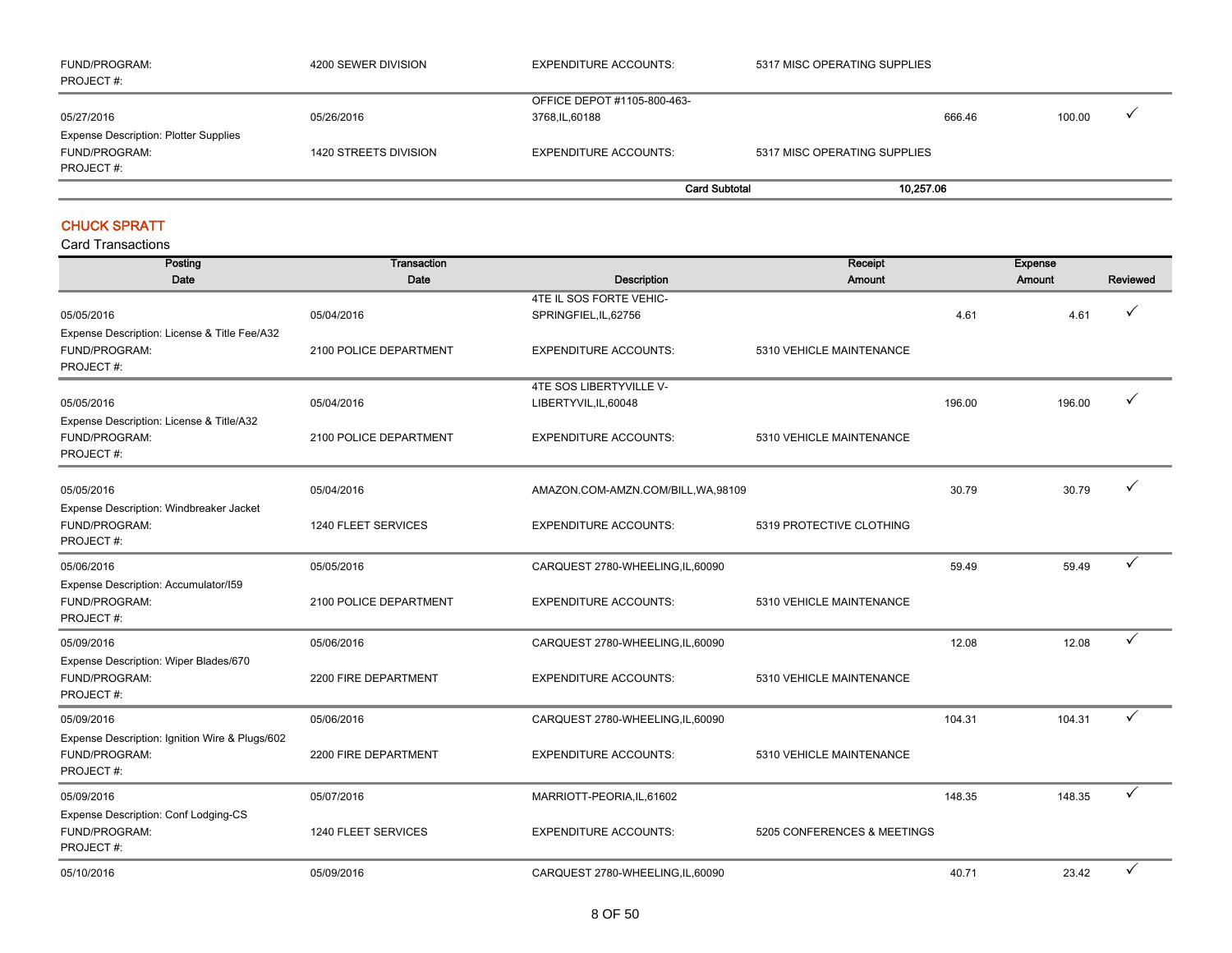| | | | | | | |
|---|---|---|---|---|---|---|
| FUND/PROGRAM: PROJECT #: | 4200 SEWER DIVISION | EXPENDITURE ACCOUNTS: | 5317 MISC OPERATING SUPPLIES | | | |
| 05/27/2016 | 05/26/2016 | OFFICE DEPOT #1105-800-463-3768,IL,60188 | | 666.46 | 100.00 | ✓ |
| Expense Description: Plotter Supplies | | | | | | |
| FUND/PROGRAM: PROJECT #: | 1420 STREETS DIVISION | EXPENDITURE ACCOUNTS: | 5317 MISC OPERATING SUPPLIES | | | |
| | | **Card Subtotal** | | **10,257.06** | | |

## CHUCK SPRATT

Card Transactions

| Posting Date | Transaction Date | Description | | Receipt Amount | Expense Amount | Reviewed |
|---|---|---|---|---|---|---|
| 05/05/2016 | 05/04/2016 | 4TE IL SOS FORTE VEHIC-SPRINGFIEL,IL,62756 | | 4.61 | 4.61 | ✓ |
| Expense Description: License & Title Fee/A32 | | | | | | |
| FUND/PROGRAM: PROJECT #: | 2100 POLICE DEPARTMENT | EXPENDITURE ACCOUNTS: | 5310 VEHICLE MAINTENANCE | | | |
| 05/05/2016 | 05/04/2016 | 4TE SOS LIBERTYVILLE V-LIBERTYVIL,IL,60048 | | 196.00 | 196.00 | ✓ |
| Expense Description: License & Title/A32 | | | | | | |
| FUND/PROGRAM: PROJECT #: | 2100 POLICE DEPARTMENT | EXPENDITURE ACCOUNTS: | 5310 VEHICLE MAINTENANCE | | | |
| 05/05/2016 | 05/04/2016 | AMAZON.COM-AMZN.COM/BILL,WA,98109 | | 30.79 | 30.79 | ✓ |
| Expense Description: Windbreaker Jacket | | | | | | |
| FUND/PROGRAM: PROJECT #: | 1240 FLEET SERVICES | EXPENDITURE ACCOUNTS: | 5319 PROTECTIVE CLOTHING | | | |
| 05/06/2016 | 05/05/2016 | CARQUEST 2780-WHEELING,IL,60090 | | 59.49 | 59.49 | ✓ |
| Expense Description: Accumulator/I59 | | | | | | |
| FUND/PROGRAM: PROJECT #: | 2100 POLICE DEPARTMENT | EXPENDITURE ACCOUNTS: | 5310 VEHICLE MAINTENANCE | | | |
| 05/09/2016 | 05/06/2016 | CARQUEST 2780-WHEELING,IL,60090 | | 12.08 | 12.08 | ✓ |
| Expense Description: Wiper Blades/670 | | | | | | |
| FUND/PROGRAM: PROJECT #: | 2200 FIRE DEPARTMENT | EXPENDITURE ACCOUNTS: | 5310 VEHICLE MAINTENANCE | | | |
| 05/09/2016 | 05/06/2016 | CARQUEST 2780-WHEELING,IL,60090 | | 104.31 | 104.31 | ✓ |
| Expense Description: Ignition Wire & Plugs/602 | | | | | | |
| FUND/PROGRAM: PROJECT #: | 2200 FIRE DEPARTMENT | EXPENDITURE ACCOUNTS: | 5310 VEHICLE MAINTENANCE | | | |
| 05/09/2016 | 05/07/2016 | MARRIOTT-PEORIA,IL,61602 | | 148.35 | 148.35 | ✓ |
| Expense Description: Conf Lodging-CS | | | | | | |
| FUND/PROGRAM: PROJECT #: | 1240 FLEET SERVICES | EXPENDITURE ACCOUNTS: | 5205 CONFERENCES & MEETINGS | | | |
| 05/10/2016 | 05/09/2016 | CARQUEST 2780-WHEELING,IL,60090 | | 40.71 | 23.42 | ✓ |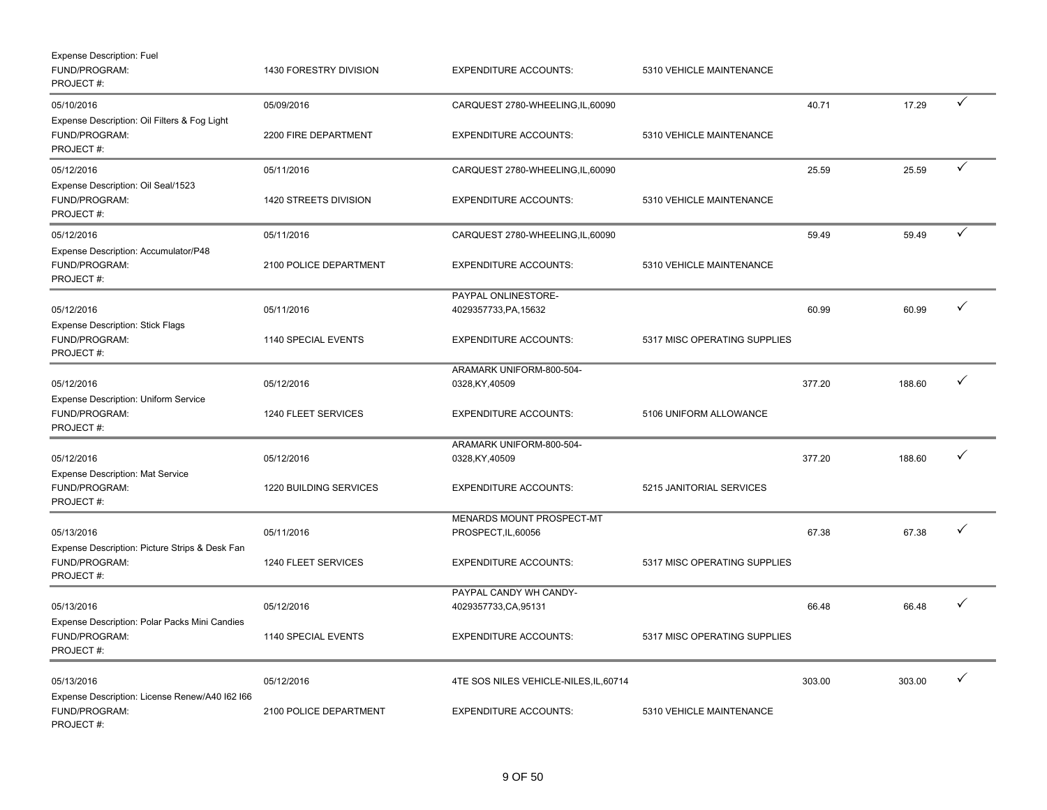Expense Description: Fuel
FUND/PROGRAM: 1430 FORESTRY DIVISION | EXPENDITURE ACCOUNTS: 5310 VEHICLE MAINTENANCE
PROJECT #:

---

| Posting Date | Transaction Date | Merchant | | Amount | Allocated | |
|---|---|---|---|---|---|---|
| 05/10/2016 | 05/09/2016 | CARQUEST 2780-WHEELING,IL,60090 | | 40.71 | 17.29 | ✓ |
| Expense Description: Oil Filters & Fog Light | | | | | | |
| FUND/PROGRAM: | 2200 FIRE DEPARTMENT | EXPENDITURE ACCOUNTS: | 5310 VEHICLE MAINTENANCE | | | |
| PROJECT #: | | | | | | |
| 05/12/2016 | 05/11/2016 | CARQUEST 2780-WHEELING,IL,60090 | | 25.59 | 25.59 | ✓ |
| Expense Description: Oil Seal/1523 | | | | | | |
| FUND/PROGRAM: | 1420 STREETS DIVISION | EXPENDITURE ACCOUNTS: | 5310 VEHICLE MAINTENANCE | | | |
| PROJECT #: | | | | | | |
| 05/12/2016 | 05/11/2016 | CARQUEST 2780-WHEELING,IL,60090 | | 59.49 | 59.49 | ✓ |
| Expense Description: Accumulator/P48 | | | | | | |
| FUND/PROGRAM: | 2100 POLICE DEPARTMENT | EXPENDITURE ACCOUNTS: | 5310 VEHICLE MAINTENANCE | | | |
| PROJECT #: | | | | | | |
| 05/12/2016 | 05/11/2016 | PAYPAL ONLINESTORE-4029357733,PA,15632 | | 60.99 | 60.99 | ✓ |
| Expense Description: Stick Flags | | | | | | |
| FUND/PROGRAM: | 1140 SPECIAL EVENTS | EXPENDITURE ACCOUNTS: | 5317 MISC OPERATING SUPPLIES | | | |
| PROJECT #: | | | | | | |
| 05/12/2016 | 05/12/2016 | ARAMARK UNIFORM-800-504-0328,KY,40509 | | 377.20 | 188.60 | ✓ |
| Expense Description: Uniform Service | | | | | | |
| FUND/PROGRAM: | 1240 FLEET SERVICES | EXPENDITURE ACCOUNTS: | 5106 UNIFORM ALLOWANCE | | | |
| PROJECT #: | | | | | | |
| 05/12/2016 | 05/12/2016 | ARAMARK UNIFORM-800-504-0328,KY,40509 | | 377.20 | 188.60 | ✓ |
| Expense Description: Mat Service | | | | | | |
| FUND/PROGRAM: | 1220 BUILDING SERVICES | EXPENDITURE ACCOUNTS: | 5215 JANITORIAL SERVICES | | | |
| PROJECT #: | | | | | | |
| 05/13/2016 | 05/11/2016 | MENARDS MOUNT PROSPECT-MT PROSPECT,IL,60056 | | 67.38 | 67.38 | ✓ |
| Expense Description: Picture Strips & Desk Fan | | | | | | |
| FUND/PROGRAM: | 1240 FLEET SERVICES | EXPENDITURE ACCOUNTS: | 5317 MISC OPERATING SUPPLIES | | | |
| PROJECT #: | | | | | | |
| 05/13/2016 | 05/12/2016 | PAYPAL CANDY WH CANDY-4029357733,CA,95131 | | 66.48 | 66.48 | ✓ |
| Expense Description: Polar Packs Mini Candies | | | | | | |
| FUND/PROGRAM: | 1140 SPECIAL EVENTS | EXPENDITURE ACCOUNTS: | 5317 MISC OPERATING SUPPLIES | | | |
| PROJECT #: | | | | | | |
| 05/13/2016 | 05/12/2016 | 4TE SOS NILES VEHICLE-NILES,IL,60714 | | 303.00 | 303.00 | ✓ |
| Expense Description: License Renew/A40 I62 I66 | | | | | | |
| FUND/PROGRAM: | 2100 POLICE DEPARTMENT | EXPENDITURE ACCOUNTS: | 5310 VEHICLE MAINTENANCE | | | |
| PROJECT #: | | | | | | |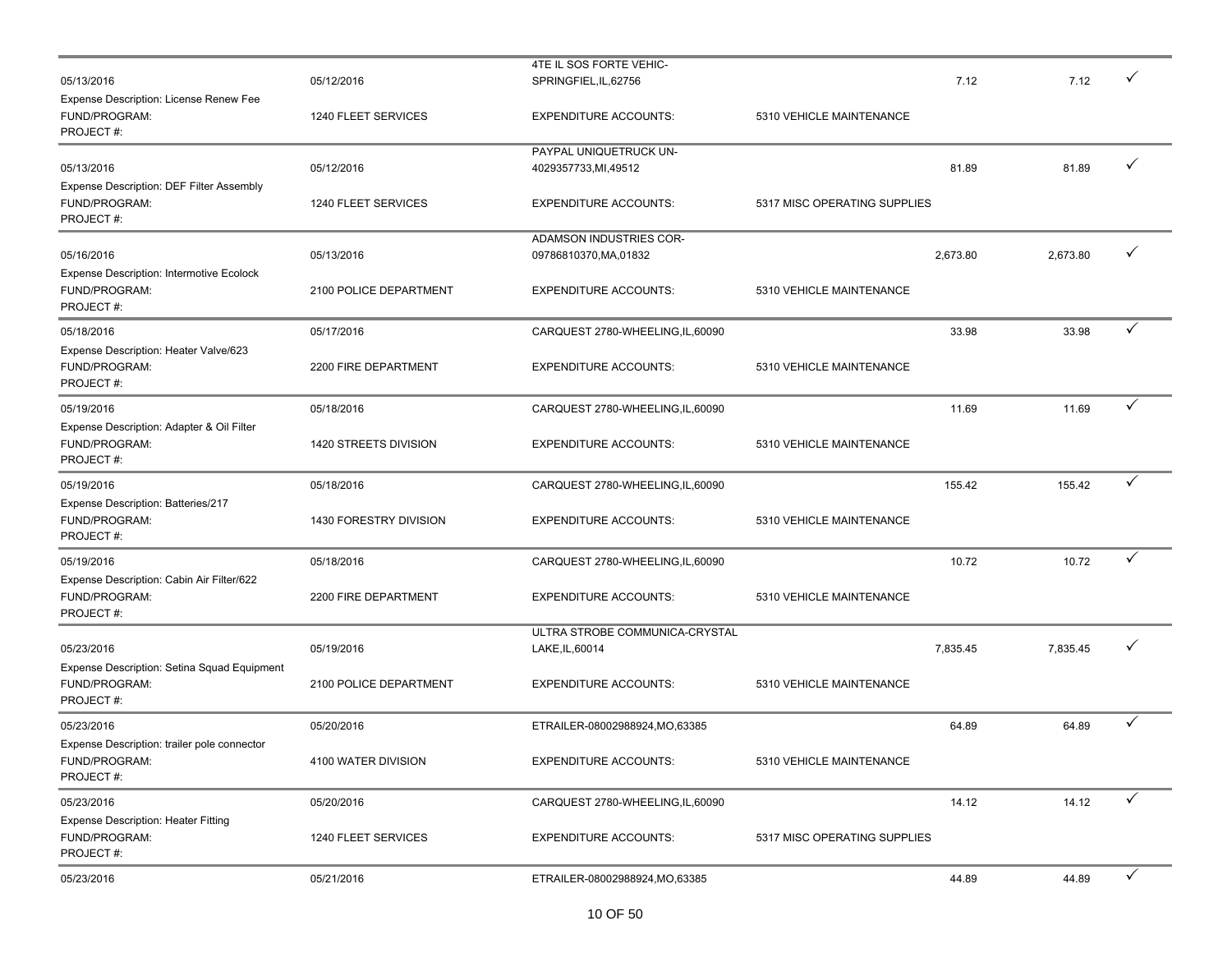| | | | | | | |
|---|---|---|---|---|---|---|
| 05/13/2016 | 05/12/2016 | 4TE IL SOS FORTE VEHIC-SPRINGFIEL,IL,62756 | | 7.12 | 7.12 | ✓ |
| Expense Description: License Renew Fee | | | | | | |
| FUND/PROGRAM: | 1240 FLEET SERVICES | EXPENDITURE ACCOUNTS: | 5310 VEHICLE MAINTENANCE | | | |
| PROJECT #: | | | | | | |
| 05/13/2016 | 05/12/2016 | PAYPAL UNIQUETRUCK UN-4029357733,MI,49512 | | 81.89 | 81.89 | ✓ |
| Expense Description: DEF Filter Assembly | | | | | | |
| FUND/PROGRAM: | 1240 FLEET SERVICES | EXPENDITURE ACCOUNTS: | 5317 MISC OPERATING SUPPLIES | | | |
| PROJECT #: | | | | | | |
| 05/16/2016 | 05/13/2016 | ADAMSON INDUSTRIES COR-09786810370,MA,01832 | | 2,673.80 | 2,673.80 | ✓ |
| Expense Description: Intermotive Ecolock | | | | | | |
| FUND/PROGRAM: | 2100 POLICE DEPARTMENT | EXPENDITURE ACCOUNTS: | 5310 VEHICLE MAINTENANCE | | | |
| PROJECT #: | | | | | | |
| 05/18/2016 | 05/17/2016 | CARQUEST 2780-WHEELING,IL,60090 | | 33.98 | 33.98 | ✓ |
| Expense Description: Heater Valve/623 | | | | | | |
| FUND/PROGRAM: | 2200 FIRE DEPARTMENT | EXPENDITURE ACCOUNTS: | 5310 VEHICLE MAINTENANCE | | | |
| PROJECT #: | | | | | | |
| 05/19/2016 | 05/18/2016 | CARQUEST 2780-WHEELING,IL,60090 | | 11.69 | 11.69 | ✓ |
| Expense Description: Adapter & Oil Filter | | | | | | |
| FUND/PROGRAM: | 1420 STREETS DIVISION | EXPENDITURE ACCOUNTS: | 5310 VEHICLE MAINTENANCE | | | |
| PROJECT #: | | | | | | |
| 05/19/2016 | 05/18/2016 | CARQUEST 2780-WHEELING,IL,60090 | | 155.42 | 155.42 | ✓ |
| Expense Description: Batteries/217 | | | | | | |
| FUND/PROGRAM: | 1430 FORESTRY DIVISION | EXPENDITURE ACCOUNTS: | 5310 VEHICLE MAINTENANCE | | | |
| PROJECT #: | | | | | | |
| 05/19/2016 | 05/18/2016 | CARQUEST 2780-WHEELING,IL,60090 | | 10.72 | 10.72 | ✓ |
| Expense Description: Cabin Air Filter/622 | | | | | | |
| FUND/PROGRAM: | 2200 FIRE DEPARTMENT | EXPENDITURE ACCOUNTS: | 5310 VEHICLE MAINTENANCE | | | |
| PROJECT #: | | | | | | |
| 05/23/2016 | 05/19/2016 | ULTRA STROBE COMMUNICA-CRYSTAL LAKE,IL,60014 | | 7,835.45 | 7,835.45 | ✓ |
| Expense Description: Setina Squad Equipment | | | | | | |
| FUND/PROGRAM: | 2100 POLICE DEPARTMENT | EXPENDITURE ACCOUNTS: | 5310 VEHICLE MAINTENANCE | | | |
| PROJECT #: | | | | | | |
| 05/23/2016 | 05/20/2016 | ETRAILER-08002988924,MO,63385 | | 64.89 | 64.89 | ✓ |
| Expense Description: trailer pole connector | | | | | | |
| FUND/PROGRAM: | 4100 WATER DIVISION | EXPENDITURE ACCOUNTS: | 5310 VEHICLE MAINTENANCE | | | |
| PROJECT #: | | | | | | |
| 05/23/2016 | 05/20/2016 | CARQUEST 2780-WHEELING,IL,60090 | | 14.12 | 14.12 | ✓ |
| Expense Description: Heater Fitting | | | | | | |
| FUND/PROGRAM: | 1240 FLEET SERVICES | EXPENDITURE ACCOUNTS: | 5317 MISC OPERATING SUPPLIES | | | |
| PROJECT #: | | | | | | |
| 05/23/2016 | 05/21/2016 | ETRAILER-08002988924,MO,63385 | | 44.89 | 44.89 | ✓ |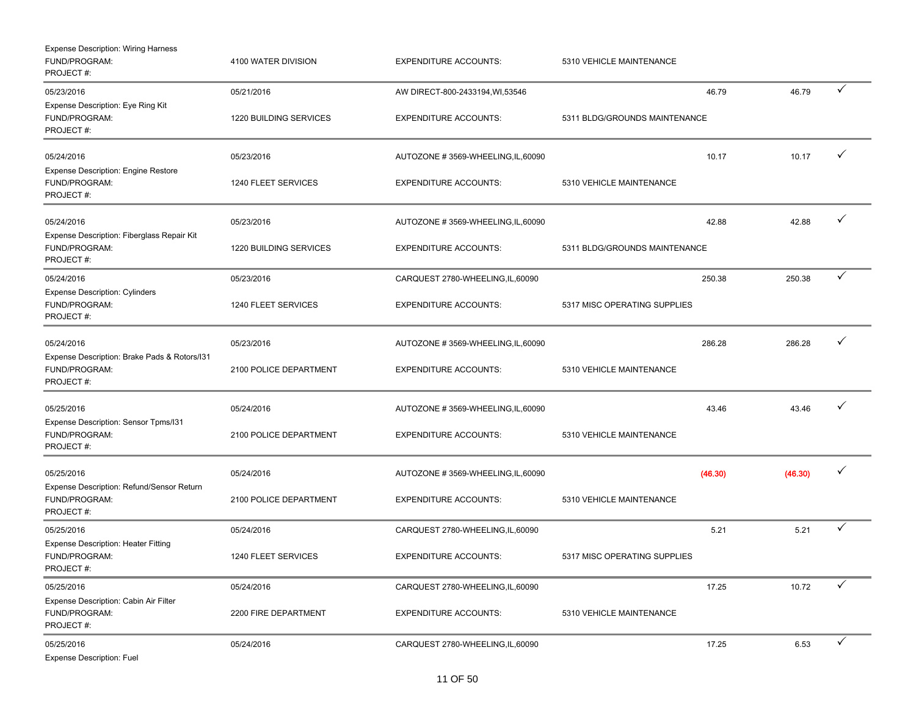| Posted Date | Transaction Date | Merchant | | Amount | Allocated Amount | |
|---|---|---|---|---|---|---|
| Expense Description: Wiring Harness | | | | | | |
| FUND/PROGRAM: | 4100 WATER DIVISION | EXPENDITURE ACCOUNTS: | 5310 VEHICLE MAINTENANCE | | | |
| PROJECT #: | | | | | | |
| 05/23/2016 | 05/21/2016 | AW DIRECT-800-2433194,WI,53546 | | 46.79 | 46.79 | ✓ |
| Expense Description: Eye Ring Kit | | | | | | |
| FUND/PROGRAM: | 1220 BUILDING SERVICES | EXPENDITURE ACCOUNTS: | 5311 BLDG/GROUNDS MAINTENANCE | | | |
| PROJECT #: | | | | | | |
| 05/24/2016 | 05/23/2016 | AUTOZONE # 3569-WHEELING,IL,60090 | | 10.17 | 10.17 | ✓ |
| Expense Description: Engine Restore | | | | | | |
| FUND/PROGRAM: | 1240 FLEET SERVICES | EXPENDITURE ACCOUNTS: | 5310 VEHICLE MAINTENANCE | | | |
| PROJECT #: | | | | | | |
| 05/24/2016 | 05/23/2016 | AUTOZONE # 3569-WHEELING,IL,60090 | | 42.88 | 42.88 | ✓ |
| Expense Description: Fiberglass Repair Kit | | | | | | |
| FUND/PROGRAM: | 1220 BUILDING SERVICES | EXPENDITURE ACCOUNTS: | 5311 BLDG/GROUNDS MAINTENANCE | | | |
| PROJECT #: | | | | | | |
| 05/24/2016 | 05/23/2016 | CARQUEST 2780-WHEELING,IL,60090 | | 250.38 | 250.38 | ✓ |
| Expense Description: Cylinders | | | | | | |
| FUND/PROGRAM: | 1240 FLEET SERVICES | EXPENDITURE ACCOUNTS: | 5317 MISC OPERATING SUPPLIES | | | |
| PROJECT #: | | | | | | |
| 05/24/2016 | 05/23/2016 | AUTOZONE # 3569-WHEELING,IL,60090 | | 286.28 | 286.28 | ✓ |
| Expense Description: Brake Pads & Rotors/I31 | | | | | | |
| FUND/PROGRAM: | 2100 POLICE DEPARTMENT | EXPENDITURE ACCOUNTS: | 5310 VEHICLE MAINTENANCE | | | |
| PROJECT #: | | | | | | |
| 05/25/2016 | 05/24/2016 | AUTOZONE # 3569-WHEELING,IL,60090 | | 43.46 | 43.46 | ✓ |
| Expense Description: Sensor Tpms/I31 | | | | | | |
| FUND/PROGRAM: | 2100 POLICE DEPARTMENT | EXPENDITURE ACCOUNTS: | 5310 VEHICLE MAINTENANCE | | | |
| PROJECT #: | | | | | | |
| 05/25/2016 | 05/24/2016 | AUTOZONE # 3569-WHEELING,IL,60090 | | (46.30) | (46.30) | ✓ |
| Expense Description: Refund/Sensor Return | | | | | | |
| FUND/PROGRAM: | 2100 POLICE DEPARTMENT | EXPENDITURE ACCOUNTS: | 5310 VEHICLE MAINTENANCE | | | |
| PROJECT #: | | | | | | |
| 05/25/2016 | 05/24/2016 | CARQUEST 2780-WHEELING,IL,60090 | | 5.21 | 5.21 | ✓ |
| Expense Description: Heater Fitting | | | | | | |
| FUND/PROGRAM: | 1240 FLEET SERVICES | EXPENDITURE ACCOUNTS: | 5317 MISC OPERATING SUPPLIES | | | |
| PROJECT #: | | | | | | |
| 05/25/2016 | 05/24/2016 | CARQUEST 2780-WHEELING,IL,60090 | | 17.25 | 10.72 | ✓ |
| Expense Description: Cabin Air Filter | | | | | | |
| FUND/PROGRAM: | 2200 FIRE DEPARTMENT | EXPENDITURE ACCOUNTS: | 5310 VEHICLE MAINTENANCE | | | |
| PROJECT #: | | | | | | |
| 05/25/2016 | 05/24/2016 | CARQUEST 2780-WHEELING,IL,60090 | | 17.25 | 6.53 | ✓ |
| Expense Description: Fuel | | | | | | |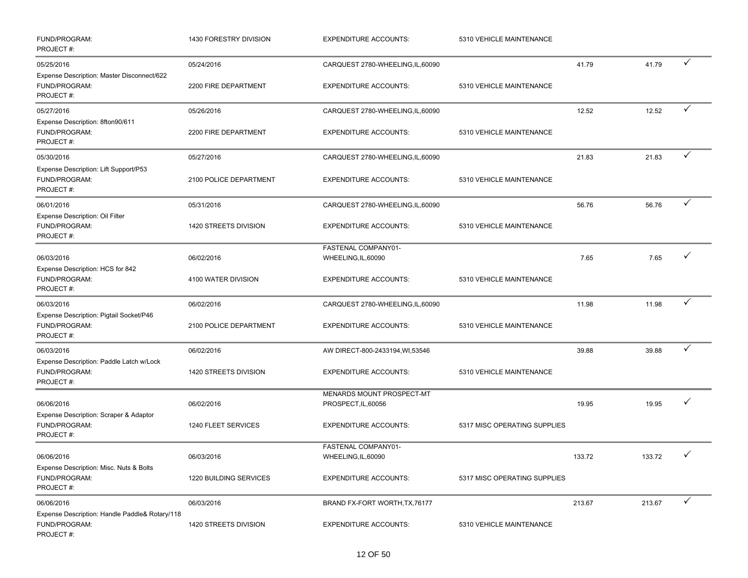| | | | | | | |
|---|---|---|---|---|---|---|
| FUND/PROGRAM:<br>PROJECT #: | 1430 FORESTRY DIVISION | EXPENDITURE ACCOUNTS: | 5310 VEHICLE MAINTENANCE | | | |
| 05/25/2016 | 05/24/2016 | CARQUEST 2780-WHEELING,IL,60090 | | 41.79 | 41.79 | ✓ |
| Expense Description: Master Disconnect/622<br>FUND/PROGRAM:<br>PROJECT #: | 2200 FIRE DEPARTMENT | EXPENDITURE ACCOUNTS: | 5310 VEHICLE MAINTENANCE | | | |
| 05/27/2016 | 05/26/2016 | CARQUEST 2780-WHEELING,IL,60090 | | 12.52 | 12.52 | ✓ |
| Expense Description: 8fton90/611<br>FUND/PROGRAM:<br>PROJECT #: | 2200 FIRE DEPARTMENT | EXPENDITURE ACCOUNTS: | 5310 VEHICLE MAINTENANCE | | | |
| 05/30/2016 | 05/27/2016 | CARQUEST 2780-WHEELING,IL,60090 | | 21.83 | 21.83 | ✓ |
| Expense Description: Lift Support/P53<br>FUND/PROGRAM:<br>PROJECT #: | 2100 POLICE DEPARTMENT | EXPENDITURE ACCOUNTS: | 5310 VEHICLE MAINTENANCE | | | |
| 06/01/2016 | 05/31/2016 | CARQUEST 2780-WHEELING,IL,60090 | | 56.76 | 56.76 | ✓ |
| Expense Description: Oil Filter<br>FUND/PROGRAM:<br>PROJECT #: | 1420 STREETS DIVISION | EXPENDITURE ACCOUNTS: | 5310 VEHICLE MAINTENANCE | | | |
| 06/03/2016 | 06/02/2016 | FASTENAL COMPANY01-WHEELING,IL,60090 | | 7.65 | 7.65 | ✓ |
| Expense Description: HCS for 842<br>FUND/PROGRAM:<br>PROJECT #: | 4100 WATER DIVISION | EXPENDITURE ACCOUNTS: | 5310 VEHICLE MAINTENANCE | | | |
| 06/03/2016 | 06/02/2016 | CARQUEST 2780-WHEELING,IL,60090 | | 11.98 | 11.98 | ✓ |
| Expense Description: Pigtail Socket/P46<br>FUND/PROGRAM:<br>PROJECT #: | 2100 POLICE DEPARTMENT | EXPENDITURE ACCOUNTS: | 5310 VEHICLE MAINTENANCE | | | |
| 06/03/2016 | 06/02/2016 | AW DIRECT-800-2433194,WI,53546 | | 39.88 | 39.88 | ✓ |
| Expense Description: Paddle Latch w/Lock<br>FUND/PROGRAM:<br>PROJECT #: | 1420 STREETS DIVISION | EXPENDITURE ACCOUNTS: | 5310 VEHICLE MAINTENANCE | | | |
| 06/06/2016 | 06/02/2016 | MENARDS MOUNT PROSPECT-MT PROSPECT,IL,60056 | | 19.95 | 19.95 | ✓ |
| Expense Description: Scraper & Adaptor<br>FUND/PROGRAM:<br>PROJECT #: | 1240 FLEET SERVICES | EXPENDITURE ACCOUNTS: | 5317 MISC OPERATING SUPPLIES | | | |
| 06/06/2016 | 06/03/2016 | FASTENAL COMPANY01-WHEELING,IL,60090 | | 133.72 | 133.72 | ✓ |
| Expense Description: Misc. Nuts & Bolts<br>FUND/PROGRAM:<br>PROJECT #: | 1220 BUILDING SERVICES | EXPENDITURE ACCOUNTS: | 5317 MISC OPERATING SUPPLIES | | | |
| 06/06/2016 | 06/03/2016 | BRAND FX-FORT WORTH,TX,76177 | | 213.67 | 213.67 | ✓ |
| Expense Description: Handle Paddle& Rotary/118<br>FUND/PROGRAM:<br>PROJECT #: | 1420 STREETS DIVISION | EXPENDITURE ACCOUNTS: | 5310 VEHICLE MAINTENANCE | | | |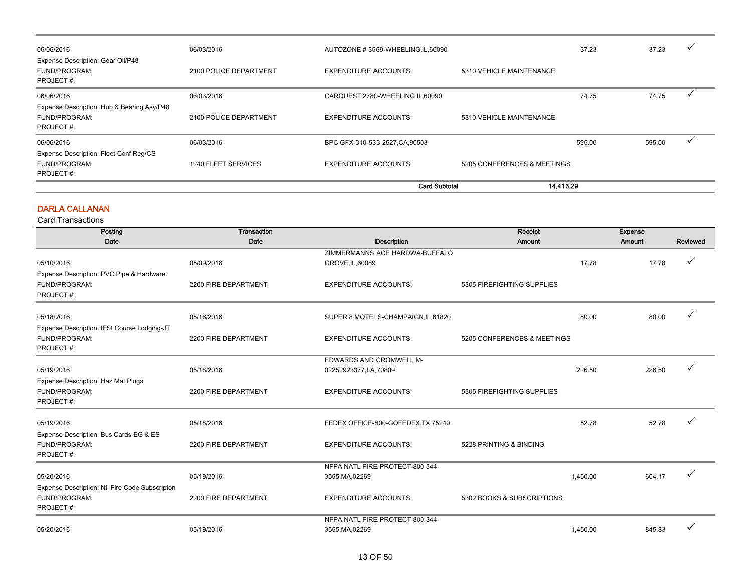| | | | | | | |
|---|---|---|---|---|---|---|
| 06/06/2016 | 06/03/2016 | AUTOZONE # 3569-WHEELING,IL,60090 | | 37.23 | 37.23 | ✓ |
| Expense Description: Gear Oil/P48 | | | | | | |
| FUND/PROGRAM: | 2100 POLICE DEPARTMENT | EXPENDITURE ACCOUNTS: | 5310 VEHICLE MAINTENANCE | | | |
| PROJECT #: | | | | | | |
| 06/06/2016 | 06/03/2016 | CARQUEST 2780-WHEELING,IL,60090 | | 74.75 | 74.75 | ✓ |
| Expense Description: Hub & Bearing Asy/P48 | | | | | | |
| FUND/PROGRAM: | 2100 POLICE DEPARTMENT | EXPENDITURE ACCOUNTS: | 5310 VEHICLE MAINTENANCE | | | |
| PROJECT #: | | | | | | |
| 06/06/2016 | 06/03/2016 | BPC GFX-310-533-2527,CA,90503 | | 595.00 | 595.00 | ✓ |
| Expense Description: Fleet Conf Reg/CS | | | | | | |
| FUND/PROGRAM: | 1240 FLEET SERVICES | EXPENDITURE ACCOUNTS: | 5205 CONFERENCES & MEETINGS | | | |
| PROJECT #: | | | | | | |
| | | **Card Subtotal** | **14,413.29** | | | |

## DARLA CALLANAN

Card Transactions

| Posting Date | Transaction Date | Description | | Receipt Amount | Expense Amount | Reviewed |
|---|---|---|---|---|---|---|
| 05/10/2016 | 05/09/2016 | ZIMMERMANNS ACE HARDWA-BUFFALO GROVE,IL,60089 | | 17.78 | 17.78 | ✓ |
| Expense Description: PVC Pipe & Hardware | | | | | | |
| FUND/PROGRAM: | 2200 FIRE DEPARTMENT | EXPENDITURE ACCOUNTS: | 5305 FIREFIGHTING SUPPLIES | | | |
| PROJECT #: | | | | | | |
| 05/18/2016 | 05/16/2016 | SUPER 8 MOTELS-CHAMPAIGN,IL,61820 | | 80.00 | 80.00 | ✓ |
| Expense Description: IFSI Course Lodging-JT | | | | | | |
| FUND/PROGRAM: | 2200 FIRE DEPARTMENT | EXPENDITURE ACCOUNTS: | 5205 CONFERENCES & MEETINGS | | | |
| PROJECT #: | | | | | | |
| 05/19/2016 | 05/18/2016 | EDWARDS AND CROMWELL M-02252923377,LA,70809 | | 226.50 | 226.50 | ✓ |
| Expense Description: Haz Mat Plugs | | | | | | |
| FUND/PROGRAM: | 2200 FIRE DEPARTMENT | EXPENDITURE ACCOUNTS: | 5305 FIREFIGHTING SUPPLIES | | | |
| PROJECT #: | | | | | | |
| 05/19/2016 | 05/18/2016 | FEDEX OFFICE-800-GOFEDEX,TX,75240 | | 52.78 | 52.78 | ✓ |
| Expense Description: Bus Cards-EG & ES | | | | | | |
| FUND/PROGRAM: | 2200 FIRE DEPARTMENT | EXPENDITURE ACCOUNTS: | 5228 PRINTING & BINDING | | | |
| PROJECT #: | | | | | | |
| 05/20/2016 | 05/19/2016 | NFPA NATL FIRE PROTECT-800-344-3555,MA,02269 | | 1,450.00 | 604.17 | ✓ |
| Expense Description: Ntl Fire Code Subscripton | | | | | | |
| FUND/PROGRAM: | 2200 FIRE DEPARTMENT | EXPENDITURE ACCOUNTS: | 5302 BOOKS & SUBSCRIPTIONS | | | |
| PROJECT #: | | | | | | |
| 05/20/2016 | 05/19/2016 | NFPA NATL FIRE PROTECT-800-344-3555,MA,02269 | | 1,450.00 | 845.83 | ✓ |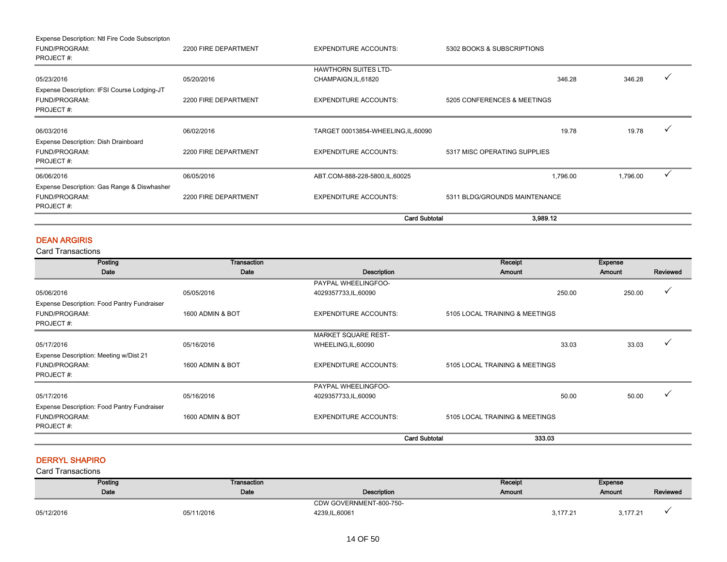| | | | | | |
|---|---|---|---|---|---|
| Expense Description: Ntl Fire Code Subscripton | | | | | |
| FUND/PROGRAM: | 2200 FIRE DEPARTMENT | EXPENDITURE ACCOUNTS: | 5302 BOOKS & SUBSCRIPTIONS | | |
| PROJECT #: | | | | | |
| 05/23/2016 | 05/20/2016 | HAWTHORN SUITES LTD-CHAMPAIGN,IL,61820 | 346.28 | 346.28 | ✓ |
| Expense Description: IFSI Course Lodging-JT | | | | | |
| FUND/PROGRAM: | 2200 FIRE DEPARTMENT | EXPENDITURE ACCOUNTS: | 5205 CONFERENCES & MEETINGS | | |
| PROJECT #: | | | | | |
| 06/03/2016 | 06/02/2016 | TARGET 00013854-WHEELING,IL,60090 | 19.78 | 19.78 | ✓ |
| Expense Description: Dish Drainboard | | | | | |
| FUND/PROGRAM: | 2200 FIRE DEPARTMENT | EXPENDITURE ACCOUNTS: | 5317 MISC OPERATING SUPPLIES | | |
| PROJECT #: | | | | | |
| 06/06/2016 | 06/05/2016 | ABT.COM-888-228-5800,IL,60025 | 1,796.00 | 1,796.00 | ✓ |
| Expense Description: Gas Range & Diswhasher | | | | | |
| FUND/PROGRAM: | 2200 FIRE DEPARTMENT | EXPENDITURE ACCOUNTS: | 5311 BLDG/GROUNDS MAINTENANCE | | |
| PROJECT #: | | | | | |
| | | **Card Subtotal** | **3,989.12** | | |

## DEAN ARGIRIS

Card Transactions

| Posting Date | Transaction Date | Description | Receipt Amount | Expense Amount | Reviewed |
|---|---|---|---|---|---|
| 05/06/2016 | 05/05/2016 | PAYPAL WHEELINGFOO-4029357733,IL,60090 | 250.00 | 250.00 | ✓ |
| Expense Description: Food Pantry Fundraiser | | | | | |
| FUND/PROGRAM: | 1600 ADMIN & BOT | EXPENDITURE ACCOUNTS: | 5105 LOCAL TRAINING & MEETINGS | | |
| PROJECT #: | | | | | |
| 05/17/2016 | 05/16/2016 | MARKET SQUARE REST-WHEELING,IL,60090 | 33.03 | 33.03 | ✓ |
| Expense Description: Meeting w/Dist 21 | | | | | |
| FUND/PROGRAM: | 1600 ADMIN & BOT | EXPENDITURE ACCOUNTS: | 5105 LOCAL TRAINING & MEETINGS | | |
| PROJECT #: | | | | | |
| 05/17/2016 | 05/16/2016 | PAYPAL WHEELINGFOO-4029357733,IL,60090 | 50.00 | 50.00 | ✓ |
| Expense Description: Food Pantry Fundraiser | | | | | |
| FUND/PROGRAM: | 1600 ADMIN & BOT | EXPENDITURE ACCOUNTS: | 5105 LOCAL TRAINING & MEETINGS | | |
| PROJECT #: | | | | | |
| | | **Card Subtotal** | **333.03** | | |

## DERRYL SHAPIRO

Card Transactions

| Posting Date | Transaction Date | Description | Receipt Amount | Expense Amount | Reviewed |
|---|---|---|---|---|---|
| 05/12/2016 | 05/11/2016 | CDW GOVERNMENT-800-750-4239,IL,60061 | 3,177.21 | 3,177.21 | ✓ |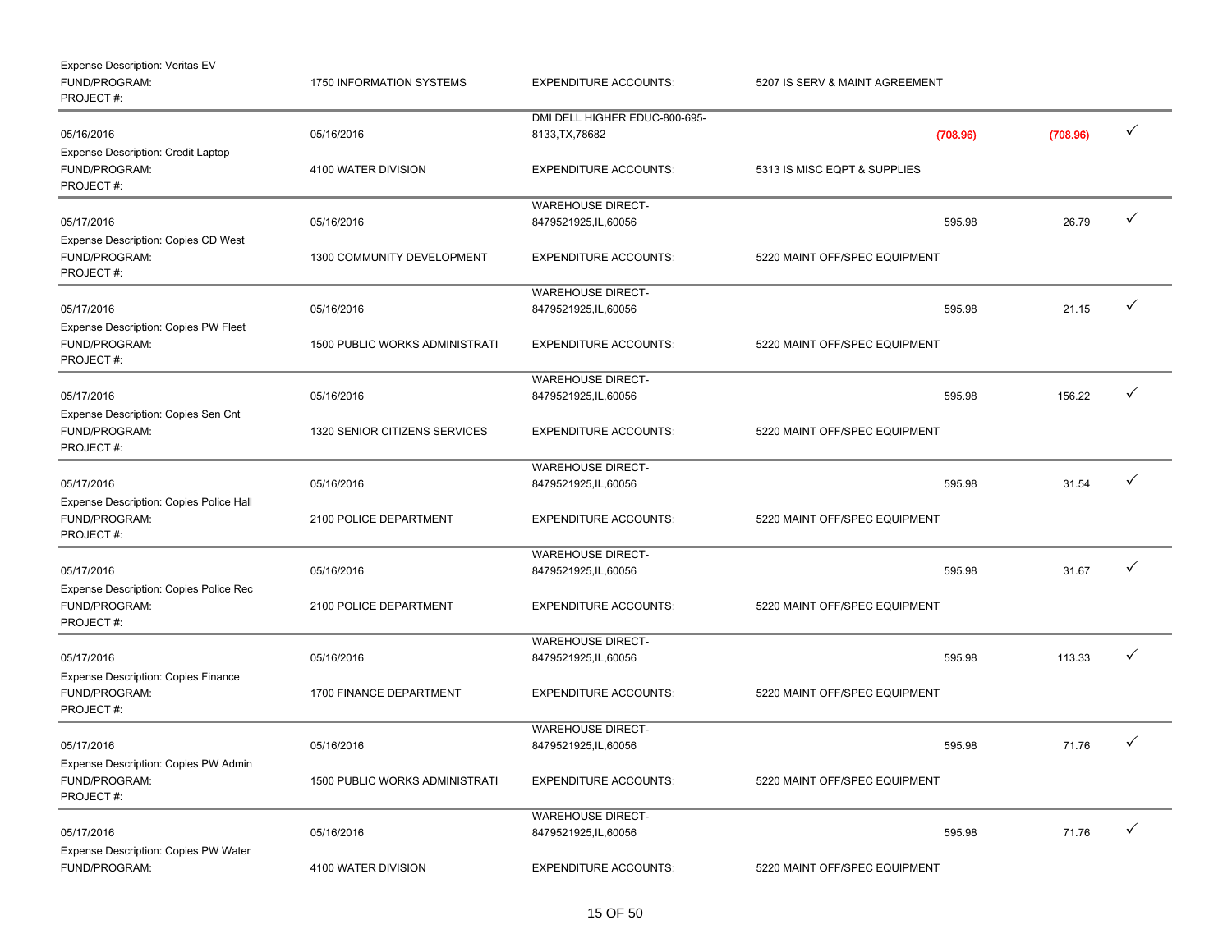Expense Description: Veritas EV
FUND/PROGRAM: 1750 INFORMATION SYSTEMS | EXPENDITURE ACCOUNTS: 5207 IS SERV & MAINT AGREEMENT
PROJECT #:

---

| | | | | | |
|---|---|---|---|---|---|
| 05/16/2016 | 05/16/2016 | DMI DELL HIGHER EDUC-800-695-8133,TX,78682 | (708.96) | (708.96) | ✓ |

Expense Description: Credit Laptop
FUND/PROGRAM: 4100 WATER DIVISION | EXPENDITURE ACCOUNTS: 5313 IS MISC EQPT & SUPPLIES
PROJECT #:

---

| | | | | | |
|---|---|---|---|---|---|
| 05/17/2016 | 05/16/2016 | WAREHOUSE DIRECT-8479521925,IL,60056 | 595.98 | 26.79 | ✓ |

Expense Description: Copies CD West
FUND/PROGRAM: 1300 COMMUNITY DEVELOPMENT | EXPENDITURE ACCOUNTS: 5220 MAINT OFF/SPEC EQUIPMENT
PROJECT #:

---

| | | | | | |
|---|---|---|---|---|---|
| 05/17/2016 | 05/16/2016 | WAREHOUSE DIRECT-8479521925,IL,60056 | 595.98 | 21.15 | ✓ |

Expense Description: Copies PW Fleet
FUND/PROGRAM: 1500 PUBLIC WORKS ADMINISTRATI | EXPENDITURE ACCOUNTS: 5220 MAINT OFF/SPEC EQUIPMENT
PROJECT #:

---

| | | | | | |
|---|---|---|---|---|---|
| 05/17/2016 | 05/16/2016 | WAREHOUSE DIRECT-8479521925,IL,60056 | 595.98 | 156.22 | ✓ |

Expense Description: Copies Sen Cnt
FUND/PROGRAM: 1320 SENIOR CITIZENS SERVICES | EXPENDITURE ACCOUNTS: 5220 MAINT OFF/SPEC EQUIPMENT
PROJECT #:

---

| | | | | | |
|---|---|---|---|---|---|
| 05/17/2016 | 05/16/2016 | WAREHOUSE DIRECT-8479521925,IL,60056 | 595.98 | 31.54 | ✓ |

Expense Description: Copies Police Hall
FUND/PROGRAM: 2100 POLICE DEPARTMENT | EXPENDITURE ACCOUNTS: 5220 MAINT OFF/SPEC EQUIPMENT
PROJECT #:

---

| | | | | | |
|---|---|---|---|---|---|
| 05/17/2016 | 05/16/2016 | WAREHOUSE DIRECT-8479521925,IL,60056 | 595.98 | 31.67 | ✓ |

Expense Description: Copies Police Rec
FUND/PROGRAM: 2100 POLICE DEPARTMENT | EXPENDITURE ACCOUNTS: 5220 MAINT OFF/SPEC EQUIPMENT
PROJECT #:

---

| | | | | | |
|---|---|---|---|---|---|
| 05/17/2016 | 05/16/2016 | WAREHOUSE DIRECT-8479521925,IL,60056 | 595.98 | 113.33 | ✓ |

Expense Description: Copies Finance
FUND/PROGRAM: 1700 FINANCE DEPARTMENT | EXPENDITURE ACCOUNTS: 5220 MAINT OFF/SPEC EQUIPMENT
PROJECT #:

---

| | | | | | |
|---|---|---|---|---|---|
| 05/17/2016 | 05/16/2016 | WAREHOUSE DIRECT-8479521925,IL,60056 | 595.98 | 71.76 | ✓ |

Expense Description: Copies PW Admin
FUND/PROGRAM: 1500 PUBLIC WORKS ADMINISTRATI | EXPENDITURE ACCOUNTS: 5220 MAINT OFF/SPEC EQUIPMENT
PROJECT #:

---

| | | | | | |
|---|---|---|---|---|---|
| 05/17/2016 | 05/16/2016 | WAREHOUSE DIRECT-8479521925,IL,60056 | 595.98 | 71.76 | ✓ |

Expense Description: Copies PW Water
FUND/PROGRAM: 4100 WATER DIVISION | EXPENDITURE ACCOUNTS: 5220 MAINT OFF/SPEC EQUIPMENT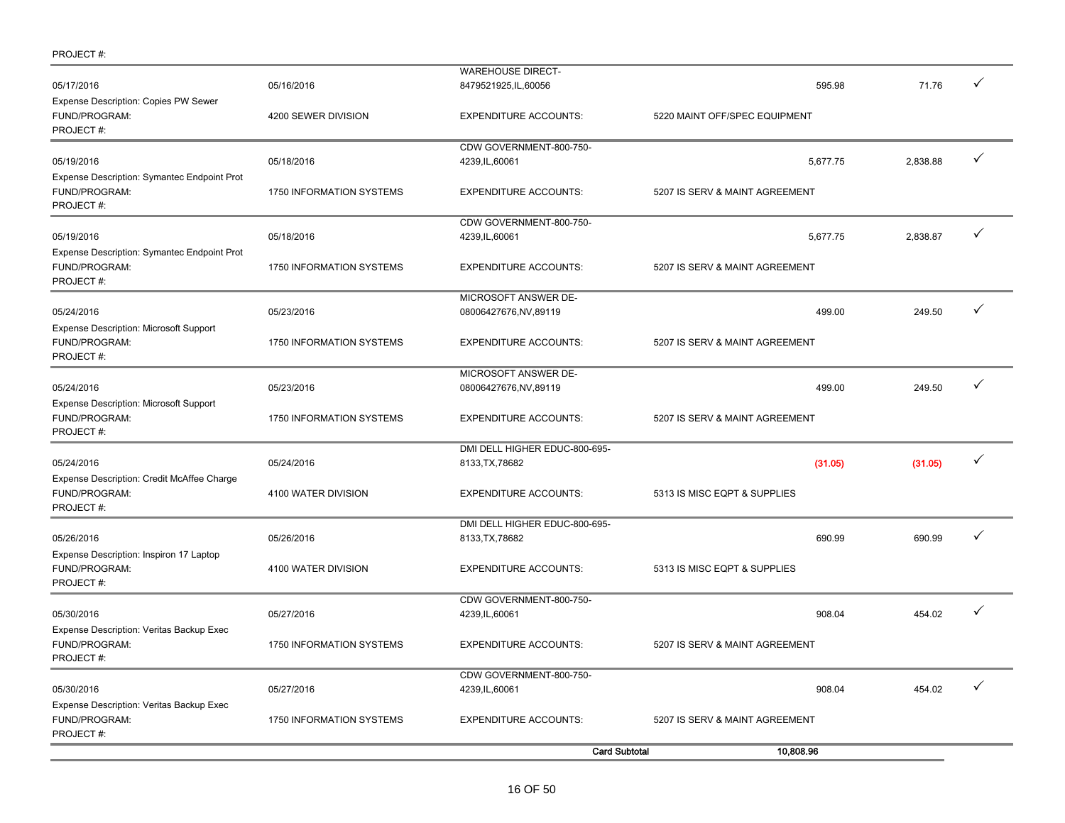PROJECT #:

| Posting Date | Transaction Date | Merchant | | Amount | Allocated | |
|---|---|---|---|---|---|---|
| 05/17/2016 | 05/16/2016 | WAREHOUSE DIRECT-8479521925,IL,60056 | | 595.98 | 71.76 | ✓ |
| Expense Description: Copies PW Sewer | | | | | | |
| FUND/PROGRAM: | 4200 SEWER DIVISION | EXPENDITURE ACCOUNTS: | 5220 MAINT OFF/SPEC EQUIPMENT | | | |
| PROJECT #: | | | | | | |
| 05/19/2016 | 05/18/2016 | CDW GOVERNMENT-800-750-4239,IL,60061 | | 5,677.75 | 2,838.88 | ✓ |
| Expense Description: Symantec Endpoint Prot | | | | | | |
| FUND/PROGRAM: | 1750 INFORMATION SYSTEMS | EXPENDITURE ACCOUNTS: | 5207 IS SERV & MAINT AGREEMENT | | | |
| PROJECT #: | | | | | | |
| 05/19/2016 | 05/18/2016 | CDW GOVERNMENT-800-750-4239,IL,60061 | | 5,677.75 | 2,838.87 | ✓ |
| Expense Description: Symantec Endpoint Prot | | | | | | |
| FUND/PROGRAM: | 1750 INFORMATION SYSTEMS | EXPENDITURE ACCOUNTS: | 5207 IS SERV & MAINT AGREEMENT | | | |
| PROJECT #: | | | | | | |
| 05/24/2016 | 05/23/2016 | MICROSOFT ANSWER DE-08006427676,NV,89119 | | 499.00 | 249.50 | ✓ |
| Expense Description: Microsoft Support | | | | | | |
| FUND/PROGRAM: | 1750 INFORMATION SYSTEMS | EXPENDITURE ACCOUNTS: | 5207 IS SERV & MAINT AGREEMENT | | | |
| PROJECT #: | | | | | | |
| 05/24/2016 | 05/23/2016 | MICROSOFT ANSWER DE-08006427676,NV,89119 | | 499.00 | 249.50 | ✓ |
| Expense Description: Microsoft Support | | | | | | |
| FUND/PROGRAM: | 1750 INFORMATION SYSTEMS | EXPENDITURE ACCOUNTS: | 5207 IS SERV & MAINT AGREEMENT | | | |
| PROJECT #: | | | | | | |
| 05/24/2016 | 05/24/2016 | DMI DELL HIGHER EDUC-800-695-8133,TX,78682 | | (31.05) | (31.05) | ✓ |
| Expense Description: Credit McAffee Charge | | | | | | |
| FUND/PROGRAM: | 4100 WATER DIVISION | EXPENDITURE ACCOUNTS: | 5313 IS MISC EQPT & SUPPLIES | | | |
| PROJECT #: | | | | | | |
| 05/26/2016 | 05/26/2016 | DMI DELL HIGHER EDUC-800-695-8133,TX,78682 | | 690.99 | 690.99 | ✓ |
| Expense Description: Inspiron 17 Laptop | | | | | | |
| FUND/PROGRAM: | 4100 WATER DIVISION | EXPENDITURE ACCOUNTS: | 5313 IS MISC EQPT & SUPPLIES | | | |
| PROJECT #: | | | | | | |
| 05/30/2016 | 05/27/2016 | CDW GOVERNMENT-800-750-4239,IL,60061 | | 908.04 | 454.02 | ✓ |
| Expense Description: Veritas Backup Exec | | | | | | |
| FUND/PROGRAM: | 1750 INFORMATION SYSTEMS | EXPENDITURE ACCOUNTS: | 5207 IS SERV & MAINT AGREEMENT | | | |
| PROJECT #: | | | | | | |
| 05/30/2016 | 05/27/2016 | CDW GOVERNMENT-800-750-4239,IL,60061 | | 908.04 | 454.02 | ✓ |
| Expense Description: Veritas Backup Exec | | | | | | |
| FUND/PROGRAM: | 1750 INFORMATION SYSTEMS | EXPENDITURE ACCOUNTS: | 5207 IS SERV & MAINT AGREEMENT | | | |
| PROJECT #: | | | | | | |
| | | | **Card Subtotal** | **10,808.96** | | |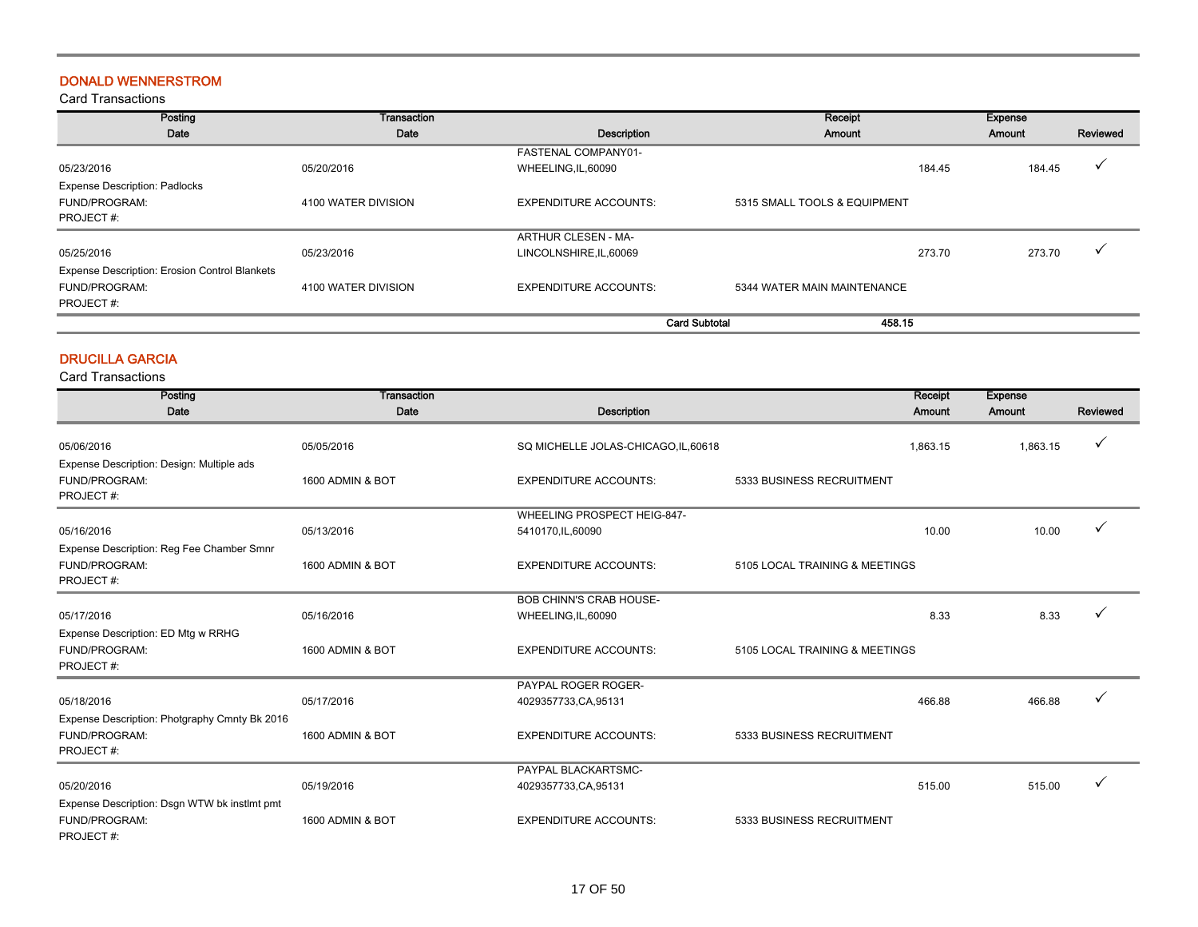## DONALD WENNERSTROM

Card Transactions

| Posting Date | Transaction Date | Description | Receipt Amount | Expense Amount | Reviewed |
|---|---|---|---|---|---|
| 05/23/2016 | 05/20/2016 | FASTENAL COMPANY01-WHEELING,IL,60090 | 184.45 | 184.45 | ✓ |
| Expense Description: Padlocks | | | | | |
| FUND/PROGRAM: | 4100 WATER DIVISION | EXPENDITURE ACCOUNTS: | 5315 SMALL TOOLS & EQUIPMENT | | |
| PROJECT #: | | | | | |
| 05/25/2016 | 05/23/2016 | ARTHUR CLESEN - MA-LINCOLNSHIRE,IL,60069 | 273.70 | 273.70 | ✓ |
| Expense Description: Erosion Control Blankets | | | | | |
| FUND/PROGRAM: | 4100 WATER DIVISION | EXPENDITURE ACCOUNTS: | 5344 WATER MAIN MAINTENANCE | | |
| PROJECT #: | | | | | |
| | | **Card Subtotal** | **458.15** | | |

## DRUCILLA GARCIA

Card Transactions

| Posting Date | Transaction Date | Description | Receipt Amount | Expense Amount | Reviewed |
|---|---|---|---|---|---|
| 05/06/2016 | 05/05/2016 | SQ MICHELLE JOLAS-CHICAGO,IL,60618 | 1,863.15 | 1,863.15 | ✓ |
| Expense Description: Design: Multiple ads | | | | | |
| FUND/PROGRAM: | 1600 ADMIN & BOT | EXPENDITURE ACCOUNTS: | 5333 BUSINESS RECRUITMENT | | |
| PROJECT #: | | | | | |
| 05/16/2016 | 05/13/2016 | WHEELING PROSPECT HEIG-847-5410170,IL,60090 | 10.00 | 10.00 | ✓ |
| Expense Description: Reg Fee Chamber Smnr | | | | | |
| FUND/PROGRAM: | 1600 ADMIN & BOT | EXPENDITURE ACCOUNTS: | 5105 LOCAL TRAINING & MEETINGS | | |
| PROJECT #: | | | | | |
| 05/17/2016 | 05/16/2016 | BOB CHINN'S CRAB HOUSE-WHEELING,IL,60090 | 8.33 | 8.33 | ✓ |
| Expense Description: ED Mtg w RRHG | | | | | |
| FUND/PROGRAM: | 1600 ADMIN & BOT | EXPENDITURE ACCOUNTS: | 5105 LOCAL TRAINING & MEETINGS | | |
| PROJECT #: | | | | | |
| 05/18/2016 | 05/17/2016 | PAYPAL ROGER ROGER-4029357733,CA,95131 | 466.88 | 466.88 | ✓ |
| Expense Description: Photgraphy Cmnty Bk 2016 | | | | | |
| FUND/PROGRAM: | 1600 ADMIN & BOT | EXPENDITURE ACCOUNTS: | 5333 BUSINESS RECRUITMENT | | |
| PROJECT #: | | | | | |
| 05/20/2016 | 05/19/2016 | PAYPAL BLACKARTSMC-4029357733,CA,95131 | 515.00 | 515.00 | ✓ |
| Expense Description: Dsgn WTW bk instlmt pmt | | | | | |
| FUND/PROGRAM: | 1600 ADMIN & BOT | EXPENDITURE ACCOUNTS: | 5333 BUSINESS RECRUITMENT | | |
| PROJECT #: | | | | | |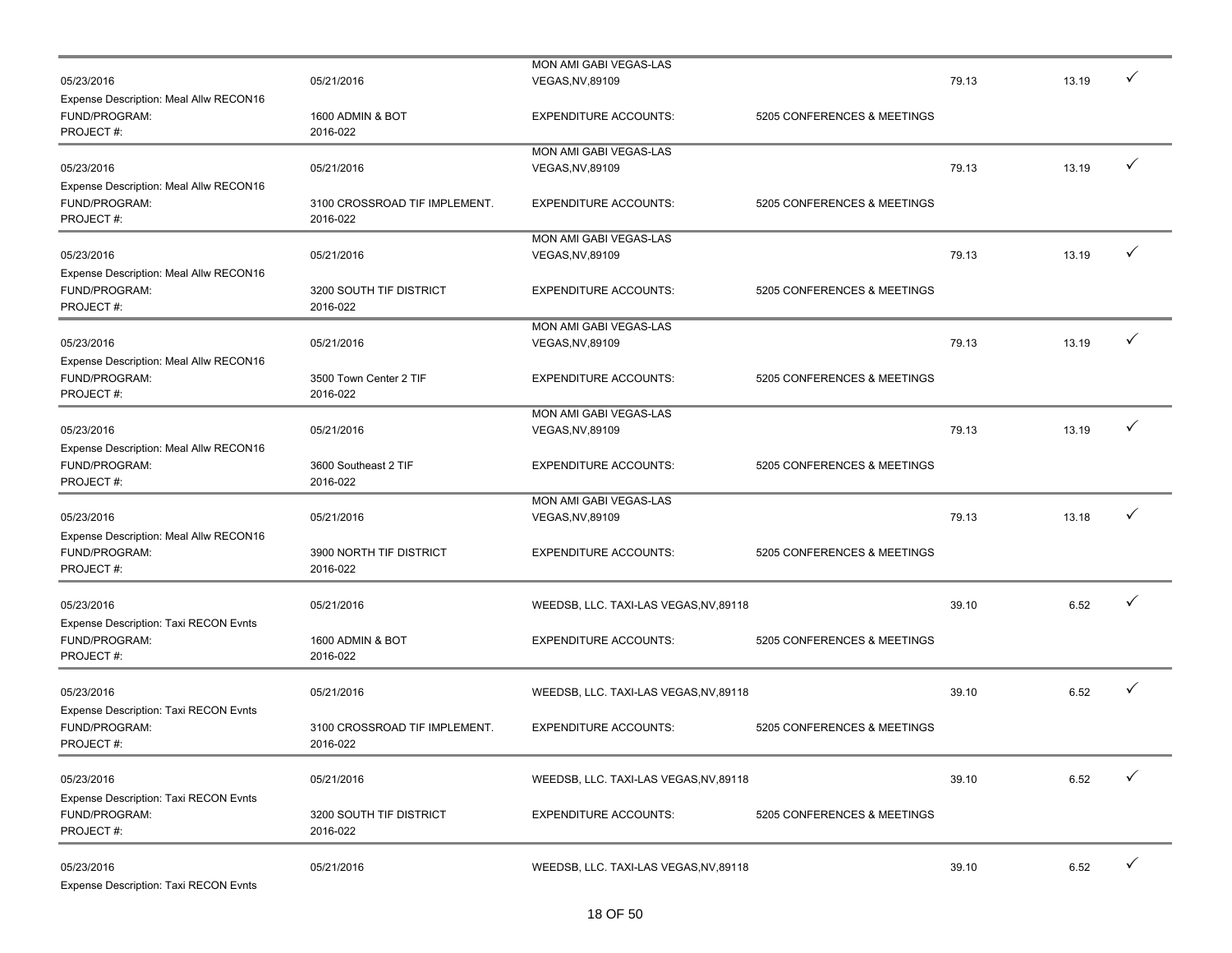| | | | | | | |
|---|---|---|---|---|---|---|
| 05/23/2016 | 05/21/2016 | MON AMI GABI VEGAS-LAS VEGAS,NV,89109 | | 79.13 | 13.19 | ✓ |
| Expense Description: Meal Allw RECON16 | | | | | | |
| FUND/PROGRAM: | 1600 ADMIN & BOT | EXPENDITURE ACCOUNTS: | 5205 CONFERENCES & MEETINGS | | | |
| PROJECT #: | 2016-022 | | | | | |
| 05/23/2016 | 05/21/2016 | MON AMI GABI VEGAS-LAS VEGAS,NV,89109 | | 79.13 | 13.19 | ✓ |
| Expense Description: Meal Allw RECON16 | | | | | | |
| FUND/PROGRAM: | 3100 CROSSROAD TIF IMPLEMENT. | EXPENDITURE ACCOUNTS: | 5205 CONFERENCES & MEETINGS | | | |
| PROJECT #: | 2016-022 | | | | | |
| 05/23/2016 | 05/21/2016 | MON AMI GABI VEGAS-LAS VEGAS,NV,89109 | | 79.13 | 13.19 | ✓ |
| Expense Description: Meal Allw RECON16 | | | | | | |
| FUND/PROGRAM: | 3200 SOUTH TIF DISTRICT | EXPENDITURE ACCOUNTS: | 5205 CONFERENCES & MEETINGS | | | |
| PROJECT #: | 2016-022 | | | | | |
| 05/23/2016 | 05/21/2016 | MON AMI GABI VEGAS-LAS VEGAS,NV,89109 | | 79.13 | 13.19 | ✓ |
| Expense Description: Meal Allw RECON16 | | | | | | |
| FUND/PROGRAM: | 3500 Town Center 2 TIF | EXPENDITURE ACCOUNTS: | 5205 CONFERENCES & MEETINGS | | | |
| PROJECT #: | 2016-022 | | | | | |
| 05/23/2016 | 05/21/2016 | MON AMI GABI VEGAS-LAS VEGAS,NV,89109 | | 79.13 | 13.19 | ✓ |
| Expense Description: Meal Allw RECON16 | | | | | | |
| FUND/PROGRAM: | 3600 Southeast 2 TIF | EXPENDITURE ACCOUNTS: | 5205 CONFERENCES & MEETINGS | | | |
| PROJECT #: | 2016-022 | | | | | |
| 05/23/2016 | 05/21/2016 | MON AMI GABI VEGAS-LAS VEGAS,NV,89109 | | 79.13 | 13.18 | ✓ |
| Expense Description: Meal Allw RECON16 | | | | | | |
| FUND/PROGRAM: | 3900 NORTH TIF DISTRICT | EXPENDITURE ACCOUNTS: | 5205 CONFERENCES & MEETINGS | | | |
| PROJECT #: | 2016-022 | | | | | |
| 05/23/2016 | 05/21/2016 | WEEDSB, LLC. TAXI-LAS VEGAS,NV,89118 | | 39.10 | 6.52 | ✓ |
| Expense Description: Taxi RECON Evnts | | | | | | |
| FUND/PROGRAM: | 1600 ADMIN & BOT | EXPENDITURE ACCOUNTS: | 5205 CONFERENCES & MEETINGS | | | |
| PROJECT #: | 2016-022 | | | | | |
| 05/23/2016 | 05/21/2016 | WEEDSB, LLC. TAXI-LAS VEGAS,NV,89118 | | 39.10 | 6.52 | ✓ |
| Expense Description: Taxi RECON Evnts | | | | | | |
| FUND/PROGRAM: | 3100 CROSSROAD TIF IMPLEMENT. | EXPENDITURE ACCOUNTS: | 5205 CONFERENCES & MEETINGS | | | |
| PROJECT #: | 2016-022 | | | | | |
| 05/23/2016 | 05/21/2016 | WEEDSB, LLC. TAXI-LAS VEGAS,NV,89118 | | 39.10 | 6.52 | ✓ |
| Expense Description: Taxi RECON Evnts | | | | | | |
| FUND/PROGRAM: | 3200 SOUTH TIF DISTRICT | EXPENDITURE ACCOUNTS: | 5205 CONFERENCES & MEETINGS | | | |
| PROJECT #: | 2016-022 | | | | | |
| 05/23/2016 | 05/21/2016 | WEEDSB, LLC. TAXI-LAS VEGAS,NV,89118 | | 39.10 | 6.52 | ✓ |
| Expense Description: Taxi RECON Evnts | | | | | | |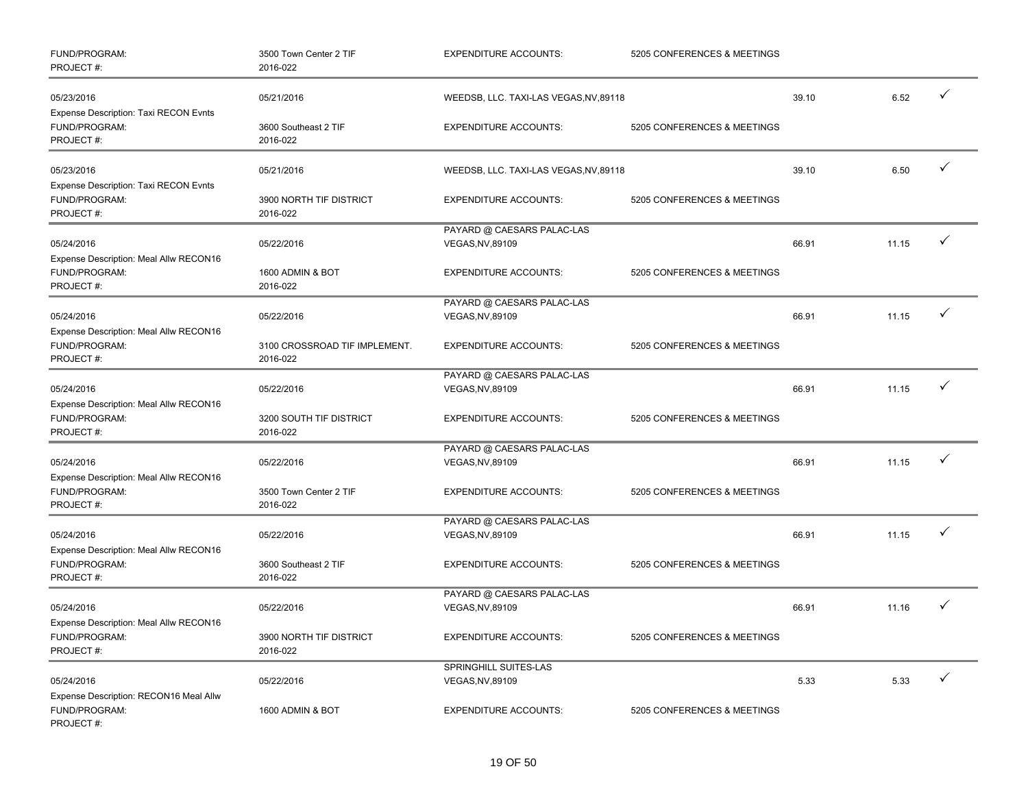| | | | | | | |
|---|---|---|---|---|---|---|
| FUND/PROGRAM: | 3500 Town Center 2 TIF | EXPENDITURE ACCOUNTS: | 5205 CONFERENCES & MEETINGS | | | |
| PROJECT #: | 2016-022 | | | | | |
| 05/23/2016 | 05/21/2016 | WEEDSB, LLC. TAXI-LAS VEGAS,NV,89118 | | 39.10 | 6.52 | ✓ |
| Expense Description: Taxi RECON Evnts | | | | | | |
| FUND/PROGRAM: | 3600 Southeast 2 TIF | EXPENDITURE ACCOUNTS: | 5205 CONFERENCES & MEETINGS | | | |
| PROJECT #: | 2016-022 | | | | | |
| 05/23/2016 | 05/21/2016 | WEEDSB, LLC. TAXI-LAS VEGAS,NV,89118 | | 39.10 | 6.50 | ✓ |
| Expense Description: Taxi RECON Evnts | | | | | | |
| FUND/PROGRAM: | 3900 NORTH TIF DISTRICT | EXPENDITURE ACCOUNTS: | 5205 CONFERENCES & MEETINGS | | | |
| PROJECT #: | 2016-022 | | | | | |
| 05/24/2016 | 05/22/2016 | PAYARD @ CAESARS PALAC-LAS VEGAS,NV,89109 | | 66.91 | 11.15 | ✓ |
| Expense Description: Meal Allw RECON16 | | | | | | |
| FUND/PROGRAM: | 1600 ADMIN & BOT | EXPENDITURE ACCOUNTS: | 5205 CONFERENCES & MEETINGS | | | |
| PROJECT #: | 2016-022 | | | | | |
| 05/24/2016 | 05/22/2016 | PAYARD @ CAESARS PALAC-LAS VEGAS,NV,89109 | | 66.91 | 11.15 | ✓ |
| Expense Description: Meal Allw RECON16 | | | | | | |
| FUND/PROGRAM: | 3100 CROSSROAD TIF IMPLEMENT. | EXPENDITURE ACCOUNTS: | 5205 CONFERENCES & MEETINGS | | | |
| PROJECT #: | 2016-022 | | | | | |
| 05/24/2016 | 05/22/2016 | PAYARD @ CAESARS PALAC-LAS VEGAS,NV,89109 | | 66.91 | 11.15 | ✓ |
| Expense Description: Meal Allw RECON16 | | | | | | |
| FUND/PROGRAM: | 3200 SOUTH TIF DISTRICT | EXPENDITURE ACCOUNTS: | 5205 CONFERENCES & MEETINGS | | | |
| PROJECT #: | 2016-022 | | | | | |
| 05/24/2016 | 05/22/2016 | PAYARD @ CAESARS PALAC-LAS VEGAS,NV,89109 | | 66.91 | 11.15 | ✓ |
| Expense Description: Meal Allw RECON16 | | | | | | |
| FUND/PROGRAM: | 3500 Town Center 2 TIF | EXPENDITURE ACCOUNTS: | 5205 CONFERENCES & MEETINGS | | | |
| PROJECT #: | 2016-022 | | | | | |
| 05/24/2016 | 05/22/2016 | PAYARD @ CAESARS PALAC-LAS VEGAS,NV,89109 | | 66.91 | 11.15 | ✓ |
| Expense Description: Meal Allw RECON16 | | | | | | |
| FUND/PROGRAM: | 3600 Southeast 2 TIF | EXPENDITURE ACCOUNTS: | 5205 CONFERENCES & MEETINGS | | | |
| PROJECT #: | 2016-022 | | | | | |
| 05/24/2016 | 05/22/2016 | PAYARD @ CAESARS PALAC-LAS VEGAS,NV,89109 | | 66.91 | 11.16 | ✓ |
| Expense Description: Meal Allw RECON16 | | | | | | |
| FUND/PROGRAM: | 3900 NORTH TIF DISTRICT | EXPENDITURE ACCOUNTS: | 5205 CONFERENCES & MEETINGS | | | |
| PROJECT #: | 2016-022 | | | | | |
| 05/24/2016 | 05/22/2016 | SPRINGHILL SUITES-LAS VEGAS,NV,89109 | | 5.33 | 5.33 | ✓ |
| Expense Description: RECON16 Meal Allw | | | | | | |
| FUND/PROGRAM: | 1600 ADMIN & BOT | EXPENDITURE ACCOUNTS: | 5205 CONFERENCES & MEETINGS | | | |
| PROJECT #: | | | | | | |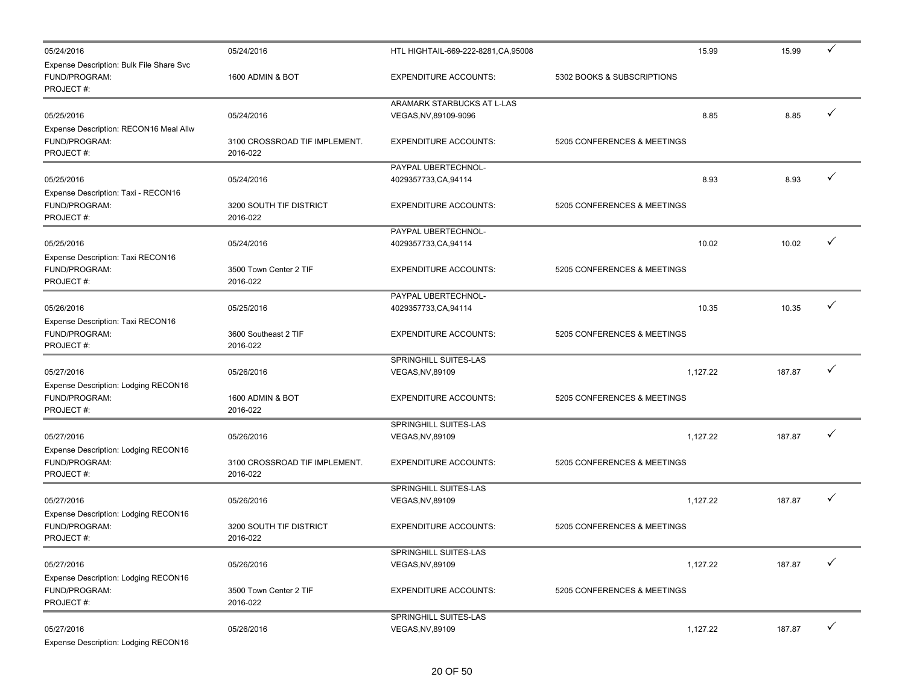| | | | | | | |
|---|---|---|---|---|---|---|
| 05/24/2016 | 05/24/2016 | HTL HIGHTAIL-669-222-8281,CA,95008 | | 15.99 | 15.99 | ✓ |
| Expense Description: Bulk File Share Svc | | | | | | |
| FUND/PROGRAM: | 1600 ADMIN & BOT | EXPENDITURE ACCOUNTS: | 5302 BOOKS & SUBSCRIPTIONS | | | |
| PROJECT #: | | | | | | |

| | | | | | | |
|---|---|---|---|---|---|---|
| 05/25/2016 | 05/24/2016 | ARAMARK STARBUCKS AT L-LAS VEGAS,NV,89109-9096 | | 8.85 | 8.85 | ✓ |
| Expense Description: RECON16 Meal Allw | | | | | | |
| FUND/PROGRAM: | 3100 CROSSROAD TIF IMPLEMENT. | EXPENDITURE ACCOUNTS: | 5205 CONFERENCES & MEETINGS | | | |
| PROJECT #: | 2016-022 | | | | | |

| | | | | | | |
|---|---|---|---|---|---|---|
| 05/25/2016 | 05/24/2016 | PAYPAL UBERTECHNOL-4029357733,CA,94114 | | 8.93 | 8.93 | ✓ |
| Expense Description: Taxi - RECON16 | | | | | | |
| FUND/PROGRAM: | 3200 SOUTH TIF DISTRICT | EXPENDITURE ACCOUNTS: | 5205 CONFERENCES & MEETINGS | | | |
| PROJECT #: | 2016-022 | | | | | |

| | | | | | | |
|---|---|---|---|---|---|---|
| 05/25/2016 | 05/24/2016 | PAYPAL UBERTECHNOL-4029357733,CA,94114 | | 10.02 | 10.02 | ✓ |
| Expense Description: Taxi RECON16 | | | | | | |
| FUND/PROGRAM: | 3500 Town Center 2 TIF | EXPENDITURE ACCOUNTS: | 5205 CONFERENCES & MEETINGS | | | |
| PROJECT #: | 2016-022 | | | | | |

| | | | | | | |
|---|---|---|---|---|---|---|
| 05/26/2016 | 05/25/2016 | PAYPAL UBERTECHNOL-4029357733,CA,94114 | | 10.35 | 10.35 | ✓ |
| Expense Description: Taxi RECON16 | | | | | | |
| FUND/PROGRAM: | 3600 Southeast 2 TIF | EXPENDITURE ACCOUNTS: | 5205 CONFERENCES & MEETINGS | | | |
| PROJECT #: | 2016-022 | | | | | |

| | | | | | | |
|---|---|---|---|---|---|---|
| 05/27/2016 | 05/26/2016 | SPRINGHILL SUITES-LAS VEGAS,NV,89109 | | 1,127.22 | 187.87 | ✓ |
| Expense Description: Lodging RECON16 | | | | | | |
| FUND/PROGRAM: | 1600 ADMIN & BOT | EXPENDITURE ACCOUNTS: | 5205 CONFERENCES & MEETINGS | | | |
| PROJECT #: | 2016-022 | | | | | |

| | | | | | | |
|---|---|---|---|---|---|---|
| 05/27/2016 | 05/26/2016 | SPRINGHILL SUITES-LAS VEGAS,NV,89109 | | 1,127.22 | 187.87 | ✓ |
| Expense Description: Lodging RECON16 | | | | | | |
| FUND/PROGRAM: | 3100 CROSSROAD TIF IMPLEMENT. | EXPENDITURE ACCOUNTS: | 5205 CONFERENCES & MEETINGS | | | |
| PROJECT #: | 2016-022 | | | | | |

| | | | | | | |
|---|---|---|---|---|---|---|
| 05/27/2016 | 05/26/2016 | SPRINGHILL SUITES-LAS VEGAS,NV,89109 | | 1,127.22 | 187.87 | ✓ |
| Expense Description: Lodging RECON16 | | | | | | |
| FUND/PROGRAM: | 3200 SOUTH TIF DISTRICT | EXPENDITURE ACCOUNTS: | 5205 CONFERENCES & MEETINGS | | | |
| PROJECT #: | 2016-022 | | | | | |

| | | | | | | |
|---|---|---|---|---|---|---|
| 05/27/2016 | 05/26/2016 | SPRINGHILL SUITES-LAS VEGAS,NV,89109 | | 1,127.22 | 187.87 | ✓ |
| Expense Description: Lodging RECON16 | | | | | | |
| FUND/PROGRAM: | 3500 Town Center 2 TIF | EXPENDITURE ACCOUNTS: | 5205 CONFERENCES & MEETINGS | | | |
| PROJECT #: | 2016-022 | | | | | |

| | | | | | | |
|---|---|---|---|---|---|---|
| 05/27/2016 | 05/26/2016 | SPRINGHILL SUITES-LAS VEGAS,NV,89109 | | 1,127.22 | 187.87 | ✓ |
| Expense Description: Lodging RECON16 | | | | | | |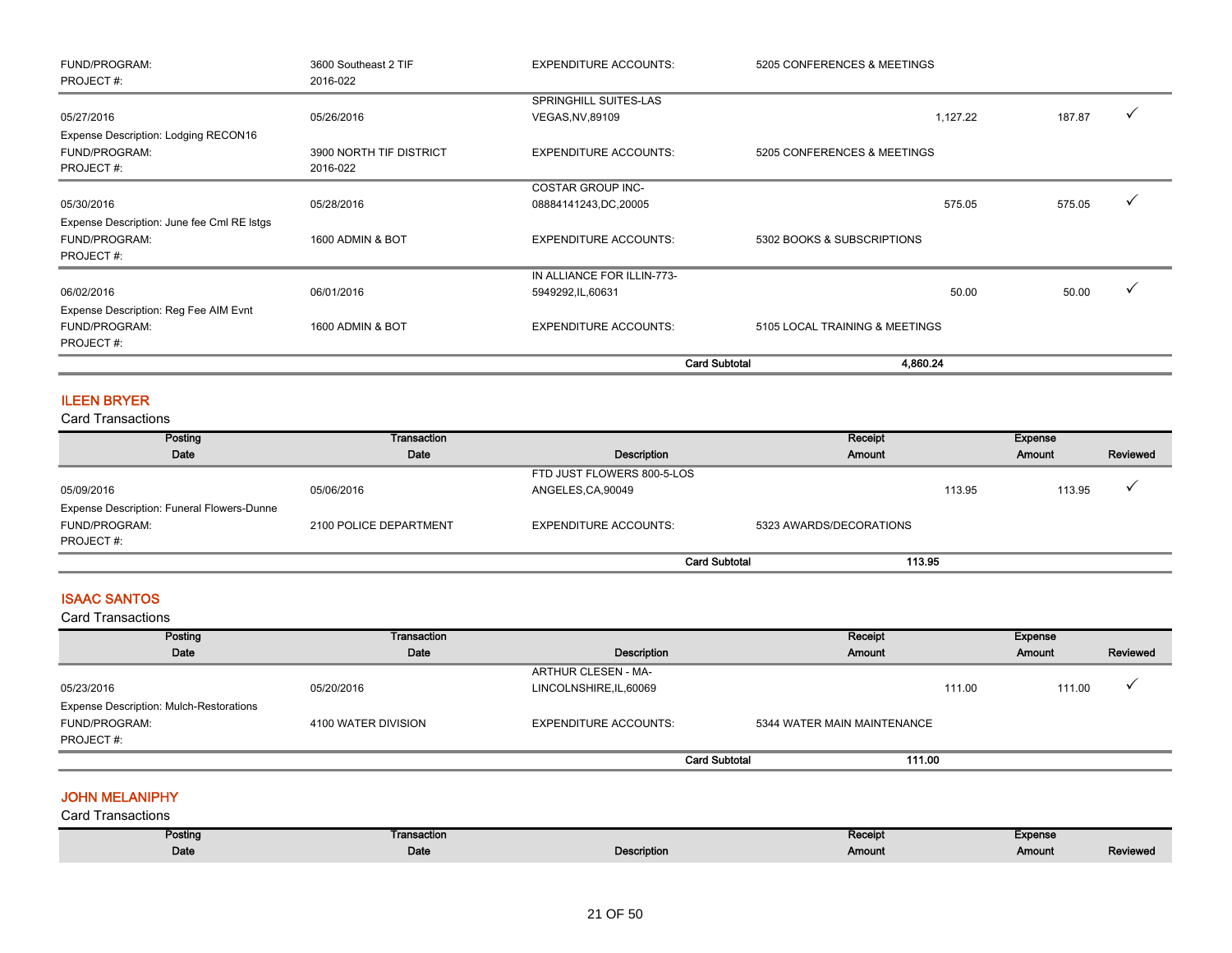| | | | | | |
|---|---|---|---|---|---|
| FUND/PROGRAM: | 3600 Southeast 2 TIF | EXPENDITURE ACCOUNTS: | 5205 CONFERENCES & MEETINGS | | |
| PROJECT #: | 2016-022 | | | | |
| 05/27/2016 | 05/26/2016 | SPRINGHILL SUITES-LAS VEGAS,NV,89109 | 1,127.22 | 187.87 | ✓ |
| Expense Description: Lodging RECON16 | | | | | |
| FUND/PROGRAM: | 3900 NORTH TIF DISTRICT | EXPENDITURE ACCOUNTS: | 5205 CONFERENCES & MEETINGS | | |
| PROJECT #: | 2016-022 | | | | |
| 05/30/2016 | 05/28/2016 | COSTAR GROUP INC-08884141243,DC,20005 | 575.05 | 575.05 | ✓ |
| Expense Description: June fee Cml RE lstgs | | | | | |
| FUND/PROGRAM: | 1600 ADMIN & BOT | EXPENDITURE ACCOUNTS: | 5302 BOOKS & SUBSCRIPTIONS | | |
| PROJECT #: | | | | | |
| 06/02/2016 | 06/01/2016 | IN ALLIANCE FOR ILLIN-773-5949292,IL,60631 | 50.00 | 50.00 | ✓ |
| Expense Description: Reg Fee AIM Evnt | | | | | |
| FUND/PROGRAM: | 1600 ADMIN & BOT | EXPENDITURE ACCOUNTS: | 5105 LOCAL TRAINING & MEETINGS | | |
| PROJECT #: | | | | | |
| | | **Card Subtotal** | **4,860.24** | | |

## ILEEN BRYER

Card Transactions

| Posting Date | Transaction Date | Description | Receipt Amount | Expense Amount | Reviewed |
|---|---|---|---|---|---|
| 05/09/2016 | 05/06/2016 | FTD JUST FLOWERS 800-5-LOS ANGELES,CA,90049 | 113.95 | 113.95 | ✓ |
| Expense Description: Funeral Flowers-Dunne | | | | | |
| FUND/PROGRAM: | 2100 POLICE DEPARTMENT | EXPENDITURE ACCOUNTS: | 5323 AWARDS/DECORATIONS | | |
| PROJECT #: | | | | | |
| | | **Card Subtotal** | **113.95** | | |

## ISAAC SANTOS

Card Transactions

| Posting Date | Transaction Date | Description | Receipt Amount | Expense Amount | Reviewed |
|---|---|---|---|---|---|
| 05/23/2016 | 05/20/2016 | ARTHUR CLESEN - MA-LINCOLNSHIRE,IL,60069 | 111.00 | 111.00 | ✓ |
| Expense Description: Mulch-Restorations | | | | | |
| FUND/PROGRAM: | 4100 WATER DIVISION | EXPENDITURE ACCOUNTS: | 5344 WATER MAIN MAINTENANCE | | |
| PROJECT #: | | | | | |
| | | **Card Subtotal** | **111.00** | | |

## JOHN MELANIPHY

Card Transactions

| Posting Date | Transaction Date | Description | Receipt Amount | Expense Amount | Reviewed |
|---|---|---|---|---|---|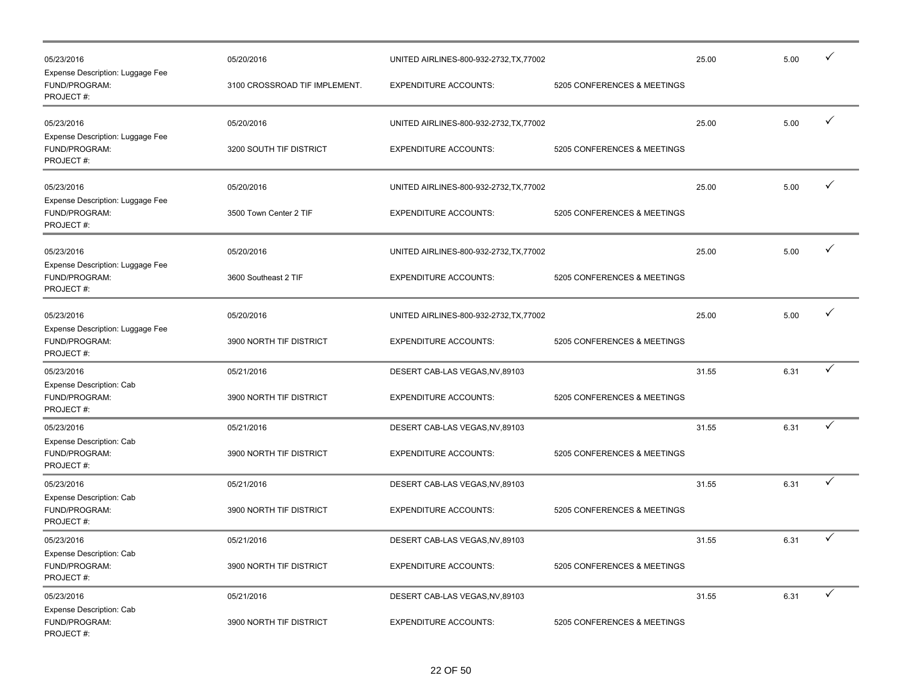| | | | | | | |
|---|---|---|---|---|---|---|
| 05/23/2016 | 05/20/2016 | UNITED AIRLINES-800-932-2732,TX,77002 | | 25.00 | 5.00 | ✓ |
| Expense Description: Luggage Fee | | | | | | |
| FUND/PROGRAM: | 3100 CROSSROAD TIF IMPLEMENT. | EXPENDITURE ACCOUNTS: | 5205 CONFERENCES & MEETINGS | | | |
| PROJECT #: | | | | | | |
| 05/23/2016 | 05/20/2016 | UNITED AIRLINES-800-932-2732,TX,77002 | | 25.00 | 5.00 | ✓ |
| Expense Description: Luggage Fee | | | | | | |
| FUND/PROGRAM: | 3200 SOUTH TIF DISTRICT | EXPENDITURE ACCOUNTS: | 5205 CONFERENCES & MEETINGS | | | |
| PROJECT #: | | | | | | |
| 05/23/2016 | 05/20/2016 | UNITED AIRLINES-800-932-2732,TX,77002 | | 25.00 | 5.00 | ✓ |
| Expense Description: Luggage Fee | | | | | | |
| FUND/PROGRAM: | 3500 Town Center 2 TIF | EXPENDITURE ACCOUNTS: | 5205 CONFERENCES & MEETINGS | | | |
| PROJECT #: | | | | | | |
| 05/23/2016 | 05/20/2016 | UNITED AIRLINES-800-932-2732,TX,77002 | | 25.00 | 5.00 | ✓ |
| Expense Description: Luggage Fee | | | | | | |
| FUND/PROGRAM: | 3600 Southeast 2 TIF | EXPENDITURE ACCOUNTS: | 5205 CONFERENCES & MEETINGS | | | |
| PROJECT #: | | | | | | |
| 05/23/2016 | 05/20/2016 | UNITED AIRLINES-800-932-2732,TX,77002 | | 25.00 | 5.00 | ✓ |
| Expense Description: Luggage Fee | | | | | | |
| FUND/PROGRAM: | 3900 NORTH TIF DISTRICT | EXPENDITURE ACCOUNTS: | 5205 CONFERENCES & MEETINGS | | | |
| PROJECT #: | | | | | | |
| 05/23/2016 | 05/21/2016 | DESERT CAB-LAS VEGAS,NV,89103 | | 31.55 | 6.31 | ✓ |
| Expense Description: Cab | | | | | | |
| FUND/PROGRAM: | 3900 NORTH TIF DISTRICT | EXPENDITURE ACCOUNTS: | 5205 CONFERENCES & MEETINGS | | | |
| PROJECT #: | | | | | | |
| 05/23/2016 | 05/21/2016 | DESERT CAB-LAS VEGAS,NV,89103 | | 31.55 | 6.31 | ✓ |
| Expense Description: Cab | | | | | | |
| FUND/PROGRAM: | 3900 NORTH TIF DISTRICT | EXPENDITURE ACCOUNTS: | 5205 CONFERENCES & MEETINGS | | | |
| PROJECT #: | | | | | | |
| 05/23/2016 | 05/21/2016 | DESERT CAB-LAS VEGAS,NV,89103 | | 31.55 | 6.31 | ✓ |
| Expense Description: Cab | | | | | | |
| FUND/PROGRAM: | 3900 NORTH TIF DISTRICT | EXPENDITURE ACCOUNTS: | 5205 CONFERENCES & MEETINGS | | | |
| PROJECT #: | | | | | | |
| 05/23/2016 | 05/21/2016 | DESERT CAB-LAS VEGAS,NV,89103 | | 31.55 | 6.31 | ✓ |
| Expense Description: Cab | | | | | | |
| FUND/PROGRAM: | 3900 NORTH TIF DISTRICT | EXPENDITURE ACCOUNTS: | 5205 CONFERENCES & MEETINGS | | | |
| PROJECT #: | | | | | | |
| 05/23/2016 | 05/21/2016 | DESERT CAB-LAS VEGAS,NV,89103 | | 31.55 | 6.31 | ✓ |
| Expense Description: Cab | | | | | | |
| FUND/PROGRAM: | 3900 NORTH TIF DISTRICT | EXPENDITURE ACCOUNTS: | 5205 CONFERENCES & MEETINGS | | | |
| PROJECT #: | | | | | | |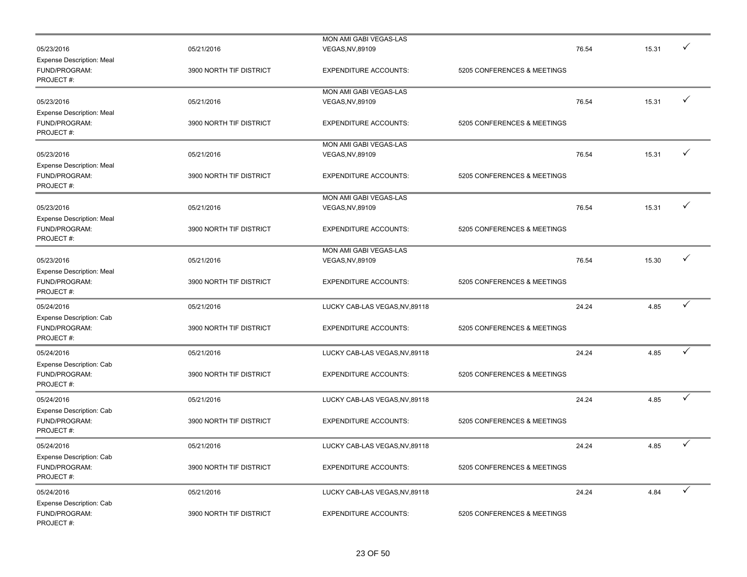| | | | | | | |
|---|---|---|---|---|---|---|
| 05/23/2016 | 05/21/2016 | MON AMI GABI VEGAS-LAS VEGAS,NV,89109 | | 76.54 | 15.31 | ✓ |
| Expense Description: Meal | | | | | | |
| FUND/PROGRAM: | 3900 NORTH TIF DISTRICT | EXPENDITURE ACCOUNTS: | 5205 CONFERENCES & MEETINGS | | | |
| PROJECT #: | | | | | | |
| 05/23/2016 | 05/21/2016 | MON AMI GABI VEGAS-LAS VEGAS,NV,89109 | | 76.54 | 15.31 | ✓ |
| Expense Description: Meal | | | | | | |
| FUND/PROGRAM: | 3900 NORTH TIF DISTRICT | EXPENDITURE ACCOUNTS: | 5205 CONFERENCES & MEETINGS | | | |
| PROJECT #: | | | | | | |
| 05/23/2016 | 05/21/2016 | MON AMI GABI VEGAS-LAS VEGAS,NV,89109 | | 76.54 | 15.31 | ✓ |
| Expense Description: Meal | | | | | | |
| FUND/PROGRAM: | 3900 NORTH TIF DISTRICT | EXPENDITURE ACCOUNTS: | 5205 CONFERENCES & MEETINGS | | | |
| PROJECT #: | | | | | | |
| 05/23/2016 | 05/21/2016 | MON AMI GABI VEGAS-LAS VEGAS,NV,89109 | | 76.54 | 15.31 | ✓ |
| Expense Description: Meal | | | | | | |
| FUND/PROGRAM: | 3900 NORTH TIF DISTRICT | EXPENDITURE ACCOUNTS: | 5205 CONFERENCES & MEETINGS | | | |
| PROJECT #: | | | | | | |
| 05/23/2016 | 05/21/2016 | MON AMI GABI VEGAS-LAS VEGAS,NV,89109 | | 76.54 | 15.30 | ✓ |
| Expense Description: Meal | | | | | | |
| FUND/PROGRAM: | 3900 NORTH TIF DISTRICT | EXPENDITURE ACCOUNTS: | 5205 CONFERENCES & MEETINGS | | | |
| PROJECT #: | | | | | | |
| 05/24/2016 | 05/21/2016 | LUCKY CAB-LAS VEGAS,NV,89118 | | 24.24 | 4.85 | ✓ |
| Expense Description: Cab | | | | | | |
| FUND/PROGRAM: | 3900 NORTH TIF DISTRICT | EXPENDITURE ACCOUNTS: | 5205 CONFERENCES & MEETINGS | | | |
| PROJECT #: | | | | | | |
| 05/24/2016 | 05/21/2016 | LUCKY CAB-LAS VEGAS,NV,89118 | | 24.24 | 4.85 | ✓ |
| Expense Description: Cab | | | | | | |
| FUND/PROGRAM: | 3900 NORTH TIF DISTRICT | EXPENDITURE ACCOUNTS: | 5205 CONFERENCES & MEETINGS | | | |
| PROJECT #: | | | | | | |
| 05/24/2016 | 05/21/2016 | LUCKY CAB-LAS VEGAS,NV,89118 | | 24.24 | 4.85 | ✓ |
| Expense Description: Cab | | | | | | |
| FUND/PROGRAM: | 3900 NORTH TIF DISTRICT | EXPENDITURE ACCOUNTS: | 5205 CONFERENCES & MEETINGS | | | |
| PROJECT #: | | | | | | |
| 05/24/2016 | 05/21/2016 | LUCKY CAB-LAS VEGAS,NV,89118 | | 24.24 | 4.85 | ✓ |
| Expense Description: Cab | | | | | | |
| FUND/PROGRAM: | 3900 NORTH TIF DISTRICT | EXPENDITURE ACCOUNTS: | 5205 CONFERENCES & MEETINGS | | | |
| PROJECT #: | | | | | | |
| 05/24/2016 | 05/21/2016 | LUCKY CAB-LAS VEGAS,NV,89118 | | 24.24 | 4.84 | ✓ |
| Expense Description: Cab | | | | | | |
| FUND/PROGRAM: | 3900 NORTH TIF DISTRICT | EXPENDITURE ACCOUNTS: | 5205 CONFERENCES & MEETINGS | | | |
| PROJECT #: | | | | | | |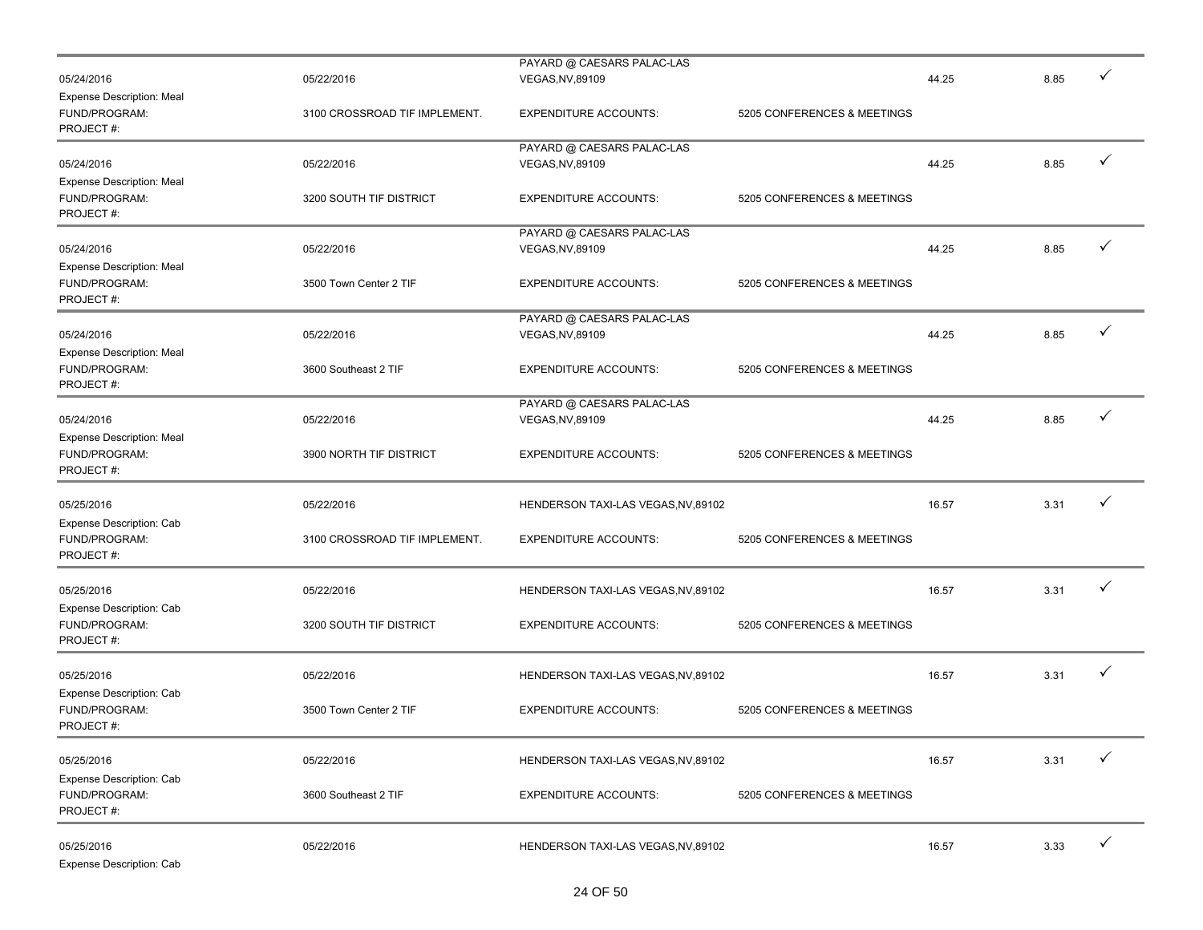| | | | | | | |
|---|---|---|---|---|---|---|
| 05/24/2016 | 05/22/2016 | PAYARD @ CAESARS PALAC-LAS VEGAS,NV,89109 | | 44.25 | 8.85 | ✓ |
| Expense Description: Meal | | | | | | |
| FUND/PROGRAM: | 3100 CROSSROAD TIF IMPLEMENT. | EXPENDITURE ACCOUNTS: | 5205 CONFERENCES & MEETINGS | | | |
| PROJECT #: | | | | | | |
| 05/24/2016 | 05/22/2016 | PAYARD @ CAESARS PALAC-LAS VEGAS,NV,89109 | | 44.25 | 8.85 | ✓ |
| Expense Description: Meal | | | | | | |
| FUND/PROGRAM: | 3200 SOUTH TIF DISTRICT | EXPENDITURE ACCOUNTS: | 5205 CONFERENCES & MEETINGS | | | |
| PROJECT #: | | | | | | |
| 05/24/2016 | 05/22/2016 | PAYARD @ CAESARS PALAC-LAS VEGAS,NV,89109 | | 44.25 | 8.85 | ✓ |
| Expense Description: Meal | | | | | | |
| FUND/PROGRAM: | 3500 Town Center 2 TIF | EXPENDITURE ACCOUNTS: | 5205 CONFERENCES & MEETINGS | | | |
| PROJECT #: | | | | | | |
| 05/24/2016 | 05/22/2016 | PAYARD @ CAESARS PALAC-LAS VEGAS,NV,89109 | | 44.25 | 8.85 | ✓ |
| Expense Description: Meal | | | | | | |
| FUND/PROGRAM: | 3600 Southeast 2 TIF | EXPENDITURE ACCOUNTS: | 5205 CONFERENCES & MEETINGS | | | |
| PROJECT #: | | | | | | |
| 05/24/2016 | 05/22/2016 | PAYARD @ CAESARS PALAC-LAS VEGAS,NV,89109 | | 44.25 | 8.85 | ✓ |
| Expense Description: Meal | | | | | | |
| FUND/PROGRAM: | 3900 NORTH TIF DISTRICT | EXPENDITURE ACCOUNTS: | 5205 CONFERENCES & MEETINGS | | | |
| PROJECT #: | | | | | | |
| 05/25/2016 | 05/22/2016 | HENDERSON TAXI-LAS VEGAS,NV,89102 | | 16.57 | 3.31 | ✓ |
| Expense Description: Cab | | | | | | |
| FUND/PROGRAM: | 3100 CROSSROAD TIF IMPLEMENT. | EXPENDITURE ACCOUNTS: | 5205 CONFERENCES & MEETINGS | | | |
| PROJECT #: | | | | | | |
| 05/25/2016 | 05/22/2016 | HENDERSON TAXI-LAS VEGAS,NV,89102 | | 16.57 | 3.31 | ✓ |
| Expense Description: Cab | | | | | | |
| FUND/PROGRAM: | 3200 SOUTH TIF DISTRICT | EXPENDITURE ACCOUNTS: | 5205 CONFERENCES & MEETINGS | | | |
| PROJECT #: | | | | | | |
| 05/25/2016 | 05/22/2016 | HENDERSON TAXI-LAS VEGAS,NV,89102 | | 16.57 | 3.31 | ✓ |
| Expense Description: Cab | | | | | | |
| FUND/PROGRAM: | 3500 Town Center 2 TIF | EXPENDITURE ACCOUNTS: | 5205 CONFERENCES & MEETINGS | | | |
| PROJECT #: | | | | | | |
| 05/25/2016 | 05/22/2016 | HENDERSON TAXI-LAS VEGAS,NV,89102 | | 16.57 | 3.31 | ✓ |
| Expense Description: Cab | | | | | | |
| FUND/PROGRAM: | 3600 Southeast 2 TIF | EXPENDITURE ACCOUNTS: | 5205 CONFERENCES & MEETINGS | | | |
| PROJECT #: | | | | | | |
| 05/25/2016 | 05/22/2016 | HENDERSON TAXI-LAS VEGAS,NV,89102 | | 16.57 | 3.33 | ✓ |
| Expense Description: Cab | | | | | | |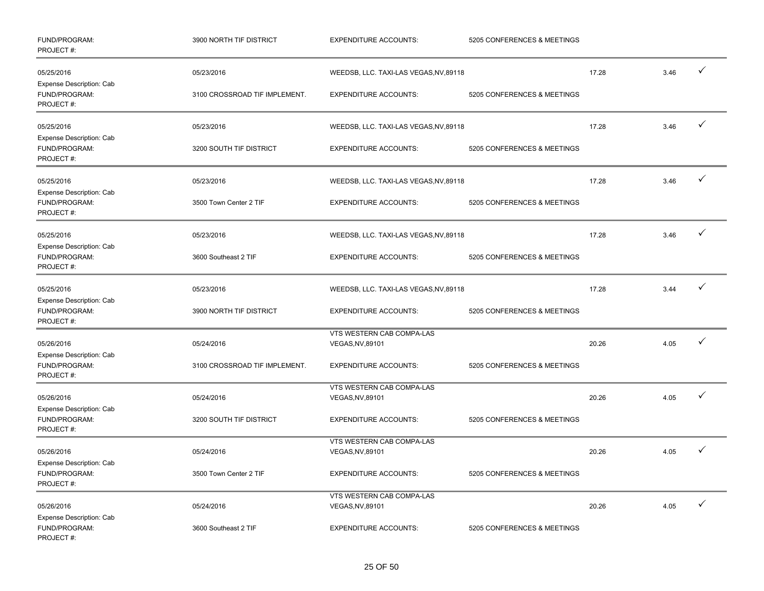| | | | | | | |
|---|---|---|---|---|---|---|
| FUND/PROGRAM:<br>PROJECT #: | 3900 NORTH TIF DISTRICT | EXPENDITURE ACCOUNTS: | 5205 CONFERENCES & MEETINGS | | | |
| 05/25/2016<br>Expense Description: Cab | 05/23/2016 | WEEDSB, LLC. TAXI-LAS VEGAS,NV,89118 | | 17.28 | 3.46 | ✓ |
| FUND/PROGRAM:<br>PROJECT #: | 3100 CROSSROAD TIF IMPLEMENT. | EXPENDITURE ACCOUNTS: | 5205 CONFERENCES & MEETINGS | | | |
| 05/25/2016<br>Expense Description: Cab | 05/23/2016 | WEEDSB, LLC. TAXI-LAS VEGAS,NV,89118 | | 17.28 | 3.46 | ✓ |
| FUND/PROGRAM:<br>PROJECT #: | 3200 SOUTH TIF DISTRICT | EXPENDITURE ACCOUNTS: | 5205 CONFERENCES & MEETINGS | | | |
| 05/25/2016<br>Expense Description: Cab | 05/23/2016 | WEEDSB, LLC. TAXI-LAS VEGAS,NV,89118 | | 17.28 | 3.46 | ✓ |
| FUND/PROGRAM:<br>PROJECT #: | 3500 Town Center 2 TIF | EXPENDITURE ACCOUNTS: | 5205 CONFERENCES & MEETINGS | | | |
| 05/25/2016<br>Expense Description: Cab | 05/23/2016 | WEEDSB, LLC. TAXI-LAS VEGAS,NV,89118 | | 17.28 | 3.46 | ✓ |
| FUND/PROGRAM:<br>PROJECT #: | 3600 Southeast 2 TIF | EXPENDITURE ACCOUNTS: | 5205 CONFERENCES & MEETINGS | | | |
| 05/25/2016<br>Expense Description: Cab | 05/23/2016 | WEEDSB, LLC. TAXI-LAS VEGAS,NV,89118 | | 17.28 | 3.44 | ✓ |
| FUND/PROGRAM:<br>PROJECT #: | 3900 NORTH TIF DISTRICT | EXPENDITURE ACCOUNTS: | 5205 CONFERENCES & MEETINGS | | | |
| 05/26/2016<br>Expense Description: Cab | 05/24/2016 | VTS WESTERN CAB COMPA-LAS VEGAS,NV,89101 | | 20.26 | 4.05 | ✓ |
| FUND/PROGRAM:<br>PROJECT #: | 3100 CROSSROAD TIF IMPLEMENT. | EXPENDITURE ACCOUNTS: | 5205 CONFERENCES & MEETINGS | | | |
| 05/26/2016<br>Expense Description: Cab | 05/24/2016 | VTS WESTERN CAB COMPA-LAS VEGAS,NV,89101 | | 20.26 | 4.05 | ✓ |
| FUND/PROGRAM:<br>PROJECT #: | 3200 SOUTH TIF DISTRICT | EXPENDITURE ACCOUNTS: | 5205 CONFERENCES & MEETINGS | | | |
| 05/26/2016<br>Expense Description: Cab | 05/24/2016 | VTS WESTERN CAB COMPA-LAS VEGAS,NV,89101 | | 20.26 | 4.05 | ✓ |
| FUND/PROGRAM:<br>PROJECT #: | 3500 Town Center 2 TIF | EXPENDITURE ACCOUNTS: | 5205 CONFERENCES & MEETINGS | | | |
| 05/26/2016<br>Expense Description: Cab | 05/24/2016 | VTS WESTERN CAB COMPA-LAS VEGAS,NV,89101 | | 20.26 | 4.05 | ✓ |
| FUND/PROGRAM:<br>PROJECT #: | 3600 Southeast 2 TIF | EXPENDITURE ACCOUNTS: | 5205 CONFERENCES & MEETINGS | | | |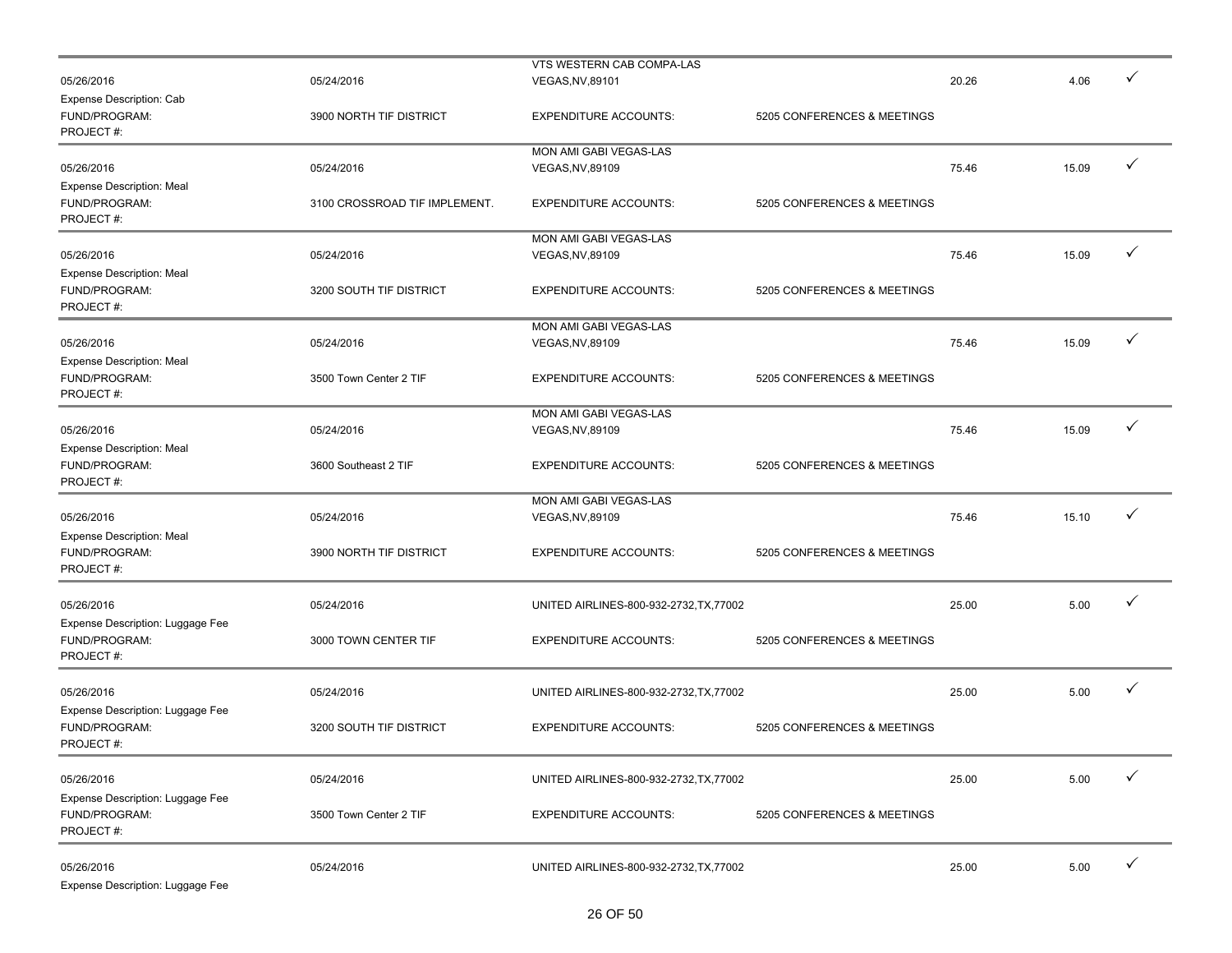| | | | | | | |
|---|---|---|---|---|---|---|
| 05/26/2016 | 05/24/2016 | VTS WESTERN CAB COMPA-LAS VEGAS,NV,89101 | | 20.26 | 4.06 | ✓ |
| Expense Description: Cab | | | | | | |
| FUND/PROGRAM: | 3900 NORTH TIF DISTRICT | EXPENDITURE ACCOUNTS: | 5205 CONFERENCES & MEETINGS | | | |
| PROJECT #: | | | | | | |
| 05/26/2016 | 05/24/2016 | MON AMI GABI VEGAS-LAS VEGAS,NV,89109 | | 75.46 | 15.09 | ✓ |
| Expense Description: Meal | | | | | | |
| FUND/PROGRAM: | 3100 CROSSROAD TIF IMPLEMENT. | EXPENDITURE ACCOUNTS: | 5205 CONFERENCES & MEETINGS | | | |
| PROJECT #: | | | | | | |
| 05/26/2016 | 05/24/2016 | MON AMI GABI VEGAS-LAS VEGAS,NV,89109 | | 75.46 | 15.09 | ✓ |
| Expense Description: Meal | | | | | | |
| FUND/PROGRAM: | 3200 SOUTH TIF DISTRICT | EXPENDITURE ACCOUNTS: | 5205 CONFERENCES & MEETINGS | | | |
| PROJECT #: | | | | | | |
| 05/26/2016 | 05/24/2016 | MON AMI GABI VEGAS-LAS VEGAS,NV,89109 | | 75.46 | 15.09 | ✓ |
| Expense Description: Meal | | | | | | |
| FUND/PROGRAM: | 3500 Town Center 2 TIF | EXPENDITURE ACCOUNTS: | 5205 CONFERENCES & MEETINGS | | | |
| PROJECT #: | | | | | | |
| 05/26/2016 | 05/24/2016 | MON AMI GABI VEGAS-LAS VEGAS,NV,89109 | | 75.46 | 15.09 | ✓ |
| Expense Description: Meal | | | | | | |
| FUND/PROGRAM: | 3600 Southeast 2 TIF | EXPENDITURE ACCOUNTS: | 5205 CONFERENCES & MEETINGS | | | |
| PROJECT #: | | | | | | |
| 05/26/2016 | 05/24/2016 | MON AMI GABI VEGAS-LAS VEGAS,NV,89109 | | 75.46 | 15.10 | ✓ |
| Expense Description: Meal | | | | | | |
| FUND/PROGRAM: | 3900 NORTH TIF DISTRICT | EXPENDITURE ACCOUNTS: | 5205 CONFERENCES & MEETINGS | | | |
| PROJECT #: | | | | | | |
| 05/26/2016 | 05/24/2016 | UNITED AIRLINES-800-932-2732,TX,77002 | | 25.00 | 5.00 | ✓ |
| Expense Description: Luggage Fee | | | | | | |
| FUND/PROGRAM: | 3000 TOWN CENTER TIF | EXPENDITURE ACCOUNTS: | 5205 CONFERENCES & MEETINGS | | | |
| PROJECT #: | | | | | | |
| 05/26/2016 | 05/24/2016 | UNITED AIRLINES-800-932-2732,TX,77002 | | 25.00 | 5.00 | ✓ |
| Expense Description: Luggage Fee | | | | | | |
| FUND/PROGRAM: | 3200 SOUTH TIF DISTRICT | EXPENDITURE ACCOUNTS: | 5205 CONFERENCES & MEETINGS | | | |
| PROJECT #: | | | | | | |
| 05/26/2016 | 05/24/2016 | UNITED AIRLINES-800-932-2732,TX,77002 | | 25.00 | 5.00 | ✓ |
| Expense Description: Luggage Fee | | | | | | |
| FUND/PROGRAM: | 3500 Town Center 2 TIF | EXPENDITURE ACCOUNTS: | 5205 CONFERENCES & MEETINGS | | | |
| PROJECT #: | | | | | | |
| 05/26/2016 | 05/24/2016 | UNITED AIRLINES-800-932-2732,TX,77002 | | 25.00 | 5.00 | ✓ |
| Expense Description: Luggage Fee | | | | | | |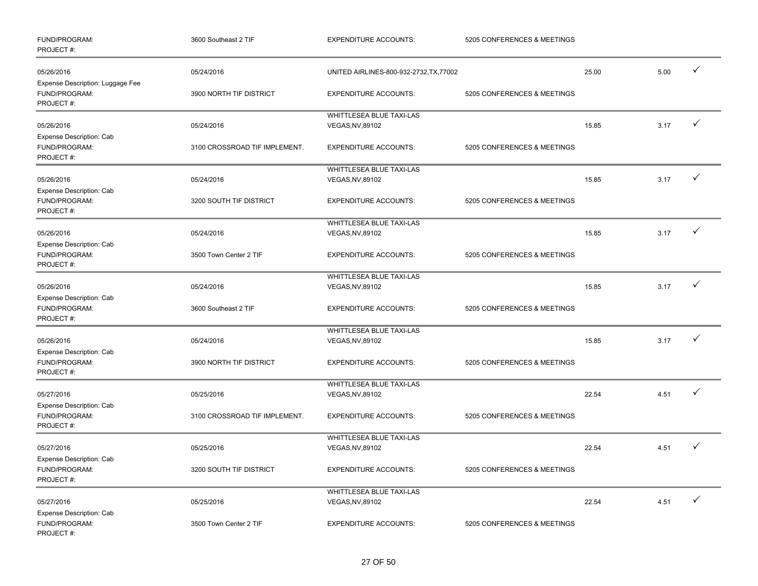| | | | | | | |
|---|---|---|---|---|---|---|
| FUND/PROGRAM:<br>PROJECT #: | 3600 Southeast 2 TIF | EXPENDITURE ACCOUNTS: | 5205 CONFERENCES & MEETINGS | | | |
| 05/26/2016<br>Expense Description: Luggage Fee | 05/24/2016 | UNITED AIRLINES-800-932-2732,TX,77002 | | 25.00 | 5.00 | ✓ |
| FUND/PROGRAM:<br>PROJECT #: | 3900 NORTH TIF DISTRICT | EXPENDITURE ACCOUNTS: | 5205 CONFERENCES & MEETINGS | | | |
| 05/26/2016<br>Expense Description: Cab | 05/24/2016 | WHITTLESEA BLUE TAXI-LAS VEGAS,NV,89102 | | 15.85 | 3.17 | ✓ |
| FUND/PROGRAM:<br>PROJECT #: | 3100 CROSSROAD TIF IMPLEMENT. | EXPENDITURE ACCOUNTS: | 5205 CONFERENCES & MEETINGS | | | |
| 05/26/2016<br>Expense Description: Cab | 05/24/2016 | WHITTLESEA BLUE TAXI-LAS VEGAS,NV,89102 | | 15.85 | 3.17 | ✓ |
| FUND/PROGRAM:<br>PROJECT #: | 3200 SOUTH TIF DISTRICT | EXPENDITURE ACCOUNTS: | 5205 CONFERENCES & MEETINGS | | | |
| 05/26/2016<br>Expense Description: Cab | 05/24/2016 | WHITTLESEA BLUE TAXI-LAS VEGAS,NV,89102 | | 15.85 | 3.17 | ✓ |
| FUND/PROGRAM:<br>PROJECT #: | 3500 Town Center 2 TIF | EXPENDITURE ACCOUNTS: | 5205 CONFERENCES & MEETINGS | | | |
| 05/26/2016<br>Expense Description: Cab | 05/24/2016 | WHITTLESEA BLUE TAXI-LAS VEGAS,NV,89102 | | 15.85 | 3.17 | ✓ |
| FUND/PROGRAM:<br>PROJECT #: | 3600 Southeast 2 TIF | EXPENDITURE ACCOUNTS: | 5205 CONFERENCES & MEETINGS | | | |
| 05/26/2016<br>Expense Description: Cab | 05/24/2016 | WHITTLESEA BLUE TAXI-LAS VEGAS,NV,89102 | | 15.85 | 3.17 | ✓ |
| FUND/PROGRAM:<br>PROJECT #: | 3900 NORTH TIF DISTRICT | EXPENDITURE ACCOUNTS: | 5205 CONFERENCES & MEETINGS | | | |
| 05/27/2016<br>Expense Description: Cab | 05/25/2016 | WHITTLESEA BLUE TAXI-LAS VEGAS,NV,89102 | | 22.54 | 4.51 | ✓ |
| FUND/PROGRAM:<br>PROJECT #: | 3100 CROSSROAD TIF IMPLEMENT. | EXPENDITURE ACCOUNTS: | 5205 CONFERENCES & MEETINGS | | | |
| 05/27/2016<br>Expense Description: Cab | 05/25/2016 | WHITTLESEA BLUE TAXI-LAS VEGAS,NV,89102 | | 22.54 | 4.51 | ✓ |
| FUND/PROGRAM:<br>PROJECT #: | 3200 SOUTH TIF DISTRICT | EXPENDITURE ACCOUNTS: | 5205 CONFERENCES & MEETINGS | | | |
| 05/27/2016<br>Expense Description: Cab | 05/25/2016 | WHITTLESEA BLUE TAXI-LAS VEGAS,NV,89102 | | 22.54 | 4.51 | ✓ |
| FUND/PROGRAM:<br>PROJECT #: | 3500 Town Center 2 TIF | EXPENDITURE ACCOUNTS: | 5205 CONFERENCES & MEETINGS | | | |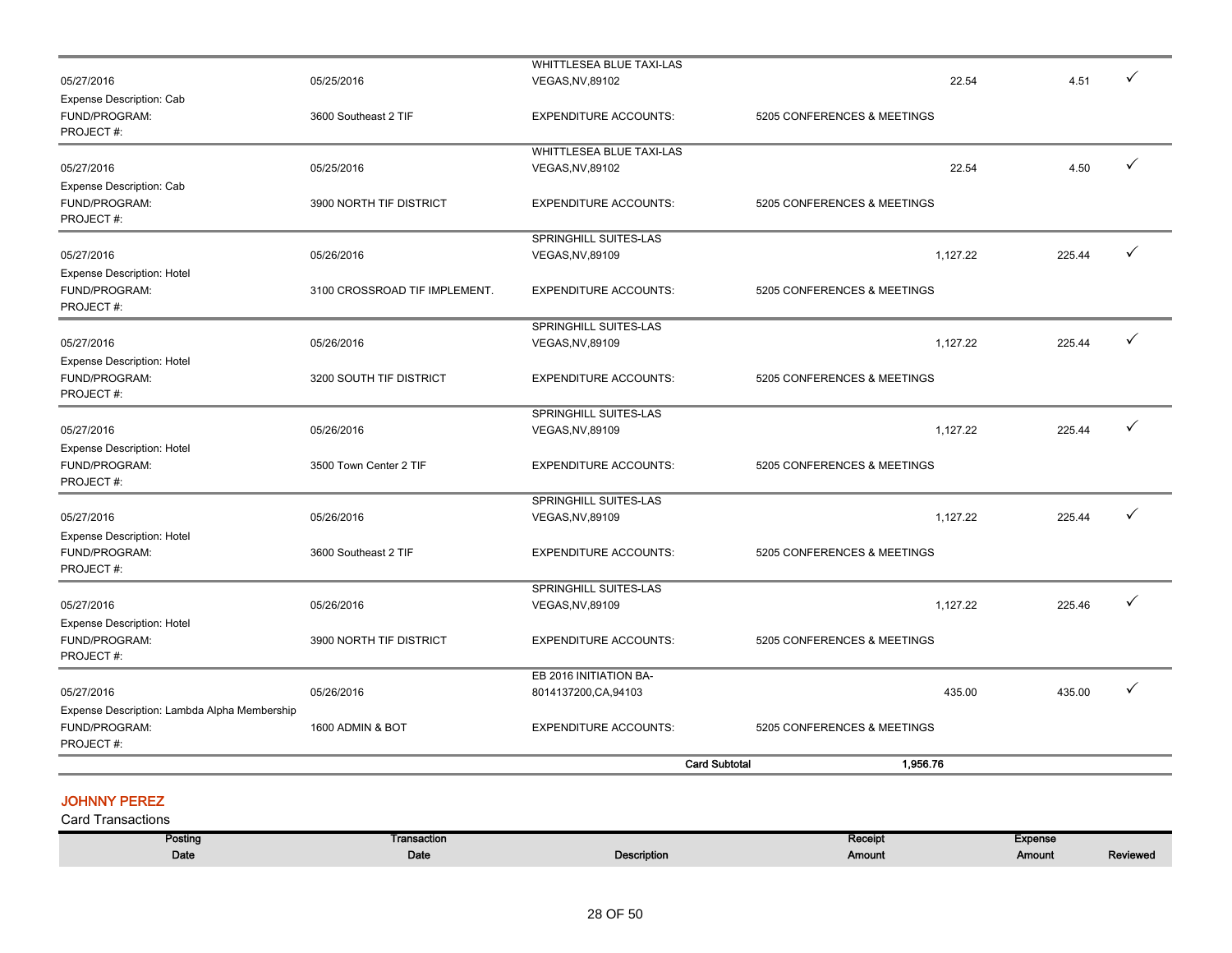| Posting Date | Transaction Date | Description | | Receipt Amount | Expense Amount | Reviewed |
|---|---|---|---|---|---|---|
| 05/27/2016 | 05/25/2016 | WHITTLESEA BLUE TAXI-LAS VEGAS,NV,89102 | | 22.54 | 4.51 | ✓ |
| Expense Description: Cab | | | | | | |
| FUND/PROGRAM: | 3600 Southeast 2 TIF | EXPENDITURE ACCOUNTS: | 5205 CONFERENCES & MEETINGS | | | |
| PROJECT #: | | | | | | |
| 05/27/2016 | 05/25/2016 | WHITTLESEA BLUE TAXI-LAS VEGAS,NV,89102 | | 22.54 | 4.50 | ✓ |
| Expense Description: Cab | | | | | | |
| FUND/PROGRAM: | 3900 NORTH TIF DISTRICT | EXPENDITURE ACCOUNTS: | 5205 CONFERENCES & MEETINGS | | | |
| PROJECT #: | | | | | | |
| 05/27/2016 | 05/26/2016 | SPRINGHILL SUITES-LAS VEGAS,NV,89109 | | 1,127.22 | 225.44 | ✓ |
| Expense Description: Hotel | | | | | | |
| FUND/PROGRAM: | 3100 CROSSROAD TIF IMPLEMENT. | EXPENDITURE ACCOUNTS: | 5205 CONFERENCES & MEETINGS | | | |
| PROJECT #: | | | | | | |
| 05/27/2016 | 05/26/2016 | SPRINGHILL SUITES-LAS VEGAS,NV,89109 | | 1,127.22 | 225.44 | ✓ |
| Expense Description: Hotel | | | | | | |
| FUND/PROGRAM: | 3200 SOUTH TIF DISTRICT | EXPENDITURE ACCOUNTS: | 5205 CONFERENCES & MEETINGS | | | |
| PROJECT #: | | | | | | |
| 05/27/2016 | 05/26/2016 | SPRINGHILL SUITES-LAS VEGAS,NV,89109 | | 1,127.22 | 225.44 | ✓ |
| Expense Description: Hotel | | | | | | |
| FUND/PROGRAM: | 3500 Town Center 2 TIF | EXPENDITURE ACCOUNTS: | 5205 CONFERENCES & MEETINGS | | | |
| PROJECT #: | | | | | | |
| 05/27/2016 | 05/26/2016 | SPRINGHILL SUITES-LAS VEGAS,NV,89109 | | 1,127.22 | 225.44 | ✓ |
| Expense Description: Hotel | | | | | | |
| FUND/PROGRAM: | 3600 Southeast 2 TIF | EXPENDITURE ACCOUNTS: | 5205 CONFERENCES & MEETINGS | | | |
| PROJECT #: | | | | | | |
| 05/27/2016 | 05/26/2016 | SPRINGHILL SUITES-LAS VEGAS,NV,89109 | | 1,127.22 | 225.46 | ✓ |
| Expense Description: Hotel | | | | | | |
| FUND/PROGRAM: | 3900 NORTH TIF DISTRICT | EXPENDITURE ACCOUNTS: | 5205 CONFERENCES & MEETINGS | | | |
| PROJECT #: | | | | | | |
| 05/27/2016 | 05/26/2016 | EB 2016 INITIATION BA-8014137200,CA,94103 | | 435.00 | 435.00 | ✓ |
| Expense Description: Lambda Alpha Membership | | | | | | |
| FUND/PROGRAM: | 1600 ADMIN & BOT | EXPENDITURE ACCOUNTS: | 5205 CONFERENCES & MEETINGS | | | |
| PROJECT #: | | | | | | |
| | | | **Card Subtotal** | **1,956.76** | | |

## JOHNNY PEREZ

Card Transactions

| Posting Date | Transaction Date | Description | Receipt Amount | Expense Amount | Reviewed |
|---|---|---|---|---|---|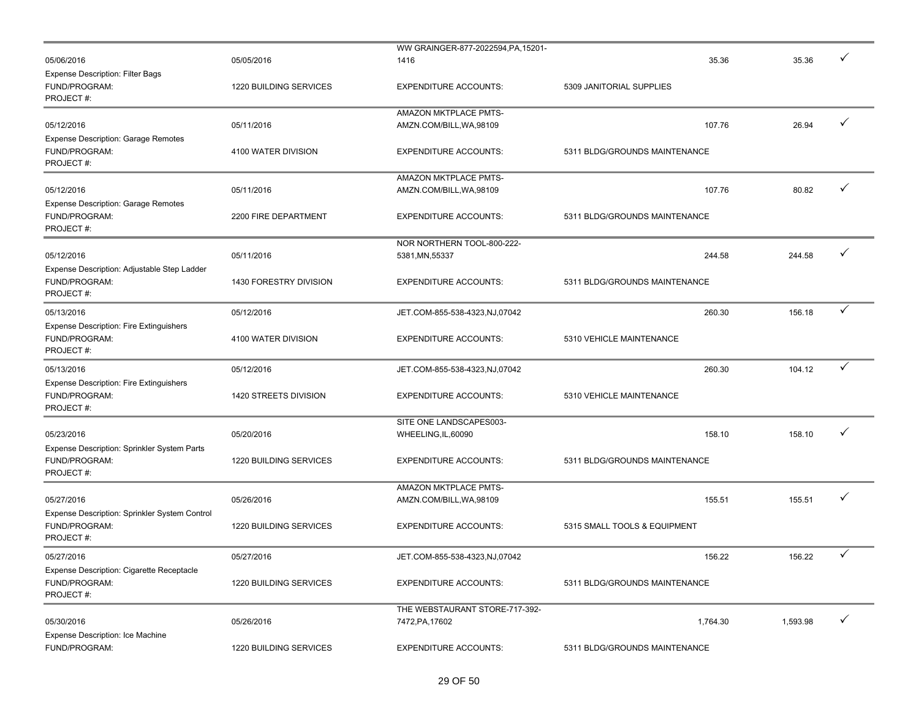| | | | | | | |
|---|---|---|---|---|---|---|
| 05/06/2016 | 05/05/2016 | WW GRAINGER-877-2022594,PA,15201-1416 | | 35.36 | 35.36 | ✓ |
| Expense Description: Filter Bags | | | | | | |
| FUND/PROGRAM: | 1220 BUILDING SERVICES | EXPENDITURE ACCOUNTS: | 5309 JANITORIAL SUPPLIES | | | |
| PROJECT #: | | | | | | |
| 05/12/2016 | 05/11/2016 | AMAZON MKTPLACE PMTS-AMZN.COM/BILL,WA,98109 | | 107.76 | 26.94 | ✓ |
| Expense Description: Garage Remotes | | | | | | |
| FUND/PROGRAM: | 4100 WATER DIVISION | EXPENDITURE ACCOUNTS: | 5311 BLDG/GROUNDS MAINTENANCE | | | |
| PROJECT #: | | | | | | |
| 05/12/2016 | 05/11/2016 | AMAZON MKTPLACE PMTS-AMZN.COM/BILL,WA,98109 | | 107.76 | 80.82 | ✓ |
| Expense Description: Garage Remotes | | | | | | |
| FUND/PROGRAM: | 2200 FIRE DEPARTMENT | EXPENDITURE ACCOUNTS: | 5311 BLDG/GROUNDS MAINTENANCE | | | |
| PROJECT #: | | | | | | |
| 05/12/2016 | 05/11/2016 | NOR NORTHERN TOOL-800-222-5381,MN,55337 | | 244.58 | 244.58 | ✓ |
| Expense Description: Adjustable Step Ladder | | | | | | |
| FUND/PROGRAM: | 1430 FORESTRY DIVISION | EXPENDITURE ACCOUNTS: | 5311 BLDG/GROUNDS MAINTENANCE | | | |
| PROJECT #: | | | | | | |
| 05/13/2016 | 05/12/2016 | JET.COM-855-538-4323,NJ,07042 | | 260.30 | 156.18 | ✓ |
| Expense Description: Fire Extinguishers | | | | | | |
| FUND/PROGRAM: | 4100 WATER DIVISION | EXPENDITURE ACCOUNTS: | 5310 VEHICLE MAINTENANCE | | | |
| PROJECT #: | | | | | | |
| 05/13/2016 | 05/12/2016 | JET.COM-855-538-4323,NJ,07042 | | 260.30 | 104.12 | ✓ |
| Expense Description: Fire Extinguishers | | | | | | |
| FUND/PROGRAM: | 1420 STREETS DIVISION | EXPENDITURE ACCOUNTS: | 5310 VEHICLE MAINTENANCE | | | |
| PROJECT #: | | | | | | |
| 05/23/2016 | 05/20/2016 | SITE ONE LANDSCAPES003-WHEELING,IL,60090 | | 158.10 | 158.10 | ✓ |
| Expense Description: Sprinkler System Parts | | | | | | |
| FUND/PROGRAM: | 1220 BUILDING SERVICES | EXPENDITURE ACCOUNTS: | 5311 BLDG/GROUNDS MAINTENANCE | | | |
| PROJECT #: | | | | | | |
| 05/27/2016 | 05/26/2016 | AMAZON MKTPLACE PMTS-AMZN.COM/BILL,WA,98109 | | 155.51 | 155.51 | ✓ |
| Expense Description: Sprinkler System Control | | | | | | |
| FUND/PROGRAM: | 1220 BUILDING SERVICES | EXPENDITURE ACCOUNTS: | 5315 SMALL TOOLS & EQUIPMENT | | | |
| PROJECT #: | | | | | | |
| 05/27/2016 | 05/27/2016 | JET.COM-855-538-4323,NJ,07042 | | 156.22 | 156.22 | ✓ |
| Expense Description: Cigarette Receptacle | | | | | | |
| FUND/PROGRAM: | 1220 BUILDING SERVICES | EXPENDITURE ACCOUNTS: | 5311 BLDG/GROUNDS MAINTENANCE | | | |
| PROJECT #: | | | | | | |
| 05/30/2016 | 05/26/2016 | THE WEBSTAURANT STORE-717-392-7472,PA,17602 | | 1,764.30 | 1,593.98 | ✓ |
| Expense Description: Ice Machine | | | | | | |
| FUND/PROGRAM: | 1220 BUILDING SERVICES | EXPENDITURE ACCOUNTS: | 5311 BLDG/GROUNDS MAINTENANCE | | | |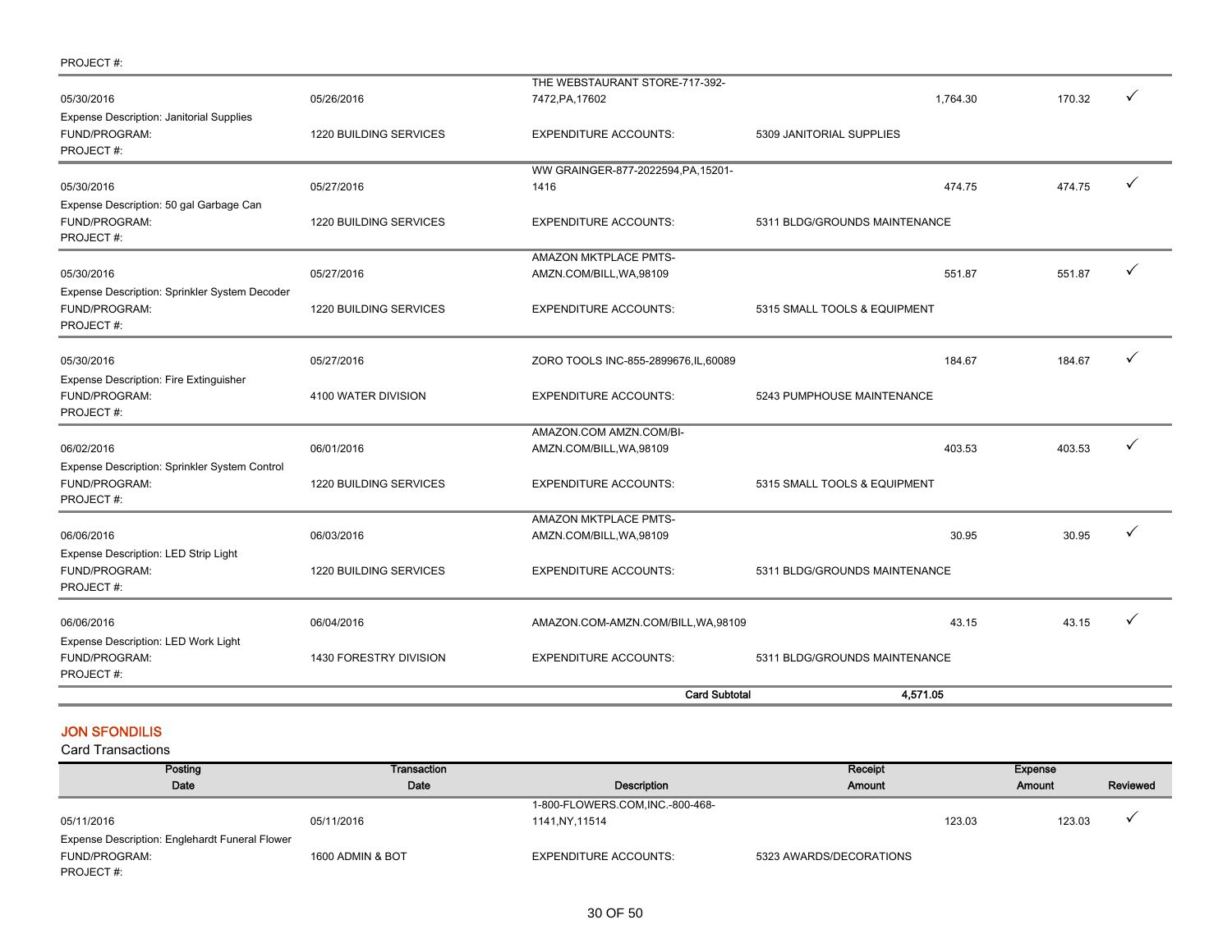PROJECT #:

| Posting Date | Transaction Date | Description | Receipt Amount | Expense Amount | Reviewed |
|---|---|---|---|---|---|
| 05/30/2016 | 05/26/2016 | THE WEBSTAURANT STORE-717-392-7472,PA,17602 | 1,764.30 | 170.32 | ✓ |
| Expense Description: Janitorial Supplies | | | | | |
| FUND/PROGRAM: | 1220 BUILDING SERVICES | EXPENDITURE ACCOUNTS: | 5309 JANITORIAL SUPPLIES | | |
| PROJECT #: | | | | | |
| 05/30/2016 | 05/27/2016 | WW GRAINGER-877-2022594,PA,15201-1416 | 474.75 | 474.75 | ✓ |
| Expense Description: 50 gal Garbage Can | | | | | |
| FUND/PROGRAM: | 1220 BUILDING SERVICES | EXPENDITURE ACCOUNTS: | 5311 BLDG/GROUNDS MAINTENANCE | | |
| PROJECT #: | | | | | |
| 05/30/2016 | 05/27/2016 | AMAZON MKTPLACE PMTS-AMZN.COM/BILL,WA,98109 | 551.87 | 551.87 | ✓ |
| Expense Description: Sprinkler System Decoder | | | | | |
| FUND/PROGRAM: | 1220 BUILDING SERVICES | EXPENDITURE ACCOUNTS: | 5315 SMALL TOOLS & EQUIPMENT | | |
| PROJECT #: | | | | | |
| 05/30/2016 | 05/27/2016 | ZORO TOOLS INC-855-2899676,IL,60089 | 184.67 | 184.67 | ✓ |
| Expense Description: Fire Extinguisher | | | | | |
| FUND/PROGRAM: | 4100 WATER DIVISION | EXPENDITURE ACCOUNTS: | 5243 PUMPHOUSE MAINTENANCE | | |
| PROJECT #: | | | | | |
| 06/02/2016 | 06/01/2016 | AMAZON.COM AMZN.COM/BI-AMZN.COM/BILL,WA,98109 | 403.53 | 403.53 | ✓ |
| Expense Description: Sprinkler System Control | | | | | |
| FUND/PROGRAM: | 1220 BUILDING SERVICES | EXPENDITURE ACCOUNTS: | 5315 SMALL TOOLS & EQUIPMENT | | |
| PROJECT #: | | | | | |
| 06/06/2016 | 06/03/2016 | AMAZON MKTPLACE PMTS-AMZN.COM/BILL,WA,98109 | 30.95 | 30.95 | ✓ |
| Expense Description: LED Strip Light | | | | | |
| FUND/PROGRAM: | 1220 BUILDING SERVICES | EXPENDITURE ACCOUNTS: | 5311 BLDG/GROUNDS MAINTENANCE | | |
| PROJECT #: | | | | | |
| 06/06/2016 | 06/04/2016 | AMAZON.COM-AMZN.COM/BILL,WA,98109 | 43.15 | 43.15 | ✓ |
| Expense Description: LED Work Light | | | | | |
| FUND/PROGRAM: | 1430 FORESTRY DIVISION | EXPENDITURE ACCOUNTS: | 5311 BLDG/GROUNDS MAINTENANCE | | |
| PROJECT #: | | | | | |
| | | **Card Subtotal** | **4,571.05** | | |

## JON SFONDILIS

Card Transactions

| Posting Date | Transaction Date | Description | Receipt Amount | Expense Amount | Reviewed |
|---|---|---|---|---|---|
| 05/11/2016 | 05/11/2016 | 1-800-FLOWERS.COM,INC.-800-468-1141,NY,11514 | 123.03 | 123.03 | ✓ |
| Expense Description: Englehardt Funeral Flower | | | | | |
| FUND/PROGRAM: | 1600 ADMIN & BOT | EXPENDITURE ACCOUNTS: | 5323 AWARDS/DECORATIONS | | |
| PROJECT #: | | | | | |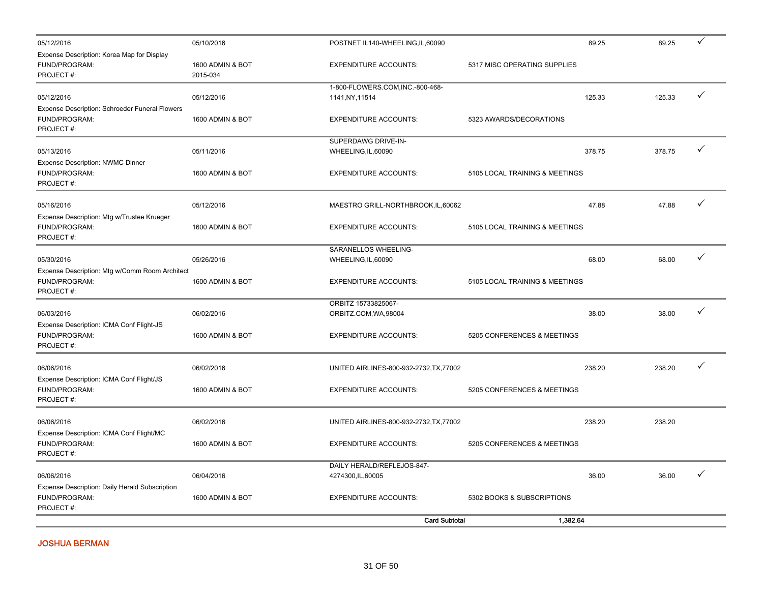| | | | | | | |
|---|---|---|---|---|---|---|
| 05/12/2016 | 05/10/2016 | POSTNET IL140-WHEELING,IL,60090 | | 89.25 | 89.25 | ✓ |
| Expense Description: Korea Map for Display | | | | | | |
| FUND/PROGRAM: | 1600 ADMIN & BOT | EXPENDITURE ACCOUNTS: | 5317 MISC OPERATING SUPPLIES | | | |
| PROJECT #: | 2015-034 | | | | | |
| 05/12/2016 | 05/12/2016 | 1-800-FLOWERS.COM,INC.-800-468-1141,NY,11514 | | 125.33 | 125.33 | ✓ |
| Expense Description: Schroeder Funeral Flowers | | | | | | |
| FUND/PROGRAM: | 1600 ADMIN & BOT | EXPENDITURE ACCOUNTS: | 5323 AWARDS/DECORATIONS | | | |
| PROJECT #: | | | | | | |
| 05/13/2016 | 05/11/2016 | SUPERDAWG DRIVE-IN-WHEELING,IL,60090 | | 378.75 | 378.75 | ✓ |
| Expense Description: NWMC Dinner | | | | | | |
| FUND/PROGRAM: | 1600 ADMIN & BOT | EXPENDITURE ACCOUNTS: | 5105 LOCAL TRAINING & MEETINGS | | | |
| PROJECT #: | | | | | | |
| 05/16/2016 | 05/12/2016 | MAESTRO GRILL-NORTHBROOK,IL,60062 | | 47.88 | 47.88 | ✓ |
| Expense Description: Mtg w/Trustee Krueger | | | | | | |
| FUND/PROGRAM: | 1600 ADMIN & BOT | EXPENDITURE ACCOUNTS: | 5105 LOCAL TRAINING & MEETINGS | | | |
| PROJECT #: | | | | | | |
| 05/30/2016 | 05/26/2016 | SARANELLOS WHEELING-WHEELING,IL,60090 | | 68.00 | 68.00 | ✓ |
| Expense Description: Mtg w/Comm Room Architect | | | | | | |
| FUND/PROGRAM: | 1600 ADMIN & BOT | EXPENDITURE ACCOUNTS: | 5105 LOCAL TRAINING & MEETINGS | | | |
| PROJECT #: | | | | | | |
| 06/03/2016 | 06/02/2016 | ORBITZ 15733825067-ORBITZ.COM,WA,98004 | | 38.00 | 38.00 | ✓ |
| Expense Description: ICMA Conf Flight-JS | | | | | | |
| FUND/PROGRAM: | 1600 ADMIN & BOT | EXPENDITURE ACCOUNTS: | 5205 CONFERENCES & MEETINGS | | | |
| PROJECT #: | | | | | | |
| 06/06/2016 | 06/02/2016 | UNITED AIRLINES-800-932-2732,TX,77002 | | 238.20 | 238.20 | ✓ |
| Expense Description: ICMA Conf Flight/JS | | | | | | |
| FUND/PROGRAM: | 1600 ADMIN & BOT | EXPENDITURE ACCOUNTS: | 5205 CONFERENCES & MEETINGS | | | |
| PROJECT #: | | | | | | |
| 06/06/2016 | 06/02/2016 | UNITED AIRLINES-800-932-2732,TX,77002 | | 238.20 | 238.20 | |
| Expense Description: ICMA Conf Flight/MC | | | | | | |
| FUND/PROGRAM: | 1600 ADMIN & BOT | EXPENDITURE ACCOUNTS: | 5205 CONFERENCES & MEETINGS | | | |
| PROJECT #: | | | | | | |
| 06/06/2016 | 06/04/2016 | DAILY HERALD/REFLEJOS-847-4274300,IL,60005 | | 36.00 | 36.00 | ✓ |
| Expense Description: Daily Herald Subscription | | | | | | |
| FUND/PROGRAM: | 1600 ADMIN & BOT | EXPENDITURE ACCOUNTS: | 5302 BOOKS & SUBSCRIPTIONS | | | |
| PROJECT #: | | | | | | |
| | | **Card Subtotal** | | **1,382.64** | | |

**JOSHUA BERMAN**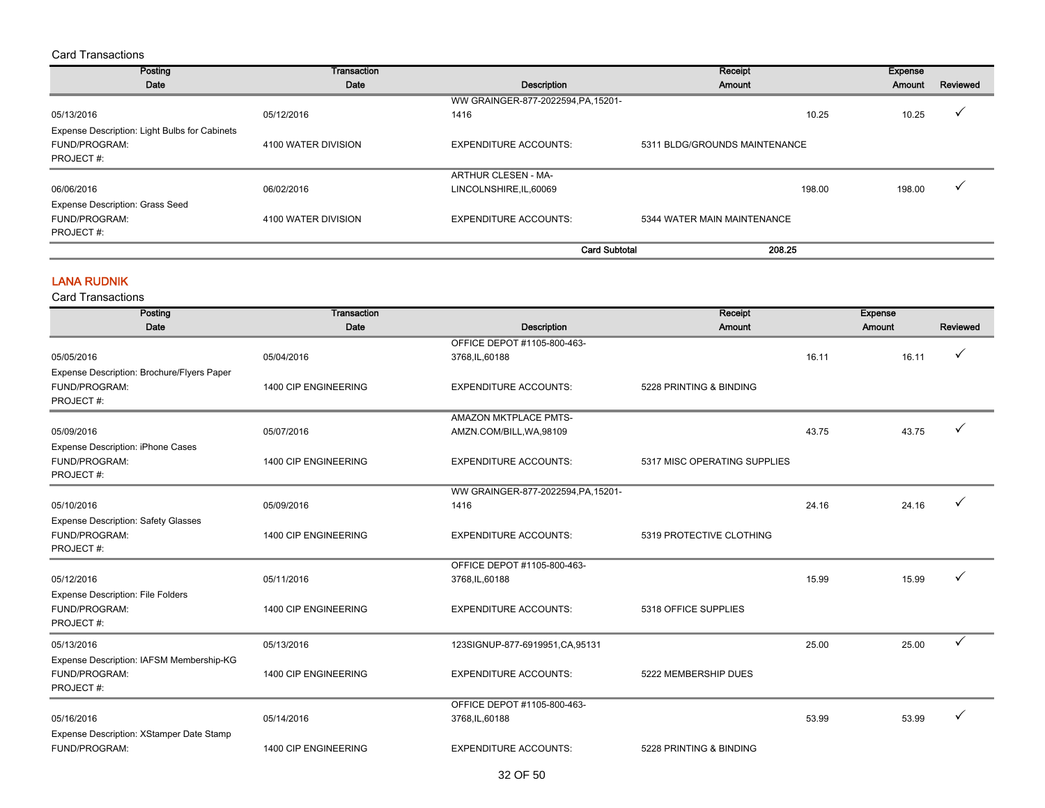Card Transactions

| Posting Date | Transaction Date | Description | Receipt Amount | Expense Amount | Reviewed |
|---|---|---|---|---|---|
| 05/13/2016 | 05/12/2016 | WW GRAINGER-877-2022594,PA,15201-1416 | 10.25 | 10.25 | ✓ |
| Expense Description: Light Bulbs for Cabinets | | | | | |
| FUND/PROGRAM: | 4100 WATER DIVISION | EXPENDITURE ACCOUNTS: | 5311 BLDG/GROUNDS MAINTENANCE | | |
| PROJECT #: | | | | | |
| 06/06/2016 | 06/02/2016 | ARTHUR CLESEN - MA-LINCOLNSHIRE,IL,60069 | 198.00 | 198.00 | ✓ |
| Expense Description: Grass Seed | | | | | |
| FUND/PROGRAM: | 4100 WATER DIVISION | EXPENDITURE ACCOUNTS: | 5344 WATER MAIN MAINTENANCE | | |
| PROJECT #: | | | | | |
| | | Card Subtotal | 208.25 | | |

## LANA RUDNIK

Card Transactions

| Posting Date | Transaction Date | Description | Receipt Amount | Expense Amount | Reviewed |
|---|---|---|---|---|---|
| 05/05/2016 | 05/04/2016 | OFFICE DEPOT #1105-800-463-3768,IL,60188 | 16.11 | 16.11 | ✓ |
| Expense Description: Brochure/Flyers Paper | | | | | |
| FUND/PROGRAM: | 1400 CIP ENGINEERING | EXPENDITURE ACCOUNTS: | 5228 PRINTING & BINDING | | |
| PROJECT #: | | | | | |
| 05/09/2016 | 05/07/2016 | AMAZON MKTPLACE PMTS-AMZN.COM/BILL,WA,98109 | 43.75 | 43.75 | ✓ |
| Expense Description: iPhone Cases | | | | | |
| FUND/PROGRAM: | 1400 CIP ENGINEERING | EXPENDITURE ACCOUNTS: | 5317 MISC OPERATING SUPPLIES | | |
| PROJECT #: | | | | | |
| 05/10/2016 | 05/09/2016 | WW GRAINGER-877-2022594,PA,15201-1416 | 24.16 | 24.16 | ✓ |
| Expense Description: Safety Glasses | | | | | |
| FUND/PROGRAM: | 1400 CIP ENGINEERING | EXPENDITURE ACCOUNTS: | 5319 PROTECTIVE CLOTHING | | |
| PROJECT #: | | | | | |
| 05/12/2016 | 05/11/2016 | OFFICE DEPOT #1105-800-463-3768,IL,60188 | 15.99 | 15.99 | ✓ |
| Expense Description: File Folders | | | | | |
| FUND/PROGRAM: | 1400 CIP ENGINEERING | EXPENDITURE ACCOUNTS: | 5318 OFFICE SUPPLIES | | |
| PROJECT #: | | | | | |
| 05/13/2016 | 05/13/2016 | 123SIGNUP-877-6919951,CA,95131 | 25.00 | 25.00 | ✓ |
| Expense Description: IAFSM Membership-KG | | | | | |
| FUND/PROGRAM: | 1400 CIP ENGINEERING | EXPENDITURE ACCOUNTS: | 5222 MEMBERSHIP DUES | | |
| PROJECT #: | | | | | |
| 05/16/2016 | 05/14/2016 | OFFICE DEPOT #1105-800-463-3768,IL,60188 | 53.99 | 53.99 | ✓ |
| Expense Description: XStamper Date Stamp | | | | | |
| FUND/PROGRAM: | 1400 CIP ENGINEERING | EXPENDITURE ACCOUNTS: | 5228 PRINTING & BINDING | | |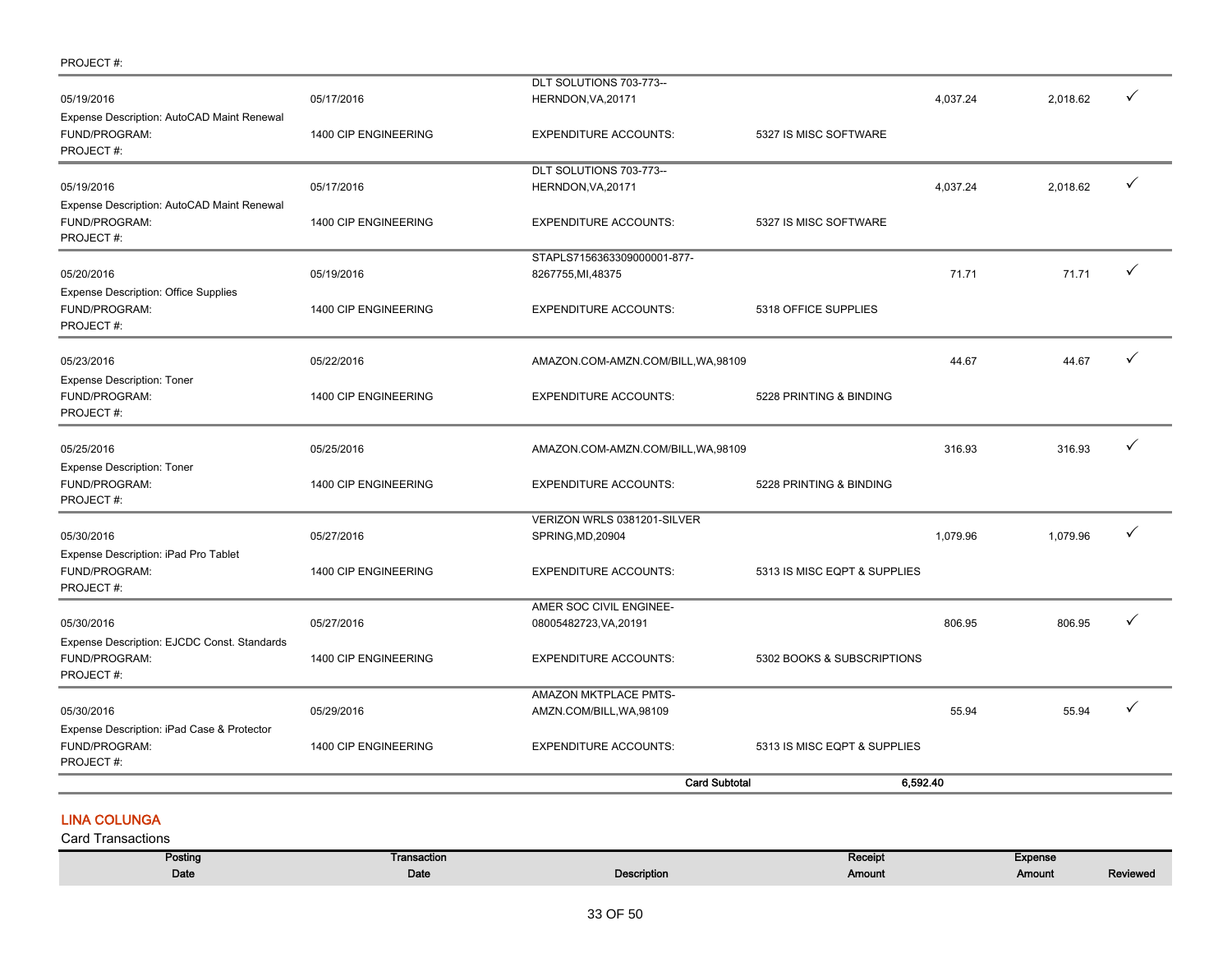PROJECT #:

| Posting Date | Transaction Date | Description | | Receipt Amount | Expense Amount | Reviewed |
|---|---|---|---|---|---|---|
| 05/19/2016 | 05/17/2016 | DLT SOLUTIONS 703-773-- HERNDON,VA,20171 | | 4,037.24 | 2,018.62 | ✓ |
| Expense Description: AutoCAD Maint Renewal | | | | | | |
| FUND/PROGRAM: | 1400 CIP ENGINEERING | EXPENDITURE ACCOUNTS: | 5327 IS MISC SOFTWARE | | | |
| PROJECT #: | | | | | | |
| 05/19/2016 | 05/17/2016 | DLT SOLUTIONS 703-773-- HERNDON,VA,20171 | | 4,037.24 | 2,018.62 | ✓ |
| Expense Description: AutoCAD Maint Renewal | | | | | | |
| FUND/PROGRAM: | 1400 CIP ENGINEERING | EXPENDITURE ACCOUNTS: | 5327 IS MISC SOFTWARE | | | |
| PROJECT #: | | | | | | |
| 05/20/2016 | 05/19/2016 | STAPLS7156363309000001-877-8267755,MI,48375 | | 71.71 | 71.71 | ✓ |
| Expense Description: Office Supplies | | | | | | |
| FUND/PROGRAM: | 1400 CIP ENGINEERING | EXPENDITURE ACCOUNTS: | 5318 OFFICE SUPPLIES | | | |
| PROJECT #: | | | | | | |
| 05/23/2016 | 05/22/2016 | AMAZON.COM-AMZN.COM/BILL,WA,98109 | | 44.67 | 44.67 | ✓ |
| Expense Description: Toner | | | | | | |
| FUND/PROGRAM: | 1400 CIP ENGINEERING | EXPENDITURE ACCOUNTS: | 5228 PRINTING & BINDING | | | |
| PROJECT #: | | | | | | |
| 05/25/2016 | 05/25/2016 | AMAZON.COM-AMZN.COM/BILL,WA,98109 | | 316.93 | 316.93 | ✓ |
| Expense Description: Toner | | | | | | |
| FUND/PROGRAM: | 1400 CIP ENGINEERING | EXPENDITURE ACCOUNTS: | 5228 PRINTING & BINDING | | | |
| PROJECT #: | | | | | | |
| 05/30/2016 | 05/27/2016 | VERIZON WRLS 0381201-SILVER SPRING,MD,20904 | | 1,079.96 | 1,079.96 | ✓ |
| Expense Description: iPad Pro Tablet | | | | | | |
| FUND/PROGRAM: | 1400 CIP ENGINEERING | EXPENDITURE ACCOUNTS: | 5313 IS MISC EQPT & SUPPLIES | | | |
| PROJECT #: | | | | | | |
| 05/30/2016 | 05/27/2016 | AMER SOC CIVIL ENGINEE-08005482723,VA,20191 | | 806.95 | 806.95 | ✓ |
| Expense Description: EJCDC Const. Standards | | | | | | |
| FUND/PROGRAM: | 1400 CIP ENGINEERING | EXPENDITURE ACCOUNTS: | 5302 BOOKS & SUBSCRIPTIONS | | | |
| PROJECT #: | | | | | | |
| 05/30/2016 | 05/29/2016 | AMAZON MKTPLACE PMTS-AMZN.COM/BILL,WA,98109 | | 55.94 | 55.94 | ✓ |
| Expense Description: iPad Case & Protector | | | | | | |
| FUND/PROGRAM: | 1400 CIP ENGINEERING | EXPENDITURE ACCOUNTS: | 5313 IS MISC EQPT & SUPPLIES | | | |
| PROJECT #: | | | | | | |
| | | **Card Subtotal** | | **6,592.40** | | |

## LINA COLUNGA

Card Transactions

| Posting Date | Transaction Date | Description | Receipt Amount | Expense Amount | Reviewed |
|---|---|---|---|---|---|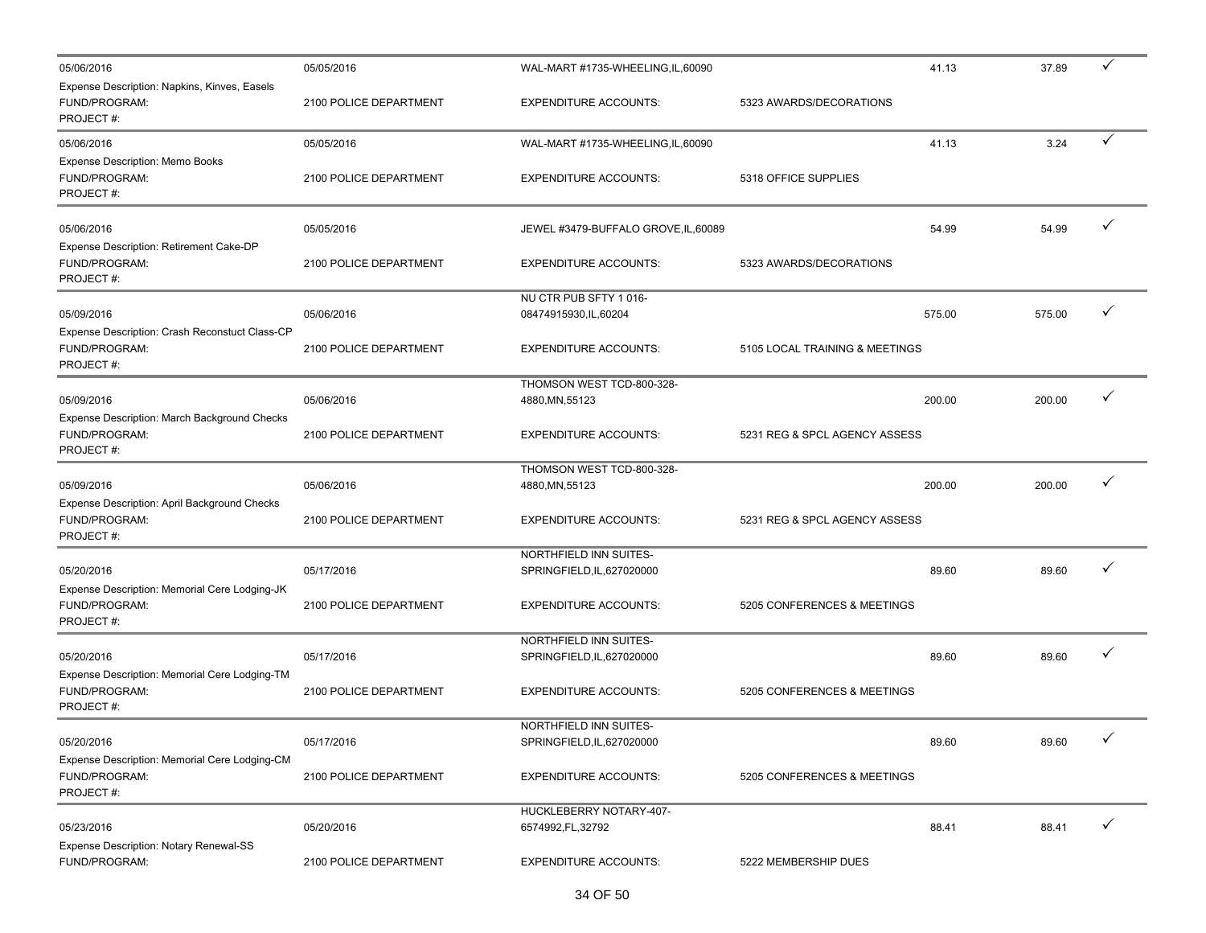| | | | | | | |
|---|---|---|---|---|---|---|
| 05/06/2016 | 05/05/2016 | WAL-MART #1735-WHEELING,IL,60090 | | 41.13 | 37.89 | ✓ |
| Expense Description: Napkins, Kinves, Easels | | | | | | |
| FUND/PROGRAM: | 2100 POLICE DEPARTMENT | EXPENDITURE ACCOUNTS: | 5323 AWARDS/DECORATIONS | | | |
| PROJECT #: | | | | | | |
| 05/06/2016 | 05/05/2016 | WAL-MART #1735-WHEELING,IL,60090 | | 41.13 | 3.24 | ✓ |
| Expense Description: Memo Books | | | | | | |
| FUND/PROGRAM: | 2100 POLICE DEPARTMENT | EXPENDITURE ACCOUNTS: | 5318 OFFICE SUPPLIES | | | |
| PROJECT #: | | | | | | |
| 05/06/2016 | 05/05/2016 | JEWEL #3479-BUFFALO GROVE,IL,60089 | | 54.99 | 54.99 | ✓ |
| Expense Description: Retirement Cake-DP | | | | | | |
| FUND/PROGRAM: | 2100 POLICE DEPARTMENT | EXPENDITURE ACCOUNTS: | 5323 AWARDS/DECORATIONS | | | |
| PROJECT #: | | | | | | |
| 05/09/2016 | 05/06/2016 | NU CTR PUB SFTY 1 016-08474915930,IL,60204 | | 575.00 | 575.00 | ✓ |
| Expense Description: Crash Reconstuct Class-CP | | | | | | |
| FUND/PROGRAM: | 2100 POLICE DEPARTMENT | EXPENDITURE ACCOUNTS: | 5105 LOCAL TRAINING & MEETINGS | | | |
| PROJECT #: | | | | | | |
| 05/09/2016 | 05/06/2016 | THOMSON WEST TCD-800-328-4880,MN,55123 | | 200.00 | 200.00 | ✓ |
| Expense Description: March Background Checks | | | | | | |
| FUND/PROGRAM: | 2100 POLICE DEPARTMENT | EXPENDITURE ACCOUNTS: | 5231 REG & SPCL AGENCY ASSESS | | | |
| PROJECT #: | | | | | | |
| 05/09/2016 | 05/06/2016 | THOMSON WEST TCD-800-328-4880,MN,55123 | | 200.00 | 200.00 | ✓ |
| Expense Description: April Background Checks | | | | | | |
| FUND/PROGRAM: | 2100 POLICE DEPARTMENT | EXPENDITURE ACCOUNTS: | 5231 REG & SPCL AGENCY ASSESS | | | |
| PROJECT #: | | | | | | |
| 05/20/2016 | 05/17/2016 | NORTHFIELD INN SUITES-SPRINGFIELD,IL,627020000 | | 89.60 | 89.60 | ✓ |
| Expense Description: Memorial Cere Lodging-JK | | | | | | |
| FUND/PROGRAM: | 2100 POLICE DEPARTMENT | EXPENDITURE ACCOUNTS: | 5205 CONFERENCES & MEETINGS | | | |
| PROJECT #: | | | | | | |
| 05/20/2016 | 05/17/2016 | NORTHFIELD INN SUITES-SPRINGFIELD,IL,627020000 | | 89.60 | 89.60 | ✓ |
| Expense Description: Memorial Cere Lodging-TM | | | | | | |
| FUND/PROGRAM: | 2100 POLICE DEPARTMENT | EXPENDITURE ACCOUNTS: | 5205 CONFERENCES & MEETINGS | | | |
| PROJECT #: | | | | | | |
| 05/20/2016 | 05/17/2016 | NORTHFIELD INN SUITES-SPRINGFIELD,IL,627020000 | | 89.60 | 89.60 | ✓ |
| Expense Description: Memorial Cere Lodging-CM | | | | | | |
| FUND/PROGRAM: | 2100 POLICE DEPARTMENT | EXPENDITURE ACCOUNTS: | 5205 CONFERENCES & MEETINGS | | | |
| PROJECT #: | | | | | | |
| 05/23/2016 | 05/20/2016 | HUCKLEBERRY NOTARY-407-6574992,FL,32792 | | 88.41 | 88.41 | ✓ |
| Expense Description: Notary Renewal-SS | | | | | | |
| FUND/PROGRAM: | 2100 POLICE DEPARTMENT | EXPENDITURE ACCOUNTS: | 5222 MEMBERSHIP DUES | | | |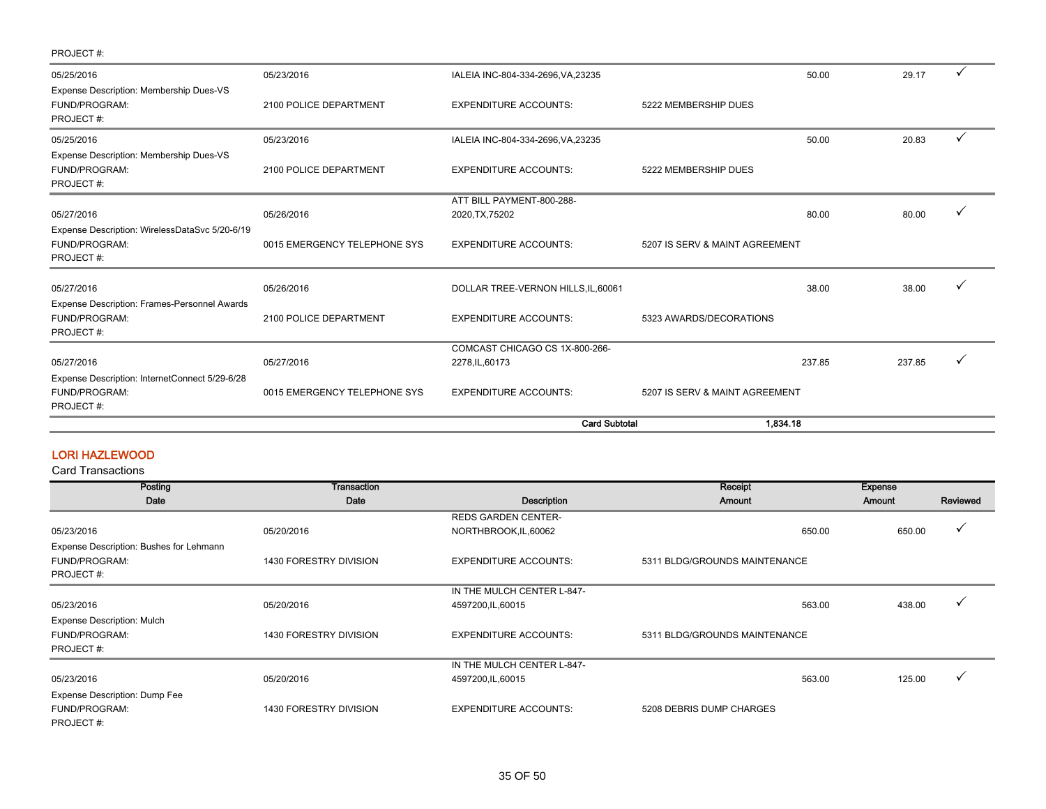PROJECT #:

| Posting Date | Transaction Date | Description | Receipt Amount | Expense Amount | Reviewed |
|---|---|---|---|---|---|
| 05/25/2016 | 05/23/2016 | IALEIA INC-804-334-2696,VA,23235 | 50.00 | 29.17 | ✓ |
| Expense Description: Membership Dues-VS | | | | | |
| FUND/PROGRAM: | 2100 POLICE DEPARTMENT | EXPENDITURE ACCOUNTS: | 5222 MEMBERSHIP DUES | | |
| PROJECT #: | | | | | |
| 05/25/2016 | 05/23/2016 | IALEIA INC-804-334-2696,VA,23235 | 50.00 | 20.83 | ✓ |
| Expense Description: Membership Dues-VS | | | | | |
| FUND/PROGRAM: | 2100 POLICE DEPARTMENT | EXPENDITURE ACCOUNTS: | 5222 MEMBERSHIP DUES | | |
| PROJECT #: | | | | | |
| 05/27/2016 | 05/26/2016 | ATT BILL PAYMENT-800-288-2020,TX,75202 | 80.00 | 80.00 | ✓ |
| Expense Description: WirelessDataSvc 5/20-6/19 | | | | | |
| FUND/PROGRAM: | 0015 EMERGENCY TELEPHONE SYS | EXPENDITURE ACCOUNTS: | 5207 IS SERV & MAINT AGREEMENT | | |
| PROJECT #: | | | | | |
| 05/27/2016 | 05/26/2016 | DOLLAR TREE-VERNON HILLS,IL,60061 | 38.00 | 38.00 | ✓ |
| Expense Description: Frames-Personnel Awards | | | | | |
| FUND/PROGRAM: | 2100 POLICE DEPARTMENT | EXPENDITURE ACCOUNTS: | 5323 AWARDS/DECORATIONS | | |
| PROJECT #: | | | | | |
| 05/27/2016 | 05/27/2016 | COMCAST CHICAGO CS 1X-800-266-2278,IL,60173 | 237.85 | 237.85 | ✓ |
| Expense Description: InternetConnect 5/29-6/28 | | | | | |
| FUND/PROGRAM: | 0015 EMERGENCY TELEPHONE SYS | EXPENDITURE ACCOUNTS: | 5207 IS SERV & MAINT AGREEMENT | | |
| PROJECT #: | | | | | |
| | | **Card Subtotal** | **1,834.18** | | |

## LORI HAZLEWOOD

Card Transactions

| Posting Date | Transaction Date | Description | Receipt Amount | Expense Amount | Reviewed |
|---|---|---|---|---|---|
| 05/23/2016 | 05/20/2016 | REDS GARDEN CENTER-NORTHBROOK,IL,60062 | 650.00 | 650.00 | ✓ |
| Expense Description: Bushes for Lehmann | | | | | |
| FUND/PROGRAM: | 1430 FORESTRY DIVISION | EXPENDITURE ACCOUNTS: | 5311 BLDG/GROUNDS MAINTENANCE | | |
| PROJECT #: | | | | | |
| 05/23/2016 | 05/20/2016 | IN THE MULCH CENTER L-847-4597200,IL,60015 | 563.00 | 438.00 | ✓ |
| Expense Description: Mulch | | | | | |
| FUND/PROGRAM: | 1430 FORESTRY DIVISION | EXPENDITURE ACCOUNTS: | 5311 BLDG/GROUNDS MAINTENANCE | | |
| PROJECT #: | | | | | |
| 05/23/2016 | 05/20/2016 | IN THE MULCH CENTER L-847-4597200,IL,60015 | 563.00 | 125.00 | ✓ |
| Expense Description: Dump Fee | | | | | |
| FUND/PROGRAM: | 1430 FORESTRY DIVISION | EXPENDITURE ACCOUNTS: | 5208 DEBRIS DUMP CHARGES | | |
| PROJECT #: | | | | | |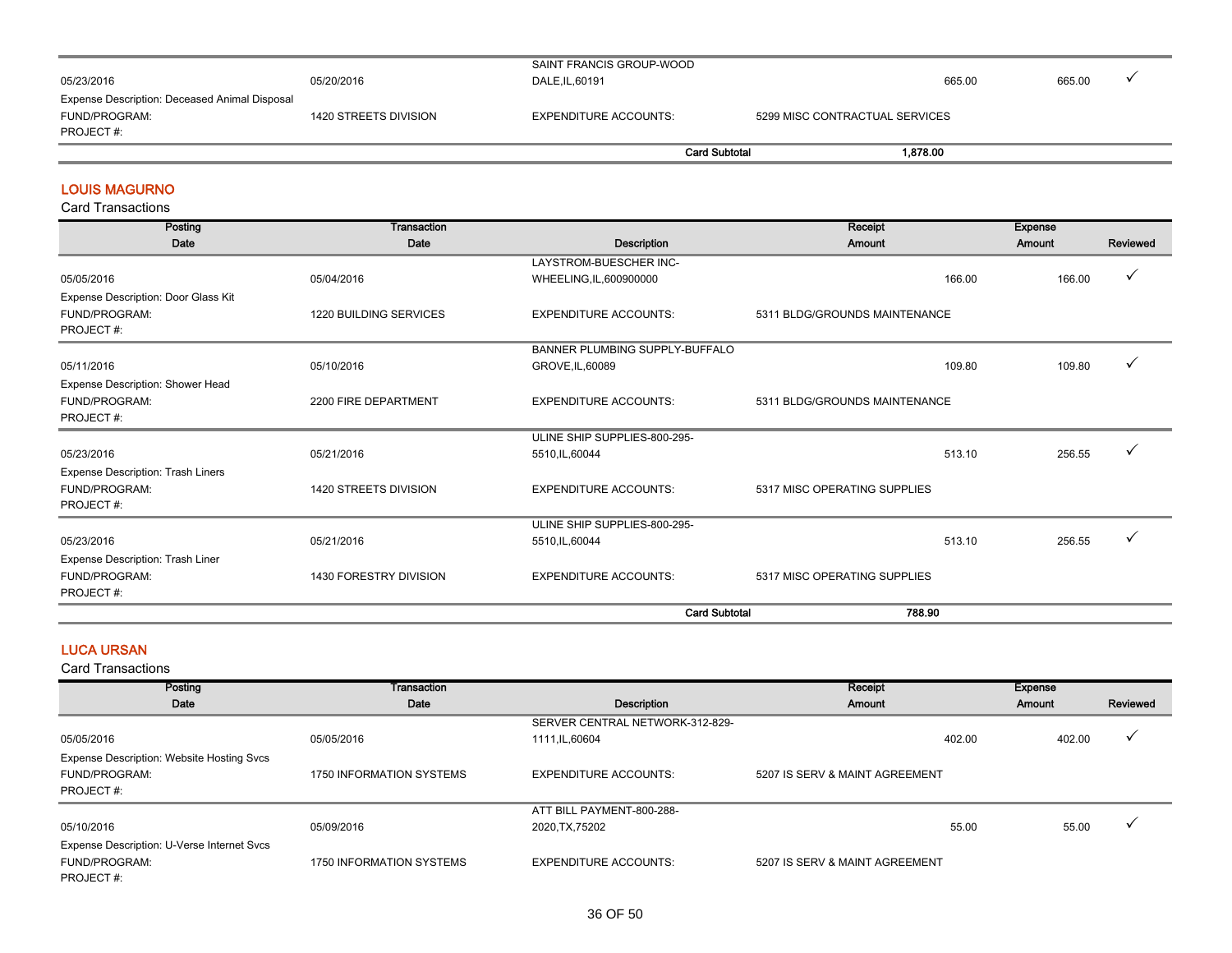| Posting Date | Transaction Date | Description | Receipt Amount | Expense Amount | Reviewed |
|---|---|---|---|---|---|
| 05/23/2016 | 05/20/2016 | SAINT FRANCIS GROUP-WOOD DALE,IL,60191 | 665.00 | 665.00 | ✓ |
| Expense Description: Deceased Animal Disposal | | | | | |
| FUND/PROGRAM: | 1420 STREETS DIVISION | EXPENDITURE ACCOUNTS: | 5299 MISC CONTRACTUAL SERVICES | | |
| PROJECT #: | | | | | |
| | | Card Subtotal | 1,878.00 | | |

## LOUIS MAGURNO

Card Transactions

| Posting Date | Transaction Date | Description | Receipt Amount | Expense Amount | Reviewed |
|---|---|---|---|---|---|
| 05/05/2016 | 05/04/2016 | LAYSTROM-BUESCHER INC-WHEELING,IL,600900000 | 166.00 | 166.00 | ✓ |
| Expense Description: Door Glass Kit | | | | | |
| FUND/PROGRAM: | 1220 BUILDING SERVICES | EXPENDITURE ACCOUNTS: | 5311 BLDG/GROUNDS MAINTENANCE | | |
| PROJECT #: | | | | | |
| 05/11/2016 | 05/10/2016 | BANNER PLUMBING SUPPLY-BUFFALO GROVE,IL,60089 | 109.80 | 109.80 | ✓ |
| Expense Description: Shower Head | | | | | |
| FUND/PROGRAM: | 2200 FIRE DEPARTMENT | EXPENDITURE ACCOUNTS: | 5311 BLDG/GROUNDS MAINTENANCE | | |
| PROJECT #: | | | | | |
| 05/23/2016 | 05/21/2016 | ULINE SHIP SUPPLIES-800-295-5510,IL,60044 | 513.10 | 256.55 | ✓ |
| Expense Description: Trash Liners | | | | | |
| FUND/PROGRAM: | 1420 STREETS DIVISION | EXPENDITURE ACCOUNTS: | 5317 MISC OPERATING SUPPLIES | | |
| PROJECT #: | | | | | |
| 05/23/2016 | 05/21/2016 | ULINE SHIP SUPPLIES-800-295-5510,IL,60044 | 513.10 | 256.55 | ✓ |
| Expense Description: Trash Liner | | | | | |
| FUND/PROGRAM: | 1430 FORESTRY DIVISION | EXPENDITURE ACCOUNTS: | 5317 MISC OPERATING SUPPLIES | | |
| PROJECT #: | | | | | |
| | | Card Subtotal | 788.90 | | |

## LUCA URSAN

Card Transactions

| Posting Date | Transaction Date | Description | Receipt Amount | Expense Amount | Reviewed |
|---|---|---|---|---|---|
| 05/05/2016 | 05/05/2016 | SERVER CENTRAL NETWORK-312-829-1111,IL,60604 | 402.00 | 402.00 | ✓ |
| Expense Description: Website Hosting Svcs | | | | | |
| FUND/PROGRAM: | 1750 INFORMATION SYSTEMS | EXPENDITURE ACCOUNTS: | 5207 IS SERV & MAINT AGREEMENT | | |
| PROJECT #: | | | | | |
| 05/10/2016 | 05/09/2016 | ATT BILL PAYMENT-800-288-2020,TX,75202 | 55.00 | 55.00 | ✓ |
| Expense Description: U-Verse Internet Svcs | | | | | |
| FUND/PROGRAM: | 1750 INFORMATION SYSTEMS | EXPENDITURE ACCOUNTS: | 5207 IS SERV & MAINT AGREEMENT | | |
| PROJECT #: | | | | | |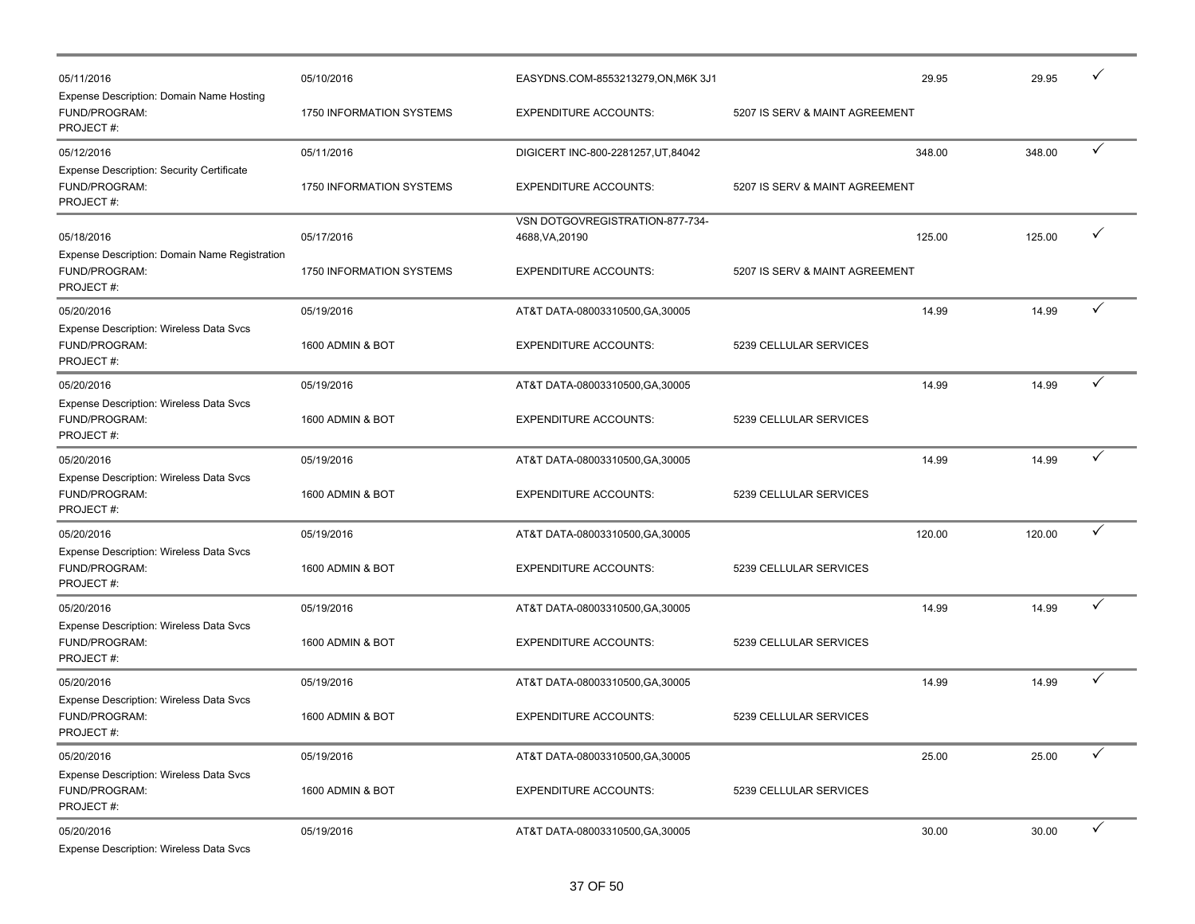| | | | | | | |
|---|---|---|---|---|---|---|
| 05/11/2016 | 05/10/2016 | EASYDNS.COM-8553213279,ON,M6K 3J1 | | 29.95 | 29.95 | ✓ |
| Expense Description: Domain Name Hosting | | | | | | |
| FUND/PROGRAM: | 1750 INFORMATION SYSTEMS | EXPENDITURE ACCOUNTS: | 5207 IS SERV & MAINT AGREEMENT | | | |
| PROJECT #: | | | | | | |
| 05/12/2016 | 05/11/2016 | DIGICERT INC-800-2281257,UT,84042 | | 348.00 | 348.00 | ✓ |
| Expense Description: Security Certificate | | | | | | |
| FUND/PROGRAM: | 1750 INFORMATION SYSTEMS | EXPENDITURE ACCOUNTS: | 5207 IS SERV & MAINT AGREEMENT | | | |
| PROJECT #: | | | | | | |
| 05/18/2016 | 05/17/2016 | VSN DOTGOVREGISTRATION-877-734-4688,VA,20190 | | 125.00 | 125.00 | ✓ |
| Expense Description: Domain Name Registration | | | | | | |
| FUND/PROGRAM: | 1750 INFORMATION SYSTEMS | EXPENDITURE ACCOUNTS: | 5207 IS SERV & MAINT AGREEMENT | | | |
| PROJECT #: | | | | | | |
| 05/20/2016 | 05/19/2016 | AT&T DATA-08003310500,GA,30005 | | 14.99 | 14.99 | ✓ |
| Expense Description: Wireless Data Svcs | | | | | | |
| FUND/PROGRAM: | 1600 ADMIN & BOT | EXPENDITURE ACCOUNTS: | 5239 CELLULAR SERVICES | | | |
| PROJECT #: | | | | | | |
| 05/20/2016 | 05/19/2016 | AT&T DATA-08003310500,GA,30005 | | 14.99 | 14.99 | ✓ |
| Expense Description: Wireless Data Svcs | | | | | | |
| FUND/PROGRAM: | 1600 ADMIN & BOT | EXPENDITURE ACCOUNTS: | 5239 CELLULAR SERVICES | | | |
| PROJECT #: | | | | | | |
| 05/20/2016 | 05/19/2016 | AT&T DATA-08003310500,GA,30005 | | 14.99 | 14.99 | ✓ |
| Expense Description: Wireless Data Svcs | | | | | | |
| FUND/PROGRAM: | 1600 ADMIN & BOT | EXPENDITURE ACCOUNTS: | 5239 CELLULAR SERVICES | | | |
| PROJECT #: | | | | | | |
| 05/20/2016 | 05/19/2016 | AT&T DATA-08003310500,GA,30005 | | 120.00 | 120.00 | ✓ |
| Expense Description: Wireless Data Svcs | | | | | | |
| FUND/PROGRAM: | 1600 ADMIN & BOT | EXPENDITURE ACCOUNTS: | 5239 CELLULAR SERVICES | | | |
| PROJECT #: | | | | | | |
| 05/20/2016 | 05/19/2016 | AT&T DATA-08003310500,GA,30005 | | 14.99 | 14.99 | ✓ |
| Expense Description: Wireless Data Svcs | | | | | | |
| FUND/PROGRAM: | 1600 ADMIN & BOT | EXPENDITURE ACCOUNTS: | 5239 CELLULAR SERVICES | | | |
| PROJECT #: | | | | | | |
| 05/20/2016 | 05/19/2016 | AT&T DATA-08003310500,GA,30005 | | 14.99 | 14.99 | ✓ |
| Expense Description: Wireless Data Svcs | | | | | | |
| FUND/PROGRAM: | 1600 ADMIN & BOT | EXPENDITURE ACCOUNTS: | 5239 CELLULAR SERVICES | | | |
| PROJECT #: | | | | | | |
| 05/20/2016 | 05/19/2016 | AT&T DATA-08003310500,GA,30005 | | 25.00 | 25.00 | ✓ |
| Expense Description: Wireless Data Svcs | | | | | | |
| FUND/PROGRAM: | 1600 ADMIN & BOT | EXPENDITURE ACCOUNTS: | 5239 CELLULAR SERVICES | | | |
| PROJECT #: | | | | | | |
| 05/20/2016 | 05/19/2016 | AT&T DATA-08003310500,GA,30005 | | 30.00 | 30.00 | ✓ |
| Expense Description: Wireless Data Svcs | | | | | | |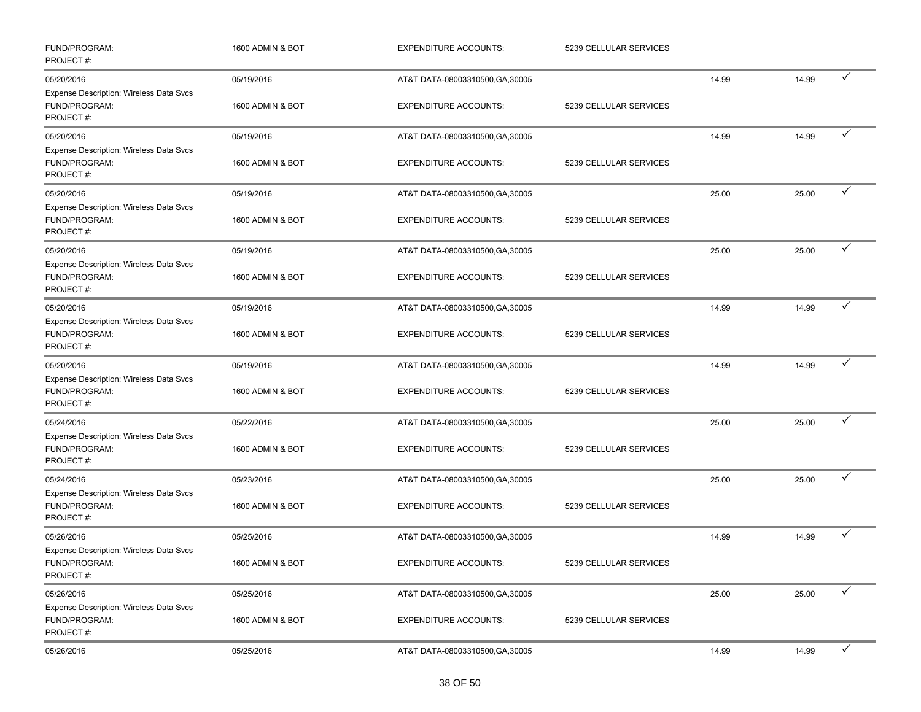| | | | | | | |
|---|---|---|---|---|---|---|
| FUND/PROGRAM:<br>PROJECT #: | 1600 ADMIN & BOT | EXPENDITURE ACCOUNTS: | 5239 CELLULAR SERVICES | | | |
| 05/20/2016 | 05/19/2016 | AT&T DATA-08003310500,GA,30005 | | 14.99 | 14.99 | ✓ |
| Expense Description: Wireless Data Svcs<br>FUND/PROGRAM:<br>PROJECT #: | 1600 ADMIN & BOT | EXPENDITURE ACCOUNTS: | 5239 CELLULAR SERVICES | | | |
| 05/20/2016 | 05/19/2016 | AT&T DATA-08003310500,GA,30005 | | 14.99 | 14.99 | ✓ |
| Expense Description: Wireless Data Svcs<br>FUND/PROGRAM:<br>PROJECT #: | 1600 ADMIN & BOT | EXPENDITURE ACCOUNTS: | 5239 CELLULAR SERVICES | | | |
| 05/20/2016 | 05/19/2016 | AT&T DATA-08003310500,GA,30005 | | 25.00 | 25.00 | ✓ |
| Expense Description: Wireless Data Svcs<br>FUND/PROGRAM:<br>PROJECT #: | 1600 ADMIN & BOT | EXPENDITURE ACCOUNTS: | 5239 CELLULAR SERVICES | | | |
| 05/20/2016 | 05/19/2016 | AT&T DATA-08003310500,GA,30005 | | 25.00 | 25.00 | ✓ |
| Expense Description: Wireless Data Svcs<br>FUND/PROGRAM:<br>PROJECT #: | 1600 ADMIN & BOT | EXPENDITURE ACCOUNTS: | 5239 CELLULAR SERVICES | | | |
| 05/20/2016 | 05/19/2016 | AT&T DATA-08003310500,GA,30005 | | 14.99 | 14.99 | ✓ |
| Expense Description: Wireless Data Svcs<br>FUND/PROGRAM:<br>PROJECT #: | 1600 ADMIN & BOT | EXPENDITURE ACCOUNTS: | 5239 CELLULAR SERVICES | | | |
| 05/20/2016 | 05/19/2016 | AT&T DATA-08003310500,GA,30005 | | 14.99 | 14.99 | ✓ |
| Expense Description: Wireless Data Svcs<br>FUND/PROGRAM:<br>PROJECT #: | 1600 ADMIN & BOT | EXPENDITURE ACCOUNTS: | 5239 CELLULAR SERVICES | | | |
| 05/24/2016 | 05/22/2016 | AT&T DATA-08003310500,GA,30005 | | 25.00 | 25.00 | ✓ |
| Expense Description: Wireless Data Svcs<br>FUND/PROGRAM:<br>PROJECT #: | 1600 ADMIN & BOT | EXPENDITURE ACCOUNTS: | 5239 CELLULAR SERVICES | | | |
| 05/24/2016 | 05/23/2016 | AT&T DATA-08003310500,GA,30005 | | 25.00 | 25.00 | ✓ |
| Expense Description: Wireless Data Svcs<br>FUND/PROGRAM:<br>PROJECT #: | 1600 ADMIN & BOT | EXPENDITURE ACCOUNTS: | 5239 CELLULAR SERVICES | | | |
| 05/26/2016 | 05/25/2016 | AT&T DATA-08003310500,GA,30005 | | 14.99 | 14.99 | ✓ |
| Expense Description: Wireless Data Svcs<br>FUND/PROGRAM:<br>PROJECT #: | 1600 ADMIN & BOT | EXPENDITURE ACCOUNTS: | 5239 CELLULAR SERVICES | | | |
| 05/26/2016 | 05/25/2016 | AT&T DATA-08003310500,GA,30005 | | 25.00 | 25.00 | ✓ |
| Expense Description: Wireless Data Svcs<br>FUND/PROGRAM:<br>PROJECT #: | 1600 ADMIN & BOT | EXPENDITURE ACCOUNTS: | 5239 CELLULAR SERVICES | | | |
| 05/26/2016 | 05/25/2016 | AT&T DATA-08003310500,GA,30005 | | 14.99 | 14.99 | ✓ |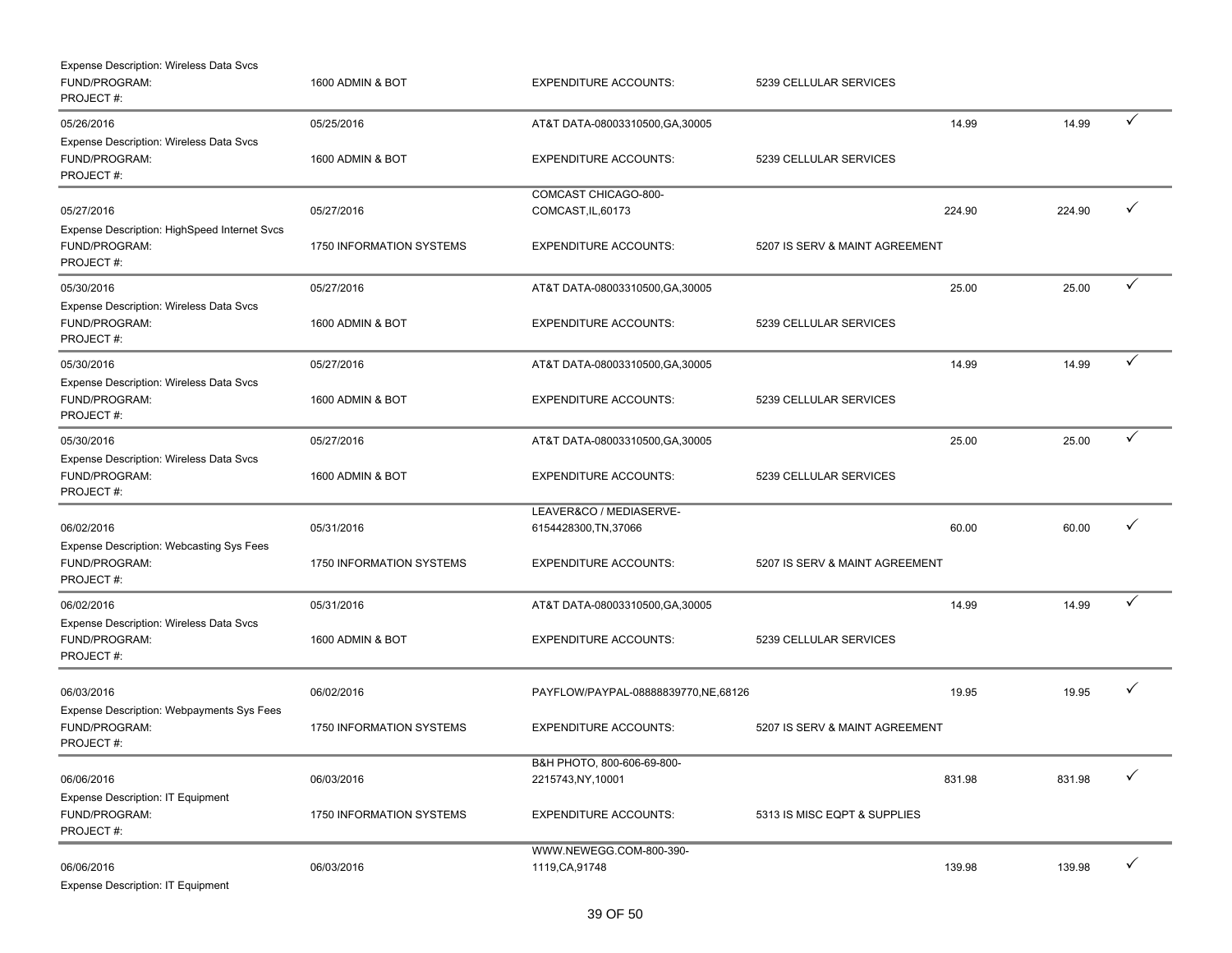| | | | | | | |
|---|---|---|---|---|---|---|
| Expense Description: Wireless Data Svcs | | | | | | |
| FUND/PROGRAM: PROJECT #: | 1600 ADMIN & BOT | EXPENDITURE ACCOUNTS: | 5239 CELLULAR SERVICES | | | |
| 05/26/2016 | 05/25/2016 | AT&T DATA-08003310500,GA,30005 | | 14.99 | 14.99 | ✓ |
| Expense Description: Wireless Data Svcs | | | | | | |
| FUND/PROGRAM: PROJECT #: | 1600 ADMIN & BOT | EXPENDITURE ACCOUNTS: | 5239 CELLULAR SERVICES | | | |
| 05/27/2016 | 05/27/2016 | COMCAST CHICAGO-800-COMCAST,IL,60173 | | 224.90 | 224.90 | ✓ |
| Expense Description: HighSpeed Internet Svcs | | | | | | |
| FUND/PROGRAM: PROJECT #: | 1750 INFORMATION SYSTEMS | EXPENDITURE ACCOUNTS: | 5207 IS SERV & MAINT AGREEMENT | | | |
| 05/30/2016 | 05/27/2016 | AT&T DATA-08003310500,GA,30005 | | 25.00 | 25.00 | ✓ |
| Expense Description: Wireless Data Svcs | | | | | | |
| FUND/PROGRAM: PROJECT #: | 1600 ADMIN & BOT | EXPENDITURE ACCOUNTS: | 5239 CELLULAR SERVICES | | | |
| 05/30/2016 | 05/27/2016 | AT&T DATA-08003310500,GA,30005 | | 14.99 | 14.99 | ✓ |
| Expense Description: Wireless Data Svcs | | | | | | |
| FUND/PROGRAM: PROJECT #: | 1600 ADMIN & BOT | EXPENDITURE ACCOUNTS: | 5239 CELLULAR SERVICES | | | |
| 05/30/2016 | 05/27/2016 | AT&T DATA-08003310500,GA,30005 | | 25.00 | 25.00 | ✓ |
| Expense Description: Wireless Data Svcs | | | | | | |
| FUND/PROGRAM: PROJECT #: | 1600 ADMIN & BOT | EXPENDITURE ACCOUNTS: | 5239 CELLULAR SERVICES | | | |
| 06/02/2016 | 05/31/2016 | LEAVER&CO / MEDIASERVE-6154428300,TN,37066 | | 60.00 | 60.00 | ✓ |
| Expense Description: Webcasting Sys Fees | | | | | | |
| FUND/PROGRAM: PROJECT #: | 1750 INFORMATION SYSTEMS | EXPENDITURE ACCOUNTS: | 5207 IS SERV & MAINT AGREEMENT | | | |
| 06/02/2016 | 05/31/2016 | AT&T DATA-08003310500,GA,30005 | | 14.99 | 14.99 | ✓ |
| Expense Description: Wireless Data Svcs | | | | | | |
| FUND/PROGRAM: PROJECT #: | 1600 ADMIN & BOT | EXPENDITURE ACCOUNTS: | 5239 CELLULAR SERVICES | | | |
| 06/03/2016 | 06/02/2016 | PAYFLOW/PAYPAL-08888839770,NE,68126 | | 19.95 | 19.95 | ✓ |
| Expense Description: Webpayments Sys Fees | | | | | | |
| FUND/PROGRAM: PROJECT #: | 1750 INFORMATION SYSTEMS | EXPENDITURE ACCOUNTS: | 5207 IS SERV & MAINT AGREEMENT | | | |
| 06/06/2016 | 06/03/2016 | B&H PHOTO, 800-606-69-800-2215743,NY,10001 | | 831.98 | 831.98 | ✓ |
| Expense Description: IT Equipment | | | | | | |
| FUND/PROGRAM: PROJECT #: | 1750 INFORMATION SYSTEMS | EXPENDITURE ACCOUNTS: | 5313 IS MISC EQPT & SUPPLIES | | | |
| 06/06/2016 | 06/03/2016 | WWW.NEWEGG.COM-800-390-1119,CA,91748 | | 139.98 | 139.98 | ✓ |
| Expense Description: IT Equipment | | | | | | |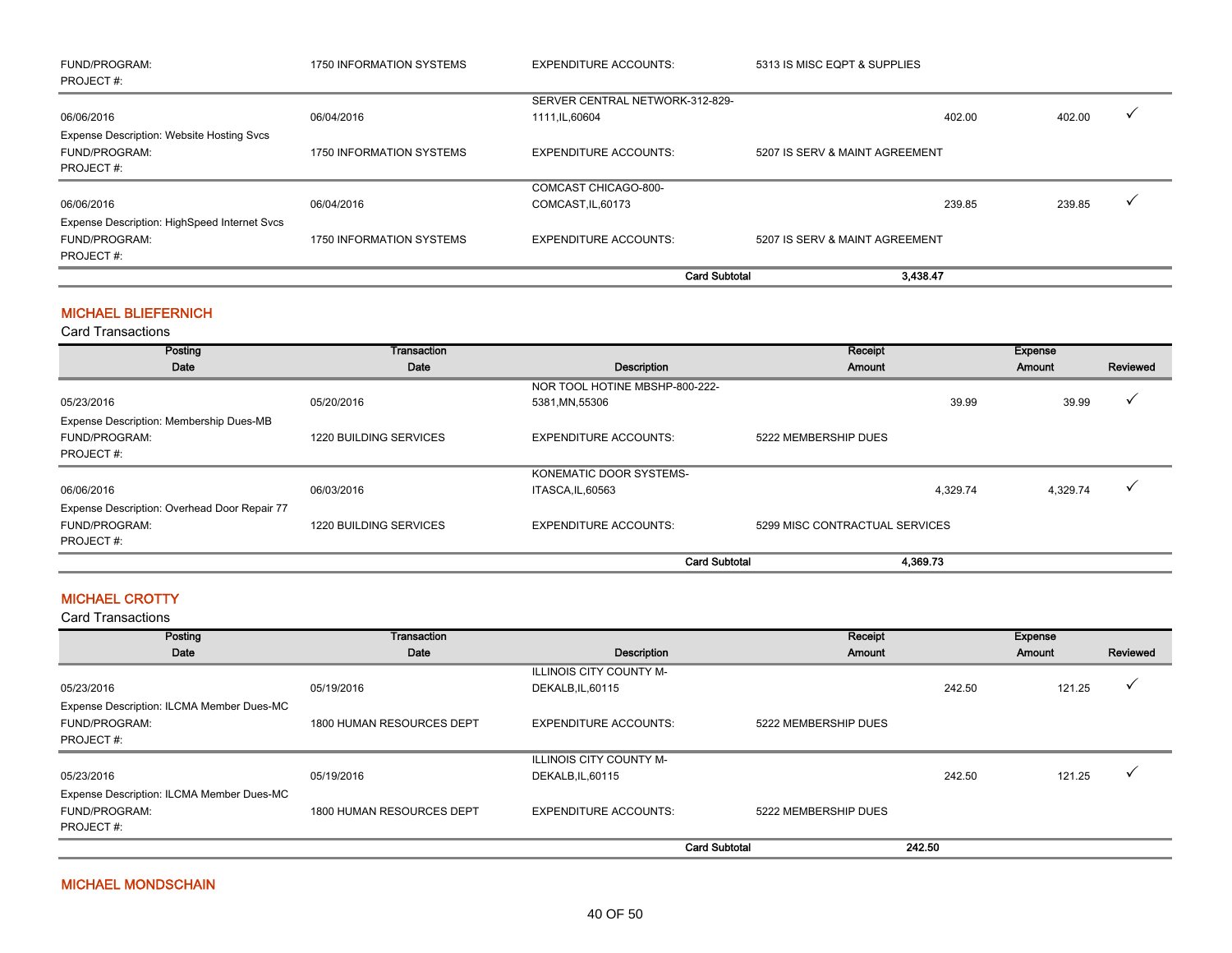| | | | | | |
|---|---|---|---|---|---|
| FUND/PROGRAM: PROJECT #: | 1750 INFORMATION SYSTEMS | EXPENDITURE ACCOUNTS: | 5313 IS MISC EQPT & SUPPLIES | | |
| 06/06/2016 | 06/04/2016 | SERVER CENTRAL NETWORK-312-829-1111,IL,60604 | 402.00 | 402.00 | ✓ |
| Expense Description: Website Hosting Svcs | | | | | |
| FUND/PROGRAM: PROJECT #: | 1750 INFORMATION SYSTEMS | EXPENDITURE ACCOUNTS: | 5207 IS SERV & MAINT AGREEMENT | | |
| 06/06/2016 | 06/04/2016 | COMCAST CHICAGO-800-COMCAST,IL,60173 | 239.85 | 239.85 | ✓ |
| Expense Description: HighSpeed Internet Svcs | | | | | |
| FUND/PROGRAM: PROJECT #: | 1750 INFORMATION SYSTEMS | EXPENDITURE ACCOUNTS: | 5207 IS SERV & MAINT AGREEMENT | | |
| | | **Card Subtotal** | **3,438.47** | | |

## MICHAEL BLIEFERNICH

Card Transactions

| Posting Date | Transaction Date | Description | Receipt Amount | Expense Amount | Reviewed |
|---|---|---|---|---|---|
| 05/23/2016 | 05/20/2016 | NOR TOOL HOTINE MBSHP-800-222-5381,MN,55306 | 39.99 | 39.99 | ✓ |
| Expense Description: Membership Dues-MB | | | | | |
| FUND/PROGRAM: PROJECT #: | 1220 BUILDING SERVICES | EXPENDITURE ACCOUNTS: | 5222 MEMBERSHIP DUES | | |
| 06/06/2016 | 06/03/2016 | KONEMATIC DOOR SYSTEMS-ITASCA,IL,60563 | 4,329.74 | 4,329.74 | ✓ |
| Expense Description: Overhead Door Repair 77 | | | | | |
| FUND/PROGRAM: PROJECT #: | 1220 BUILDING SERVICES | EXPENDITURE ACCOUNTS: | 5299 MISC CONTRACTUAL SERVICES | | |
| | | **Card Subtotal** | **4,369.73** | | |

## MICHAEL CROTTY

Card Transactions

| Posting Date | Transaction Date | Description | Receipt Amount | Expense Amount | Reviewed |
|---|---|---|---|---|---|
| 05/23/2016 | 05/19/2016 | ILLINOIS CITY COUNTY M-DEKALB,IL,60115 | 242.50 | 121.25 | ✓ |
| Expense Description: ILCMA Member Dues-MC | | | | | |
| FUND/PROGRAM: PROJECT #: | 1800 HUMAN RESOURCES DEPT | EXPENDITURE ACCOUNTS: | 5222 MEMBERSHIP DUES | | |
| 05/23/2016 | 05/19/2016 | ILLINOIS CITY COUNTY M-DEKALB,IL,60115 | 242.50 | 121.25 | ✓ |
| Expense Description: ILCMA Member Dues-MC | | | | | |
| FUND/PROGRAM: PROJECT #: | 1800 HUMAN RESOURCES DEPT | EXPENDITURE ACCOUNTS: | 5222 MEMBERSHIP DUES | | |
| | | **Card Subtotal** | **242.50** | | |

## MICHAEL MONDSCHAIN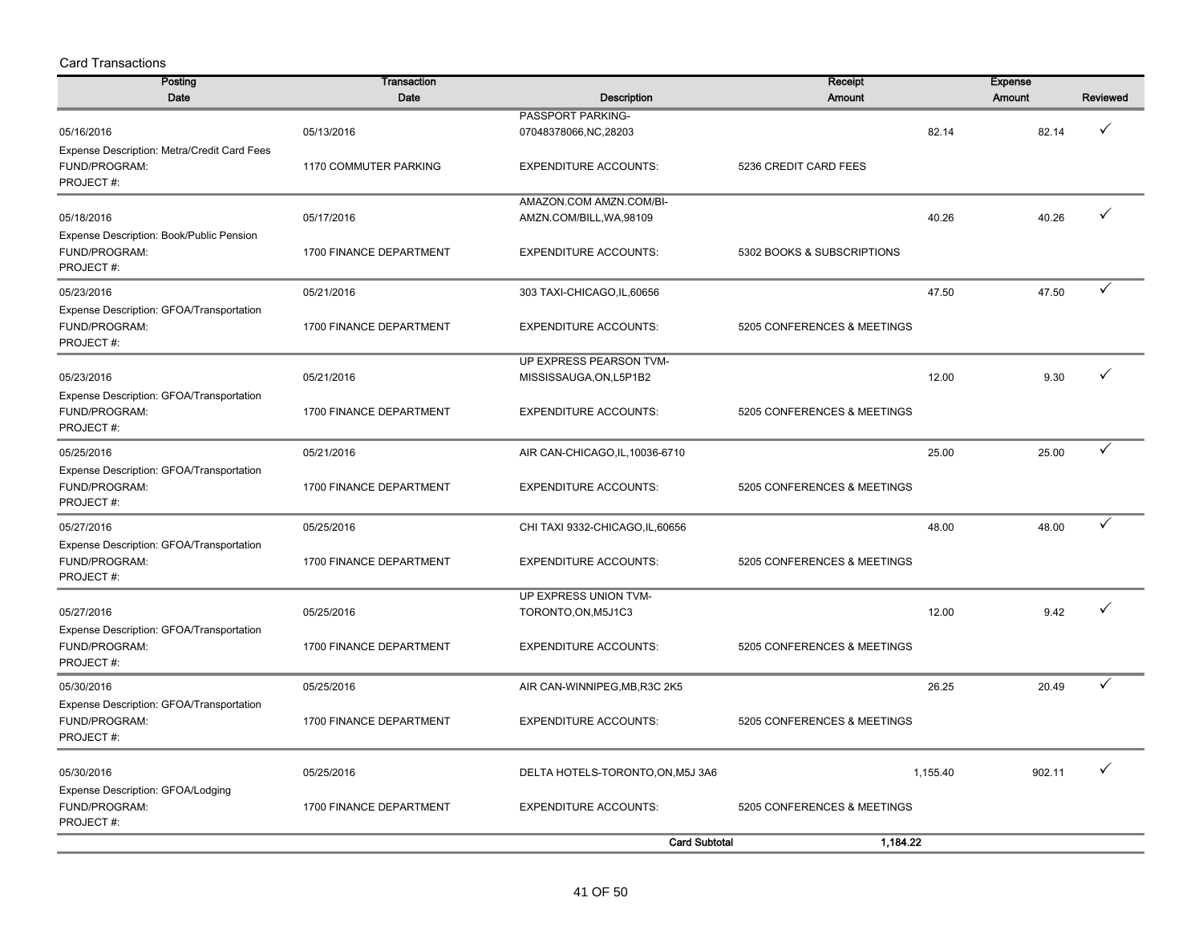Card Transactions

| Posting Date | Transaction Date | Description | | Receipt Amount | Expense Amount | Reviewed |
|---|---|---|---|---|---|---|
| 05/16/2016 | 05/13/2016 | PASSPORT PARKING-07048378066,NC,28203 | | 82.14 | 82.14 | ✓ |
| Expense Description: Metra/Credit Card Fees | | | | | | |
| FUND/PROGRAM: | 1170 COMMUTER PARKING | EXPENDITURE ACCOUNTS: | 5236 CREDIT CARD FEES | | | |
| PROJECT #: | | | | | | |
| 05/18/2016 | 05/17/2016 | AMAZON.COM AMZN.COM/BI-AMZN.COM/BILL,WA,98109 | | 40.26 | 40.26 | ✓ |
| Expense Description: Book/Public Pension | | | | | | |
| FUND/PROGRAM: | 1700 FINANCE DEPARTMENT | EXPENDITURE ACCOUNTS: | 5302 BOOKS & SUBSCRIPTIONS | | | |
| PROJECT #: | | | | | | |
| 05/23/2016 | 05/21/2016 | 303 TAXI-CHICAGO,IL,60656 | | 47.50 | 47.50 | ✓ |
| Expense Description: GFOA/Transportation | | | | | | |
| FUND/PROGRAM: | 1700 FINANCE DEPARTMENT | EXPENDITURE ACCOUNTS: | 5205 CONFERENCES & MEETINGS | | | |
| PROJECT #: | | | | | | |
| 05/23/2016 | 05/21/2016 | UP EXPRESS PEARSON TVM-MISSISSAUGA,ON,L5P1B2 | | 12.00 | 9.30 | ✓ |
| Expense Description: GFOA/Transportation | | | | | | |
| FUND/PROGRAM: | 1700 FINANCE DEPARTMENT | EXPENDITURE ACCOUNTS: | 5205 CONFERENCES & MEETINGS | | | |
| PROJECT #: | | | | | | |
| 05/25/2016 | 05/21/2016 | AIR CAN-CHICAGO,IL,10036-6710 | | 25.00 | 25.00 | ✓ |
| Expense Description: GFOA/Transportation | | | | | | |
| FUND/PROGRAM: | 1700 FINANCE DEPARTMENT | EXPENDITURE ACCOUNTS: | 5205 CONFERENCES & MEETINGS | | | |
| PROJECT #: | | | | | | |
| 05/27/2016 | 05/25/2016 | CHI TAXI 9332-CHICAGO,IL,60656 | | 48.00 | 48.00 | ✓ |
| Expense Description: GFOA/Transportation | | | | | | |
| FUND/PROGRAM: | 1700 FINANCE DEPARTMENT | EXPENDITURE ACCOUNTS: | 5205 CONFERENCES & MEETINGS | | | |
| PROJECT #: | | | | | | |
| 05/27/2016 | 05/25/2016 | UP EXPRESS UNION TVM-TORONTO,ON,M5J1C3 | | 12.00 | 9.42 | ✓ |
| Expense Description: GFOA/Transportation | | | | | | |
| FUND/PROGRAM: | 1700 FINANCE DEPARTMENT | EXPENDITURE ACCOUNTS: | 5205 CONFERENCES & MEETINGS | | | |
| PROJECT #: | | | | | | |
| 05/30/2016 | 05/25/2016 | AIR CAN-WINNIPEG,MB,R3C 2K5 | | 26.25 | 20.49 | ✓ |
| Expense Description: GFOA/Transportation | | | | | | |
| FUND/PROGRAM: | 1700 FINANCE DEPARTMENT | EXPENDITURE ACCOUNTS: | 5205 CONFERENCES & MEETINGS | | | |
| PROJECT #: | | | | | | |
| 05/30/2016 | 05/25/2016 | DELTA HOTELS-TORONTO,ON,M5J 3A6 | | 1,155.40 | 902.11 | ✓ |
| Expense Description: GFOA/Lodging | | | | | | |
| FUND/PROGRAM: | 1700 FINANCE DEPARTMENT | EXPENDITURE ACCOUNTS: | 5205 CONFERENCES & MEETINGS | | | |
| PROJECT #: | | | | | | |
| | | **Card Subtotal** | **1,184.22** | | | |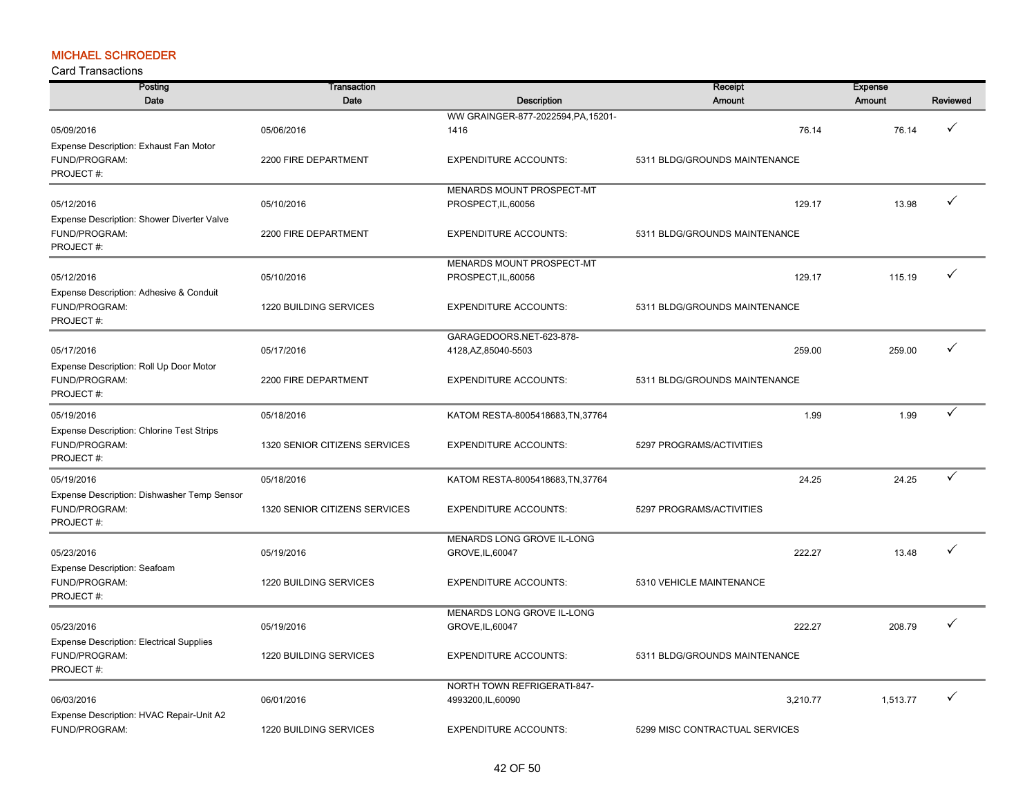## MICHAEL SCHROEDER

Card Transactions

| Posting Date | Transaction Date | Description | Receipt Amount | Expense Amount | Reviewed |
|---|---|---|---|---|---|
| 05/09/2016 | 05/06/2016 | WW GRAINGER-877-2022594,PA,15201-1416 | 76.14 | 76.14 | ✓ |
| Expense Description: Exhaust Fan Motor | | | | | |
| FUND/PROGRAM: | 2200 FIRE DEPARTMENT | EXPENDITURE ACCOUNTS: | 5311 BLDG/GROUNDS MAINTENANCE | | |
| PROJECT #: | | | | | |
| 05/12/2016 | 05/10/2016 | MENARDS MOUNT PROSPECT-MT PROSPECT,IL,60056 | 129.17 | 13.98 | ✓ |
| Expense Description: Shower Diverter Valve | | | | | |
| FUND/PROGRAM: | 2200 FIRE DEPARTMENT | EXPENDITURE ACCOUNTS: | 5311 BLDG/GROUNDS MAINTENANCE | | |
| PROJECT #: | | | | | |
| 05/12/2016 | 05/10/2016 | MENARDS MOUNT PROSPECT-MT PROSPECT,IL,60056 | 129.17 | 115.19 | ✓ |
| Expense Description: Adhesive & Conduit | | | | | |
| FUND/PROGRAM: | 1220 BUILDING SERVICES | EXPENDITURE ACCOUNTS: | 5311 BLDG/GROUNDS MAINTENANCE | | |
| PROJECT #: | | | | | |
| 05/17/2016 | 05/17/2016 | GARAGEDOORS.NET-623-878-4128,AZ,85040-5503 | 259.00 | 259.00 | ✓ |
| Expense Description: Roll Up Door Motor | | | | | |
| FUND/PROGRAM: | 2200 FIRE DEPARTMENT | EXPENDITURE ACCOUNTS: | 5311 BLDG/GROUNDS MAINTENANCE | | |
| PROJECT #: | | | | | |
| 05/19/2016 | 05/18/2016 | KATOM RESTA-8005418683,TN,37764 | 1.99 | 1.99 | ✓ |
| Expense Description: Chlorine Test Strips | | | | | |
| FUND/PROGRAM: | 1320 SENIOR CITIZENS SERVICES | EXPENDITURE ACCOUNTS: | 5297 PROGRAMS/ACTIVITIES | | |
| PROJECT #: | | | | | |
| 05/19/2016 | 05/18/2016 | KATOM RESTA-8005418683,TN,37764 | 24.25 | 24.25 | ✓ |
| Expense Description: Dishwasher Temp Sensor | | | | | |
| FUND/PROGRAM: | 1320 SENIOR CITIZENS SERVICES | EXPENDITURE ACCOUNTS: | 5297 PROGRAMS/ACTIVITIES | | |
| PROJECT #: | | | | | |
| 05/23/2016 | 05/19/2016 | MENARDS LONG GROVE IL-LONG GROVE,IL,60047 | 222.27 | 13.48 | ✓ |
| Expense Description: Seafoam | | | | | |
| FUND/PROGRAM: | 1220 BUILDING SERVICES | EXPENDITURE ACCOUNTS: | 5310 VEHICLE MAINTENANCE | | |
| PROJECT #: | | | | | |
| 05/23/2016 | 05/19/2016 | MENARDS LONG GROVE IL-LONG GROVE,IL,60047 | 222.27 | 208.79 | ✓ |
| Expense Description: Electrical Supplies | | | | | |
| FUND/PROGRAM: | 1220 BUILDING SERVICES | EXPENDITURE ACCOUNTS: | 5311 BLDG/GROUNDS MAINTENANCE | | |
| PROJECT #: | | | | | |
| 06/03/2016 | 06/01/2016 | NORTH TOWN REFRIGERATI-847-4993200,IL,60090 | 3,210.77 | 1,513.77 | ✓ |
| Expense Description: HVAC Repair-Unit A2 | | | | | |
| FUND/PROGRAM: | 1220 BUILDING SERVICES | EXPENDITURE ACCOUNTS: | 5299 MISC CONTRACTUAL SERVICES | | |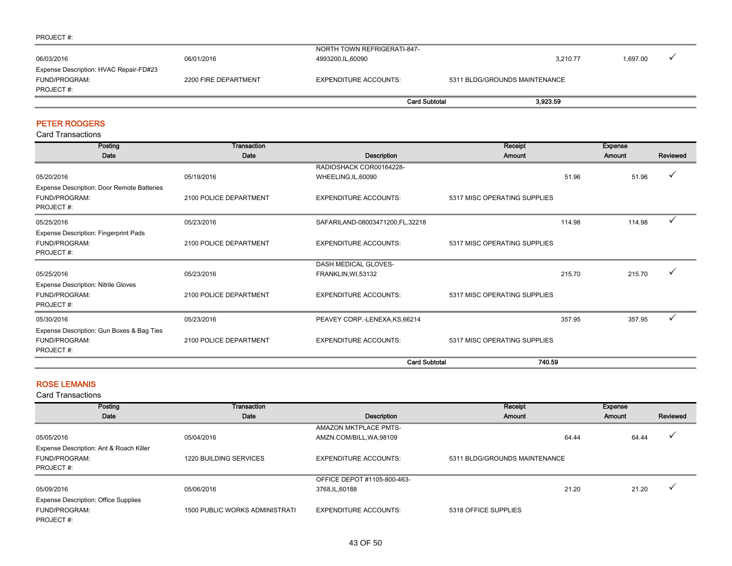PROJECT #:

| | | | | | |
|---|---|---|---|---|---|
| 06/03/2016 | 06/01/2016 | NORTH TOWN REFRIGERATI-847-4993200,IL,60090 | 3,210.77 | 1,697.00 | ✓ |
| Expense Description: HVAC Repair-FD#23 | | | | | |
| FUND/PROGRAM: | 2200 FIRE DEPARTMENT | EXPENDITURE ACCOUNTS: | 5311 BLDG/GROUNDS MAINTENANCE | | |
| PROJECT #: | | | | | |
| | | Card Subtotal | 3,923.59 | | |

## PETER RODGERS

Card Transactions

| Posting Date | Transaction Date | Description | Receipt Amount | Expense Amount | Reviewed |
|---|---|---|---|---|---|
| 05/20/2016 | 05/19/2016 | RADIOSHACK COR00164228-WHEELING,IL,60090 | 51.96 | 51.96 | ✓ |
| Expense Description: Door Remote Batteries | | | | | |
| FUND/PROGRAM: | 2100 POLICE DEPARTMENT | EXPENDITURE ACCOUNTS: | 5317 MISC OPERATING SUPPLIES | | |
| PROJECT #: | | | | | |
| 05/25/2016 | 05/23/2016 | SAFARILAND-08003471200,FL,32218 | 114.98 | 114.98 | ✓ |
| Expense Description: Fingerprint Pads | | | | | |
| FUND/PROGRAM: | 2100 POLICE DEPARTMENT | EXPENDITURE ACCOUNTS: | 5317 MISC OPERATING SUPPLIES | | |
| PROJECT #: | | | | | |
| 05/25/2016 | 05/23/2016 | DASH MEDICAL GLOVES-FRANKLIN,WI,53132 | 215.70 | 215.70 | ✓ |
| Expense Description: Nitrile Gloves | | | | | |
| FUND/PROGRAM: | 2100 POLICE DEPARTMENT | EXPENDITURE ACCOUNTS: | 5317 MISC OPERATING SUPPLIES | | |
| PROJECT #: | | | | | |
| 05/30/2016 | 05/23/2016 | PEAVEY CORP.-LENEXA,KS,66214 | 357.95 | 357.95 | ✓ |
| Expense Description: Gun Boxes & Bag Ties | | | | | |
| FUND/PROGRAM: | 2100 POLICE DEPARTMENT | EXPENDITURE ACCOUNTS: | 5317 MISC OPERATING SUPPLIES | | |
| PROJECT #: | | | | | |
| | | Card Subtotal | 740.59 | | |

## ROSE LEMANIS

Card Transactions

| Posting Date | Transaction Date | Description | Receipt Amount | Expense Amount | Reviewed |
|---|---|---|---|---|---|
| 05/05/2016 | 05/04/2016 | AMAZON MKTPLACE PMTS-AMZN.COM/BILL,WA,98109 | 64.44 | 64.44 | ✓ |
| Expense Description: Ant & Roach Killer | | | | | |
| FUND/PROGRAM: | 1220 BUILDING SERVICES | EXPENDITURE ACCOUNTS: | 5311 BLDG/GROUNDS MAINTENANCE | | |
| PROJECT #: | | | | | |
| 05/09/2016 | 05/06/2016 | OFFICE DEPOT #1105-800-463-3768,IL,60188 | 21.20 | 21.20 | ✓ |
| Expense Description: Office Supplies | | | | | |
| FUND/PROGRAM: | 1500 PUBLIC WORKS ADMINISTRATI | EXPENDITURE ACCOUNTS: | 5318 OFFICE SUPPLIES | | |
| PROJECT #: | | | | | |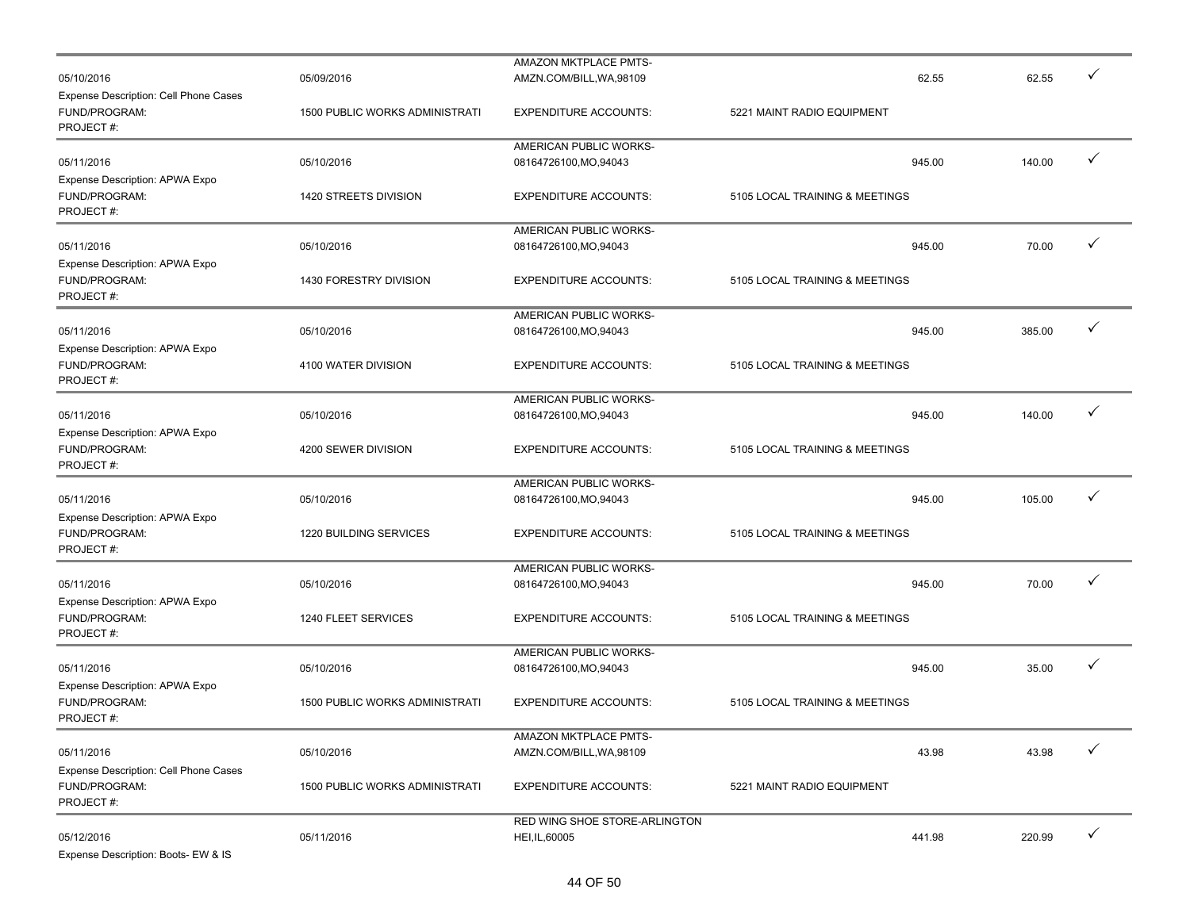| | | | | | | |
|---|---|---|---|---|---|---|
| 05/10/2016 | 05/09/2016 | AMAZON MKTPLACE PMTS-AMZN.COM/BILL,WA,98109 | | 62.55 | 62.55 | ✓ |
| Expense Description: Cell Phone Cases | | | | | | |
| FUND/PROGRAM: | 1500 PUBLIC WORKS ADMINISTRATI | EXPENDITURE ACCOUNTS: | 5221 MAINT RADIO EQUIPMENT | | | |
| PROJECT #: | | | | | | |
| 05/11/2016 | 05/10/2016 | AMERICAN PUBLIC WORKS-08164726100,MO,94043 | | 945.00 | 140.00 | ✓ |
| Expense Description: APWA Expo | | | | | | |
| FUND/PROGRAM: | 1420 STREETS DIVISION | EXPENDITURE ACCOUNTS: | 5105 LOCAL TRAINING & MEETINGS | | | |
| PROJECT #: | | | | | | |
| 05/11/2016 | 05/10/2016 | AMERICAN PUBLIC WORKS-08164726100,MO,94043 | | 945.00 | 70.00 | ✓ |
| Expense Description: APWA Expo | | | | | | |
| FUND/PROGRAM: | 1430 FORESTRY DIVISION | EXPENDITURE ACCOUNTS: | 5105 LOCAL TRAINING & MEETINGS | | | |
| PROJECT #: | | | | | | |
| 05/11/2016 | 05/10/2016 | AMERICAN PUBLIC WORKS-08164726100,MO,94043 | | 945.00 | 385.00 | ✓ |
| Expense Description: APWA Expo | | | | | | |
| FUND/PROGRAM: | 4100 WATER DIVISION | EXPENDITURE ACCOUNTS: | 5105 LOCAL TRAINING & MEETINGS | | | |
| PROJECT #: | | | | | | |
| 05/11/2016 | 05/10/2016 | AMERICAN PUBLIC WORKS-08164726100,MO,94043 | | 945.00 | 140.00 | ✓ |
| Expense Description: APWA Expo | | | | | | |
| FUND/PROGRAM: | 4200 SEWER DIVISION | EXPENDITURE ACCOUNTS: | 5105 LOCAL TRAINING & MEETINGS | | | |
| PROJECT #: | | | | | | |
| 05/11/2016 | 05/10/2016 | AMERICAN PUBLIC WORKS-08164726100,MO,94043 | | 945.00 | 105.00 | ✓ |
| Expense Description: APWA Expo | | | | | | |
| FUND/PROGRAM: | 1220 BUILDING SERVICES | EXPENDITURE ACCOUNTS: | 5105 LOCAL TRAINING & MEETINGS | | | |
| PROJECT #: | | | | | | |
| 05/11/2016 | 05/10/2016 | AMERICAN PUBLIC WORKS-08164726100,MO,94043 | | 945.00 | 70.00 | ✓ |
| Expense Description: APWA Expo | | | | | | |
| FUND/PROGRAM: | 1240 FLEET SERVICES | EXPENDITURE ACCOUNTS: | 5105 LOCAL TRAINING & MEETINGS | | | |
| PROJECT #: | | | | | | |
| 05/11/2016 | 05/10/2016 | AMERICAN PUBLIC WORKS-08164726100,MO,94043 | | 945.00 | 35.00 | ✓ |
| Expense Description: APWA Expo | | | | | | |
| FUND/PROGRAM: | 1500 PUBLIC WORKS ADMINISTRATI | EXPENDITURE ACCOUNTS: | 5105 LOCAL TRAINING & MEETINGS | | | |
| PROJECT #: | | | | | | |
| 05/11/2016 | 05/10/2016 | AMAZON MKTPLACE PMTS-AMZN.COM/BILL,WA,98109 | | 43.98 | 43.98 | ✓ |
| Expense Description: Cell Phone Cases | | | | | | |
| FUND/PROGRAM: | 1500 PUBLIC WORKS ADMINISTRATI | EXPENDITURE ACCOUNTS: | 5221 MAINT RADIO EQUIPMENT | | | |
| PROJECT #: | | | | | | |
| 05/12/2016 | 05/11/2016 | RED WING SHOE STORE-ARLINGTON HEI,IL,60005 | | 441.98 | 220.99 | ✓ |
| Expense Description: Boots- EW & IS | | | | | | |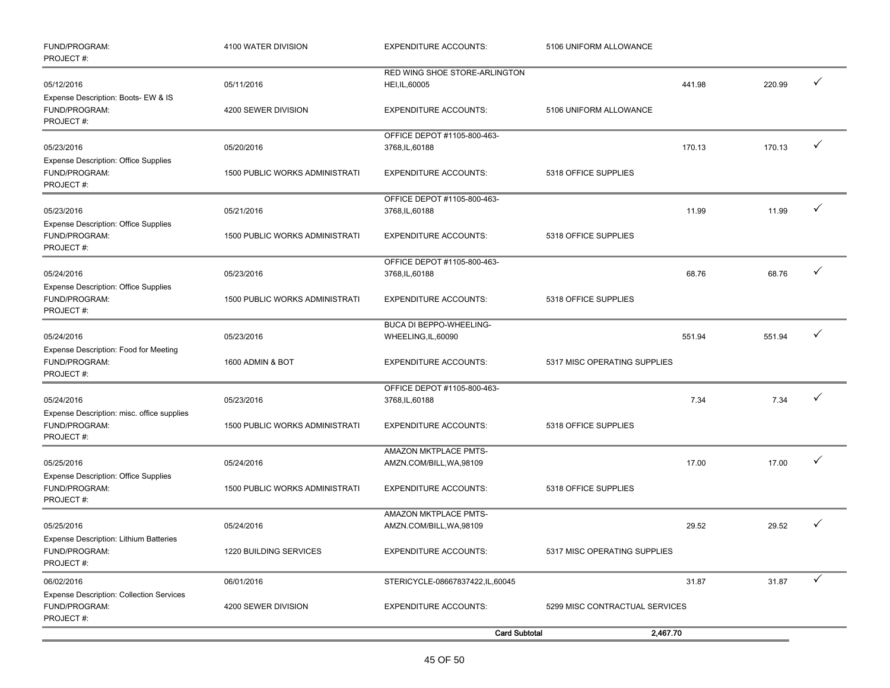| | | | | | | |
|---|---|---|---|---|---|---|
| FUND/PROGRAM: PROJECT #: | 4100 WATER DIVISION | EXPENDITURE ACCOUNTS: | 5106 UNIFORM ALLOWANCE | | | |
| 05/12/2016 | 05/11/2016 | RED WING SHOE STORE-ARLINGTON HEI,IL,60005 | | 441.98 | 220.99 | ✓ |
| Expense Description: Boots- EW & IS | | | | | | |
| FUND/PROGRAM: PROJECT #: | 4200 SEWER DIVISION | EXPENDITURE ACCOUNTS: | 5106 UNIFORM ALLOWANCE | | | |
| 05/23/2016 | 05/20/2016 | OFFICE DEPOT #1105-800-463-3768,IL,60188 | | 170.13 | 170.13 | ✓ |
| Expense Description: Office Supplies | | | | | | |
| FUND/PROGRAM: PROJECT #: | 1500 PUBLIC WORKS ADMINISTRATI | EXPENDITURE ACCOUNTS: | 5318 OFFICE SUPPLIES | | | |
| 05/23/2016 | 05/21/2016 | OFFICE DEPOT #1105-800-463-3768,IL,60188 | | 11.99 | 11.99 | ✓ |
| Expense Description: Office Supplies | | | | | | |
| FUND/PROGRAM: PROJECT #: | 1500 PUBLIC WORKS ADMINISTRATI | EXPENDITURE ACCOUNTS: | 5318 OFFICE SUPPLIES | | | |
| 05/24/2016 | 05/23/2016 | OFFICE DEPOT #1105-800-463-3768,IL,60188 | | 68.76 | 68.76 | ✓ |
| Expense Description: Office Supplies | | | | | | |
| FUND/PROGRAM: PROJECT #: | 1500 PUBLIC WORKS ADMINISTRATI | EXPENDITURE ACCOUNTS: | 5318 OFFICE SUPPLIES | | | |
| 05/24/2016 | 05/23/2016 | BUCA DI BEPPO-WHEELING-WHEELING,IL,60090 | | 551.94 | 551.94 | ✓ |
| Expense Description: Food for Meeting | | | | | | |
| FUND/PROGRAM: PROJECT #: | 1600 ADMIN & BOT | EXPENDITURE ACCOUNTS: | 5317 MISC OPERATING SUPPLIES | | | |
| 05/24/2016 | 05/23/2016 | OFFICE DEPOT #1105-800-463-3768,IL,60188 | | 7.34 | 7.34 | ✓ |
| Expense Description: misc. office supplies | | | | | | |
| FUND/PROGRAM: PROJECT #: | 1500 PUBLIC WORKS ADMINISTRATI | EXPENDITURE ACCOUNTS: | 5318 OFFICE SUPPLIES | | | |
| 05/25/2016 | 05/24/2016 | AMAZON MKTPLACE PMTS-AMZN.COM/BILL,WA,98109 | | 17.00 | 17.00 | ✓ |
| Expense Description: Office Supplies | | | | | | |
| FUND/PROGRAM: PROJECT #: | 1500 PUBLIC WORKS ADMINISTRATI | EXPENDITURE ACCOUNTS: | 5318 OFFICE SUPPLIES | | | |
| 05/25/2016 | 05/24/2016 | AMAZON MKTPLACE PMTS-AMZN.COM/BILL,WA,98109 | | 29.52 | 29.52 | ✓ |
| Expense Description: Lithium Batteries | | | | | | |
| FUND/PROGRAM: PROJECT #: | 1220 BUILDING SERVICES | EXPENDITURE ACCOUNTS: | 5317 MISC OPERATING SUPPLIES | | | |
| 06/02/2016 | 06/01/2016 | STERICYCLE-08667837422,IL,60045 | | 31.87 | 31.87 | ✓ |
| Expense Description: Collection Services | | | | | | |
| FUND/PROGRAM: PROJECT #: | 4200 SEWER DIVISION | EXPENDITURE ACCOUNTS: | 5299 MISC CONTRACTUAL SERVICES | | | |
| | | **Card Subtotal** | | **2,467.70** | | |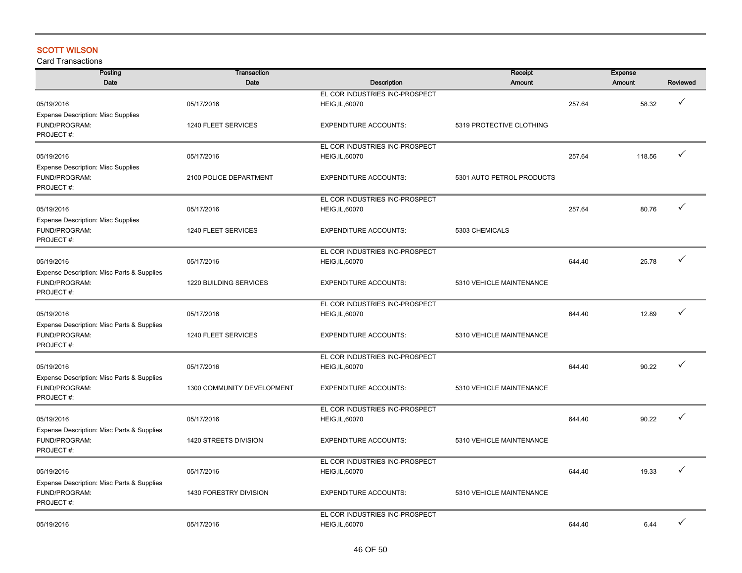**SCOTT WILSON**

Card Transactions

| Posting Date | Transaction Date | Description | Receipt Amount | Expense Amount | Reviewed |
|---|---|---|---|---|---|
| 05/19/2016 | 05/17/2016 | EL COR INDUSTRIES INC-PROSPECT HEIG,IL,60070 | 257.64 | 58.32 | ✓ |
| Expense Description: Misc Supplies | | | | | |
| FUND/PROGRAM: | 1240 FLEET SERVICES | EXPENDITURE ACCOUNTS: | 5319 PROTECTIVE CLOTHING | | |
| PROJECT #: | | | | | |
| 05/19/2016 | 05/17/2016 | EL COR INDUSTRIES INC-PROSPECT HEIG,IL,60070 | 257.64 | 118.56 | ✓ |
| Expense Description: Misc Supplies | | | | | |
| FUND/PROGRAM: | 2100 POLICE DEPARTMENT | EXPENDITURE ACCOUNTS: | 5301 AUTO PETROL PRODUCTS | | |
| PROJECT #: | | | | | |
| 05/19/2016 | 05/17/2016 | EL COR INDUSTRIES INC-PROSPECT HEIG,IL,60070 | 257.64 | 80.76 | ✓ |
| Expense Description: Misc Supplies | | | | | |
| FUND/PROGRAM: | 1240 FLEET SERVICES | EXPENDITURE ACCOUNTS: | 5303 CHEMICALS | | |
| PROJECT #: | | | | | |
| 05/19/2016 | 05/17/2016 | EL COR INDUSTRIES INC-PROSPECT HEIG,IL,60070 | 644.40 | 25.78 | ✓ |
| Expense Description: Misc Parts & Supplies | | | | | |
| FUND/PROGRAM: | 1220 BUILDING SERVICES | EXPENDITURE ACCOUNTS: | 5310 VEHICLE MAINTENANCE | | |
| PROJECT #: | | | | | |
| 05/19/2016 | 05/17/2016 | EL COR INDUSTRIES INC-PROSPECT HEIG,IL,60070 | 644.40 | 12.89 | ✓ |
| Expense Description: Misc Parts & Supplies | | | | | |
| FUND/PROGRAM: | 1240 FLEET SERVICES | EXPENDITURE ACCOUNTS: | 5310 VEHICLE MAINTENANCE | | |
| PROJECT #: | | | | | |
| 05/19/2016 | 05/17/2016 | EL COR INDUSTRIES INC-PROSPECT HEIG,IL,60070 | 644.40 | 90.22 | ✓ |
| Expense Description: Misc Parts & Supplies | | | | | |
| FUND/PROGRAM: | 1300 COMMUNITY DEVELOPMENT | EXPENDITURE ACCOUNTS: | 5310 VEHICLE MAINTENANCE | | |
| PROJECT #: | | | | | |
| 05/19/2016 | 05/17/2016 | EL COR INDUSTRIES INC-PROSPECT HEIG,IL,60070 | 644.40 | 90.22 | ✓ |
| Expense Description: Misc Parts & Supplies | | | | | |
| FUND/PROGRAM: | 1420 STREETS DIVISION | EXPENDITURE ACCOUNTS: | 5310 VEHICLE MAINTENANCE | | |
| PROJECT #: | | | | | |
| 05/19/2016 | 05/17/2016 | EL COR INDUSTRIES INC-PROSPECT HEIG,IL,60070 | 644.40 | 19.33 | ✓ |
| Expense Description: Misc Parts & Supplies | | | | | |
| FUND/PROGRAM: | 1430 FORESTRY DIVISION | EXPENDITURE ACCOUNTS: | 5310 VEHICLE MAINTENANCE | | |
| PROJECT #: | | | | | |
| 05/19/2016 | 05/17/2016 | EL COR INDUSTRIES INC-PROSPECT HEIG,IL,60070 | 644.40 | 6.44 | ✓ |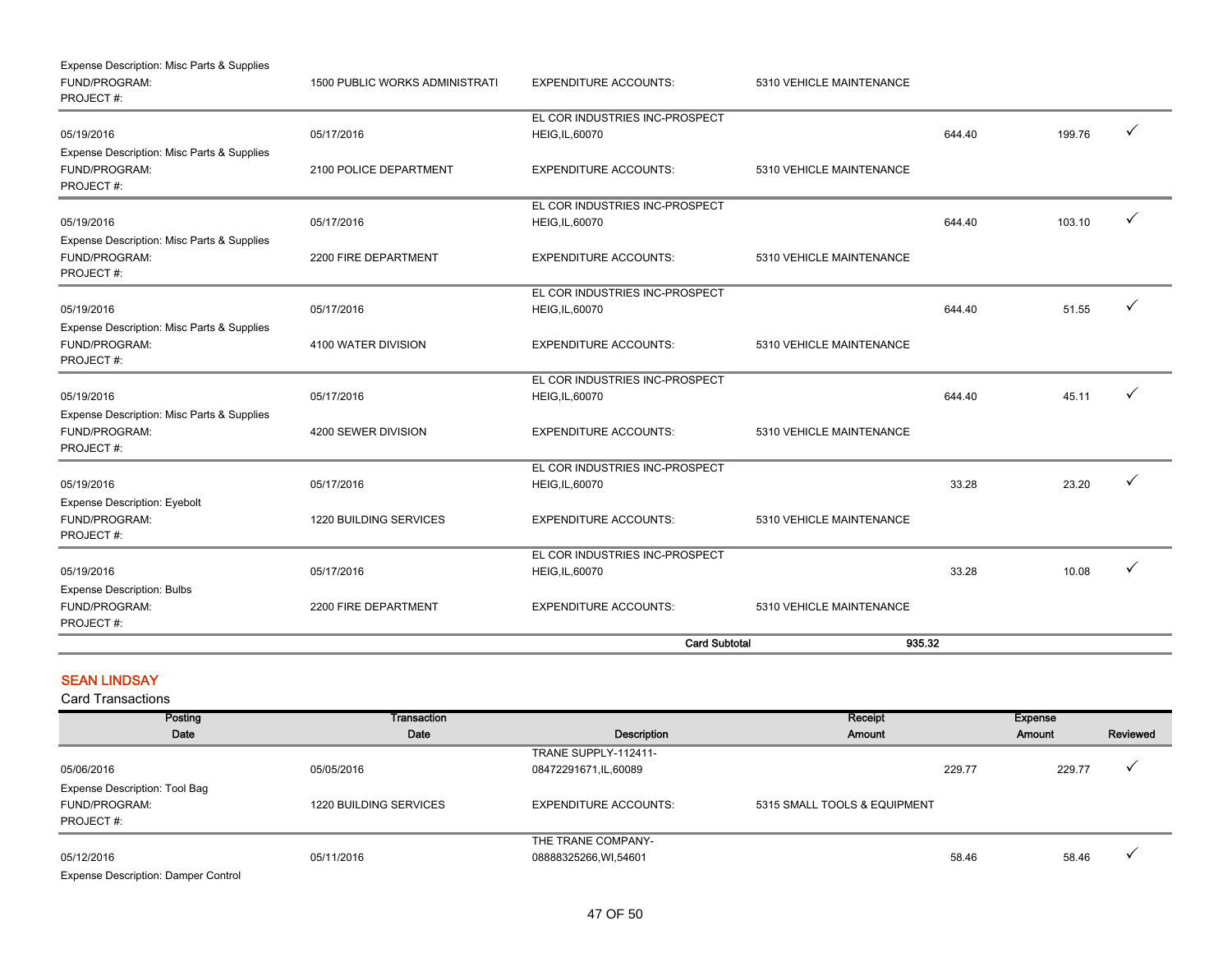Expense Description: Misc Parts & Supplies
FUND/PROGRAM: 1500 PUBLIC WORKS ADMINISTRATI | EXPENDITURE ACCOUNTS: 5310 VEHICLE MAINTENANCE
PROJECT #:

| Posting Date | Transaction Date | Description | | Receipt Amount | Expense Amount | Reviewed |
|---|---|---|---|---|---|---|
| 05/19/2016 | 05/17/2016 | EL COR INDUSTRIES INC-PROSPECT HEIG,IL,60070 | | 644.40 | 199.76 | ✓ |
| Expense Description: Misc Parts & Supplies | | | | | | |
| FUND/PROGRAM: | 2100 POLICE DEPARTMENT | EXPENDITURE ACCOUNTS: | 5310 VEHICLE MAINTENANCE | | | |
| PROJECT #: | | | | | | |
| 05/19/2016 | 05/17/2016 | EL COR INDUSTRIES INC-PROSPECT HEIG,IL,60070 | | 644.40 | 103.10 | ✓ |
| Expense Description: Misc Parts & Supplies | | | | | | |
| FUND/PROGRAM: | 2200 FIRE DEPARTMENT | EXPENDITURE ACCOUNTS: | 5310 VEHICLE MAINTENANCE | | | |
| PROJECT #: | | | | | | |
| 05/19/2016 | 05/17/2016 | EL COR INDUSTRIES INC-PROSPECT HEIG,IL,60070 | | 644.40 | 51.55 | ✓ |
| Expense Description: Misc Parts & Supplies | | | | | | |
| FUND/PROGRAM: | 4100 WATER DIVISION | EXPENDITURE ACCOUNTS: | 5310 VEHICLE MAINTENANCE | | | |
| PROJECT #: | | | | | | |
| 05/19/2016 | 05/17/2016 | EL COR INDUSTRIES INC-PROSPECT HEIG,IL,60070 | | 644.40 | 45.11 | ✓ |
| Expense Description: Misc Parts & Supplies | | | | | | |
| FUND/PROGRAM: | 4200 SEWER DIVISION | EXPENDITURE ACCOUNTS: | 5310 VEHICLE MAINTENANCE | | | |
| PROJECT #: | | | | | | |
| 05/19/2016 | 05/17/2016 | EL COR INDUSTRIES INC-PROSPECT HEIG,IL,60070 | | 33.28 | 23.20 | ✓ |
| Expense Description: Eyebolt | | | | | | |
| FUND/PROGRAM: | 1220 BUILDING SERVICES | EXPENDITURE ACCOUNTS: | 5310 VEHICLE MAINTENANCE | | | |
| PROJECT #: | | | | | | |
| 05/19/2016 | 05/17/2016 | EL COR INDUSTRIES INC-PROSPECT HEIG,IL,60070 | | 33.28 | 10.08 | ✓ |
| Expense Description: Bulbs | | | | | | |
| FUND/PROGRAM: | 2200 FIRE DEPARTMENT | EXPENDITURE ACCOUNTS: | 5310 VEHICLE MAINTENANCE | | | |
| PROJECT #: | | | | | | |
| | | **Card Subtotal** | **935.32** | | | |

## SEAN LINDSAY

Card Transactions

| Posting Date | Transaction Date | Description | | Receipt Amount | Expense Amount | Reviewed |
|---|---|---|---|---|---|---|
| 05/06/2016 | 05/05/2016 | TRANE SUPPLY-112411-08472291671,IL,60089 | | 229.77 | 229.77 | ✓ |
| Expense Description: Tool Bag | | | | | | |
| FUND/PROGRAM: | 1220 BUILDING SERVICES | EXPENDITURE ACCOUNTS: | 5315 SMALL TOOLS & EQUIPMENT | | | |
| PROJECT #: | | | | | | |
| 05/12/2016 | 05/11/2016 | THE TRANE COMPANY-08888325266,WI,54601 | | 58.46 | 58.46 | ✓ |
| Expense Description: Damper Control | | | | | | |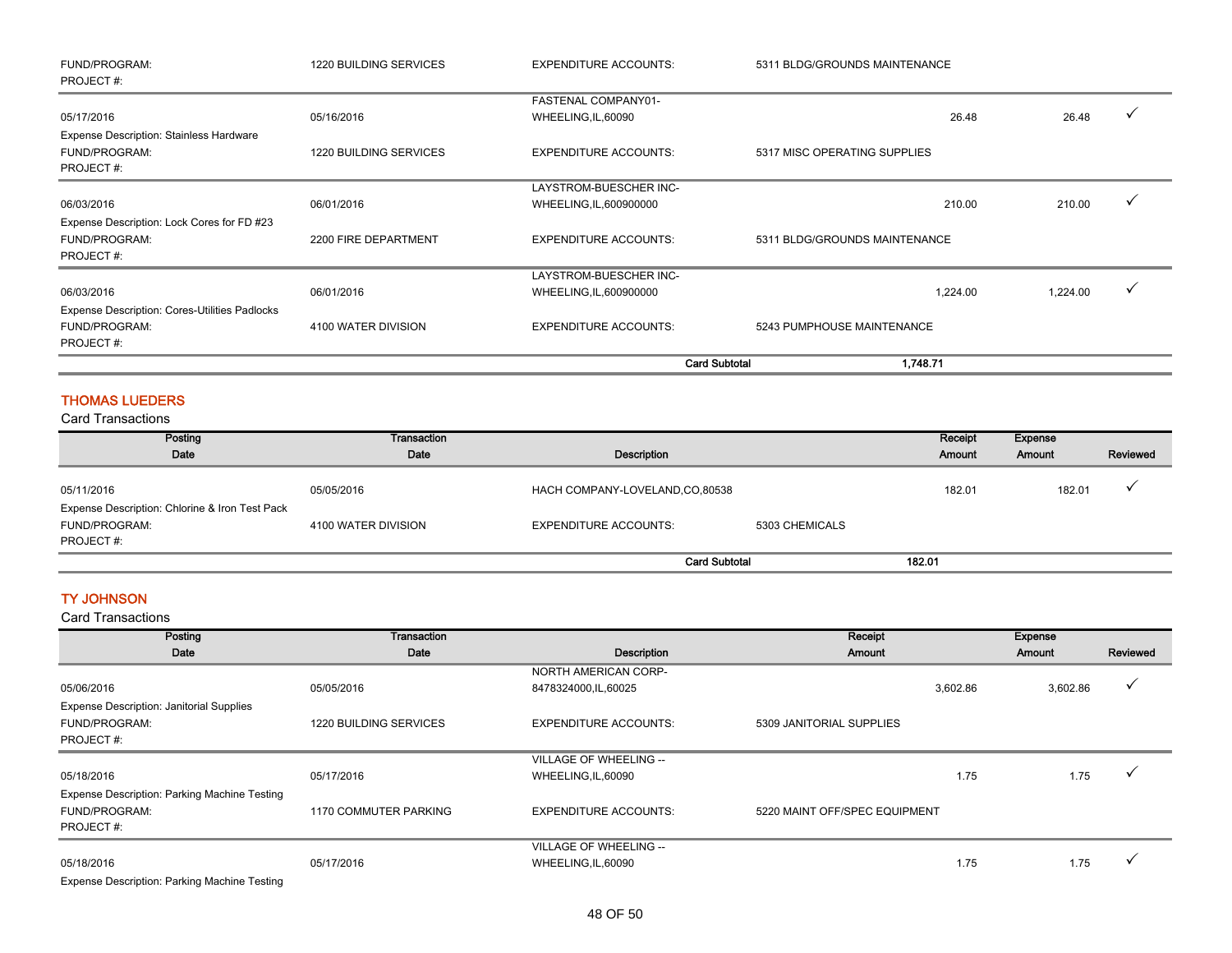| | | | | | | |
|---|---|---|---|---|---|---|
| FUND/PROGRAM: PROJECT #: | 1220 BUILDING SERVICES | EXPENDITURE ACCOUNTS: | 5311 BLDG/GROUNDS MAINTENANCE | | | |
| 05/17/2016 | 05/16/2016 | FASTENAL COMPANY01-WHEELING,IL,60090 | | 26.48 | 26.48 | ✓ |
| Expense Description: Stainless Hardware | | | | | | |
| FUND/PROGRAM: PROJECT #: | 1220 BUILDING SERVICES | EXPENDITURE ACCOUNTS: | 5317 MISC OPERATING SUPPLIES | | | |
| 06/03/2016 | 06/01/2016 | LAYSTROM-BUESCHER INC-WHEELING,IL,600900000 | | 210.00 | 210.00 | ✓ |
| Expense Description: Lock Cores for FD #23 | | | | | | |
| FUND/PROGRAM: PROJECT #: | 2200 FIRE DEPARTMENT | EXPENDITURE ACCOUNTS: | 5311 BLDG/GROUNDS MAINTENANCE | | | |
| 06/03/2016 | 06/01/2016 | LAYSTROM-BUESCHER INC-WHEELING,IL,600900000 | | 1,224.00 | 1,224.00 | ✓ |
| Expense Description: Cores-Utilities Padlocks | | | | | | |
| FUND/PROGRAM: PROJECT #: | 4100 WATER DIVISION | EXPENDITURE ACCOUNTS: | 5243 PUMPHOUSE MAINTENANCE | | | |
| | | **Card Subtotal** | **1,748.71** | | | |

## THOMAS LUEDERS

Card Transactions

| Posting Date | Transaction Date | Description | | Receipt Amount | Expense Amount | Reviewed |
|---|---|---|---|---|---|---|
| 05/11/2016 | 05/05/2016 | HACH COMPANY-LOVELAND,CO,80538 | | 182.01 | 182.01 | ✓ |
| Expense Description: Chlorine & Iron Test Pack | | | | | | |
| FUND/PROGRAM: PROJECT #: | 4100 WATER DIVISION | EXPENDITURE ACCOUNTS: | 5303 CHEMICALS | | | |
| | | **Card Subtotal** | **182.01** | | | |

## TY JOHNSON

Card Transactions

| Posting Date | Transaction Date | Description | | Receipt Amount | Expense Amount | Reviewed |
|---|---|---|---|---|---|---|
| 05/06/2016 | 05/05/2016 | NORTH AMERICAN CORP-8478324000,IL,60025 | | 3,602.86 | 3,602.86 | ✓ |
| Expense Description: Janitorial Supplies | | | | | | |
| FUND/PROGRAM: PROJECT #: | 1220 BUILDING SERVICES | EXPENDITURE ACCOUNTS: | 5309 JANITORIAL SUPPLIES | | | |
| 05/18/2016 | 05/17/2016 | VILLAGE OF WHEELING --WHEELING,IL,60090 | | 1.75 | 1.75 | ✓ |
| Expense Description: Parking Machine Testing | | | | | | |
| FUND/PROGRAM: PROJECT #: | 1170 COMMUTER PARKING | EXPENDITURE ACCOUNTS: | 5220 MAINT OFF/SPEC EQUIPMENT | | | |
| 05/18/2016 | 05/17/2016 | VILLAGE OF WHEELING --WHEELING,IL,60090 | | 1.75 | 1.75 | ✓ |
| Expense Description: Parking Machine Testing | | | | | | |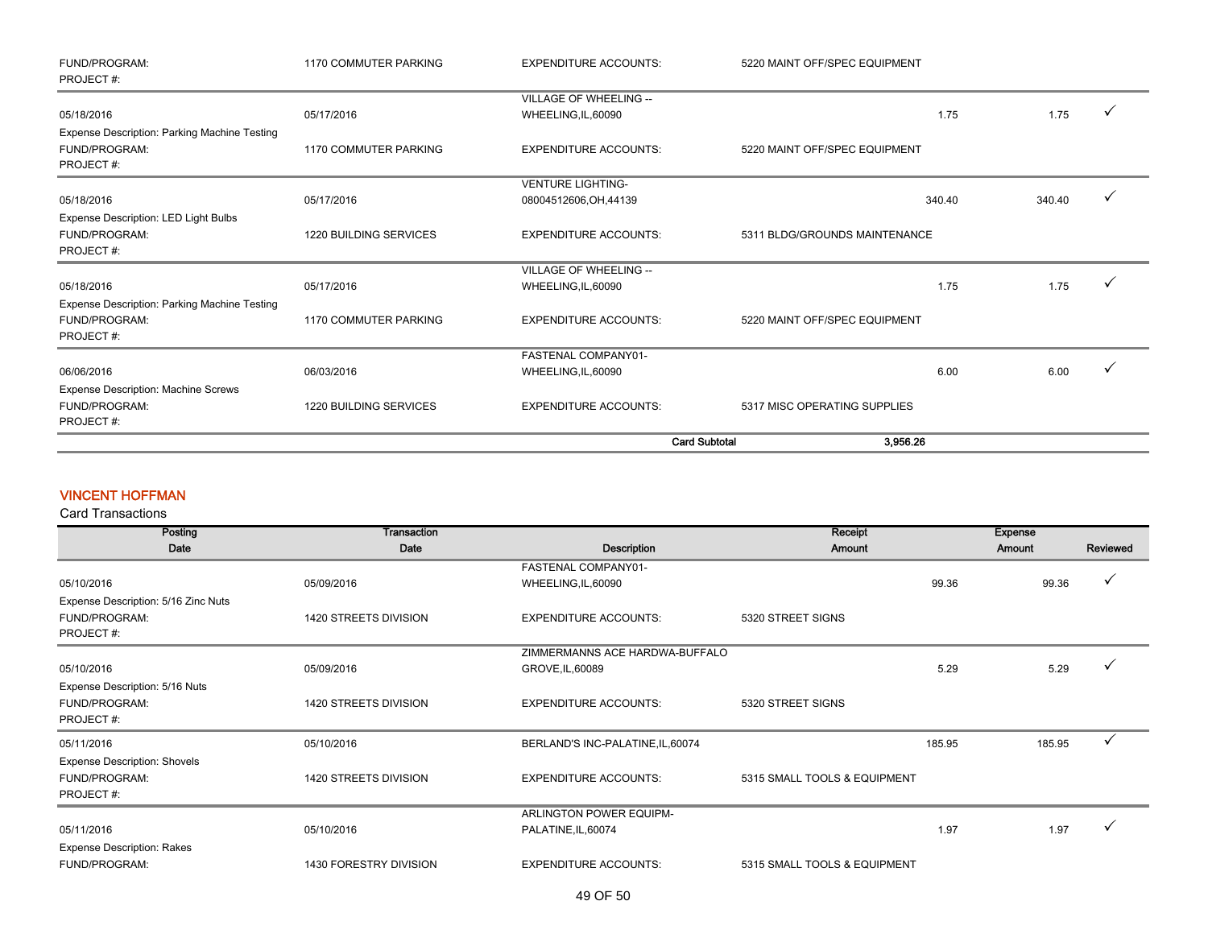| | | | | | | |
|---|---|---|---|---|---|---|
| FUND/PROGRAM: | 1170 COMMUTER PARKING | EXPENDITURE ACCOUNTS: | 5220 MAINT OFF/SPEC EQUIPMENT | | | |
| PROJECT #: | | | | | | |
| 05/18/2016 | 05/17/2016 | VILLAGE OF WHEELING -- WHEELING,IL,60090 | | 1.75 | 1.75 | ✓ |
| Expense Description: Parking Machine Testing | | | | | | |
| FUND/PROGRAM: | 1170 COMMUTER PARKING | EXPENDITURE ACCOUNTS: | 5220 MAINT OFF/SPEC EQUIPMENT | | | |
| PROJECT #: | | | | | | |
| 05/18/2016 | 05/17/2016 | VENTURE LIGHTING-08004512606,OH,44139 | | 340.40 | 340.40 | ✓ |
| Expense Description: LED Light Bulbs | | | | | | |
| FUND/PROGRAM: | 1220 BUILDING SERVICES | EXPENDITURE ACCOUNTS: | 5311 BLDG/GROUNDS MAINTENANCE | | | |
| PROJECT #: | | | | | | |
| 05/18/2016 | 05/17/2016 | VILLAGE OF WHEELING -- WHEELING,IL,60090 | | 1.75 | 1.75 | ✓ |
| Expense Description: Parking Machine Testing | | | | | | |
| FUND/PROGRAM: | 1170 COMMUTER PARKING | EXPENDITURE ACCOUNTS: | 5220 MAINT OFF/SPEC EQUIPMENT | | | |
| PROJECT #: | | | | | | |
| 06/06/2016 | 06/03/2016 | FASTENAL COMPANY01-WHEELING,IL,60090 | | 6.00 | 6.00 | ✓ |
| Expense Description: Machine Screws | | | | | | |
| FUND/PROGRAM: | 1220 BUILDING SERVICES | EXPENDITURE ACCOUNTS: | 5317 MISC OPERATING SUPPLIES | | | |
| PROJECT #: | | | | | | |
| | | **Card Subtotal** | **3,956.26** | | | |

## VINCENT HOFFMAN

Card Transactions

| Posting Date | Transaction Date | Description | | Receipt Amount | Expense Amount | Reviewed |
|---|---|---|---|---|---|---|
| 05/10/2016 | 05/09/2016 | FASTENAL COMPANY01-WHEELING,IL,60090 | | 99.36 | 99.36 | ✓ |
| Expense Description: 5/16 Zinc Nuts | | | | | | |
| FUND/PROGRAM: | 1420 STREETS DIVISION | EXPENDITURE ACCOUNTS: | 5320 STREET SIGNS | | | |
| PROJECT #: | | | | | | |
| 05/10/2016 | 05/09/2016 | ZIMMERMANNS ACE HARDWA-BUFFALO GROVE,IL,60089 | | 5.29 | 5.29 | ✓ |
| Expense Description: 5/16 Nuts | | | | | | |
| FUND/PROGRAM: | 1420 STREETS DIVISION | EXPENDITURE ACCOUNTS: | 5320 STREET SIGNS | | | |
| PROJECT #: | | | | | | |
| 05/11/2016 | 05/10/2016 | BERLAND'S INC-PALATINE,IL,60074 | | 185.95 | 185.95 | ✓ |
| Expense Description: Shovels | | | | | | |
| FUND/PROGRAM: | 1420 STREETS DIVISION | EXPENDITURE ACCOUNTS: | 5315 SMALL TOOLS & EQUIPMENT | | | |
| PROJECT #: | | | | | | |
| 05/11/2016 | 05/10/2016 | ARLINGTON POWER EQUIPM-PALATINE,IL,60074 | | 1.97 | 1.97 | ✓ |
| Expense Description: Rakes | | | | | | |
| FUND/PROGRAM: | 1430 FORESTRY DIVISION | EXPENDITURE ACCOUNTS: | 5315 SMALL TOOLS & EQUIPMENT | | | |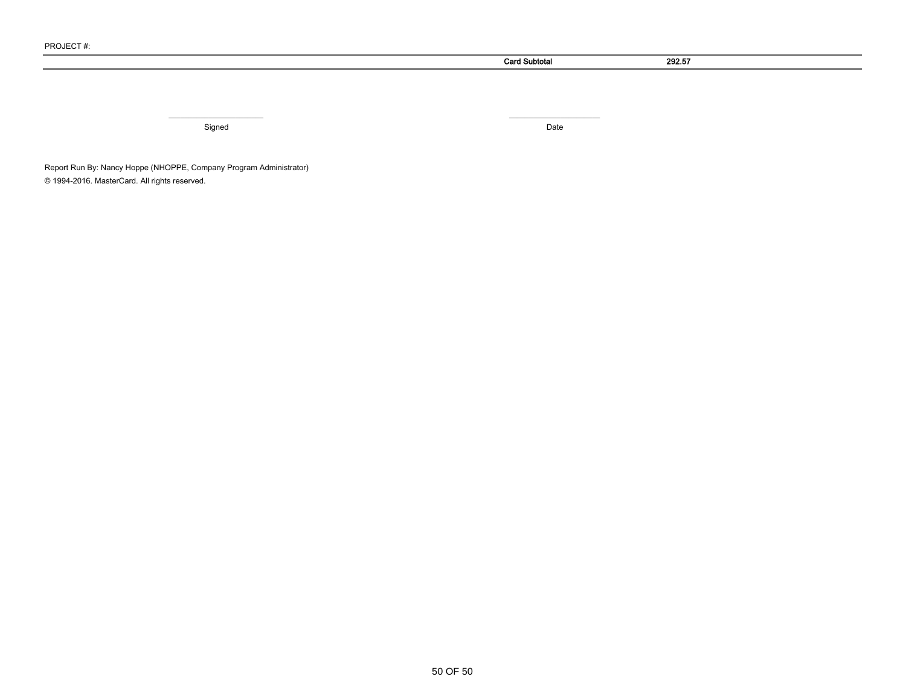PROJECT #:

| | Card Subtotal | 292.57 |
|---|---|---|

\_\_\_\_\_\_\_\_\_\_\_\_\_\_\_\_\_\_\_\_ Signed

\_\_\_\_\_\_\_\_\_\_\_\_\_\_\_\_\_\_\_\_ Date

Report Run By: Nancy Hoppe (NHOPPE, Company Program Administrator)

© 1994-2016. MasterCard. All rights reserved.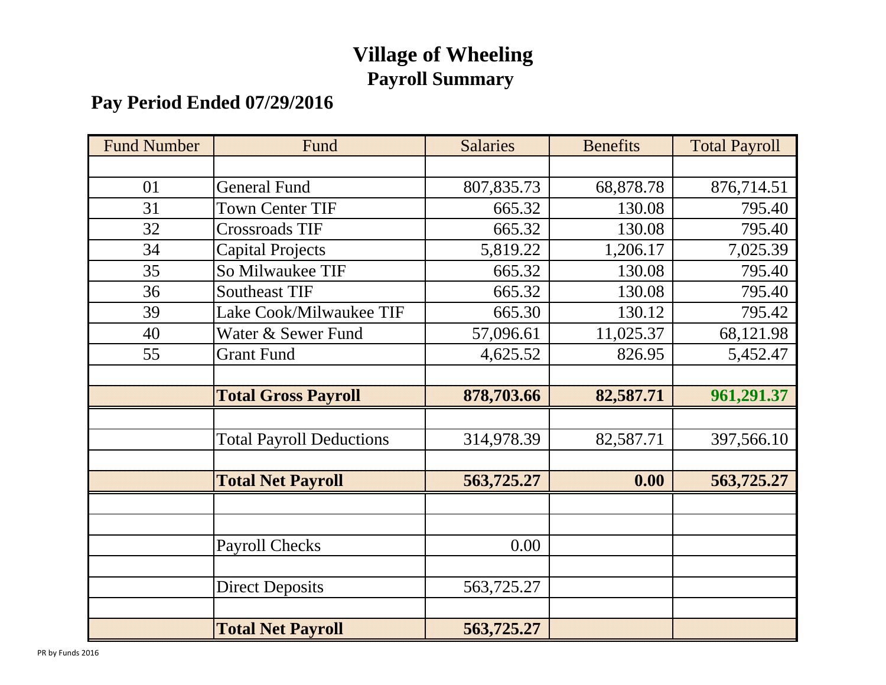# Village of Wheeling

## Payroll Summary

### Pay Period Ended 07/29/2016

| Fund Number | Fund | Salaries | Benefits | Total Payroll |
|---|---|---|---|---|
| | | | | |
| 01 | General Fund | 807,835.73 | 68,878.78 | 876,714.51 |
| 31 | Town Center TIF | 665.32 | 130.08 | 795.40 |
| 32 | Crossroads TIF | 665.32 | 130.08 | 795.40 |
| 34 | Capital Projects | 5,819.22 | 1,206.17 | 7,025.39 |
| 35 | So Milwaukee TIF | 665.32 | 130.08 | 795.40 |
| 36 | Southeast TIF | 665.32 | 130.08 | 795.40 |
| 39 | Lake Cook/Milwaukee TIF | 665.30 | 130.12 | 795.42 |
| 40 | Water & Sewer Fund | 57,096.61 | 11,025.37 | 68,121.98 |
| 55 | Grant Fund | 4,625.52 | 826.95 | 5,452.47 |
| | | | | |
| | **Total Gross Payroll** | **878,703.66** | **82,587.71** | **961,291.37** |
| | | | | |
| | Total Payroll Deductions | 314,978.39 | 82,587.71 | 397,566.10 |
| | | | | |
| | **Total Net Payroll** | **563,725.27** | **0.00** | **563,725.27** |
| | | | | |
| | | | | |
| | Payroll Checks | 0.00 | | |
| | | | | |
| | Direct Deposits | 563,725.27 | | |
| | | | | |
| | **Total Net Payroll** | **563,725.27** | | |

PR by Funds 2016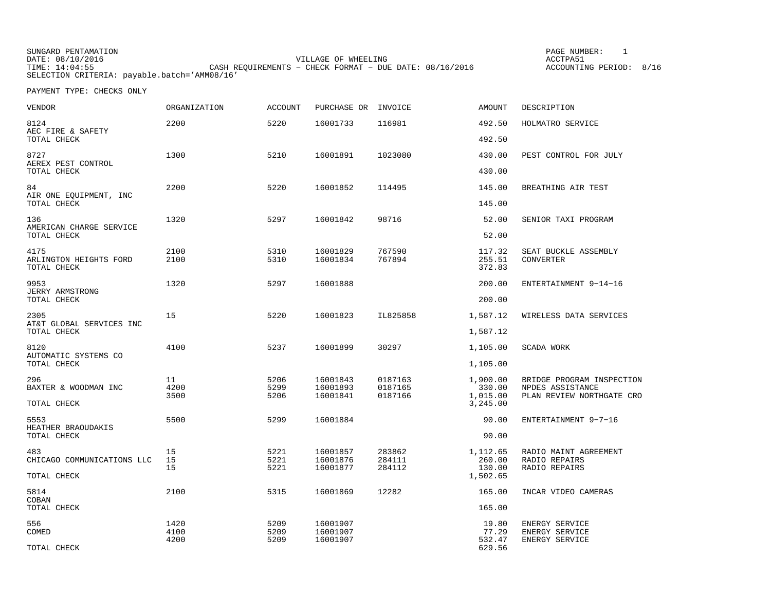SUNGARD PENTAMATION
DATE: 08/10/2016
TIME: 14:04:55
SELECTION CRITERIA: payable.batch='AMM08/16'

VILLAGE OF WHEELING
CASH REQUIREMENTS - CHECK FORMAT - DUE DATE: 08/16/2016

PAGE NUMBER: 1
ACCTPA51
ACCOUNTING PERIOD: 8/16

PAYMENT TYPE: CHECKS ONLY

| VENDOR | ORGANIZATION | ACCOUNT | PURCHASE OR | INVOICE | AMOUNT | DESCRIPTION |
|---|---|---|---|---|---|---|
| 8124 | 2200 | 5220 | 16001733 | 116981 | 492.50 | HOLMATRO SERVICE |
| AEC FIRE & SAFETY | | | | | | |
| TOTAL CHECK | | | | | 492.50 | |
| 8727 | 1300 | 5210 | 16001891 | 1023080 | 430.00 | PEST CONTROL FOR JULY |
| AEREX PEST CONTROL | | | | | | |
| TOTAL CHECK | | | | | 430.00 | |
| 84 | 2200 | 5220 | 16001852 | 114495 | 145.00 | BREATHING AIR TEST |
| AIR ONE EQUIPMENT, INC | | | | | | |
| TOTAL CHECK | | | | | 145.00 | |
| 136 | 1320 | 5297 | 16001842 | 98716 | 52.00 | SENIOR TAXI PROGRAM |
| AMERICAN CHARGE SERVICE | | | | | | |
| TOTAL CHECK | | | | | 52.00 | |
| 4175 | 2100 | 5310 | 16001829 | 767590 | 117.32 | SEAT BUCKLE ASSEMBLY |
| ARLINGTON HEIGHTS FORD | 2100 | 5310 | 16001834 | 767894 | 255.51 | CONVERTER |
| TOTAL CHECK | | | | | 372.83 | |
| 9953 | 1320 | 5297 | 16001888 | | 200.00 | ENTERTAINMENT 9-14-16 |
| JERRY ARMSTRONG | | | | | | |
| TOTAL CHECK | | | | | 200.00 | |
| 2305 | 15 | 5220 | 16001823 | IL825858 | 1,587.12 | WIRELESS DATA SERVICES |
| AT&T GLOBAL SERVICES INC | | | | | | |
| TOTAL CHECK | | | | | 1,587.12 | |
| 8120 | 4100 | 5237 | 16001899 | 30297 | 1,105.00 | SCADA WORK |
| AUTOMATIC SYSTEMS CO | | | | | | |
| TOTAL CHECK | | | | | 1,105.00 | |
| 296 | 11 | 5206 | 16001843 | 0187163 | 1,900.00 | BRIDGE PROGRAM INSPECTION |
| BAXTER & WOODMAN INC | 4200 | 5299 | 16001893 | 0187165 | 330.00 | NPDES ASSISTANCE |
| | 3500 | 5206 | 16001841 | 0187166 | 1,015.00 | PLAN REVIEW NORTHGATE CRO |
| TOTAL CHECK | | | | | 3,245.00 | |
| 5553 | 5500 | 5299 | 16001884 | | 90.00 | ENTERTAINMENT 9-7-16 |
| HEATHER BRAOUDAKIS | | | | | | |
| TOTAL CHECK | | | | | 90.00 | |
| 483 | 15 | 5221 | 16001857 | 283862 | 1,112.65 | RADIO MAINT AGREEMENT |
| CHICAGO COMMUNICATIONS LLC | 15 | 5221 | 16001876 | 284111 | 260.00 | RADIO REPAIRS |
| | 15 | 5221 | 16001877 | 284112 | 130.00 | RADIO REPAIRS |
| TOTAL CHECK | | | | | 1,502.65 | |
| 5814 | 2100 | 5315 | 16001869 | 12282 | 165.00 | INCAR VIDEO CAMERAS |
| COBAN | | | | | | |
| TOTAL CHECK | | | | | 165.00 | |
| 556 | 1420 | 5209 | 16001907 | | 19.80 | ENERGY SERVICE |
| COMED | 4100 | 5209 | 16001907 | | 77.29 | ENERGY SERVICE |
| | 4200 | 5209 | 16001907 | | 532.47 | ENERGY SERVICE |
| TOTAL CHECK | | | | | 629.56 | |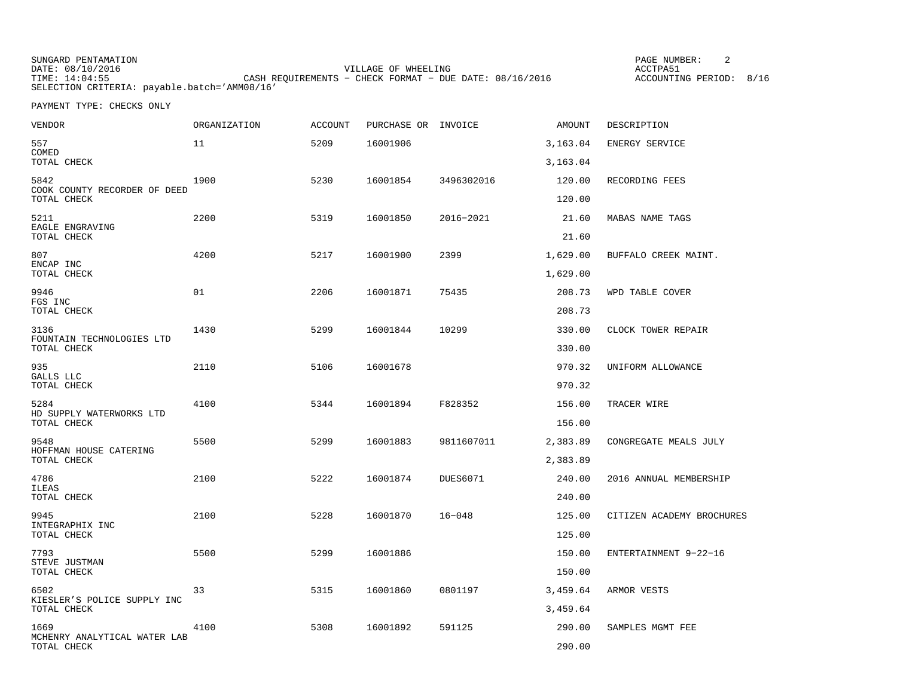SUNGARD PENTAMATION
DATE: 08/10/2016
TIME: 14:04:55

VILLAGE OF WHEELING
CASH REQUIREMENTS - CHECK FORMAT - DUE DATE: 08/16/2016

ACCTPA51
ACCOUNTING PERIOD: 8/16

SELECTION CRITERIA: payable.batch='AMM08/16'

PAYMENT TYPE: CHECKS ONLY

| VENDOR | ORGANIZATION | ACCOUNT | PURCHASE OR | INVOICE | AMOUNT | DESCRIPTION |
|---|---|---|---|---|---|---|
| 557 COMED | 11 | 5209 | 16001906 | | 3,163.04 | ENERGY SERVICE |
| TOTAL CHECK | | | | | 3,163.04 | |
| 5842 COOK COUNTY RECORDER OF DEED | 1900 | 5230 | 16001854 | 3496302016 | 120.00 | RECORDING FEES |
| TOTAL CHECK | | | | | 120.00 | |
| 5211 EAGLE ENGRAVING | 2200 | 5319 | 16001850 | 2016-2021 | 21.60 | MABAS NAME TAGS |
| TOTAL CHECK | | | | | 21.60 | |
| 807 ENCAP INC | 4200 | 5217 | 16001900 | 2399 | 1,629.00 | BUFFALO CREEK MAINT. |
| TOTAL CHECK | | | | | 1,629.00 | |
| 9946 FGS INC | 01 | 2206 | 16001871 | 75435 | 208.73 | WPD TABLE COVER |
| TOTAL CHECK | | | | | 208.73 | |
| 3136 FOUNTAIN TECHNOLOGIES LTD | 1430 | 5299 | 16001844 | 10299 | 330.00 | CLOCK TOWER REPAIR |
| TOTAL CHECK | | | | | 330.00 | |
| 935 GALLS LLC | 2110 | 5106 | 16001678 | | 970.32 | UNIFORM ALLOWANCE |
| TOTAL CHECK | | | | | 970.32 | |
| 5284 HD SUPPLY WATERWORKS LTD | 4100 | 5344 | 16001894 | F828352 | 156.00 | TRACER WIRE |
| TOTAL CHECK | | | | | 156.00 | |
| 9548 HOFFMAN HOUSE CATERING | 5500 | 5299 | 16001883 | 9811607011 | 2,383.89 | CONGREGATE MEALS JULY |
| TOTAL CHECK | | | | | 2,383.89 | |
| 4786 ILEAS | 2100 | 5222 | 16001874 | DUES6071 | 240.00 | 2016 ANNUAL MEMBERSHIP |
| TOTAL CHECK | | | | | 240.00 | |
| 9945 INTEGRAPHIX INC | 2100 | 5228 | 16001870 | 16-048 | 125.00 | CITIZEN ACADEMY BROCHURES |
| TOTAL CHECK | | | | | 125.00 | |
| 7793 STEVE JUSTMAN | 5500 | 5299 | 16001886 | | 150.00 | ENTERTAINMENT 9-22-16 |
| TOTAL CHECK | | | | | 150.00 | |
| 6502 KIESLER'S POLICE SUPPLY INC | 33 | 5315 | 16001860 | 0801197 | 3,459.64 | ARMOR VESTS |
| TOTAL CHECK | | | | | 3,459.64 | |
| 1669 MCHENRY ANALYTICAL WATER LAB | 4100 | 5308 | 16001892 | 591125 | 290.00 | SAMPLES MGMT FEE |
| TOTAL CHECK | | | | | 290.00 | |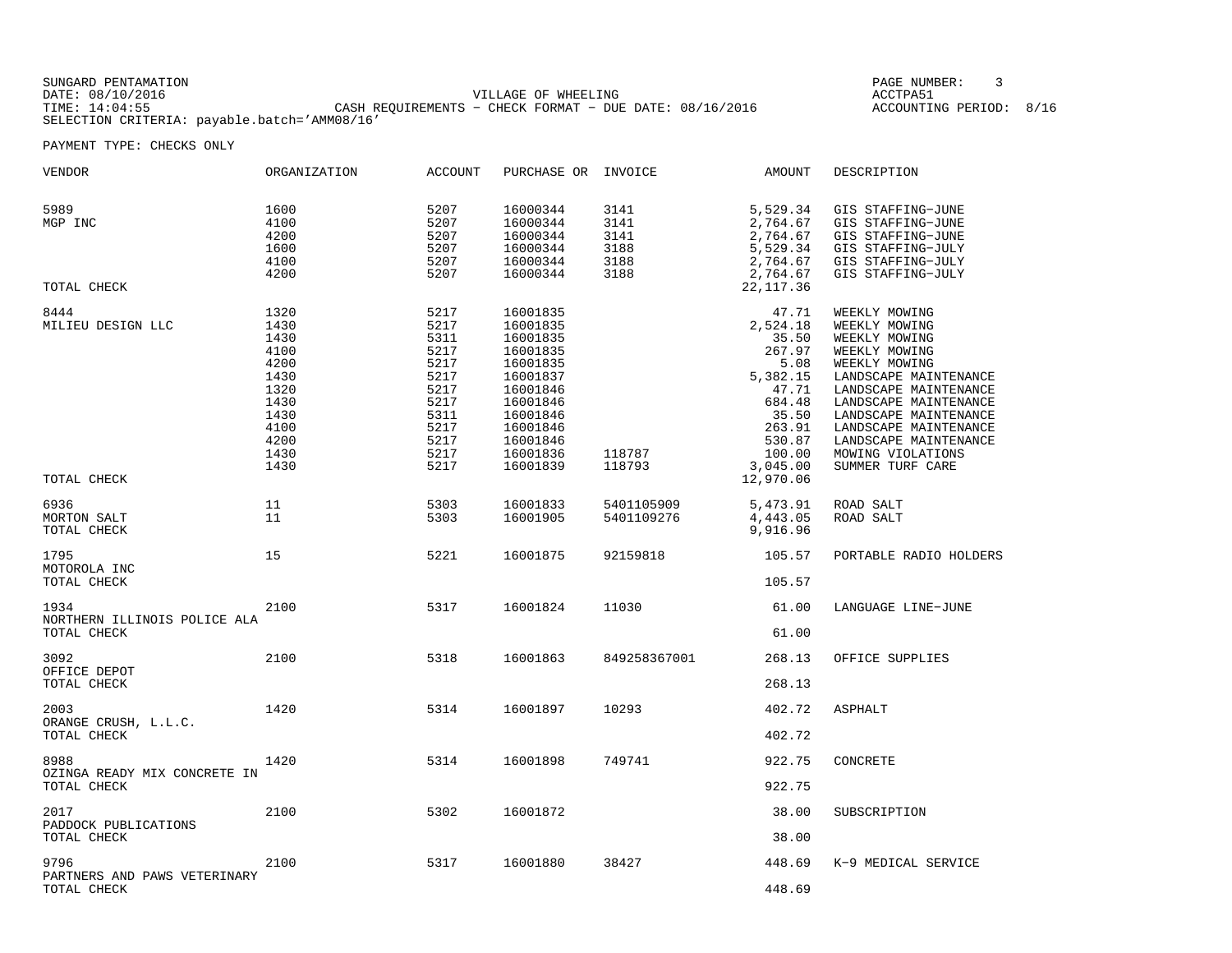SUNGARD PENTAMATION
DATE: 08/10/2016
TIME: 14:04:55
SELECTION CRITERIA: payable.batch='AMM08/16'

VILLAGE OF WHEELING
CASH REQUIREMENTS - CHECK FORMAT - DUE DATE: 08/16/2016

PAGE NUMBER: 3
ACCTPA51
ACCOUNTING PERIOD: 8/16

PAYMENT TYPE: CHECKS ONLY

| VENDOR | ORGANIZATION | ACCOUNT | PURCHASE OR | INVOICE | AMOUNT | DESCRIPTION |
|---|---|---|---|---|---|---|
| 5989 | 1600 | 5207 | 16000344 | 3141 | 5,529.34 | GIS STAFFING-JUNE |
| MGP INC | 4100 | 5207 | 16000344 | 3141 | 2,764.67 | GIS STAFFING-JUNE |
| | 4200 | 5207 | 16000344 | 3141 | 2,764.67 | GIS STAFFING-JUNE |
| | 1600 | 5207 | 16000344 | 3188 | 5,529.34 | GIS STAFFING-JULY |
| | 4100 | 5207 | 16000344 | 3188 | 2,764.67 | GIS STAFFING-JULY |
| | 4200 | 5207 | 16000344 | 3188 | 2,764.67 | GIS STAFFING-JULY |
| TOTAL CHECK | | | | | 22,117.36 | |
| 8444 | 1320 | 5217 | 16001835 | | 47.71 | WEEKLY MOWING |
| MILIEU DESIGN LLC | 1430 | 5217 | 16001835 | | 2,524.18 | WEEKLY MOWING |
| | 1430 | 5311 | 16001835 | | 35.50 | WEEKLY MOWING |
| | 4100 | 5217 | 16001835 | | 267.97 | WEEKLY MOWING |
| | 4200 | 5217 | 16001835 | | 5.08 | WEEKLY MOWING |
| | 1430 | 5217 | 16001837 | | 5,382.15 | LANDSCAPE MAINTENANCE |
| | 1320 | 5217 | 16001846 | | 47.71 | LANDSCAPE MAINTENANCE |
| | 1430 | 5217 | 16001846 | | 684.48 | LANDSCAPE MAINTENANCE |
| | 1430 | 5311 | 16001846 | | 35.50 | LANDSCAPE MAINTENANCE |
| | 4100 | 5217 | 16001846 | | 263.91 | LANDSCAPE MAINTENANCE |
| | 4200 | 5217 | 16001846 | | 530.87 | LANDSCAPE MAINTENANCE |
| | 1430 | 5217 | 16001836 | 118787 | 100.00 | MOWING VIOLATIONS |
| | 1430 | 5217 | 16001839 | 118793 | 3,045.00 | SUMMER TURF CARE |
| TOTAL CHECK | | | | | 12,970.06 | |
| 6936 | 11 | 5303 | 16001833 | 5401105909 | 5,473.91 | ROAD SALT |
| MORTON SALT | 11 | 5303 | 16001905 | 5401109276 | 4,443.05 | ROAD SALT |
| TOTAL CHECK | | | | | 9,916.96 | |
| 1795 | 15 | 5221 | 16001875 | 92159818 | 105.57 | PORTABLE RADIO HOLDERS |
| MOTOROLA INC | | | | | | |
| TOTAL CHECK | | | | | 105.57 | |
| 1934 | 2100 | 5317 | 16001824 | 11030 | 61.00 | LANGUAGE LINE-JUNE |
| NORTHERN ILLINOIS POLICE ALA | | | | | | |
| TOTAL CHECK | | | | | 61.00 | |
| 3092 | 2100 | 5318 | 16001863 | 849258367001 | 268.13 | OFFICE SUPPLIES |
| OFFICE DEPOT | | | | | | |
| TOTAL CHECK | | | | | 268.13 | |
| 2003 | 1420 | 5314 | 16001897 | 10293 | 402.72 | ASPHALT |
| ORANGE CRUSH, L.L.C. | | | | | | |
| TOTAL CHECK | | | | | 402.72 | |
| 8988 | 1420 | 5314 | 16001898 | 749741 | 922.75 | CONCRETE |
| OZINGA READY MIX CONCRETE IN | | | | | | |
| TOTAL CHECK | | | | | 922.75 | |
| 2017 | 2100 | 5302 | 16001872 | | 38.00 | SUBSCRIPTION |
| PADDOCK PUBLICATIONS | | | | | | |
| TOTAL CHECK | | | | | 38.00 | |
| 9796 | 2100 | 5317 | 16001880 | 38427 | 448.69 | K-9 MEDICAL SERVICE |
| PARTNERS AND PAWS VETERINARY | | | | | | |
| TOTAL CHECK | | | | | 448.69 | |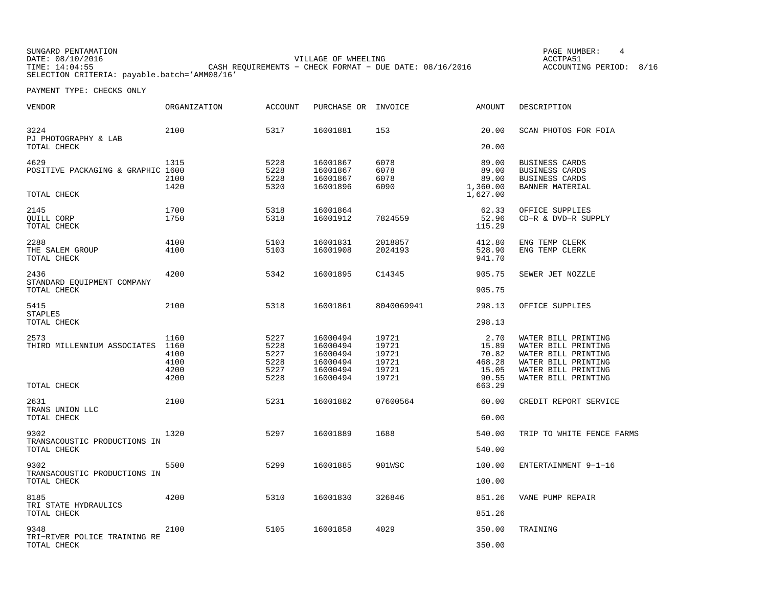SUNGARD PENTAMATION
DATE: 08/10/2016
TIME: 14:04:55
SELECTION CRITERIA: payable.batch='AMM08/16'

VILLAGE OF WHEELING
CASH REQUIREMENTS - CHECK FORMAT - DUE DATE: 08/16/2016

ACCTPA51
ACCOUNTING PERIOD: 8/16

PAYMENT TYPE: CHECKS ONLY

| VENDOR | ORGANIZATION | ACCOUNT | PURCHASE OR | INVOICE | AMOUNT | DESCRIPTION |
|---|---|---|---|---|---|---|
| 3224 | 2100 | 5317 | 16001881 | 153 | 20.00 | SCAN PHOTOS FOR FOIA |
| PJ PHOTOGRAPHY & LAB | | | | | | |
| TOTAL CHECK | | | | | 20.00 | |
| 4629 | 1315 | 5228 | 16001867 | 6078 | 89.00 | BUSINESS CARDS |
| POSITIVE PACKAGING & GRAPHIC | 1600 | 5228 | 16001867 | 6078 | 89.00 | BUSINESS CARDS |
| | 2100 | 5228 | 16001867 | 6078 | 89.00 | BUSINESS CARDS |
| | 1420 | 5320 | 16001896 | 6090 | 1,360.00 | BANNER MATERIAL |
| TOTAL CHECK | | | | | 1,627.00 | |
| 2145 | 1700 | 5318 | 16001864 | | 62.33 | OFFICE SUPPLIES |
| QUILL CORP | 1750 | 5318 | 16001912 | 7824559 | 52.96 | CD-R & DVD-R SUPPLY |
| TOTAL CHECK | | | | | 115.29 | |
| 2288 | 4100 | 5103 | 16001831 | 2018857 | 412.80 | ENG TEMP CLERK |
| THE SALEM GROUP | 4100 | 5103 | 16001908 | 2024193 | 528.90 | ENG TEMP CLERK |
| TOTAL CHECK | | | | | 941.70 | |
| 2436 | 4200 | 5342 | 16001895 | C14345 | 905.75 | SEWER JET NOZZLE |
| STANDARD EQUIPMENT COMPANY | | | | | | |
| TOTAL CHECK | | | | | 905.75 | |
| 5415 | 2100 | 5318 | 16001861 | 8040069941 | 298.13 | OFFICE SUPPLIES |
| STAPLES | | | | | | |
| TOTAL CHECK | | | | | 298.13 | |
| 2573 | 1160 | 5227 | 16000494 | 19721 | 2.70 | WATER BILL PRINTING |
| THIRD MILLENNIUM ASSOCIATES | 1160 | 5228 | 16000494 | 19721 | 15.89 | WATER BILL PRINTING |
| | 4100 | 5227 | 16000494 | 19721 | 70.82 | WATER BILL PRINTING |
| | 4100 | 5228 | 16000494 | 19721 | 468.28 | WATER BILL PRINTING |
| | 4200 | 5227 | 16000494 | 19721 | 15.05 | WATER BILL PRINTING |
| | 4200 | 5228 | 16000494 | 19721 | 90.55 | WATER BILL PRINTING |
| TOTAL CHECK | | | | | 663.29 | |
| 2631 | 2100 | 5231 | 16001882 | 07600564 | 60.00 | CREDIT REPORT SERVICE |
| TRANS UNION LLC | | | | | | |
| TOTAL CHECK | | | | | 60.00 | |
| 9302 | 1320 | 5297 | 16001889 | 1688 | 540.00 | TRIP TO WHITE FENCE FARMS |
| TRANSACOUSTIC PRODUCTIONS IN | | | | | | |
| TOTAL CHECK | | | | | 540.00 | |
| 9302 | 5500 | 5299 | 16001885 | 901WSC | 100.00 | ENTERTAINMENT 9-1-16 |
| TRANSACOUSTIC PRODUCTIONS IN | | | | | | |
| TOTAL CHECK | | | | | 100.00 | |
| 8185 | 4200 | 5310 | 16001830 | 326846 | 851.26 | VANE PUMP REPAIR |
| TRI STATE HYDRAULICS | | | | | | |
| TOTAL CHECK | | | | | 851.26 | |
| 9348 | 2100 | 5105 | 16001858 | 4029 | 350.00 | TRAINING |
| TRI-RIVER POLICE TRAINING RE | | | | | | |
| TOTAL CHECK | | | | | 350.00 | |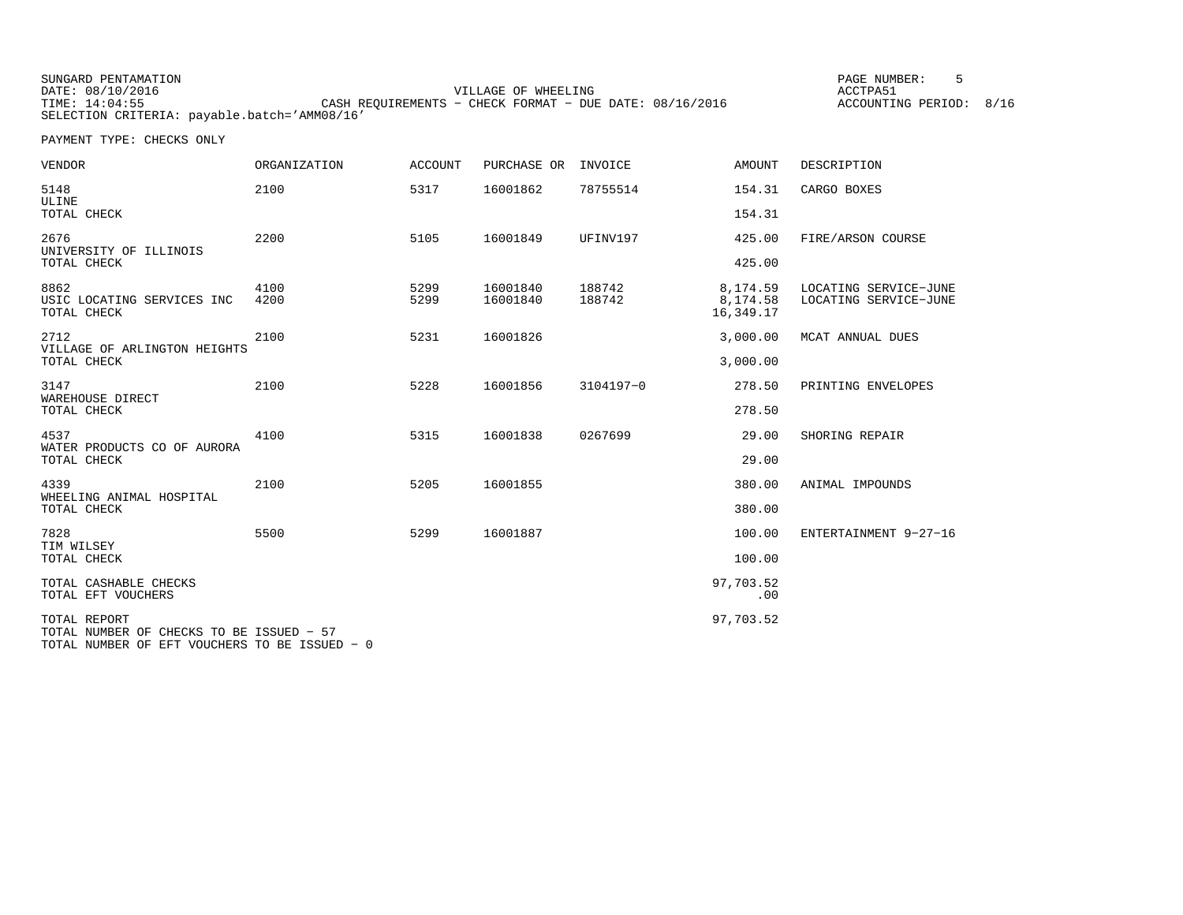SUNGARD PENTAMATION
DATE: 08/10/2016
TIME: 14:04:55
SELECTION CRITERIA: payable.batch='AMM08/16'

VILLAGE OF WHEELING
CASH REQUIREMENTS - CHECK FORMAT - DUE DATE: 08/16/2016

PAGE NUMBER: 5
ACCTPA51
ACCOUNTING PERIOD: 8/16

PAYMENT TYPE: CHECKS ONLY

| VENDOR | ORGANIZATION | ACCOUNT | PURCHASE OR | INVOICE | AMOUNT | DESCRIPTION |
|---|---|---|---|---|---|---|
| 5148 | 2100 | 5317 | 16001862 | 78755514 | 154.31 | CARGO BOXES |
| ULINE | | | | | | |
| TOTAL CHECK | | | | | 154.31 | |
| 2676 | 2200 | 5105 | 16001849 | UFINV197 | 425.00 | FIRE/ARSON COURSE |
| UNIVERSITY OF ILLINOIS | | | | | | |
| TOTAL CHECK | | | | | 425.00 | |
| 8862 | 4100 | 5299 | 16001840 | 188742 | 8,174.59 | LOCATING SERVICE-JUNE |
| USIC LOCATING SERVICES INC | 4200 | 5299 | 16001840 | 188742 | 8,174.58 | LOCATING SERVICE-JUNE |
| TOTAL CHECK | | | | | 16,349.17 | |
| 2712 | 2100 | 5231 | 16001826 | | 3,000.00 | MCAT ANNUAL DUES |
| VILLAGE OF ARLINGTON HEIGHTS | | | | | | |
| TOTAL CHECK | | | | | 3,000.00 | |
| 3147 | 2100 | 5228 | 16001856 | 3104197-0 | 278.50 | PRINTING ENVELOPES |
| WAREHOUSE DIRECT | | | | | | |
| TOTAL CHECK | | | | | 278.50 | |
| 4537 | 4100 | 5315 | 16001838 | 0267699 | 29.00 | SHORING REPAIR |
| WATER PRODUCTS CO OF AURORA | | | | | | |
| TOTAL CHECK | | | | | 29.00 | |
| 4339 | 2100 | 5205 | 16001855 | | 380.00 | ANIMAL IMPOUNDS |
| WHEELING ANIMAL HOSPITAL | | | | | | |
| TOTAL CHECK | | | | | 380.00 | |
| 7828 | 5500 | 5299 | 16001887 | | 100.00 | ENTERTAINMENT 9-27-16 |
| TIM WILSEY | | | | | | |
| TOTAL CHECK | | | | | 100.00 | |
| TOTAL CASHABLE CHECKS | | | | | 97,703.52 | |
| TOTAL EFT VOUCHERS | | | | | .00 | |
| TOTAL REPORT | | | | | 97,703.52 | |

TOTAL NUMBER OF CHECKS TO BE ISSUED - 57
TOTAL NUMBER OF EFT VOUCHERS TO BE ISSUED - 0